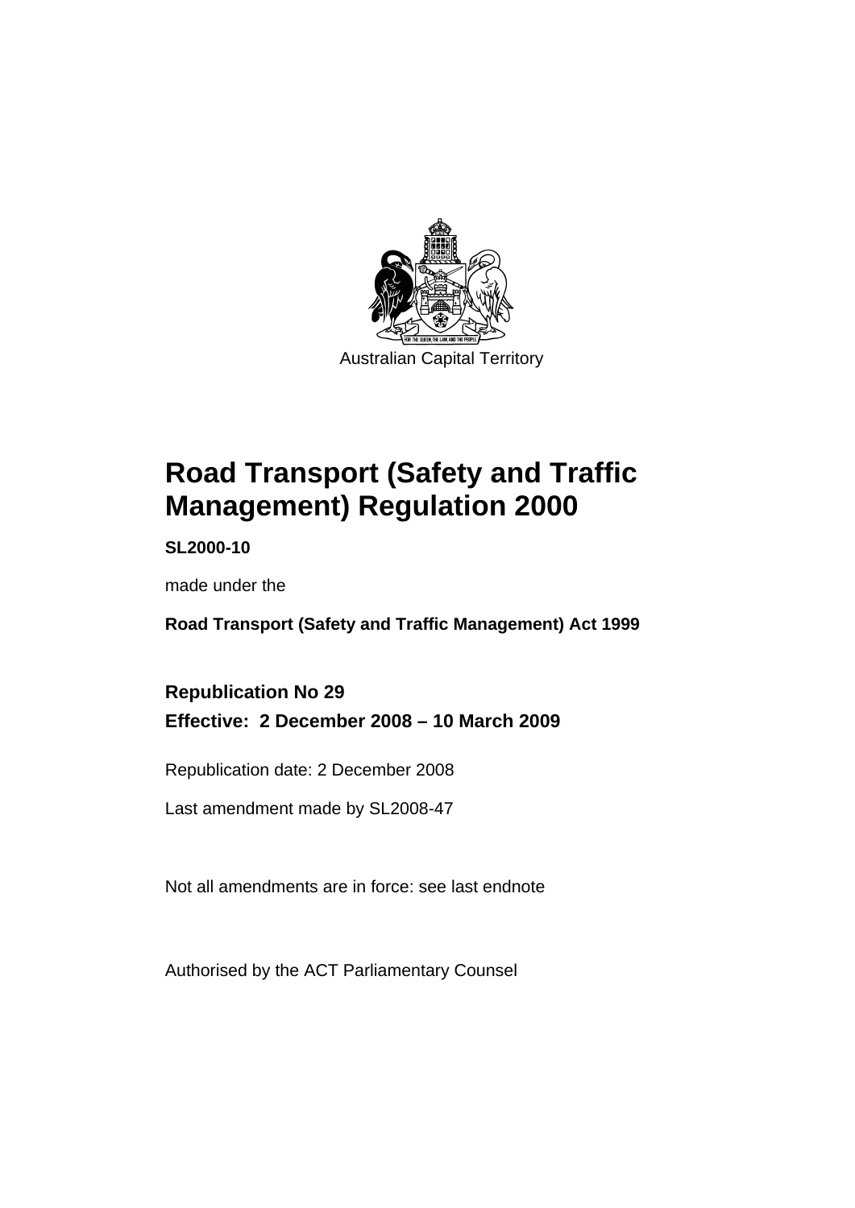Australian Capital Territory

# Road Transport (Safety and Traffic Management) Regulation 2000

**SL2000-10**

made under the

**Road Transport (Safety and Traffic Management) Act 1999**

**Republication No 29**

**Effective: 2 December 2008 – 10 March 2009**

Republication date: 2 December 2008

Last amendment made by SL2008-47

Not all amendments are in force: see last endnote

Authorised by the ACT Parliamentary Counsel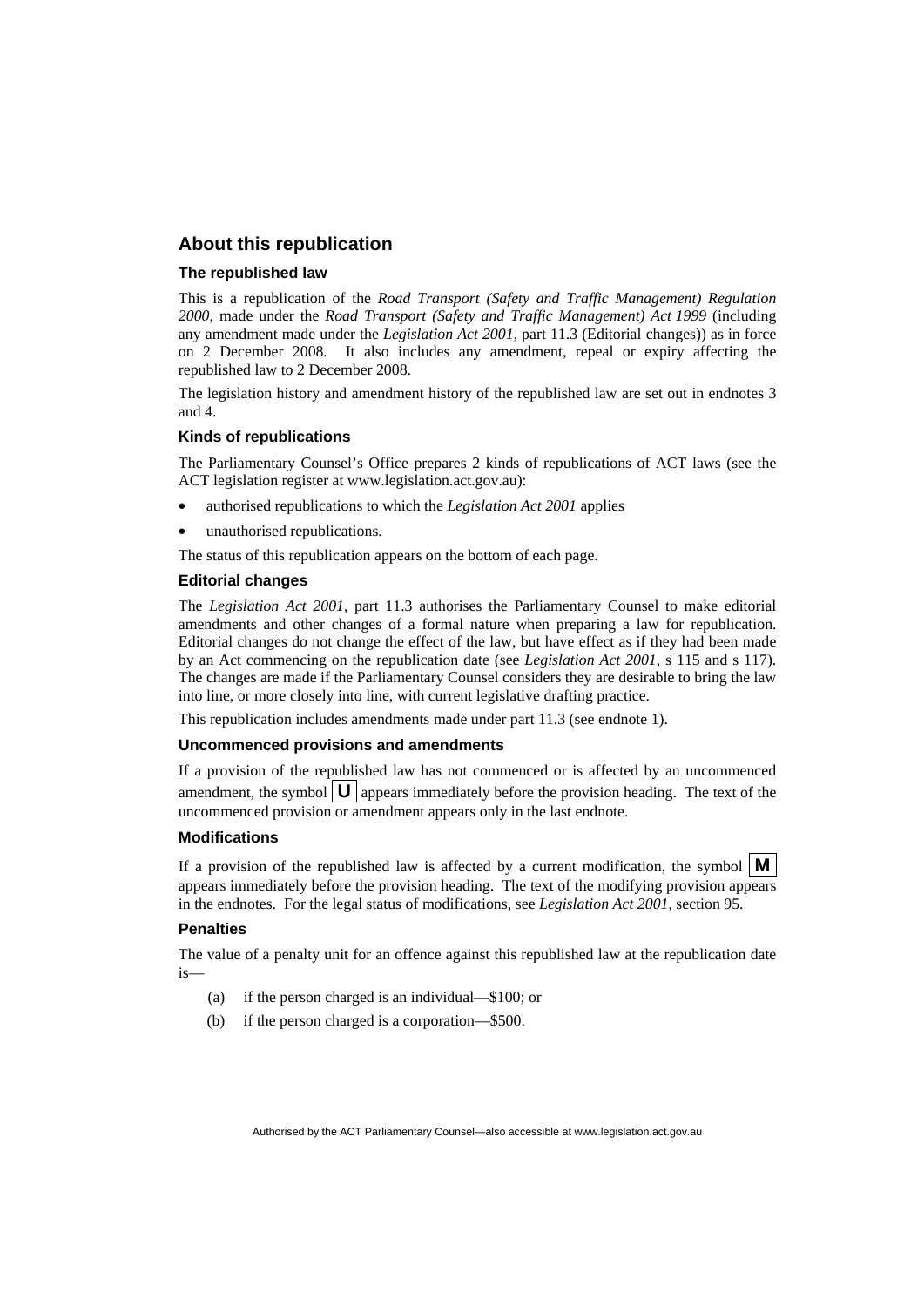## About this republication

### The republished law

This is a republication of the *Road Transport (Safety and Traffic Management) Regulation 2000*, made under the *Road Transport (Safety and Traffic Management) Act 1999* (including any amendment made under the *Legislation Act 2001*, part 11.3 (Editorial changes)) as in force on 2 December 2008. It also includes any amendment, repeal or expiry affecting the republished law to 2 December 2008.

The legislation history and amendment history of the republished law are set out in endnotes 3 and 4.

### Kinds of republications

The Parliamentary Counsel's Office prepares 2 kinds of republications of ACT laws (see the ACT legislation register at www.legislation.act.gov.au):

- authorised republications to which the *Legislation Act 2001* applies
- unauthorised republications.

The status of this republication appears on the bottom of each page.

### Editorial changes

The *Legislation Act 2001*, part 11.3 authorises the Parliamentary Counsel to make editorial amendments and other changes of a formal nature when preparing a law for republication. Editorial changes do not change the effect of the law, but have effect as if they had been made by an Act commencing on the republication date (see *Legislation Act 2001*, s 115 and s 117). The changes are made if the Parliamentary Counsel considers they are desirable to bring the law into line, or more closely into line, with current legislative drafting practice.

This republication includes amendments made under part 11.3 (see endnote 1).

### Uncommenced provisions and amendments

If a provision of the republished law has not commenced or is affected by an uncommenced amendment, the symbol **U** appears immediately before the provision heading. The text of the uncommenced provision or amendment appears only in the last endnote.

### Modifications

If a provision of the republished law is affected by a current modification, the symbol **M** appears immediately before the provision heading. The text of the modifying provision appears in the endnotes. For the legal status of modifications, see *Legislation Act 2001*, section 95.

### Penalties

The value of a penalty unit for an offence against this republished law at the republication date is—

(a) if the person charged is an individual—$100; or

(b) if the person charged is a corporation—$500.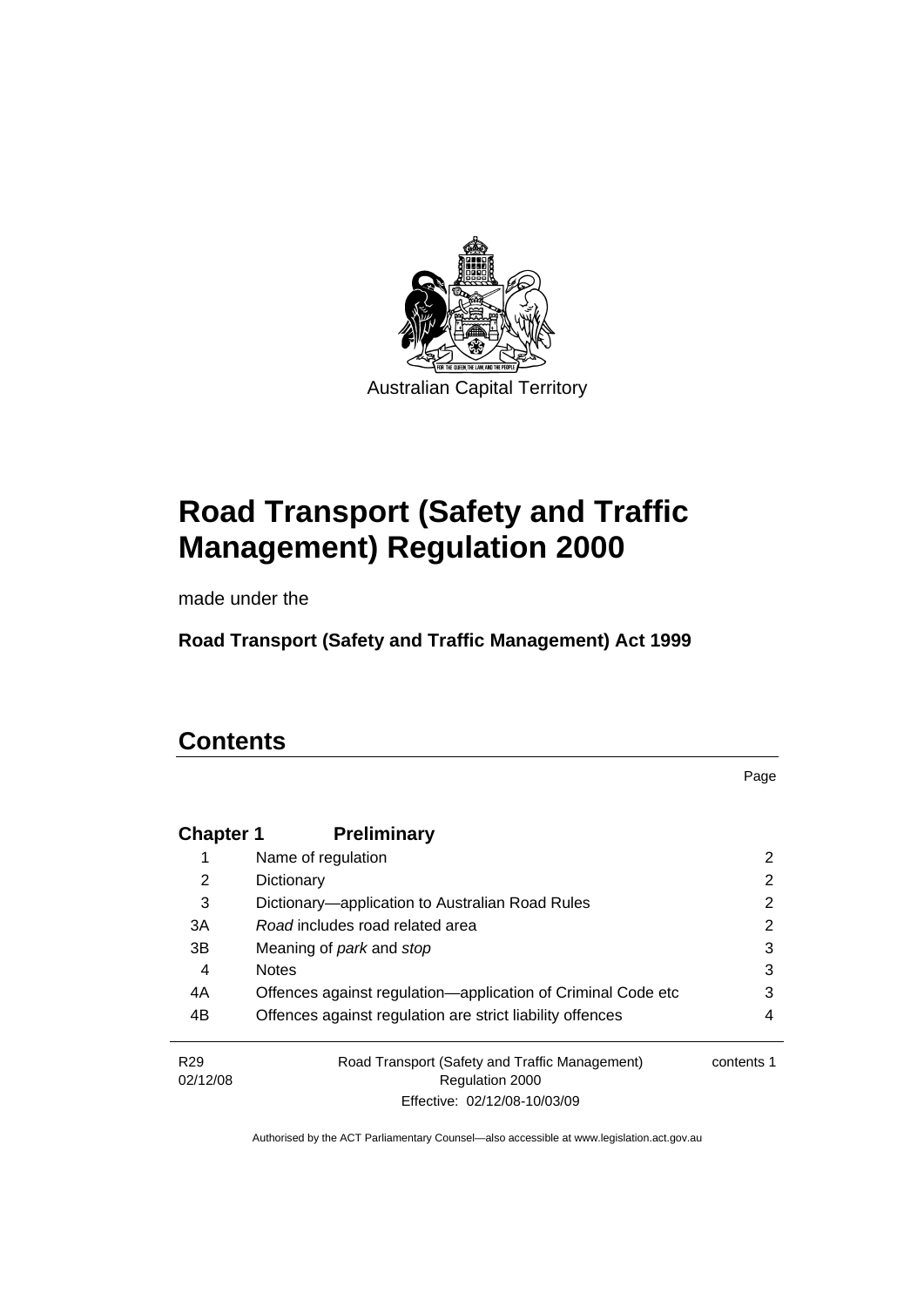Australian Capital Territory

# Road Transport (Safety and Traffic Management) Regulation 2000

made under the

**Road Transport (Safety and Traffic Management) Act 1999**

# Contents

Page

| | | |
|---|---|---|
| **Chapter 1** | **Preliminary** | |
| 1 | Name of regulation | 2 |
| 2 | Dictionary | 2 |
| 3 | Dictionary—application to Australian Road Rules | 2 |
| 3A | *Road* includes road related area | 2 |
| 3B | Meaning of *park* and *stop* | 3 |
| 4 | Notes | 3 |
| 4A | Offences against regulation—application of Criminal Code etc | 3 |
| 4B | Offences against regulation are strict liability offences | 4 |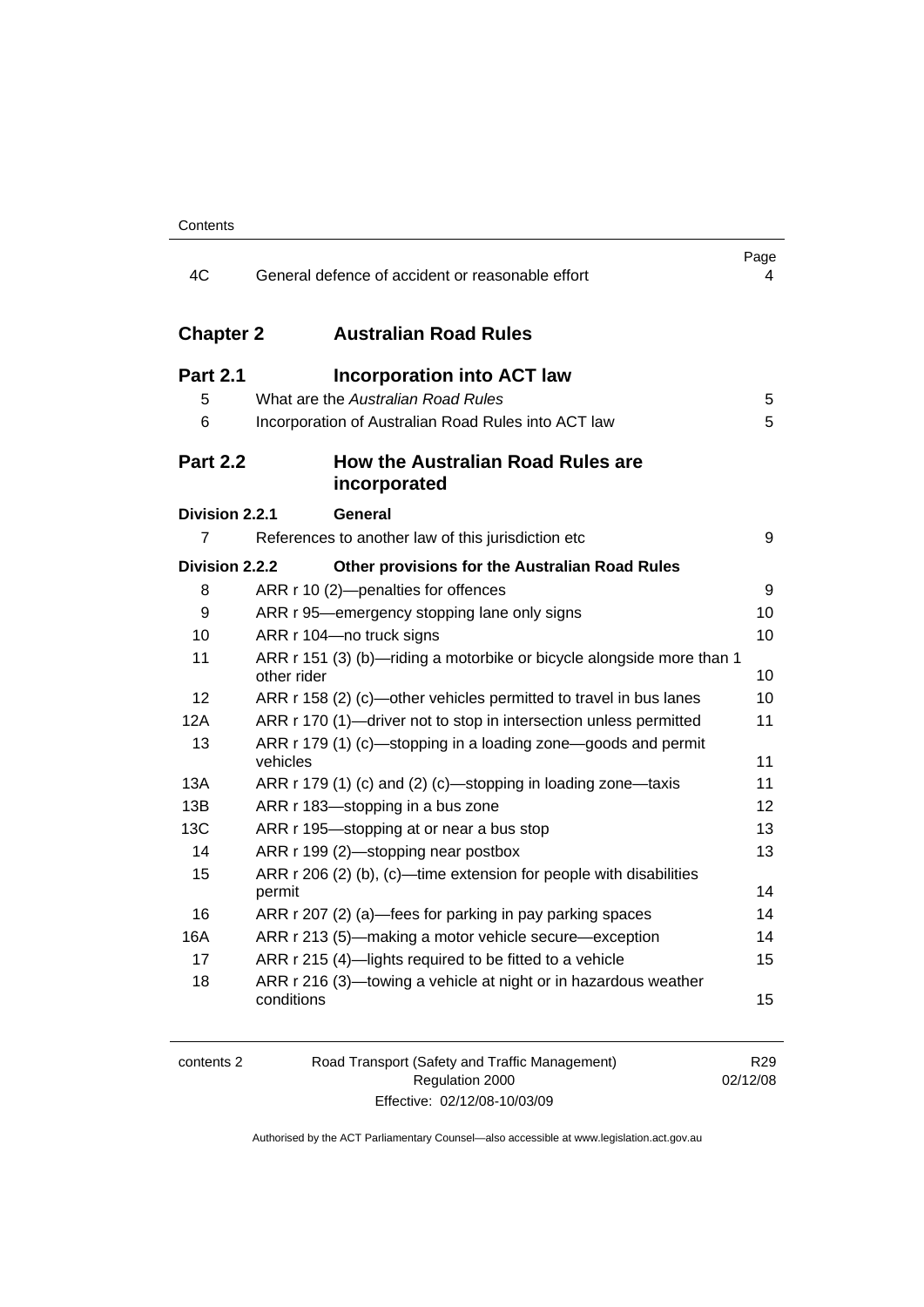| | | Page |
|---|---|---|
| 4C | General defence of accident or reasonable effort | 4 |

## Chapter 2 Australian Road Rules

### Part 2.1 Incorporation into ACT law

| | | |
|---|---|---|
| 5 | What are the *Australian Road Rules* | 5 |
| 6 | Incorporation of Australian Road Rules into ACT law | 5 |

### Part 2.2 How the Australian Road Rules are incorporated

**Division 2.2.1 General**

| | | |
|---|---|---|
| 7 | References to another law of this jurisdiction etc | 9 |

**Division 2.2.2 Other provisions for the Australian Road Rules**

| | | |
|---|---|---|
| 8 | ARR r 10 (2)—penalties for offences | 9 |
| 9 | ARR r 95—emergency stopping lane only signs | 10 |
| 10 | ARR r 104—no truck signs | 10 |
| 11 | ARR r 151 (3) (b)—riding a motorbike or bicycle alongside more than 1 other rider | 10 |
| 12 | ARR r 158 (2) (c)—other vehicles permitted to travel in bus lanes | 10 |
| 12A | ARR r 170 (1)—driver not to stop in intersection unless permitted | 11 |
| 13 | ARR r 179 (1) (c)—stopping in a loading zone—goods and permit vehicles | 11 |
| 13A | ARR r 179 (1) (c) and (2) (c)—stopping in loading zone—taxis | 11 |
| 13B | ARR r 183—stopping in a bus zone | 12 |
| 13C | ARR r 195—stopping at or near a bus stop | 13 |
| 14 | ARR r 199 (2)—stopping near postbox | 13 |
| 15 | ARR r 206 (2) (b), (c)—time extension for people with disabilities permit | 14 |
| 16 | ARR r 207 (2) (a)—fees for parking in pay parking spaces | 14 |
| 16A | ARR r 213 (5)—making a motor vehicle secure—exception | 14 |
| 17 | ARR r 215 (4)—lights required to be fitted to a vehicle | 15 |
| 18 | ARR r 216 (3)—towing a vehicle at night or in hazardous weather conditions | 15 |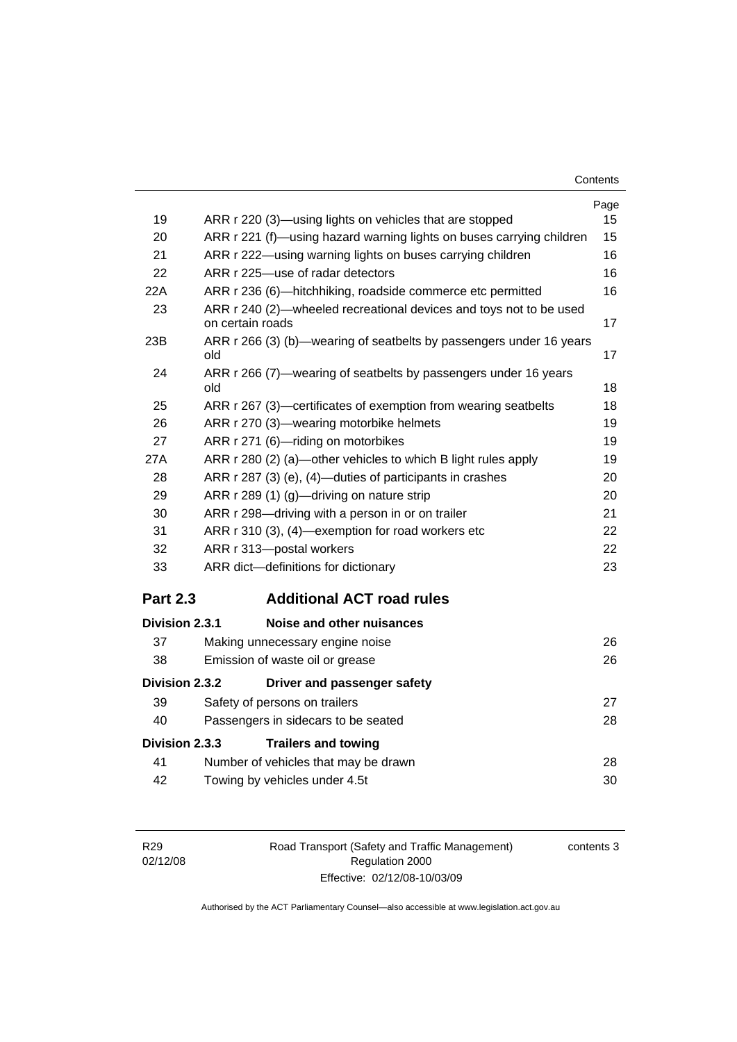| | | Page |
|---|---|---|
| 19 | ARR r 220 (3)—using lights on vehicles that are stopped | 15 |
| 20 | ARR r 221 (f)—using hazard warning lights on buses carrying children | 15 |
| 21 | ARR r 222—using warning lights on buses carrying children | 16 |
| 22 | ARR r 225—use of radar detectors | 16 |
| 22A | ARR r 236 (6)—hitchhiking, roadside commerce etc permitted | 16 |
| 23 | ARR r 240 (2)—wheeled recreational devices and toys not to be used on certain roads | 17 |
| 23B | ARR r 266 (3) (b)—wearing of seatbelts by passengers under 16 years old | 17 |
| 24 | ARR r 266 (7)—wearing of seatbelts by passengers under 16 years old | 18 |
| 25 | ARR r 267 (3)—certificates of exemption from wearing seatbelts | 18 |
| 26 | ARR r 270 (3)—wearing motorbike helmets | 19 |
| 27 | ARR r 271 (6)—riding on motorbikes | 19 |
| 27A | ARR r 280 (2) (a)—other vehicles to which B light rules apply | 19 |
| 28 | ARR r 287 (3) (e), (4)—duties of participants in crashes | 20 |
| 29 | ARR r 289 (1) (g)—driving on nature strip | 20 |
| 30 | ARR r 298—driving with a person in or on trailer | 21 |
| 31 | ARR r 310 (3), (4)—exemption for road workers etc | 22 |
| 32 | ARR r 313—postal workers | 22 |
| 33 | ARR dict—definitions for dictionary | 23 |

## Part 2.3 Additional ACT road rules

**Division 2.3.1 Noise and other nuisances**

| | | |
|---|---|---|
| 37 | Making unnecessary engine noise | 26 |
| 38 | Emission of waste oil or grease | 26 |

**Division 2.3.2 Driver and passenger safety**

| | | |
|---|---|---|
| 39 | Safety of persons on trailers | 27 |
| 40 | Passengers in sidecars to be seated | 28 |

**Division 2.3.3 Trailers and towing**

| | | |
|---|---|---|
| 41 | Number of vehicles that may be drawn | 28 |
| 42 | Towing by vehicles under 4.5t | 30 |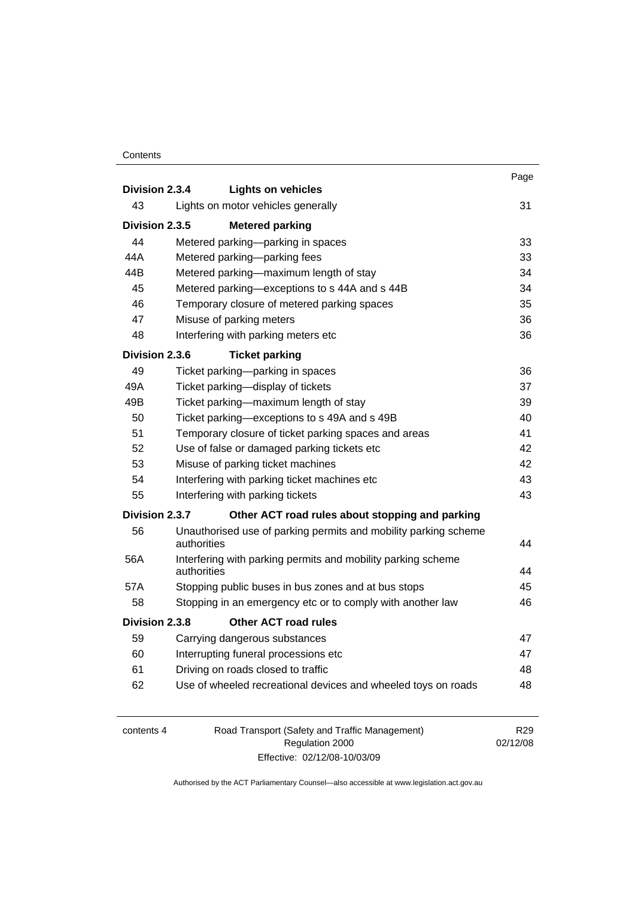| | | Page |
|---|---|---|
| **Division 2.3.4** | **Lights on vehicles** | |
| 43 | Lights on motor vehicles generally | 31 |
| **Division 2.3.5** | **Metered parking** | |
| 44 | Metered parking—parking in spaces | 33 |
| 44A | Metered parking—parking fees | 33 |
| 44B | Metered parking—maximum length of stay | 34 |
| 45 | Metered parking—exceptions to s 44A and s 44B | 34 |
| 46 | Temporary closure of metered parking spaces | 35 |
| 47 | Misuse of parking meters | 36 |
| 48 | Interfering with parking meters etc | 36 |
| **Division 2.3.6** | **Ticket parking** | |
| 49 | Ticket parking—parking in spaces | 36 |
| 49A | Ticket parking—display of tickets | 37 |
| 49B | Ticket parking—maximum length of stay | 39 |
| 50 | Ticket parking—exceptions to s 49A and s 49B | 40 |
| 51 | Temporary closure of ticket parking spaces and areas | 41 |
| 52 | Use of false or damaged parking tickets etc | 42 |
| 53 | Misuse of parking ticket machines | 42 |
| 54 | Interfering with parking ticket machines etc | 43 |
| 55 | Interfering with parking tickets | 43 |
| **Division 2.3.7** | **Other ACT road rules about stopping and parking** | |
| 56 | Unauthorised use of parking permits and mobility parking scheme authorities | 44 |
| 56A | Interfering with parking permits and mobility parking scheme authorities | 44 |
| 57A | Stopping public buses in bus zones and at bus stops | 45 |
| 58 | Stopping in an emergency etc or to comply with another law | 46 |
| **Division 2.3.8** | **Other ACT road rules** | |
| 59 | Carrying dangerous substances | 47 |
| 60 | Interrupting funeral processions etc | 47 |
| 61 | Driving on roads closed to traffic | 48 |
| 62 | Use of wheeled recreational devices and wheeled toys on roads | 48 |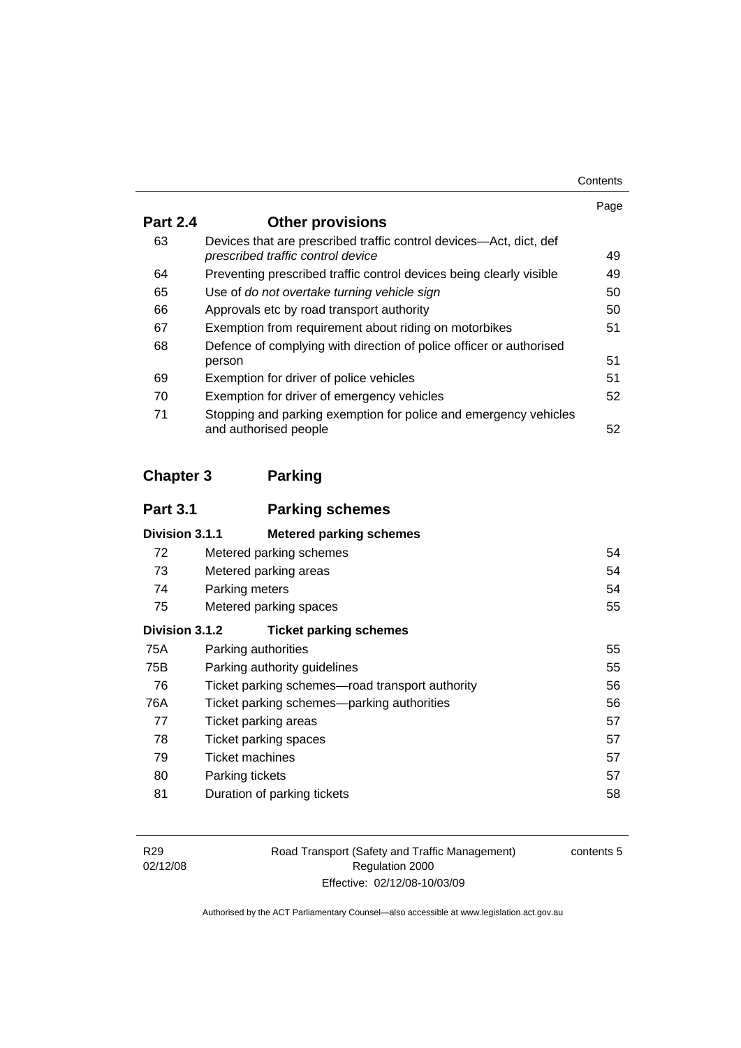| | | Page |
|---|---|---|
| **Part 2.4** | **Other provisions** | |
| 63 | Devices that are prescribed traffic control devices—Act, dict, def *prescribed traffic control device* | 49 |
| 64 | Preventing prescribed traffic control devices being clearly visible | 49 |
| 65 | Use of *do not overtake turning vehicle sign* | 50 |
| 66 | Approvals etc by road transport authority | 50 |
| 67 | Exemption from requirement about riding on motorbikes | 51 |
| 68 | Defence of complying with direction of police officer or authorised person | 51 |
| 69 | Exemption for driver of police vehicles | 51 |
| 70 | Exemption for driver of emergency vehicles | 52 |
| 71 | Stopping and parking exemption for police and emergency vehicles and authorised people | 52 |
| **Chapter 3** | **Parking** | |
| **Part 3.1** | **Parking schemes** | |
| **Division 3.1.1** | **Metered parking schemes** | |
| 72 | Metered parking schemes | 54 |
| 73 | Metered parking areas | 54 |
| 74 | Parking meters | 54 |
| 75 | Metered parking spaces | 55 |
| **Division 3.1.2** | **Ticket parking schemes** | |
| 75A | Parking authorities | 55 |
| 75B | Parking authority guidelines | 55 |
| 76 | Ticket parking schemes—road transport authority | 56 |
| 76A | Ticket parking schemes—parking authorities | 56 |
| 77 | Ticket parking areas | 57 |
| 78 | Ticket parking spaces | 57 |
| 79 | Ticket machines | 57 |
| 80 | Parking tickets | 57 |
| 81 | Duration of parking tickets | 58 |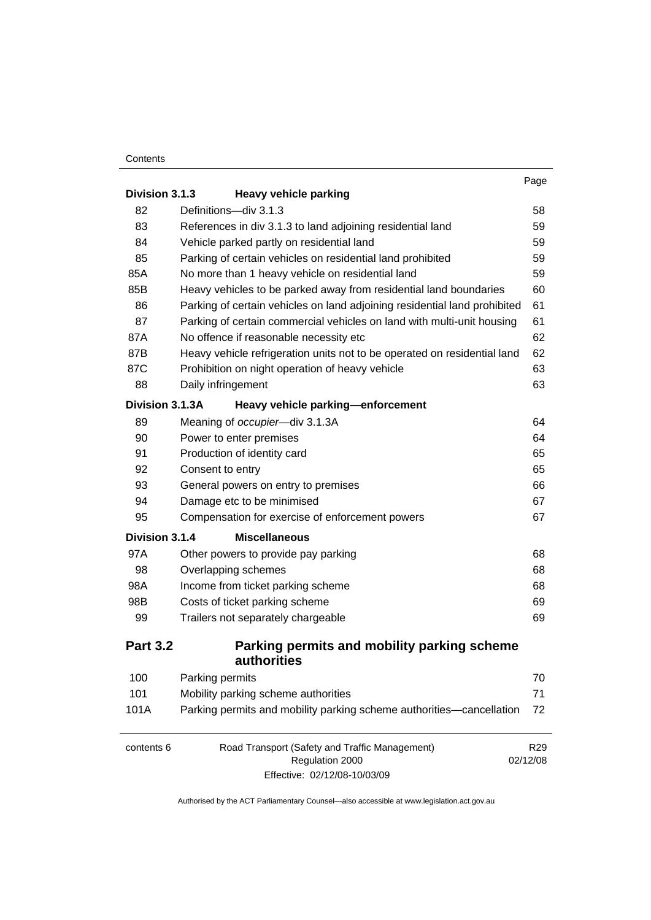| | | Page |
|---|---|---|
| **Division 3.1.3** | **Heavy vehicle parking** | |
| 82 | Definitions—div 3.1.3 | 58 |
| 83 | References in div 3.1.3 to land adjoining residential land | 59 |
| 84 | Vehicle parked partly on residential land | 59 |
| 85 | Parking of certain vehicles on residential land prohibited | 59 |
| 85A | No more than 1 heavy vehicle on residential land | 59 |
| 85B | Heavy vehicles to be parked away from residential land boundaries | 60 |
| 86 | Parking of certain vehicles on land adjoining residential land prohibited | 61 |
| 87 | Parking of certain commercial vehicles on land with multi-unit housing | 61 |
| 87A | No offence if reasonable necessity etc | 62 |
| 87B | Heavy vehicle refrigeration units not to be operated on residential land | 62 |
| 87C | Prohibition on night operation of heavy vehicle | 63 |
| 88 | Daily infringement | 63 |
| **Division 3.1.3A** | **Heavy vehicle parking—enforcement** | |
| 89 | Meaning of *occupier*—div 3.1.3A | 64 |
| 90 | Power to enter premises | 64 |
| 91 | Production of identity card | 65 |
| 92 | Consent to entry | 65 |
| 93 | General powers on entry to premises | 66 |
| 94 | Damage etc to be minimised | 67 |
| 95 | Compensation for exercise of enforcement powers | 67 |
| **Division 3.1.4** | **Miscellaneous** | |
| 97A | Other powers to provide pay parking | 68 |
| 98 | Overlapping schemes | 68 |
| 98A | Income from ticket parking scheme | 68 |
| 98B | Costs of ticket parking scheme | 69 |
| 99 | Trailers not separately chargeable | 69 |
| **Part 3.2** | **Parking permits and mobility parking scheme authorities** | |
| 100 | Parking permits | 70 |
| 101 | Mobility parking scheme authorities | 71 |
| 101A | Parking permits and mobility parking scheme authorities—cancellation | 72 |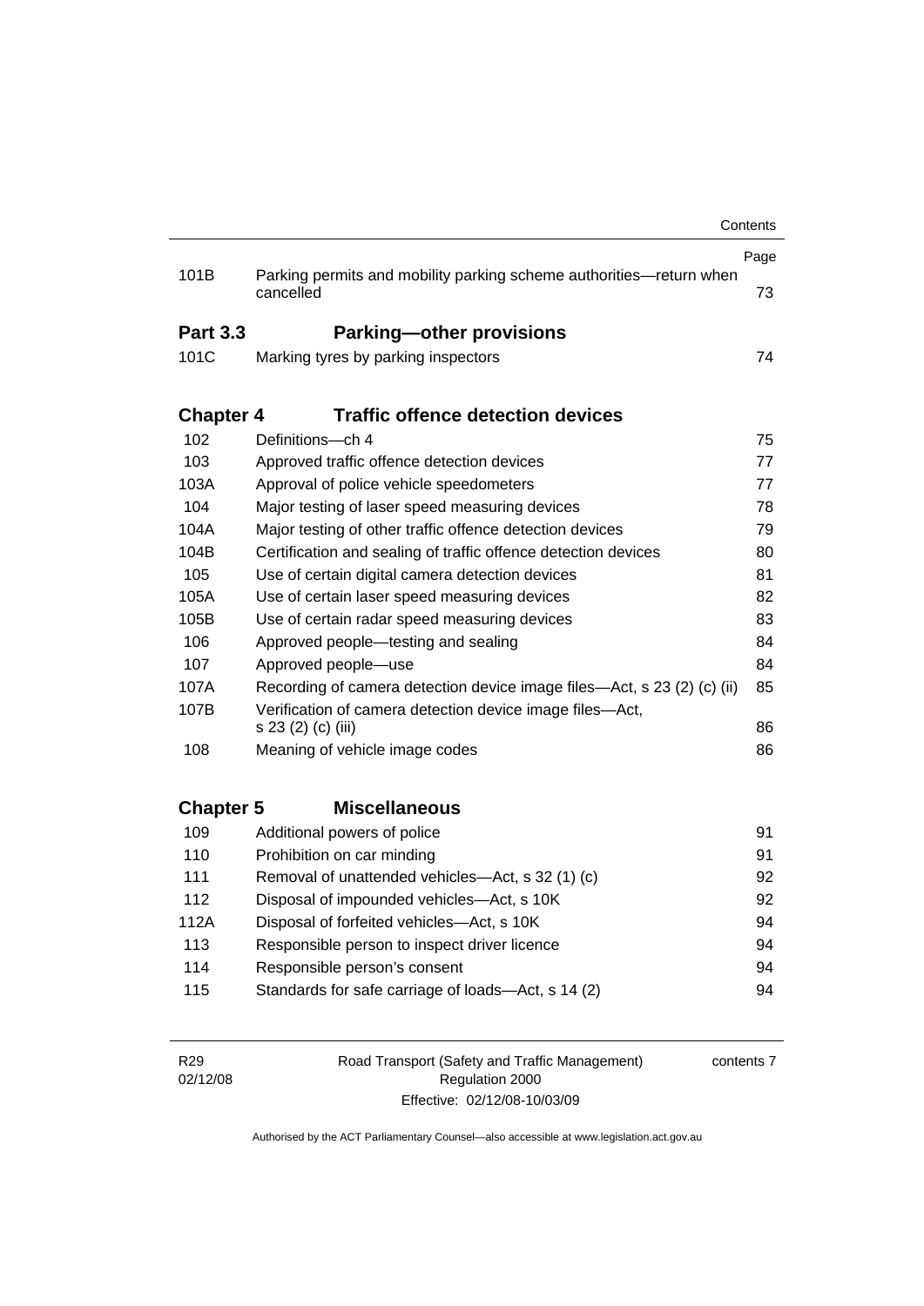| | | Page |
|---|---|---|
| 101B | Parking permits and mobility parking scheme authorities—return when cancelled | 73 |

## Part 3.3 Parking—other provisions

| | | |
|---|---|---|
| 101C | Marking tyres by parking inspectors | 74 |

## Chapter 4 Traffic offence detection devices

| | | |
|---|---|---|
| 102 | Definitions—ch 4 | 75 |
| 103 | Approved traffic offence detection devices | 77 |
| 103A | Approval of police vehicle speedometers | 77 |
| 104 | Major testing of laser speed measuring devices | 78 |
| 104A | Major testing of other traffic offence detection devices | 79 |
| 104B | Certification and sealing of traffic offence detection devices | 80 |
| 105 | Use of certain digital camera detection devices | 81 |
| 105A | Use of certain laser speed measuring devices | 82 |
| 105B | Use of certain radar speed measuring devices | 83 |
| 106 | Approved people—testing and sealing | 84 |
| 107 | Approved people—use | 84 |
| 107A | Recording of camera detection device image files—Act, s 23 (2) (c) (ii) | 85 |
| 107B | Verification of camera detection device image files—Act, s 23 (2) (c) (iii) | 86 |
| 108 | Meaning of vehicle image codes | 86 |

## Chapter 5 Miscellaneous

| | | |
|---|---|---|
| 109 | Additional powers of police | 91 |
| 110 | Prohibition on car minding | 91 |
| 111 | Removal of unattended vehicles—Act, s 32 (1) (c) | 92 |
| 112 | Disposal of impounded vehicles—Act, s 10K | 92 |
| 112A | Disposal of forfeited vehicles—Act, s 10K | 94 |
| 113 | Responsible person to inspect driver licence | 94 |
| 114 | Responsible person's consent | 94 |
| 115 | Standards for safe carriage of loads—Act, s 14 (2) | 94 |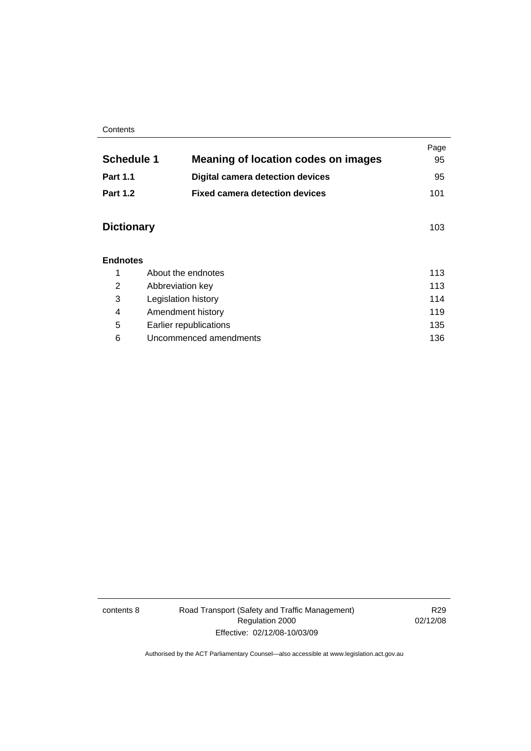| | | Page |
|---|---|---|
| **Schedule 1** | **Meaning of location codes on images** | 95 |
| **Part 1.1** | **Digital camera detection devices** | 95 |
| **Part 1.2** | **Fixed camera detection devices** | 101 |
| **Dictionary** | | 103 |

**Endnotes**

| | | |
|---|---|---|
| 1 | About the endnotes | 113 |
| 2 | Abbreviation key | 113 |
| 3 | Legislation history | 114 |
| 4 | Amendment history | 119 |
| 5 | Earlier republications | 135 |
| 6 | Uncommenced amendments | 136 |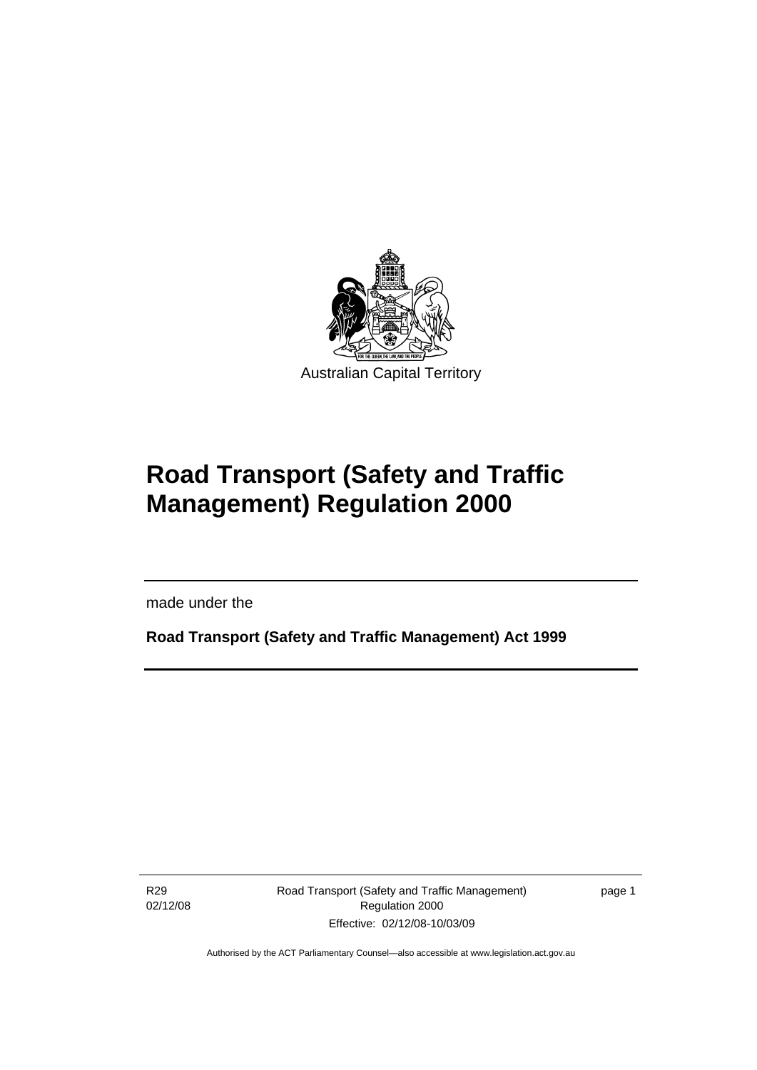Australian Capital Territory

# Road Transport (Safety and Traffic Management) Regulation 2000

made under the

**Road Transport (Safety and Traffic Management) Act 1999**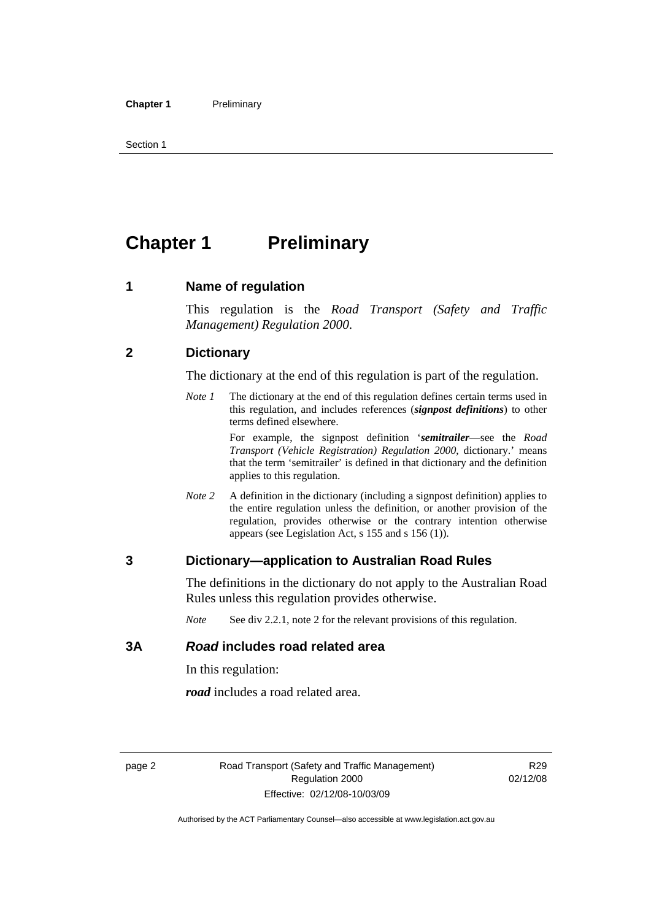# Chapter 1 Preliminary

## 1 Name of regulation

This regulation is the *Road Transport (Safety and Traffic Management) Regulation 2000*.

## 2 Dictionary

The dictionary at the end of this regulation is part of the regulation.

*Note 1* The dictionary at the end of this regulation defines certain terms used in this regulation, and includes references (***signpost definitions***) to other terms defined elsewhere.

For example, the signpost definition '***semitrailer***—see the *Road Transport (Vehicle Registration) Regulation 2000*, dictionary.' means that the term 'semitrailer' is defined in that dictionary and the definition applies to this regulation.

*Note 2* A definition in the dictionary (including a signpost definition) applies to the entire regulation unless the definition, or another provision of the regulation, provides otherwise or the contrary intention otherwise appears (see Legislation Act, s 155 and s 156 (1)).

## 3 Dictionary—application to Australian Road Rules

The definitions in the dictionary do not apply to the Australian Road Rules unless this regulation provides otherwise.

*Note* See div 2.2.1, note 2 for the relevant provisions of this regulation.

## 3A *Road* includes road related area

In this regulation:

***road*** includes a road related area.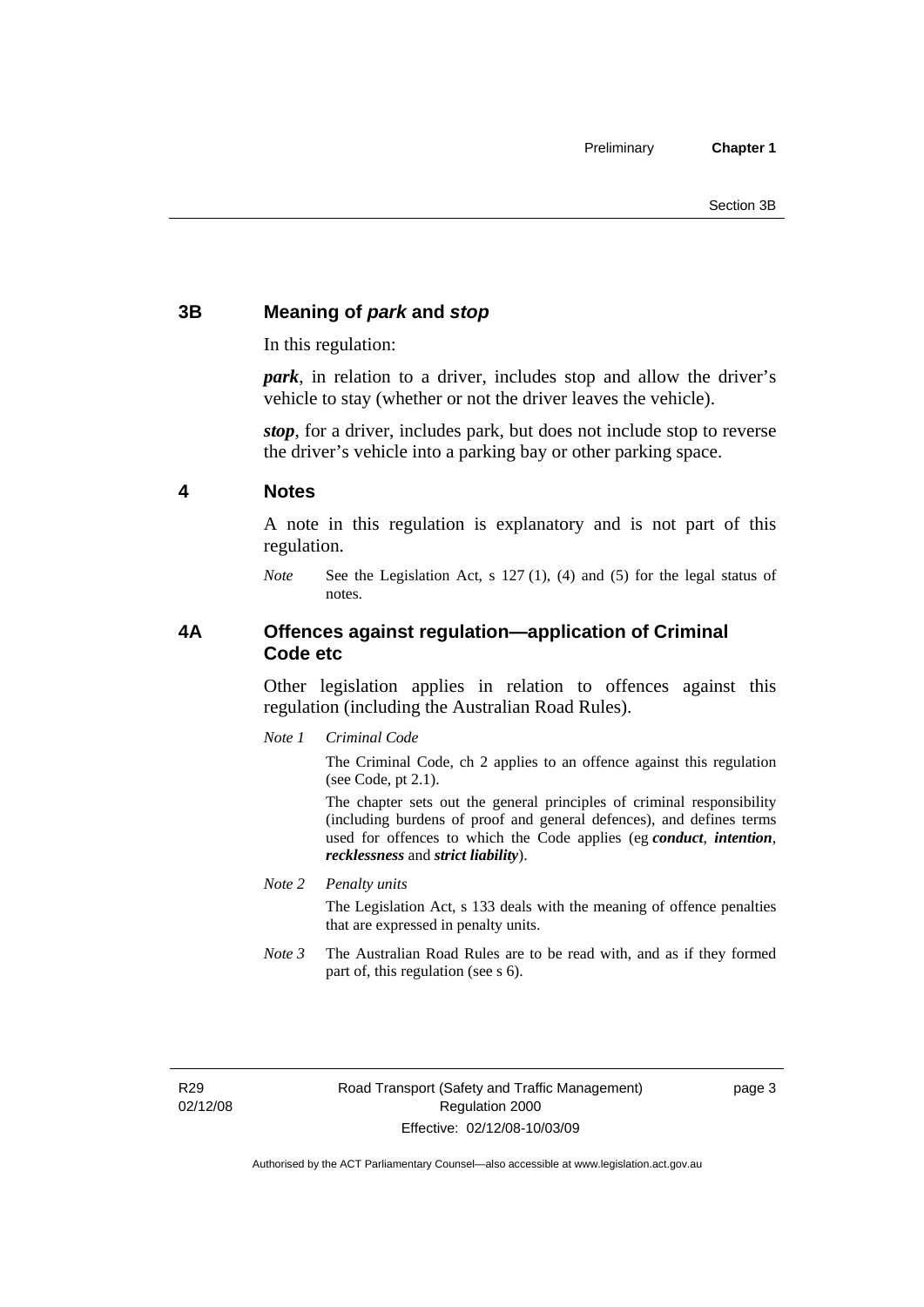## 3B Meaning of *park* and *stop*

In this regulation:

***park***, in relation to a driver, includes stop and allow the driver's vehicle to stay (whether or not the driver leaves the vehicle).

***stop***, for a driver, includes park, but does not include stop to reverse the driver's vehicle into a parking bay or other parking space.

## 4 Notes

A note in this regulation is explanatory and is not part of this regulation.

*Note* See the Legislation Act, s 127 (1), (4) and (5) for the legal status of notes.

## 4A Offences against regulation—application of Criminal Code etc

Other legislation applies in relation to offences against this regulation (including the Australian Road Rules).

*Note 1* *Criminal Code*

The Criminal Code, ch 2 applies to an offence against this regulation (see Code, pt 2.1).

The chapter sets out the general principles of criminal responsibility (including burdens of proof and general defences), and defines terms used for offences to which the Code applies (eg ***conduct***, ***intention***, ***recklessness*** and ***strict liability***).

*Note 2* *Penalty units*

The Legislation Act, s 133 deals with the meaning of offence penalties that are expressed in penalty units.

*Note 3* The Australian Road Rules are to be read with, and as if they formed part of, this regulation (see s 6).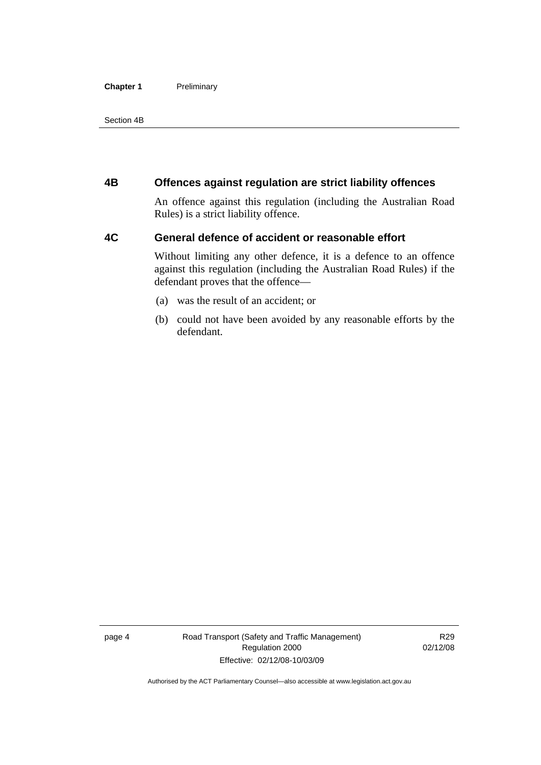## 4B Offences against regulation are strict liability offences

An offence against this regulation (including the Australian Road Rules) is a strict liability offence.

## 4C General defence of accident or reasonable effort

Without limiting any other defence, it is a defence to an offence against this regulation (including the Australian Road Rules) if the defendant proves that the offence—

(a) was the result of an accident; or

(b) could not have been avoided by any reasonable efforts by the defendant.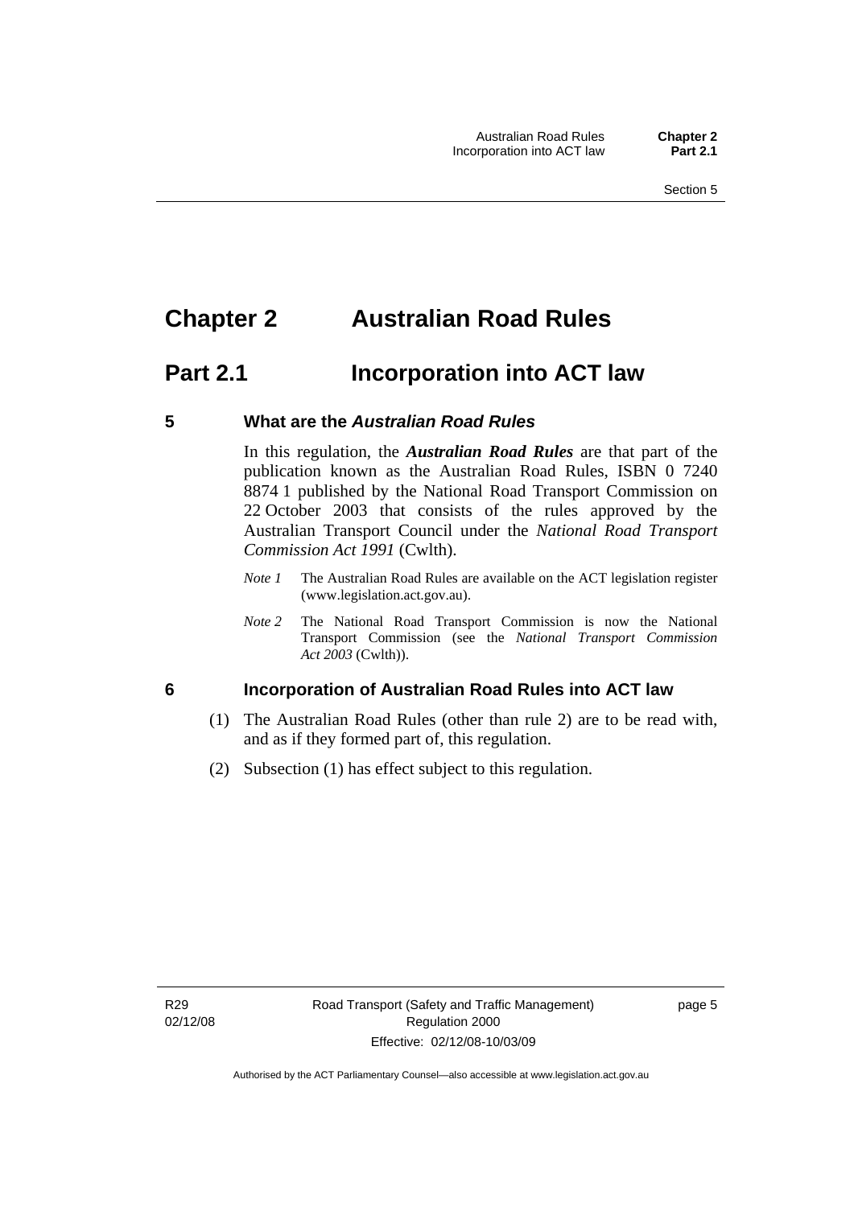# Chapter 2 Australian Road Rules

## Part 2.1 Incorporation into ACT law

### 5 What are the *Australian Road Rules*

In this regulation, the ***Australian Road Rules*** are that part of the publication known as the Australian Road Rules, ISBN 0 7240 8874 1 published by the National Road Transport Commission on 22 October 2003 that consists of the rules approved by the Australian Transport Council under the *National Road Transport Commission Act 1991* (Cwlth).

*Note 1* The Australian Road Rules are available on the ACT legislation register (www.legislation.act.gov.au).

*Note 2* The National Road Transport Commission is now the National Transport Commission (see the *National Transport Commission Act 2003* (Cwlth)).

### 6 Incorporation of Australian Road Rules into ACT law

(1) The Australian Road Rules (other than rule 2) are to be read with, and as if they formed part of, this regulation.

(2) Subsection (1) has effect subject to this regulation.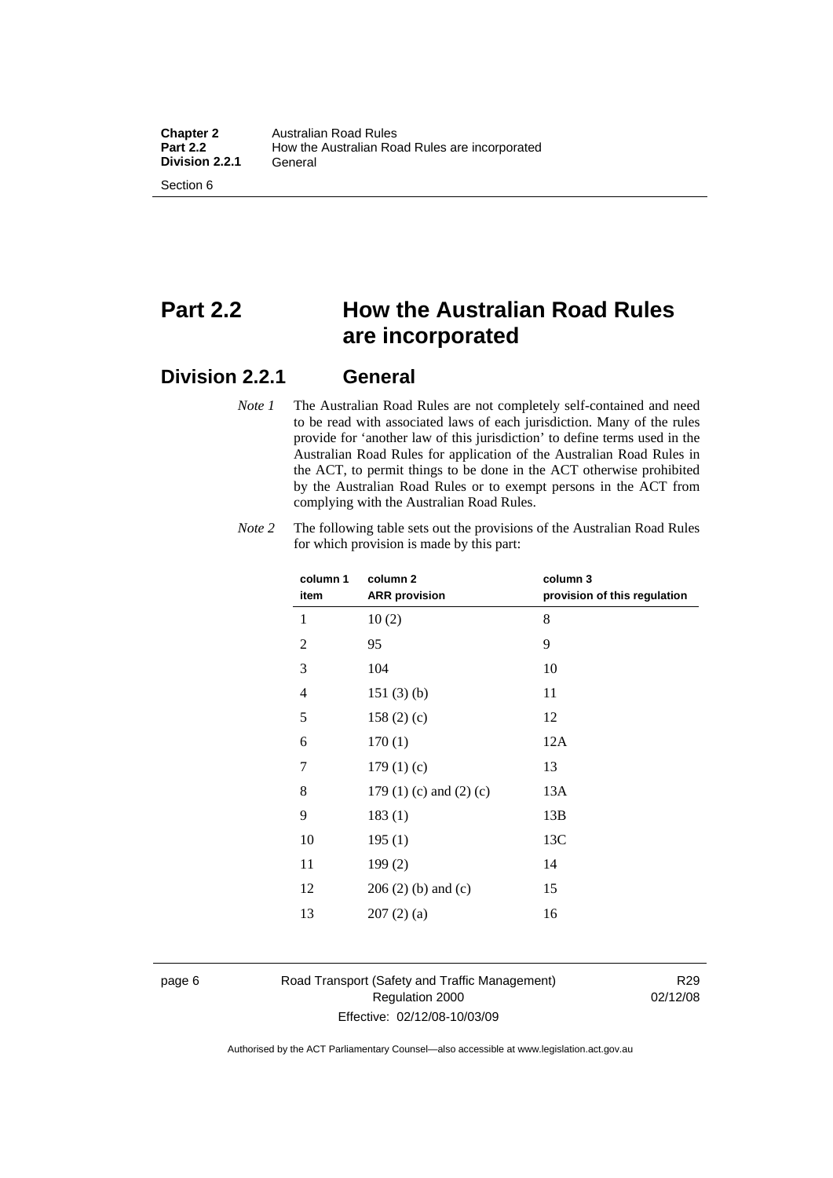# Part 2.2 How the Australian Road Rules are incorporated

## Division 2.2.1 General

*Note 1* The Australian Road Rules are not completely self-contained and need to be read with associated laws of each jurisdiction. Many of the rules provide for 'another law of this jurisdiction' to define terms used in the Australian Road Rules for application of the Australian Road Rules in the ACT, to permit things to be done in the ACT otherwise prohibited by the Australian Road Rules or to exempt persons in the ACT from complying with the Australian Road Rules.

*Note 2* The following table sets out the provisions of the Australian Road Rules for which provision is made by this part:

| column 1 item | column 2 ARR provision | column 3 provision of this regulation |
|---|---|---|
| 1 | 10 (2) | 8 |
| 2 | 95 | 9 |
| 3 | 104 | 10 |
| 4 | 151 (3) (b) | 11 |
| 5 | 158 (2) (c) | 12 |
| 6 | 170 (1) | 12A |
| 7 | 179 (1) (c) | 13 |
| 8 | 179 (1) (c) and (2) (c) | 13A |
| 9 | 183 (1) | 13B |
| 10 | 195 (1) | 13C |
| 11 | 199 (2) | 14 |
| 12 | 206 (2) (b) and (c) | 15 |
| 13 | 207 (2) (a) | 16 |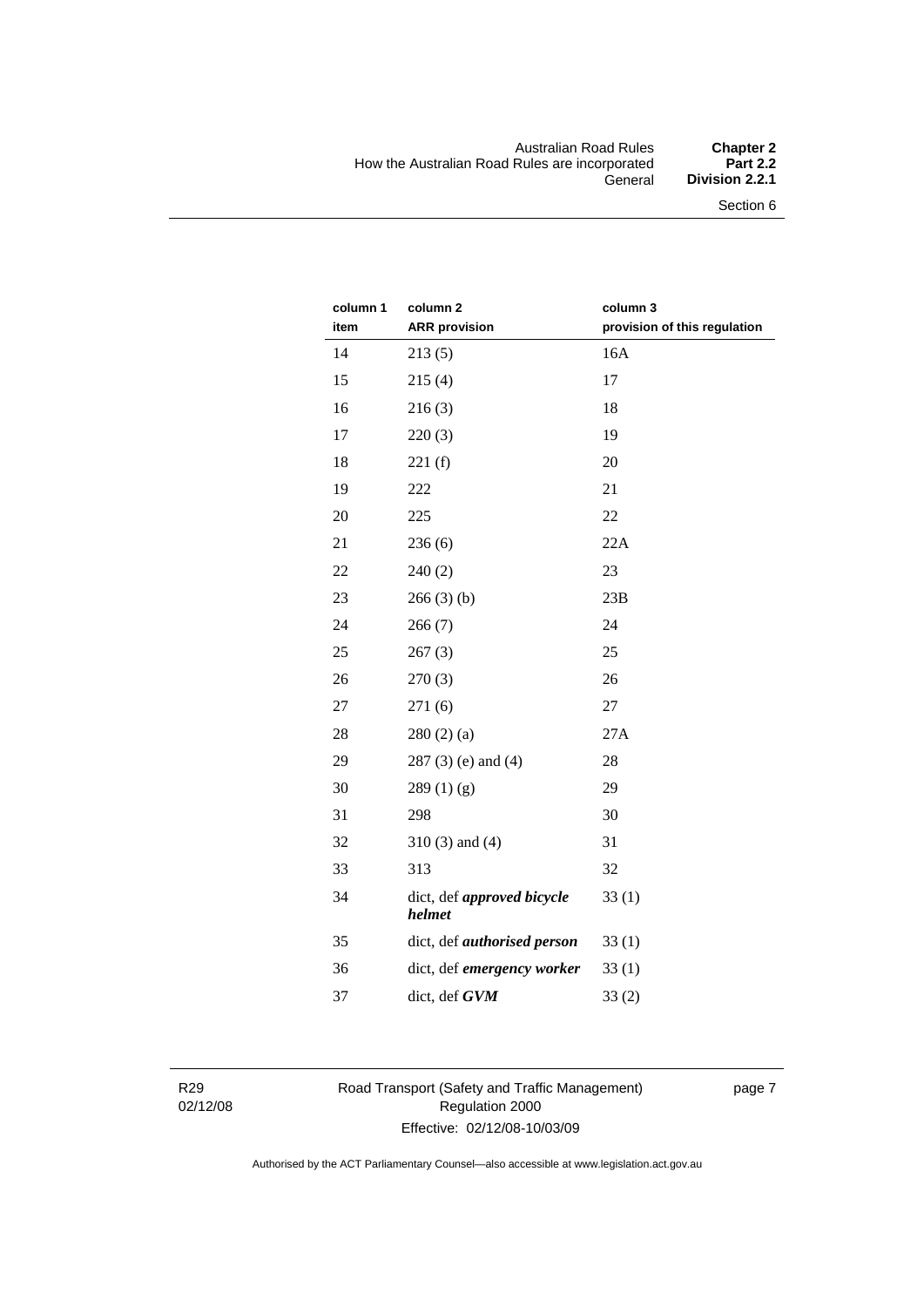| column 1 item | column 2 ARR provision | column 3 provision of this regulation |
|---|---|---|
| 14 | 213 (5) | 16A |
| 15 | 215 (4) | 17 |
| 16 | 216 (3) | 18 |
| 17 | 220 (3) | 19 |
| 18 | 221 (f) | 20 |
| 19 | 222 | 21 |
| 20 | 225 | 22 |
| 21 | 236 (6) | 22A |
| 22 | 240 (2) | 23 |
| 23 | 266 (3) (b) | 23B |
| 24 | 266 (7) | 24 |
| 25 | 267 (3) | 25 |
| 26 | 270 (3) | 26 |
| 27 | 271 (6) | 27 |
| 28 | 280 (2) (a) | 27A |
| 29 | 287 (3) (e) and (4) | 28 |
| 30 | 289 (1) (g) | 29 |
| 31 | 298 | 30 |
| 32 | 310 (3) and (4) | 31 |
| 33 | 313 | 32 |
| 34 | dict, def ***approved bicycle helmet*** | 33 (1) |
| 35 | dict, def ***authorised person*** | 33 (1) |
| 36 | dict, def ***emergency worker*** | 33 (1) |
| 37 | dict, def ***GVM*** | 33 (2) |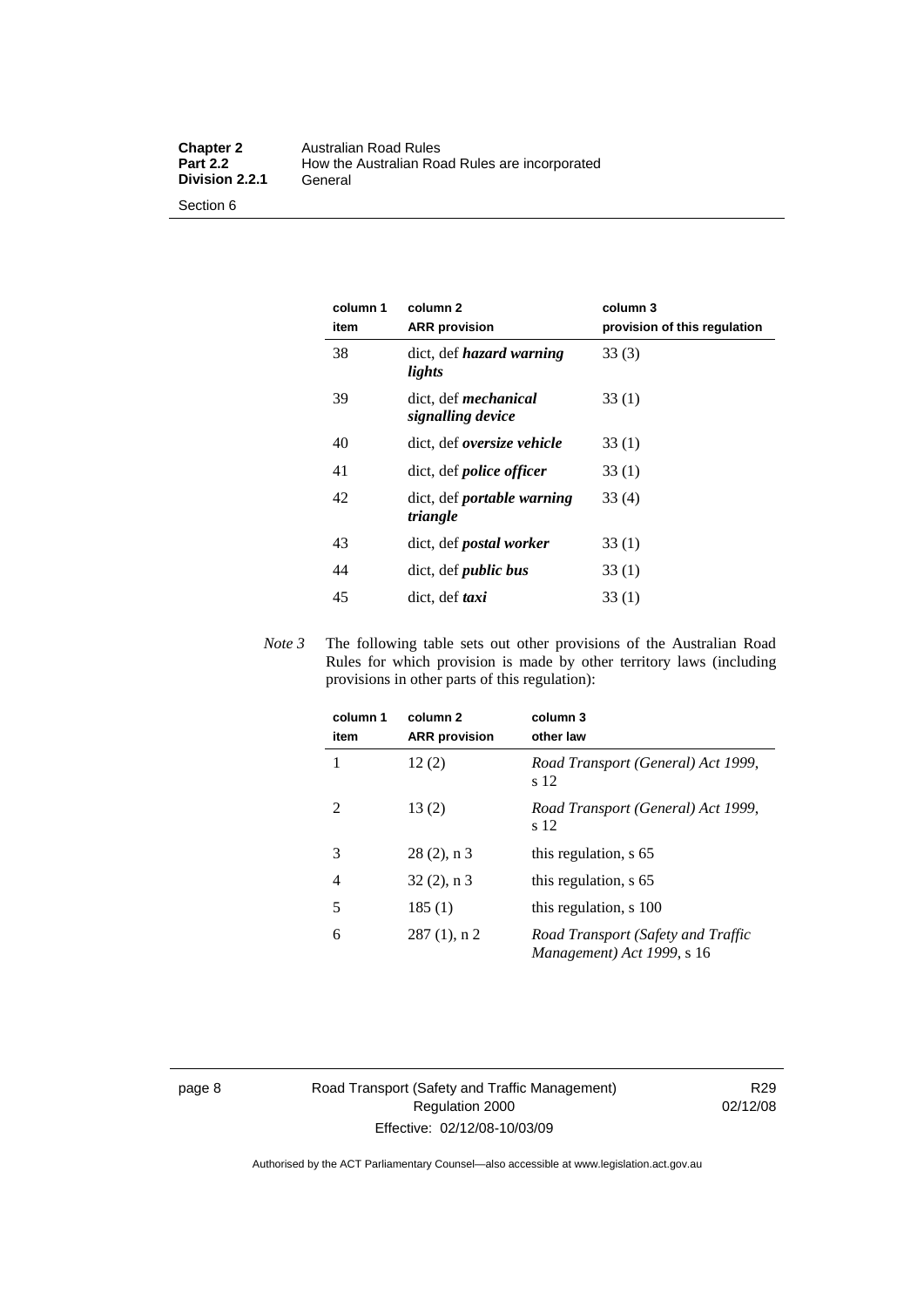| column 1 item | column 2 ARR provision | column 3 provision of this regulation |
|---|---|---|
| 38 | dict, def ***hazard warning lights*** | 33 (3) |
| 39 | dict, def ***mechanical signalling device*** | 33 (1) |
| 40 | dict, def ***oversize vehicle*** | 33 (1) |
| 41 | dict, def ***police officer*** | 33 (1) |
| 42 | dict, def ***portable warning triangle*** | 33 (4) |
| 43 | dict, def ***postal worker*** | 33 (1) |
| 44 | dict, def ***public bus*** | 33 (1) |
| 45 | dict, def ***taxi*** | 33 (1) |

*Note 3* The following table sets out other provisions of the Australian Road Rules for which provision is made by other territory laws (including provisions in other parts of this regulation):

| column 1 item | column 2 ARR provision | column 3 other law |
|---|---|---|
| 1 | 12 (2) | *Road Transport (General) Act 1999*, s 12 |
| 2 | 13 (2) | *Road Transport (General) Act 1999*, s 12 |
| 3 | 28 (2), n 3 | this regulation, s 65 |
| 4 | 32 (2), n 3 | this regulation, s 65 |
| 5 | 185 (1) | this regulation, s 100 |
| 6 | 287 (1), n 2 | *Road Transport (Safety and Traffic Management) Act 1999*, s 16 |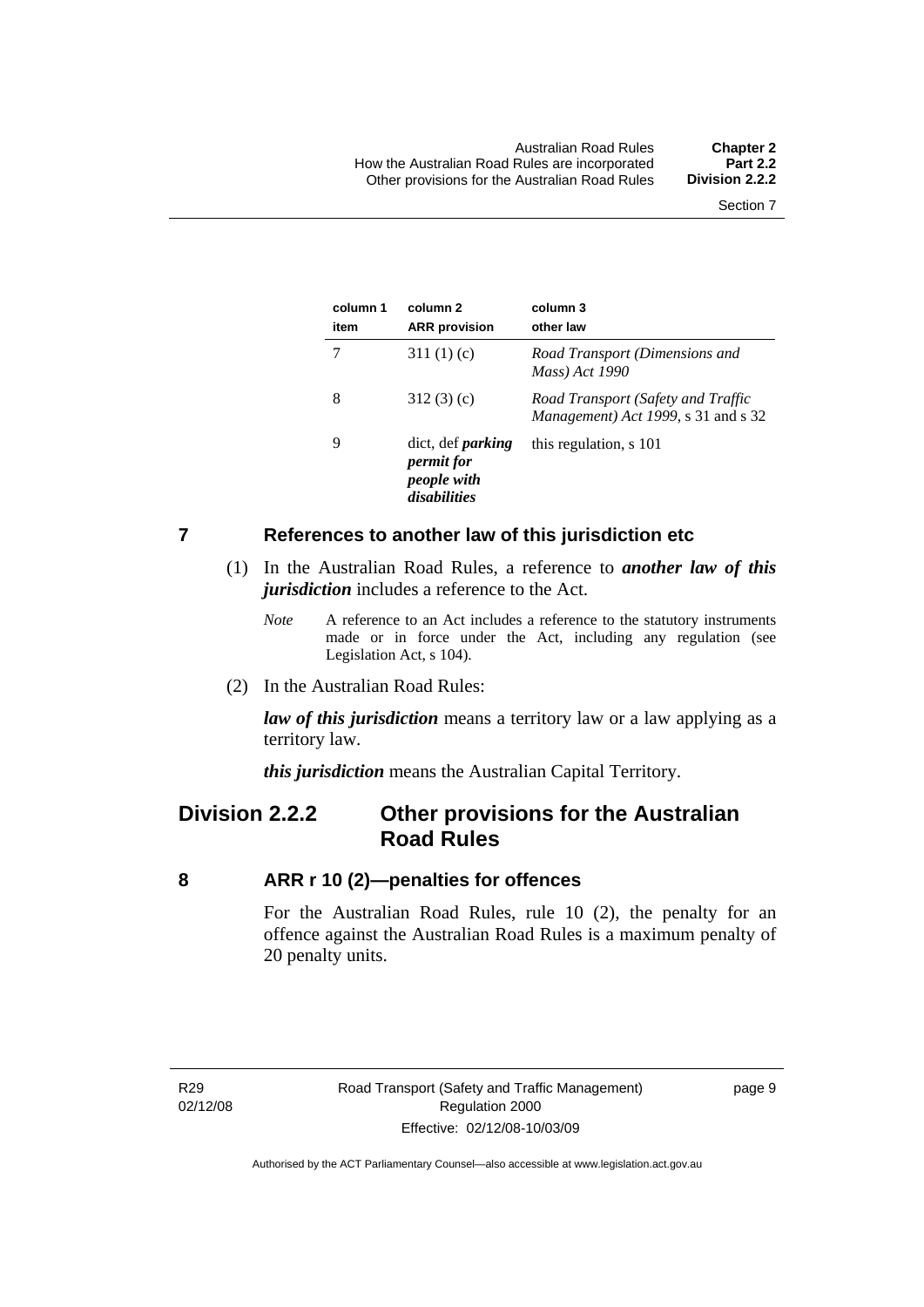| column 1 item | column 2 ARR provision | column 3 other law |
|---|---|---|
| 7 | 311 (1) (c) | *Road Transport (Dimensions and Mass) Act 1990* |
| 8 | 312 (3) (c) | *Road Transport (Safety and Traffic Management) Act 1999*, s 31 and s 32 |
| 9 | dict, def ***parking permit for people with disabilities*** | this regulation, s 101 |

## 7 References to another law of this jurisdiction etc

(1) In the Australian Road Rules, a reference to ***another law of this jurisdiction*** includes a reference to the Act.

*Note* A reference to an Act includes a reference to the statutory instruments made or in force under the Act, including any regulation (see Legislation Act, s 104).

(2) In the Australian Road Rules:

***law of this jurisdiction*** means a territory law or a law applying as a territory law.

***this jurisdiction*** means the Australian Capital Territory.

# Division 2.2.2 Other provisions for the Australian Road Rules

## 8 ARR r 10 (2)—penalties for offences

For the Australian Road Rules, rule 10 (2), the penalty for an offence against the Australian Road Rules is a maximum penalty of 20 penalty units.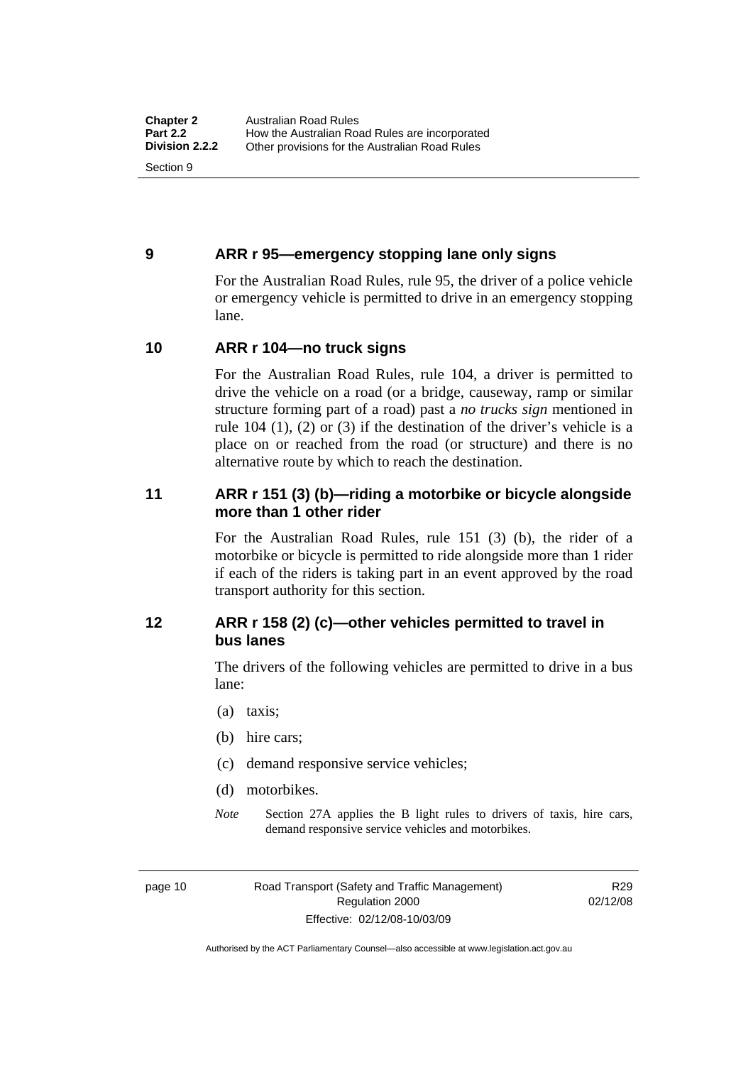## 9 ARR r 95—emergency stopping lane only signs

For the Australian Road Rules, rule 95, the driver of a police vehicle or emergency vehicle is permitted to drive in an emergency stopping lane.

## 10 ARR r 104—no truck signs

For the Australian Road Rules, rule 104, a driver is permitted to drive the vehicle on a road (or a bridge, causeway, ramp or similar structure forming part of a road) past a *no trucks sign* mentioned in rule 104 (1), (2) or (3) if the destination of the driver's vehicle is a place on or reached from the road (or structure) and there is no alternative route by which to reach the destination.

## 11 ARR r 151 (3) (b)—riding a motorbike or bicycle alongside more than 1 other rider

For the Australian Road Rules, rule 151 (3) (b), the rider of a motorbike or bicycle is permitted to ride alongside more than 1 rider if each of the riders is taking part in an event approved by the road transport authority for this section.

## 12 ARR r 158 (2) (c)—other vehicles permitted to travel in bus lanes

The drivers of the following vehicles are permitted to drive in a bus lane:

(a) taxis;

(b) hire cars;

(c) demand responsive service vehicles;

(d) motorbikes.

*Note* Section 27A applies the B light rules to drivers of taxis, hire cars, demand responsive service vehicles and motorbikes.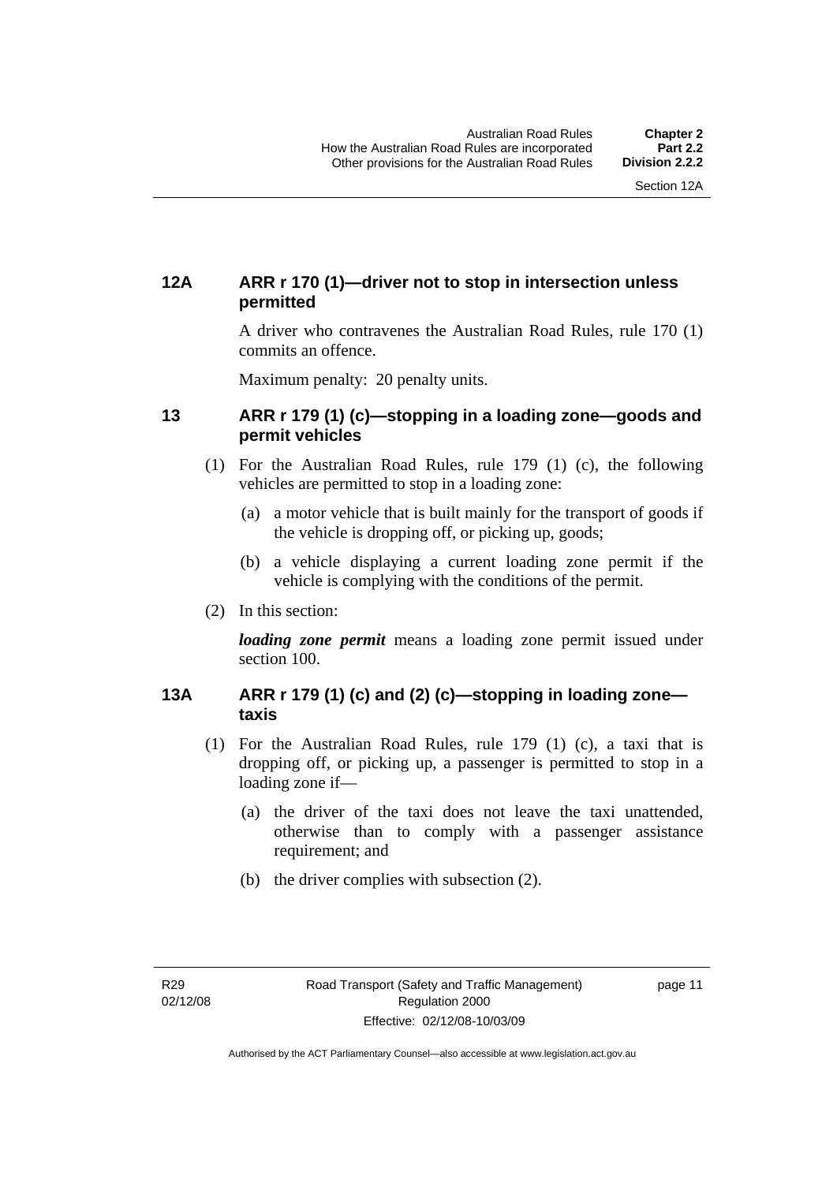### 12A ARR r 170 (1)—driver not to stop in intersection unless permitted

A driver who contravenes the Australian Road Rules, rule 170 (1) commits an offence.

Maximum penalty: 20 penalty units.

### 13 ARR r 179 (1) (c)—stopping in a loading zone—goods and permit vehicles

(1) For the Australian Road Rules, rule 179 (1) (c), the following vehicles are permitted to stop in a loading zone:

(a) a motor vehicle that is built mainly for the transport of goods if the vehicle is dropping off, or picking up, goods;

(b) a vehicle displaying a current loading zone permit if the vehicle is complying with the conditions of the permit.

(2) In this section:

***loading zone permit*** means a loading zone permit issued under section 100.

### 13A ARR r 179 (1) (c) and (2) (c)—stopping in loading zone—taxis

(1) For the Australian Road Rules, rule 179 (1) (c), a taxi that is dropping off, or picking up, a passenger is permitted to stop in a loading zone if—

(a) the driver of the taxi does not leave the taxi unattended, otherwise than to comply with a passenger assistance requirement; and

(b) the driver complies with subsection (2).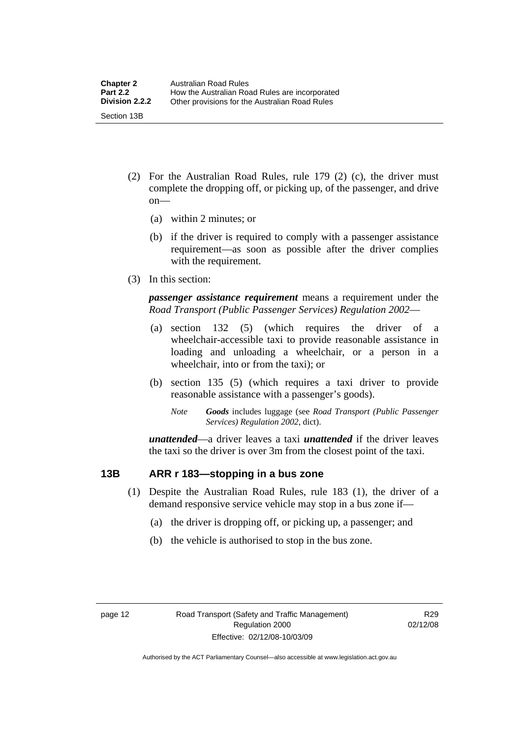(2) For the Australian Road Rules, rule 179 (2) (c), the driver must complete the dropping off, or picking up, of the passenger, and drive on—

(a) within 2 minutes; or

(b) if the driver is required to comply with a passenger assistance requirement—as soon as possible after the driver complies with the requirement.

(3) In this section:

***passenger assistance requirement*** means a requirement under the *Road Transport (Public Passenger Services) Regulation 2002*—

(a) section 132 (5) (which requires the driver of a wheelchair-accessible taxi to provide reasonable assistance in loading and unloading a wheelchair, or a person in a wheelchair, into or from the taxi); or

(b) section 135 (5) (which requires a taxi driver to provide reasonable assistance with a passenger's goods).

*Note* ***Goods*** includes luggage (see *Road Transport (Public Passenger Services) Regulation 2002*, dict).

***unattended***—a driver leaves a taxi ***unattended*** if the driver leaves the taxi so the driver is over 3m from the closest point of the taxi.

## 13B ARR r 183—stopping in a bus zone

(1) Despite the Australian Road Rules, rule 183 (1), the driver of a demand responsive service vehicle may stop in a bus zone if—

(a) the driver is dropping off, or picking up, a passenger; and

(b) the vehicle is authorised to stop in the bus zone.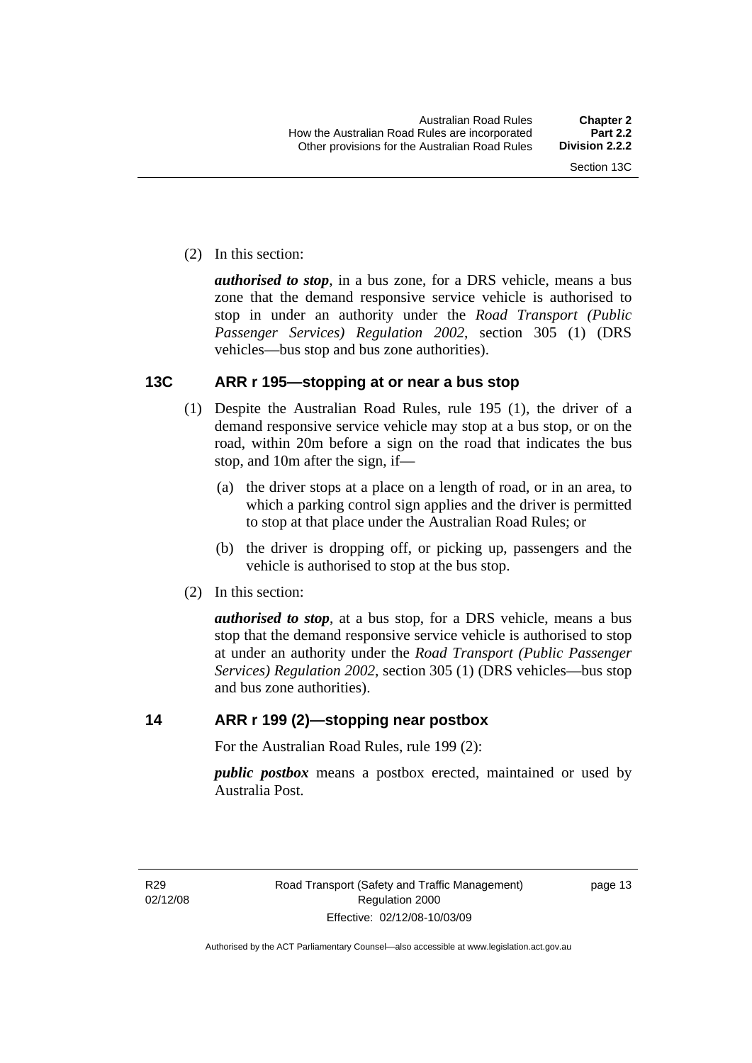(2) In this section:

***authorised to stop***, in a bus zone, for a DRS vehicle, means a bus zone that the demand responsive service vehicle is authorised to stop in under an authority under the *Road Transport (Public Passenger Services) Regulation 2002*, section 305 (1) (DRS vehicles—bus stop and bus zone authorities).

### 13C ARR r 195—stopping at or near a bus stop

(1) Despite the Australian Road Rules, rule 195 (1), the driver of a demand responsive service vehicle may stop at a bus stop, or on the road, within 20m before a sign on the road that indicates the bus stop, and 10m after the sign, if—

(a) the driver stops at a place on a length of road, or in an area, to which a parking control sign applies and the driver is permitted to stop at that place under the Australian Road Rules; or

(b) the driver is dropping off, or picking up, passengers and the vehicle is authorised to stop at the bus stop.

(2) In this section:

***authorised to stop***, at a bus stop, for a DRS vehicle, means a bus stop that the demand responsive service vehicle is authorised to stop at under an authority under the *Road Transport (Public Passenger Services) Regulation 2002*, section 305 (1) (DRS vehicles—bus stop and bus zone authorities).

### 14 ARR r 199 (2)—stopping near postbox

For the Australian Road Rules, rule 199 (2):

***public postbox*** means a postbox erected, maintained or used by Australia Post.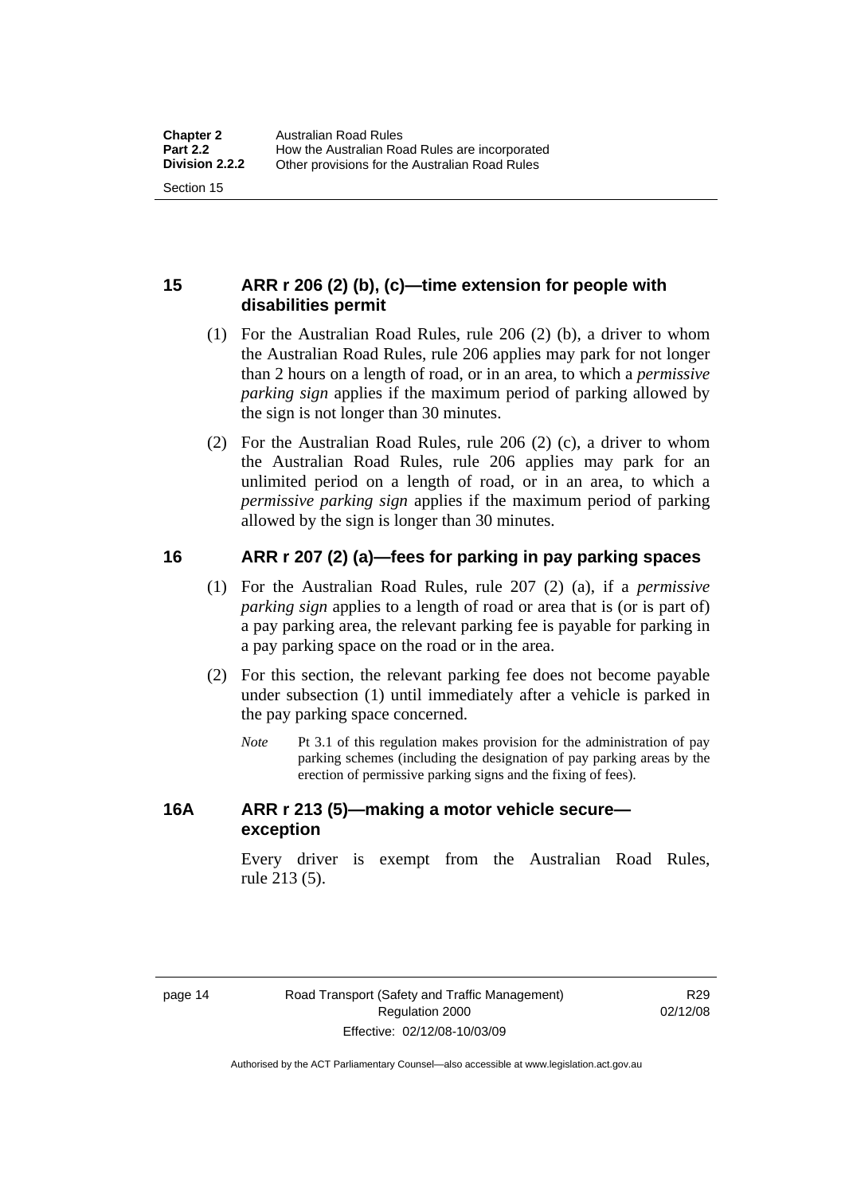## 15 ARR r 206 (2) (b), (c)—time extension for people with disabilities permit

(1) For the Australian Road Rules, rule 206 (2) (b), a driver to whom the Australian Road Rules, rule 206 applies may park for not longer than 2 hours on a length of road, or in an area, to which a *permissive parking sign* applies if the maximum period of parking allowed by the sign is not longer than 30 minutes.

(2) For the Australian Road Rules, rule 206 (2) (c), a driver to whom the Australian Road Rules, rule 206 applies may park for an unlimited period on a length of road, or in an area, to which a *permissive parking sign* applies if the maximum period of parking allowed by the sign is longer than 30 minutes.

## 16 ARR r 207 (2) (a)—fees for parking in pay parking spaces

(1) For the Australian Road Rules, rule 207 (2) (a), if a *permissive parking sign* applies to a length of road or area that is (or is part of) a pay parking area, the relevant parking fee is payable for parking in a pay parking space on the road or in the area.

(2) For this section, the relevant parking fee does not become payable under subsection (1) until immediately after a vehicle is parked in the pay parking space concerned.

*Note* Pt 3.1 of this regulation makes provision for the administration of pay parking schemes (including the designation of pay parking areas by the erection of permissive parking signs and the fixing of fees).

## 16A ARR r 213 (5)—making a motor vehicle secure—exception

Every driver is exempt from the Australian Road Rules, rule 213 (5).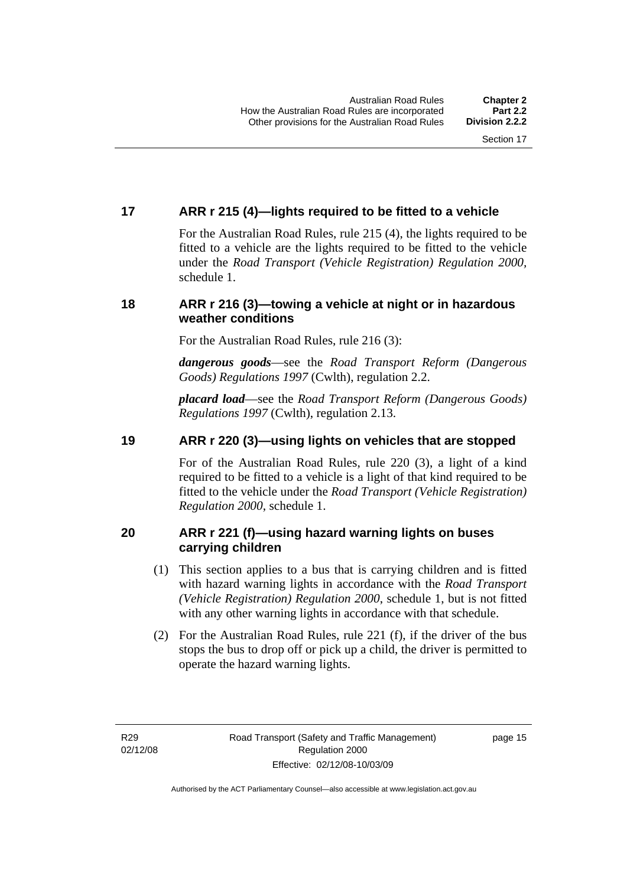## 17 ARR r 215 (4)—lights required to be fitted to a vehicle

For the Australian Road Rules, rule 215 (4), the lights required to be fitted to a vehicle are the lights required to be fitted to the vehicle under the *Road Transport (Vehicle Registration) Regulation 2000*, schedule 1.

## 18 ARR r 216 (3)—towing a vehicle at night or in hazardous weather conditions

For the Australian Road Rules, rule 216 (3):

***dangerous goods***—see the *Road Transport Reform (Dangerous Goods) Regulations 1997* (Cwlth), regulation 2.2.

***placard load***—see the *Road Transport Reform (Dangerous Goods) Regulations 1997* (Cwlth), regulation 2.13.

## 19 ARR r 220 (3)—using lights on vehicles that are stopped

For of the Australian Road Rules, rule 220 (3), a light of a kind required to be fitted to a vehicle is a light of that kind required to be fitted to the vehicle under the *Road Transport (Vehicle Registration) Regulation 2000*, schedule 1.

## 20 ARR r 221 (f)—using hazard warning lights on buses carrying children

(1) This section applies to a bus that is carrying children and is fitted with hazard warning lights in accordance with the *Road Transport (Vehicle Registration) Regulation 2000*, schedule 1, but is not fitted with any other warning lights in accordance with that schedule.

(2) For the Australian Road Rules, rule 221 (f), if the driver of the bus stops the bus to drop off or pick up a child, the driver is permitted to operate the hazard warning lights.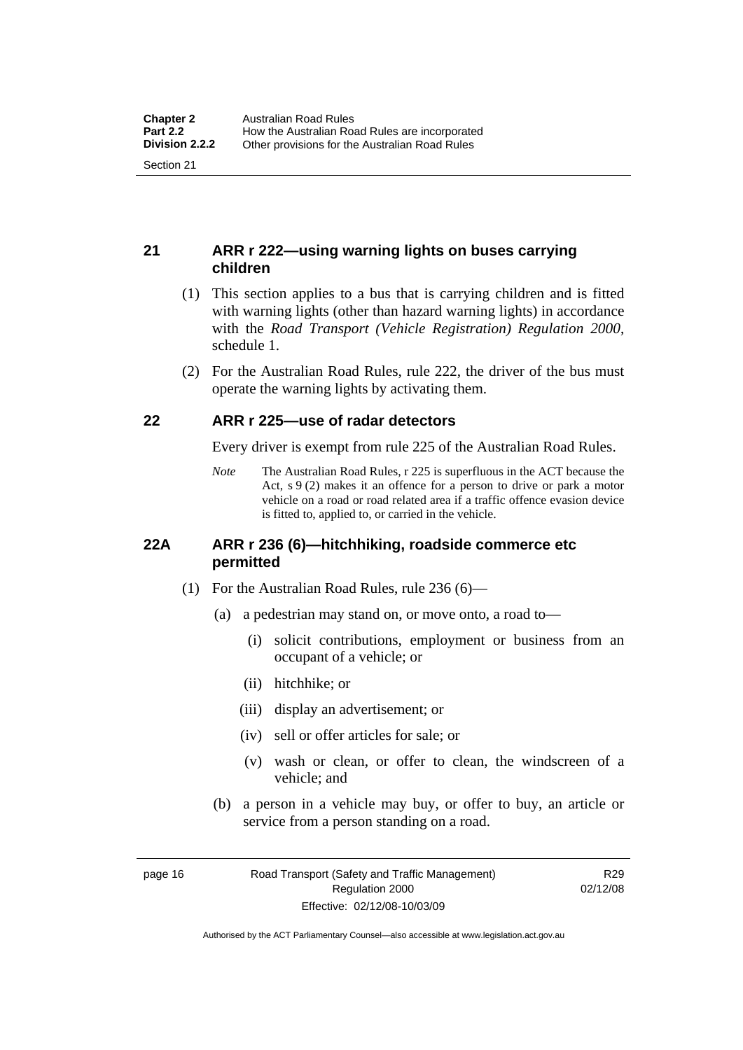## 21 ARR r 222—using warning lights on buses carrying children

(1) This section applies to a bus that is carrying children and is fitted with warning lights (other than hazard warning lights) in accordance with the *Road Transport (Vehicle Registration) Regulation 2000*, schedule 1.

(2) For the Australian Road Rules, rule 222, the driver of the bus must operate the warning lights by activating them.

## 22 ARR r 225—use of radar detectors

Every driver is exempt from rule 225 of the Australian Road Rules.

*Note* The Australian Road Rules, r 225 is superfluous in the ACT because the Act, s 9 (2) makes it an offence for a person to drive or park a motor vehicle on a road or road related area if a traffic offence evasion device is fitted to, applied to, or carried in the vehicle.

## 22A ARR r 236 (6)—hitchhiking, roadside commerce etc permitted

(1) For the Australian Road Rules, rule 236 (6)—

(a) a pedestrian may stand on, or move onto, a road to—

(i) solicit contributions, employment or business from an occupant of a vehicle; or

(ii) hitchhike; or

(iii) display an advertisement; or

(iv) sell or offer articles for sale; or

(v) wash or clean, or offer to clean, the windscreen of a vehicle; and

(b) a person in a vehicle may buy, or offer to buy, an article or service from a person standing on a road.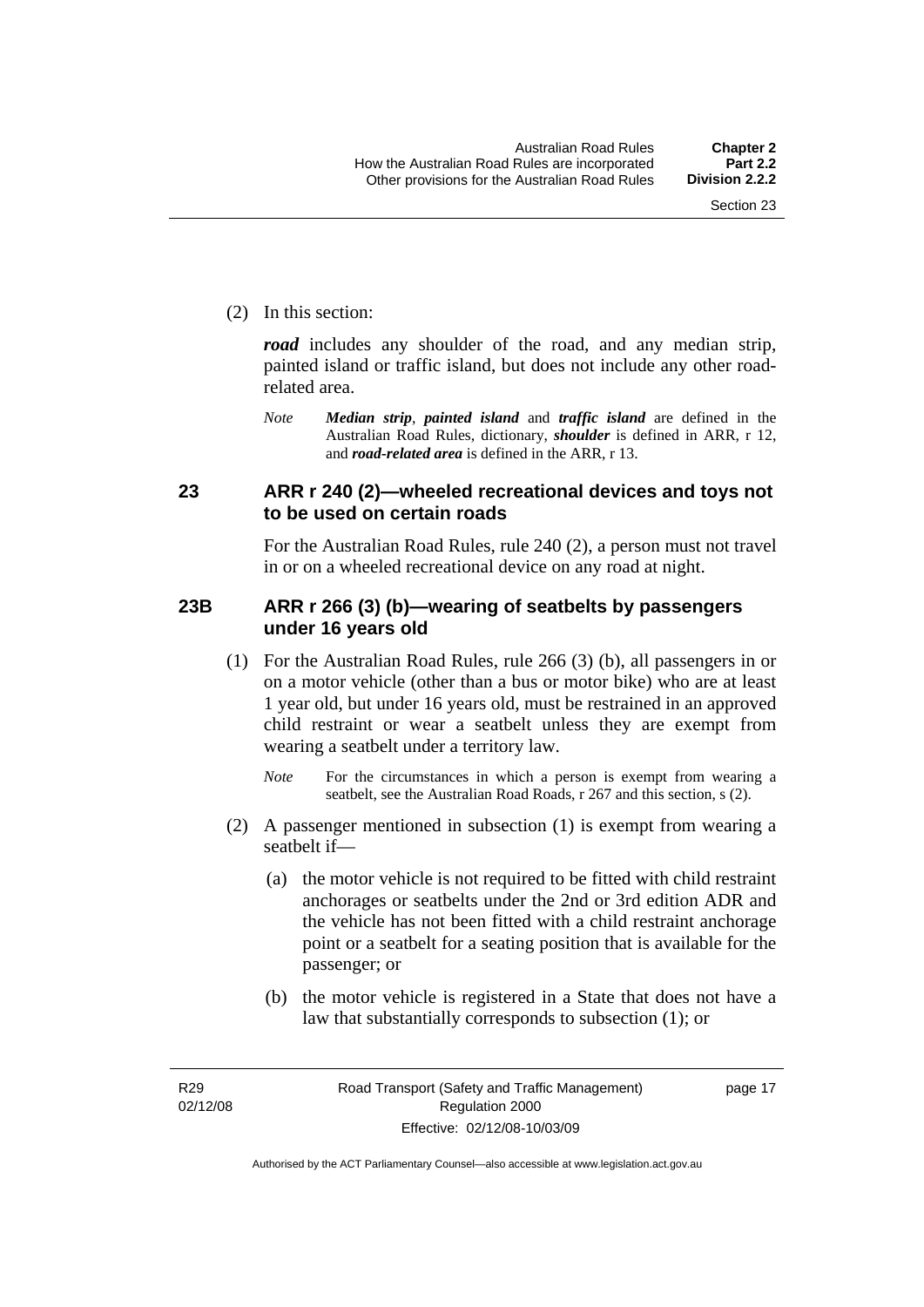(2) In this section:

***road*** includes any shoulder of the road, and any median strip, painted island or traffic island, but does not include any other road-related area.

*Note* ***Median strip***, ***painted island*** and ***traffic island*** are defined in the Australian Road Rules, dictionary, ***shoulder*** is defined in ARR, r 12, and ***road-related area*** is defined in the ARR, r 13.

## 23 ARR r 240 (2)—wheeled recreational devices and toys not to be used on certain roads

For the Australian Road Rules, rule 240 (2), a person must not travel in or on a wheeled recreational device on any road at night.

## 23B ARR r 266 (3) (b)—wearing of seatbelts by passengers under 16 years old

(1) For the Australian Road Rules, rule 266 (3) (b), all passengers in or on a motor vehicle (other than a bus or motor bike) who are at least 1 year old, but under 16 years old, must be restrained in an approved child restraint or wear a seatbelt unless they are exempt from wearing a seatbelt under a territory law.

*Note* For the circumstances in which a person is exempt from wearing a seatbelt, see the Australian Road Roads, r 267 and this section, s (2).

(2) A passenger mentioned in subsection (1) is exempt from wearing a seatbelt if—

(a) the motor vehicle is not required to be fitted with child restraint anchorages or seatbelts under the 2nd or 3rd edition ADR and the vehicle has not been fitted with a child restraint anchorage point or a seatbelt for a seating position that is available for the passenger; or

(b) the motor vehicle is registered in a State that does not have a law that substantially corresponds to subsection (1); or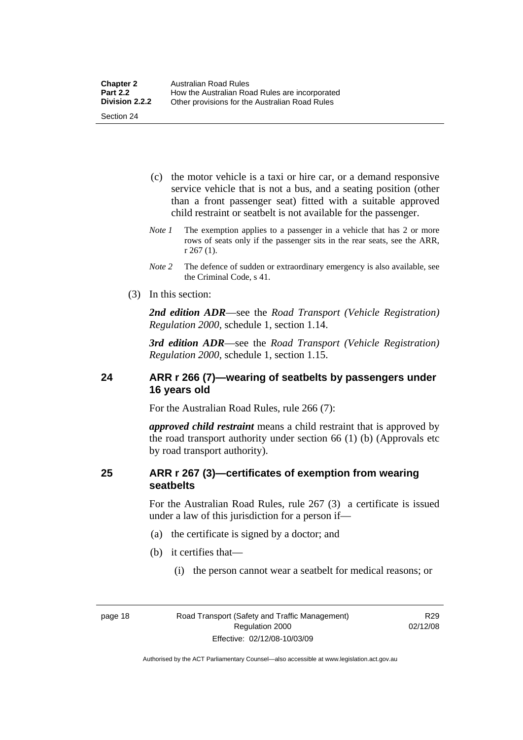(c) the motor vehicle is a taxi or hire car, or a demand responsive service vehicle that is not a bus, and a seating position (other than a front passenger seat) fitted with a suitable approved child restraint or seatbelt is not available for the passenger.

*Note 1* The exemption applies to a passenger in a vehicle that has 2 or more rows of seats only if the passenger sits in the rear seats, see the ARR, r 267 (1).

*Note 2* The defence of sudden or extraordinary emergency is also available, see the Criminal Code, s 41.

(3) In this section:

***2nd edition ADR***—see the *Road Transport (Vehicle Registration) Regulation 2000*, schedule 1, section 1.14.

***3rd edition ADR***—see the *Road Transport (Vehicle Registration) Regulation 2000*, schedule 1, section 1.15.

## 24 ARR r 266 (7)—wearing of seatbelts by passengers under 16 years old

For the Australian Road Rules, rule 266 (7):

***approved child restraint*** means a child restraint that is approved by the road transport authority under section 66 (1) (b) (Approvals etc by road transport authority).

## 25 ARR r 267 (3)—certificates of exemption from wearing seatbelts

For the Australian Road Rules, rule 267 (3) a certificate is issued under a law of this jurisdiction for a person if—

(a) the certificate is signed by a doctor; and

(b) it certifies that—

(i) the person cannot wear a seatbelt for medical reasons; or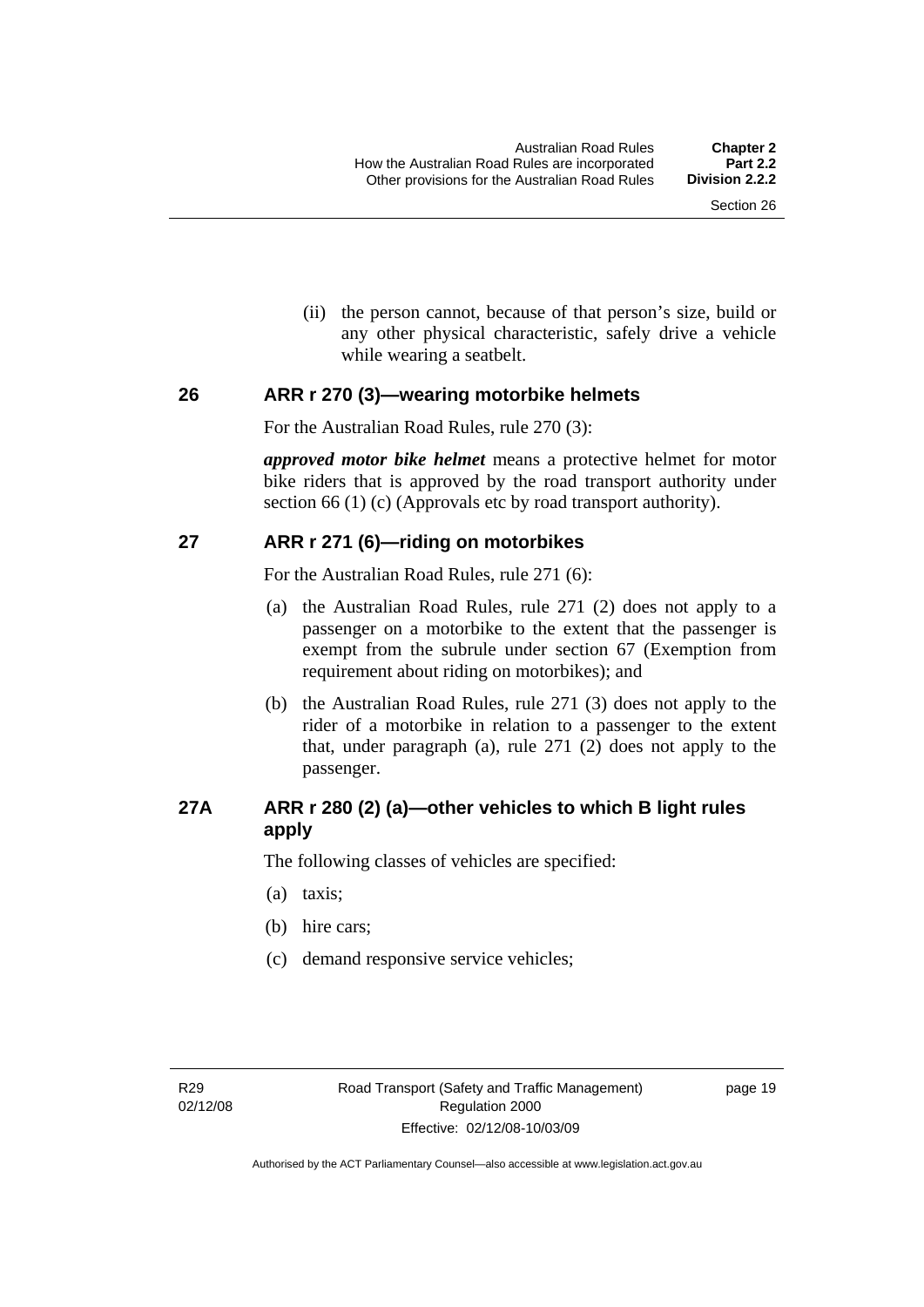(ii) the person cannot, because of that person's size, build or any other physical characteristic, safely drive a vehicle while wearing a seatbelt.

## 26 ARR r 270 (3)—wearing motorbike helmets

For the Australian Road Rules, rule 270 (3):

***approved motor bike helmet*** means a protective helmet for motor bike riders that is approved by the road transport authority under section 66 (1) (c) (Approvals etc by road transport authority).

## 27 ARR r 271 (6)—riding on motorbikes

For the Australian Road Rules, rule 271 (6):

(a) the Australian Road Rules, rule 271 (2) does not apply to a passenger on a motorbike to the extent that the passenger is exempt from the subrule under section 67 (Exemption from requirement about riding on motorbikes); and

(b) the Australian Road Rules, rule 271 (3) does not apply to the rider of a motorbike in relation to a passenger to the extent that, under paragraph (a), rule 271 (2) does not apply to the passenger.

## 27A ARR r 280 (2) (a)—other vehicles to which B light rules apply

The following classes of vehicles are specified:

(a) taxis;

(b) hire cars;

(c) demand responsive service vehicles;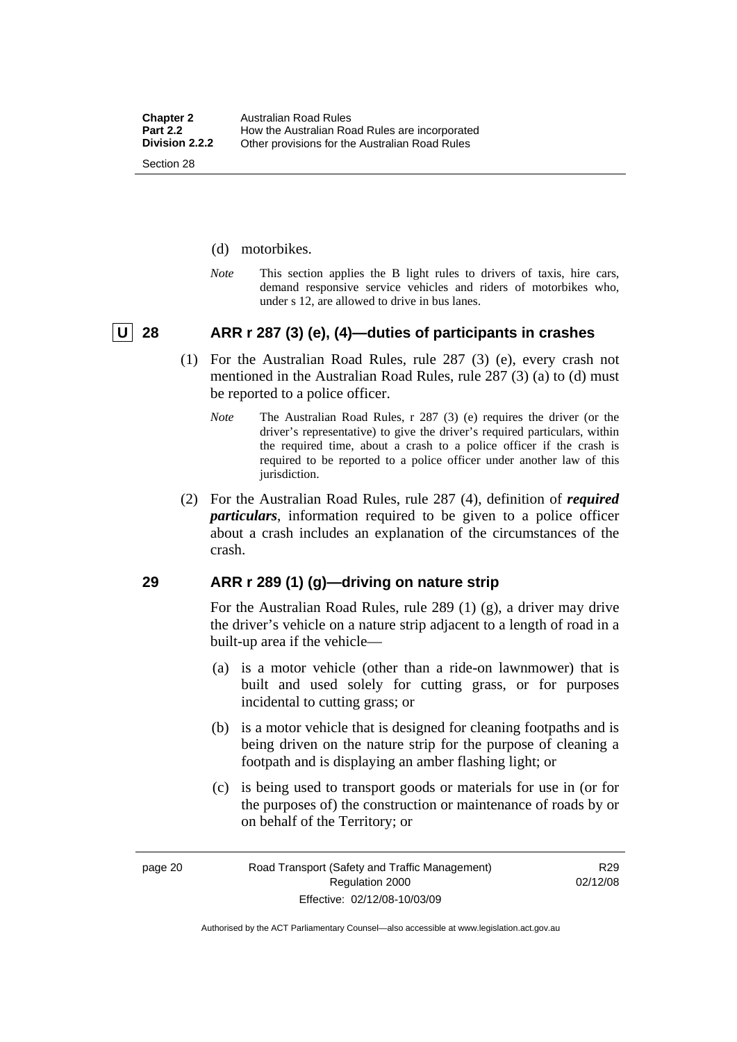(d) motorbikes.

*Note* This section applies the B light rules to drivers of taxis, hire cars, demand responsive service vehicles and riders of motorbikes who, under s 12, are allowed to drive in bus lanes.

### U 28 ARR r 287 (3) (e), (4)—duties of participants in crashes

(1) For the Australian Road Rules, rule 287 (3) (e), every crash not mentioned in the Australian Road Rules, rule 287 (3) (a) to (d) must be reported to a police officer.

*Note* The Australian Road Rules, r 287 (3) (e) requires the driver (or the driver's representative) to give the driver's required particulars, within the required time, about a crash to a police officer if the crash is required to be reported to a police officer under another law of this jurisdiction.

(2) For the Australian Road Rules, rule 287 (4), definition of ***required particulars***, information required to be given to a police officer about a crash includes an explanation of the circumstances of the crash.

### 29 ARR r 289 (1) (g)—driving on nature strip

For the Australian Road Rules, rule 289 (1) (g), a driver may drive the driver's vehicle on a nature strip adjacent to a length of road in a built-up area if the vehicle—

(a) is a motor vehicle (other than a ride-on lawnmower) that is built and used solely for cutting grass, or for purposes incidental to cutting grass; or

(b) is a motor vehicle that is designed for cleaning footpaths and is being driven on the nature strip for the purpose of cleaning a footpath and is displaying an amber flashing light; or

(c) is being used to transport goods or materials for use in (or for the purposes of) the construction or maintenance of roads by or on behalf of the Territory; or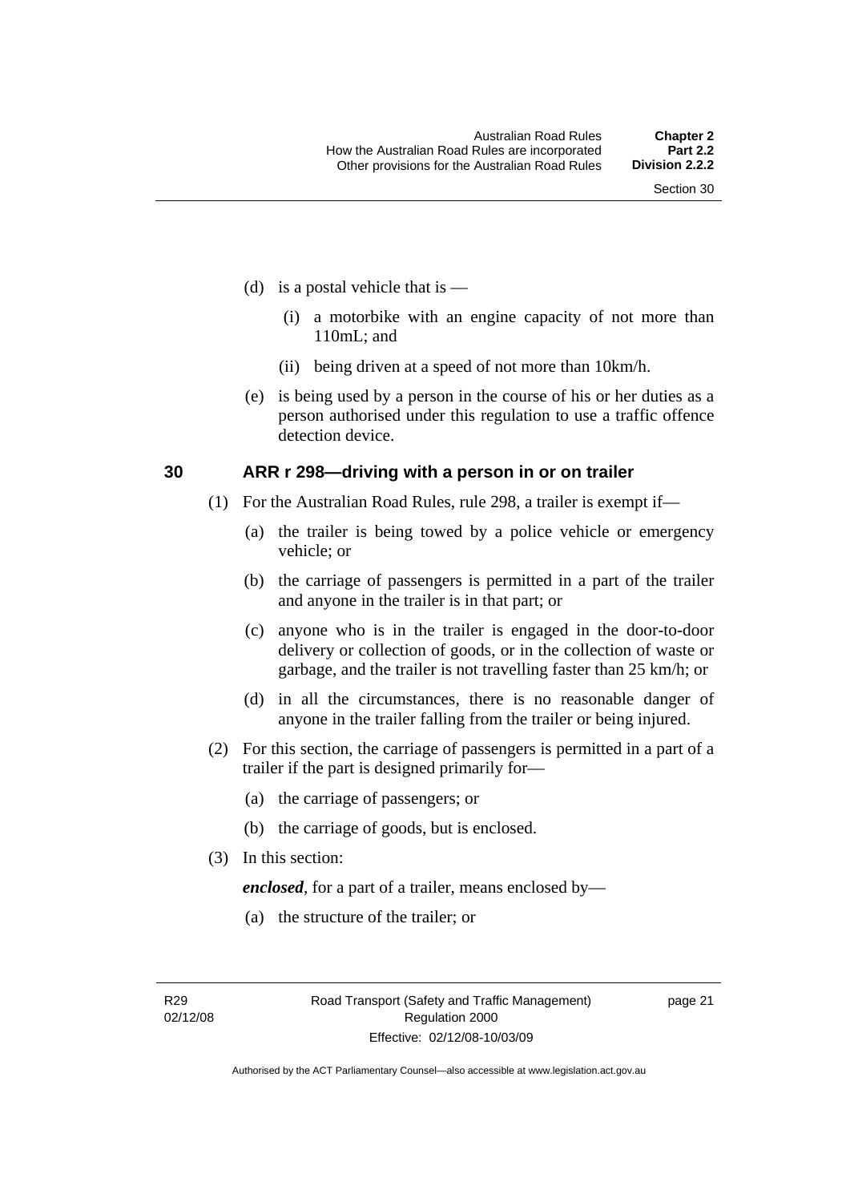(d) is a postal vehicle that is —

(i) a motorbike with an engine capacity of not more than 110mL; and

(ii) being driven at a speed of not more than 10km/h.

(e) is being used by a person in the course of his or her duties as a person authorised under this regulation to use a traffic offence detection device.

## 30 ARR r 298—driving with a person in or on trailer

(1) For the Australian Road Rules, rule 298, a trailer is exempt if—

(a) the trailer is being towed by a police vehicle or emergency vehicle; or

(b) the carriage of passengers is permitted in a part of the trailer and anyone in the trailer is in that part; or

(c) anyone who is in the trailer is engaged in the door-to-door delivery or collection of goods, or in the collection of waste or garbage, and the trailer is not travelling faster than 25 km/h; or

(d) in all the circumstances, there is no reasonable danger of anyone in the trailer falling from the trailer or being injured.

(2) For this section, the carriage of passengers is permitted in a part of a trailer if the part is designed primarily for—

(a) the carriage of passengers; or

(b) the carriage of goods, but is enclosed.

(3) In this section:

***enclosed***, for a part of a trailer, means enclosed by—

(a) the structure of the trailer; or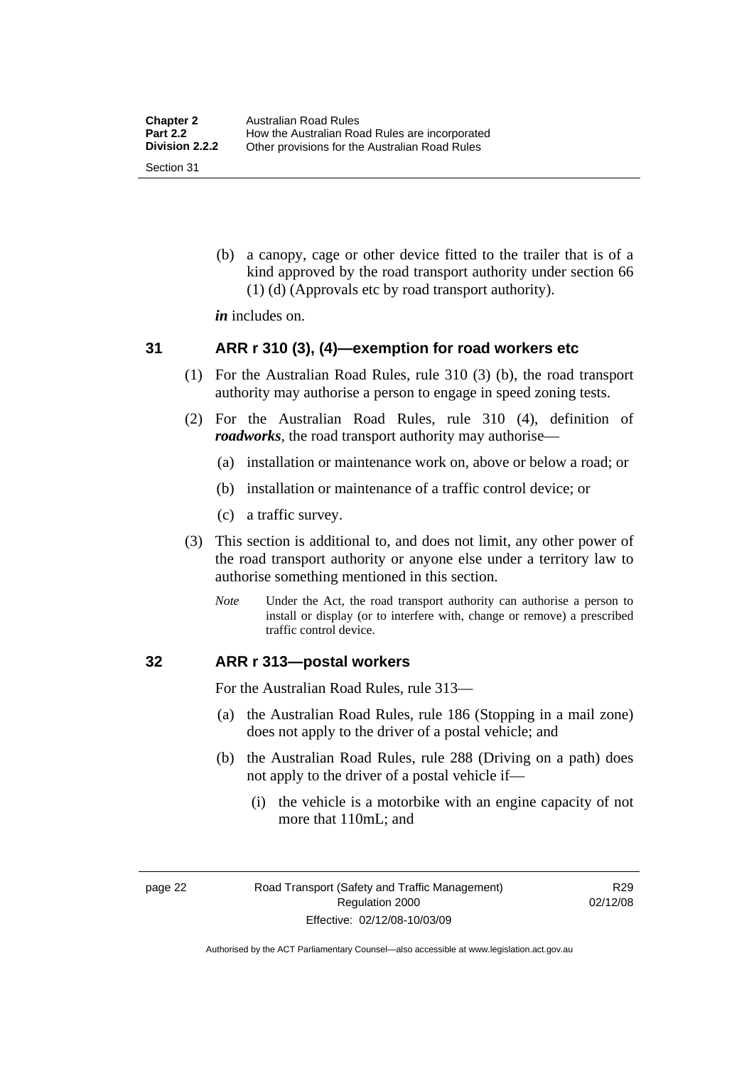(b) a canopy, cage or other device fitted to the trailer that is of a kind approved by the road transport authority under section 66 (1) (d) (Approvals etc by road transport authority).

***in*** includes on.

## 31 ARR r 310 (3), (4)—exemption for road workers etc

(1) For the Australian Road Rules, rule 310 (3) (b), the road transport authority may authorise a person to engage in speed zoning tests.

(2) For the Australian Road Rules, rule 310 (4), definition of ***roadworks***, the road transport authority may authorise—

(a) installation or maintenance work on, above or below a road; or

(b) installation or maintenance of a traffic control device; or

(c) a traffic survey.

(3) This section is additional to, and does not limit, any other power of the road transport authority or anyone else under a territory law to authorise something mentioned in this section.

*Note* Under the Act, the road transport authority can authorise a person to install or display (or to interfere with, change or remove) a prescribed traffic control device.

## 32 ARR r 313—postal workers

For the Australian Road Rules, rule 313—

(a) the Australian Road Rules, rule 186 (Stopping in a mail zone) does not apply to the driver of a postal vehicle; and

(b) the Australian Road Rules, rule 288 (Driving on a path) does not apply to the driver of a postal vehicle if—

(i) the vehicle is a motorbike with an engine capacity of not more that 110mL; and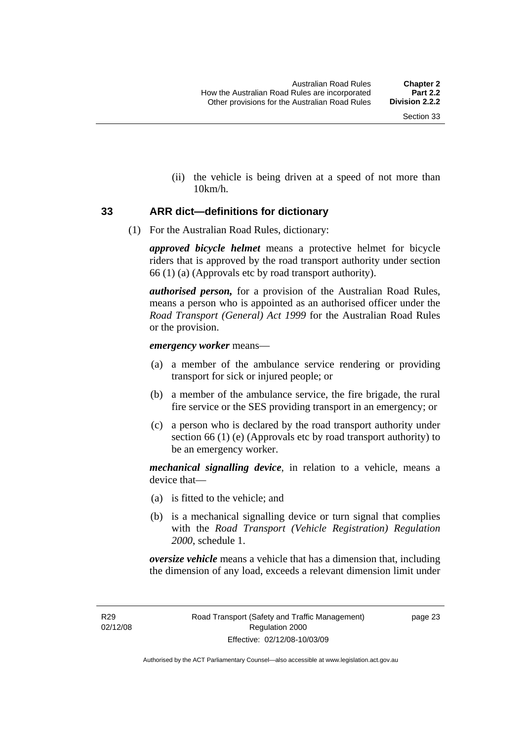(ii) the vehicle is being driven at a speed of not more than 10km/h.

## 33 ARR dict—definitions for dictionary

(1) For the Australian Road Rules, dictionary:

***approved bicycle helmet*** means a protective helmet for bicycle riders that is approved by the road transport authority under section 66 (1) (a) (Approvals etc by road transport authority).

***authorised person,*** for a provision of the Australian Road Rules, means a person who is appointed as an authorised officer under the *Road Transport (General) Act 1999* for the Australian Road Rules or the provision.

***emergency worker*** means—

(a) a member of the ambulance service rendering or providing transport for sick or injured people; or

(b) a member of the ambulance service, the fire brigade, the rural fire service or the SES providing transport in an emergency; or

(c) a person who is declared by the road transport authority under section 66 (1) (e) (Approvals etc by road transport authority) to be an emergency worker.

***mechanical signalling device***, in relation to a vehicle, means a device that—

(a) is fitted to the vehicle; and

(b) is a mechanical signalling device or turn signal that complies with the *Road Transport (Vehicle Registration) Regulation 2000*, schedule 1.

***oversize vehicle*** means a vehicle that has a dimension that, including the dimension of any load, exceeds a relevant dimension limit under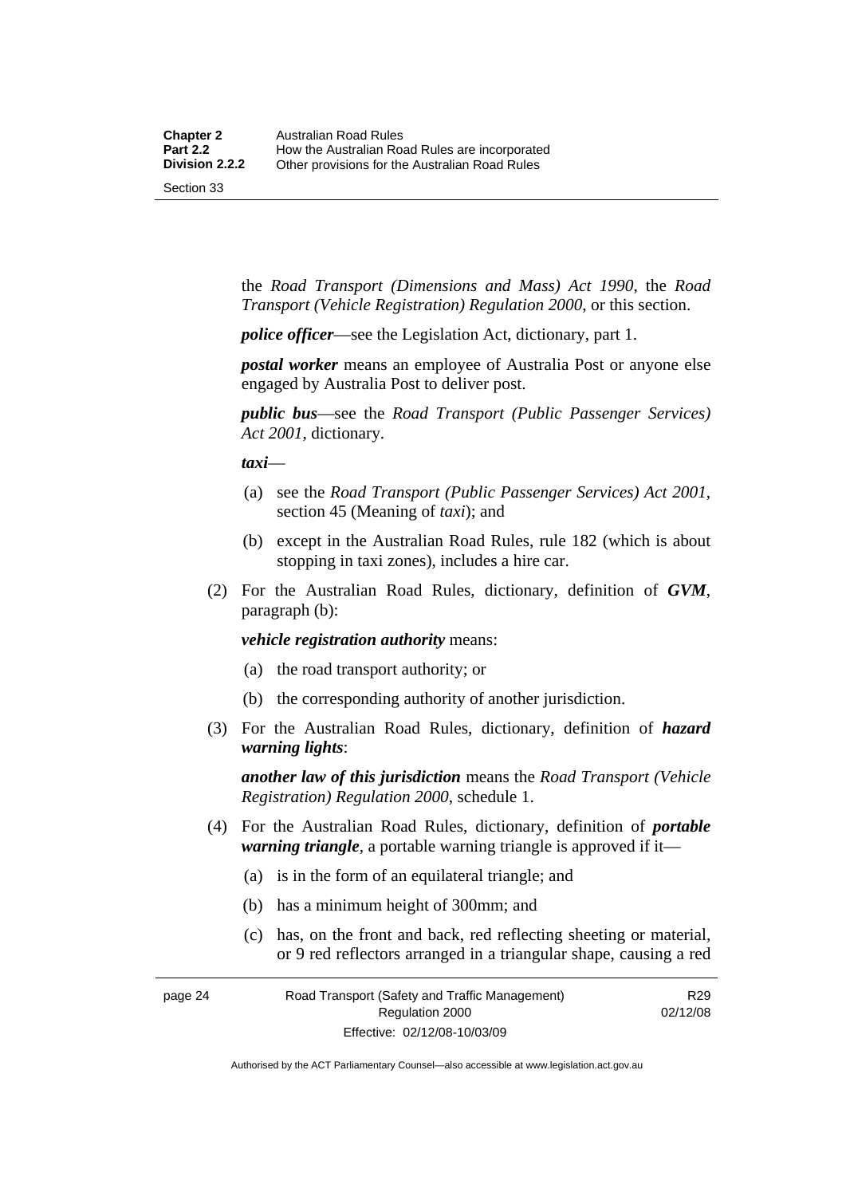the *Road Transport (Dimensions and Mass) Act 1990*, the *Road Transport (Vehicle Registration) Regulation 2000*, or this section.

***police officer***—see the Legislation Act, dictionary, part 1.

***postal worker*** means an employee of Australia Post or anyone else engaged by Australia Post to deliver post.

***public bus***—see the *Road Transport (Public Passenger Services) Act 2001*, dictionary.

***taxi***—

(a) see the *Road Transport (Public Passenger Services) Act 2001*, section 45 (Meaning of *taxi*); and

(b) except in the Australian Road Rules, rule 182 (which is about stopping in taxi zones), includes a hire car.

(2) For the Australian Road Rules, dictionary, definition of ***GVM***, paragraph (b):

***vehicle registration authority*** means:

(a) the road transport authority; or

(b) the corresponding authority of another jurisdiction.

(3) For the Australian Road Rules, dictionary, definition of ***hazard warning lights***:

***another law of this jurisdiction*** means the *Road Transport (Vehicle Registration) Regulation 2000*, schedule 1.

(4) For the Australian Road Rules, dictionary, definition of ***portable warning triangle***, a portable warning triangle is approved if it—

(a) is in the form of an equilateral triangle; and

(b) has a minimum height of 300mm; and

(c) has, on the front and back, red reflecting sheeting or material, or 9 red reflectors arranged in a triangular shape, causing a red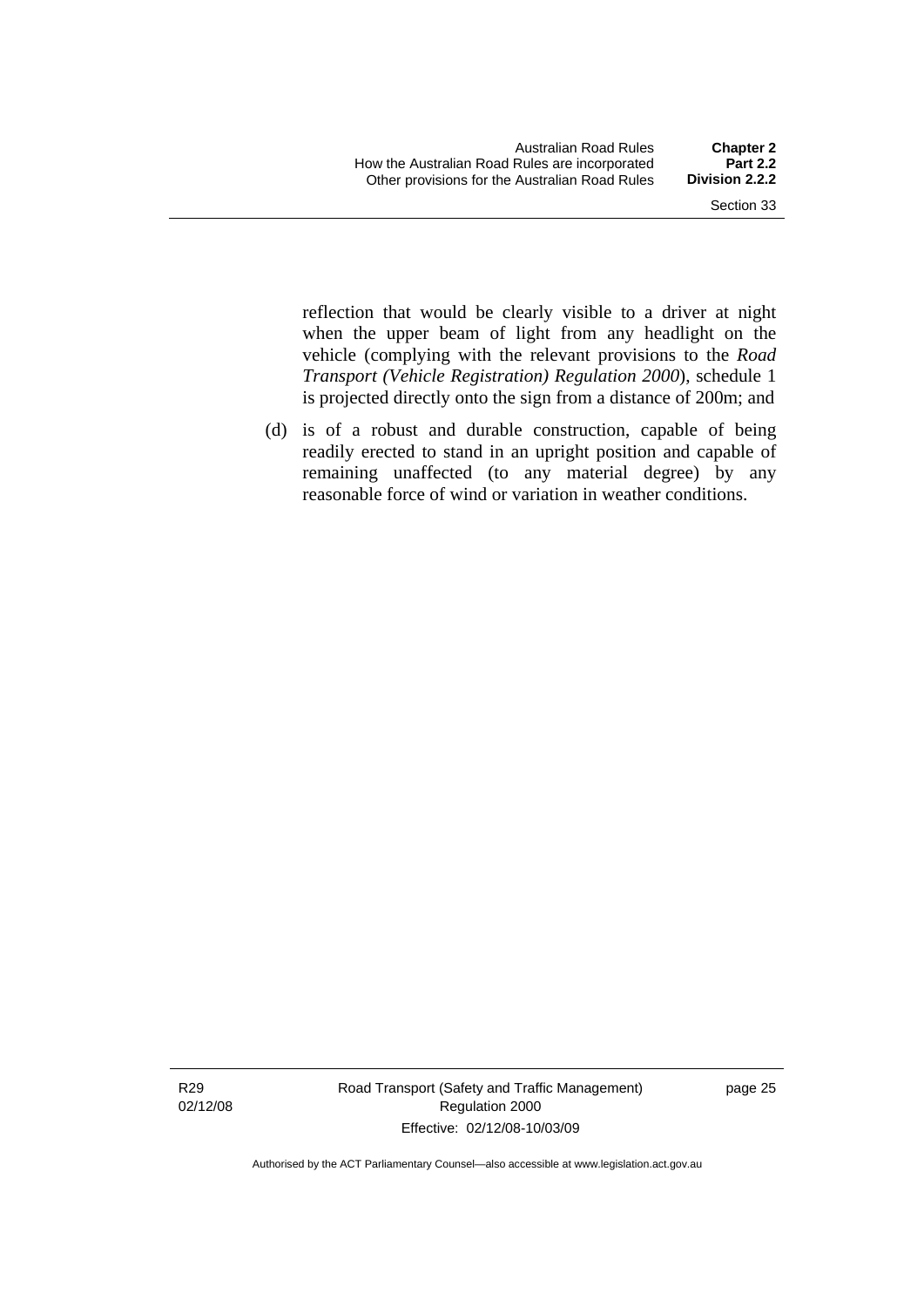reflection that would be clearly visible to a driver at night when the upper beam of light from any headlight on the vehicle (complying with the relevant provisions to the *Road Transport (Vehicle Registration) Regulation 2000*), schedule 1 is projected directly onto the sign from a distance of 200m; and

(d) is of a robust and durable construction, capable of being readily erected to stand in an upright position and capable of remaining unaffected (to any material degree) by any reasonable force of wind or variation in weather conditions.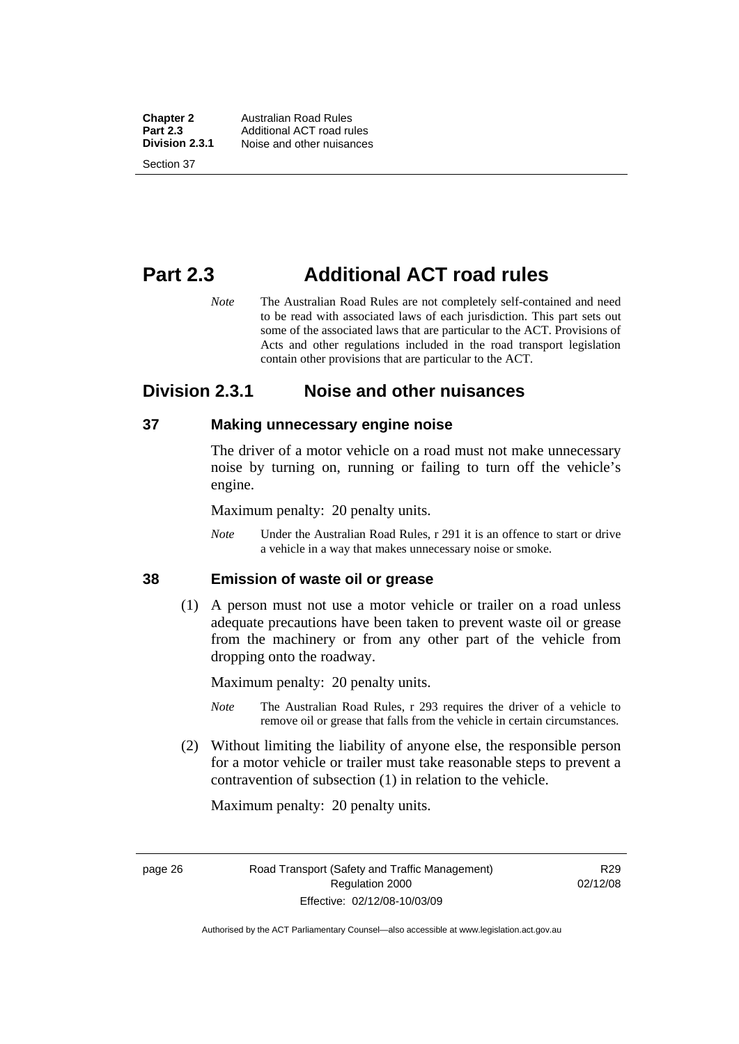# Part 2.3 Additional ACT road rules

*Note* The Australian Road Rules are not completely self-contained and need to be read with associated laws of each jurisdiction. This part sets out some of the associated laws that are particular to the ACT. Provisions of Acts and other regulations included in the road transport legislation contain other provisions that are particular to the ACT.

## Division 2.3.1 Noise and other nuisances

### 37 Making unnecessary engine noise

The driver of a motor vehicle on a road must not make unnecessary noise by turning on, running or failing to turn off the vehicle's engine.

Maximum penalty: 20 penalty units.

*Note* Under the Australian Road Rules, r 291 it is an offence to start or drive a vehicle in a way that makes unnecessary noise or smoke.

### 38 Emission of waste oil or grease

(1) A person must not use a motor vehicle or trailer on a road unless adequate precautions have been taken to prevent waste oil or grease from the machinery or from any other part of the vehicle from dropping onto the roadway.

Maximum penalty: 20 penalty units.

*Note* The Australian Road Rules, r 293 requires the driver of a vehicle to remove oil or grease that falls from the vehicle in certain circumstances.

(2) Without limiting the liability of anyone else, the responsible person for a motor vehicle or trailer must take reasonable steps to prevent a contravention of subsection (1) in relation to the vehicle.

Maximum penalty: 20 penalty units.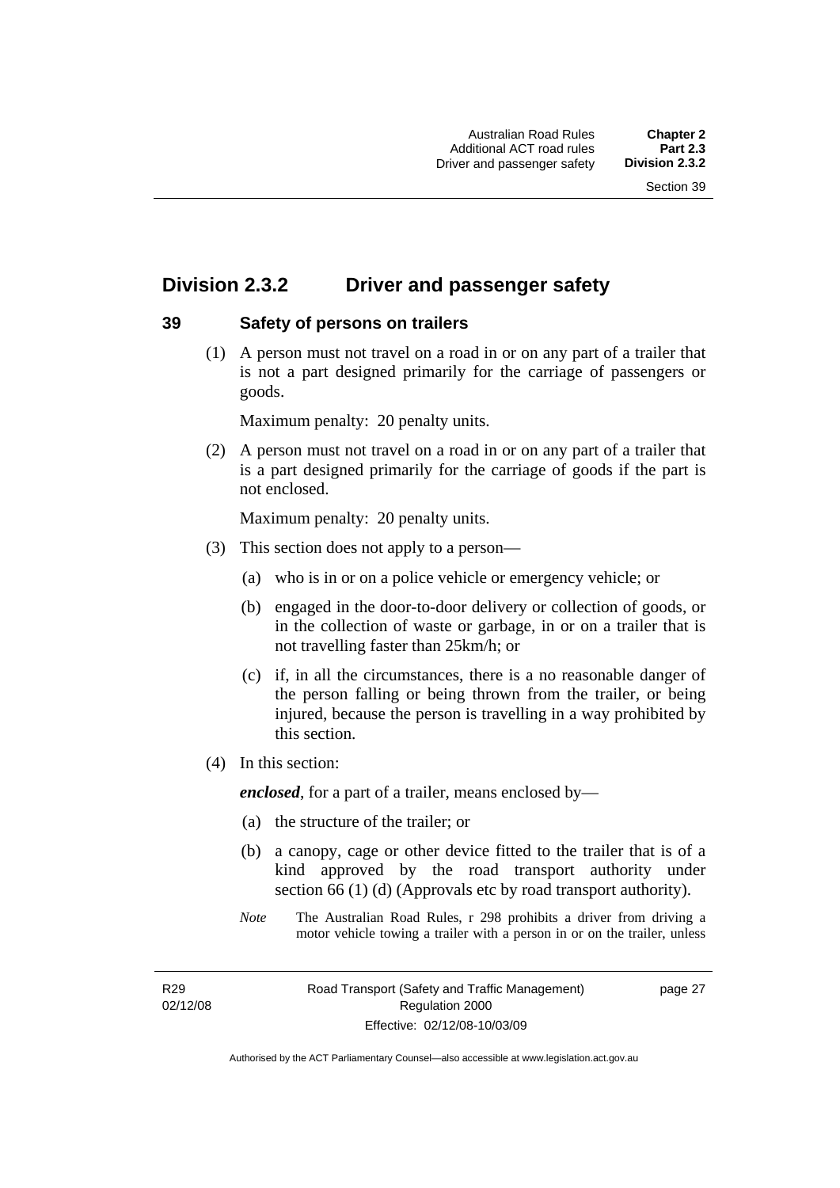## Division 2.3.2 Driver and passenger safety

### 39 Safety of persons on trailers

(1) A person must not travel on a road in or on any part of a trailer that is not a part designed primarily for the carriage of passengers or goods.

Maximum penalty: 20 penalty units.

(2) A person must not travel on a road in or on any part of a trailer that is a part designed primarily for the carriage of goods if the part is not enclosed.

Maximum penalty: 20 penalty units.

(3) This section does not apply to a person—

(a) who is in or on a police vehicle or emergency vehicle; or

(b) engaged in the door-to-door delivery or collection of goods, or in the collection of waste or garbage, in or on a trailer that is not travelling faster than 25km/h; or

(c) if, in all the circumstances, there is a no reasonable danger of the person falling or being thrown from the trailer, or being injured, because the person is travelling in a way prohibited by this section.

(4) In this section:

***enclosed***, for a part of a trailer, means enclosed by—

(a) the structure of the trailer; or

(b) a canopy, cage or other device fitted to the trailer that is of a kind approved by the road transport authority under section 66 (1) (d) (Approvals etc by road transport authority).

*Note* The Australian Road Rules, r 298 prohibits a driver from driving a motor vehicle towing a trailer with a person in or on the trailer, unless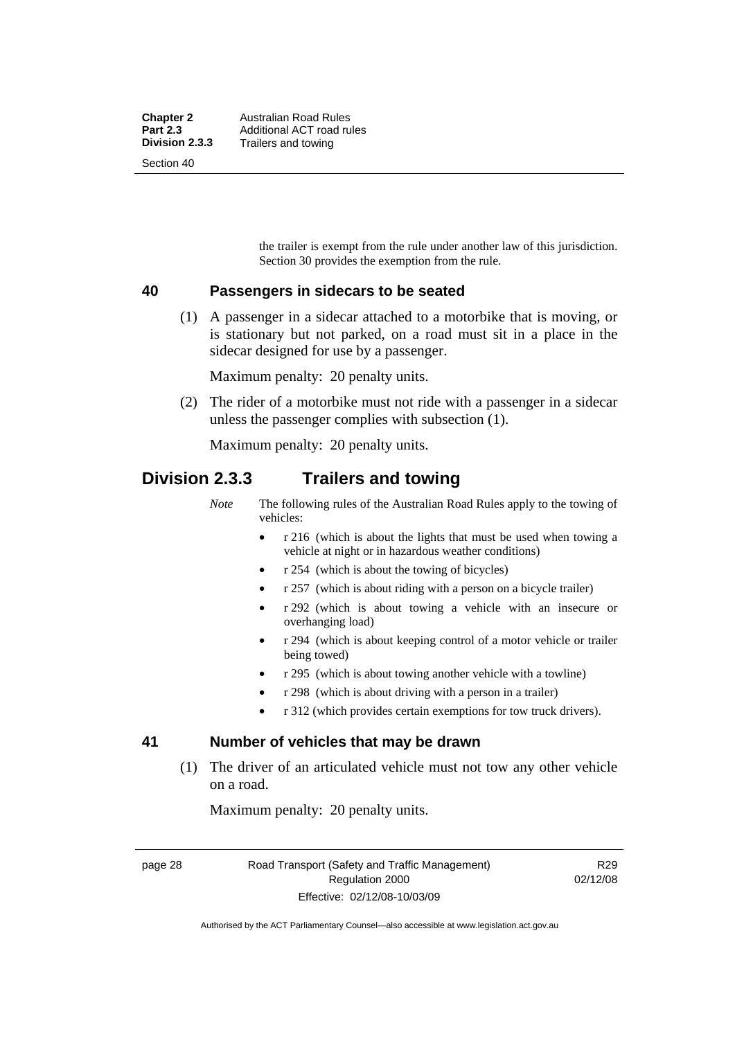the trailer is exempt from the rule under another law of this jurisdiction. Section 30 provides the exemption from the rule.

### 40 Passengers in sidecars to be seated

(1) A passenger in a sidecar attached to a motorbike that is moving, or is stationary but not parked, on a road must sit in a place in the sidecar designed for use by a passenger.

Maximum penalty: 20 penalty units.

(2) The rider of a motorbike must not ride with a passenger in a sidecar unless the passenger complies with subsection (1).

Maximum penalty: 20 penalty units.

## Division 2.3.3 Trailers and towing

*Note* The following rules of the Australian Road Rules apply to the towing of vehicles:

- r 216 (which is about the lights that must be used when towing a vehicle at night or in hazardous weather conditions)
- r 254 (which is about the towing of bicycles)
- r 257 (which is about riding with a person on a bicycle trailer)
- r 292 (which is about towing a vehicle with an insecure or overhanging load)
- r 294 (which is about keeping control of a motor vehicle or trailer being towed)
- r 295 (which is about towing another vehicle with a towline)
- r 298 (which is about driving with a person in a trailer)
- r 312 (which provides certain exemptions for tow truck drivers).

### 41 Number of vehicles that may be drawn

(1) The driver of an articulated vehicle must not tow any other vehicle on a road.

Maximum penalty: 20 penalty units.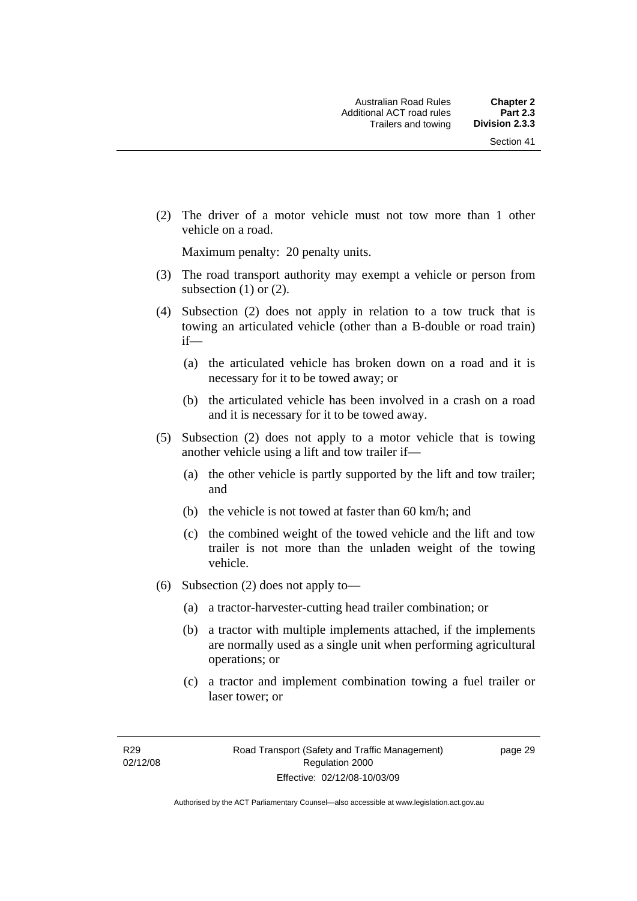(2) The driver of a motor vehicle must not tow more than 1 other vehicle on a road.

Maximum penalty: 20 penalty units.

(3) The road transport authority may exempt a vehicle or person from subsection (1) or (2).

(4) Subsection (2) does not apply in relation to a tow truck that is towing an articulated vehicle (other than a B-double or road train) if—

- (a) the articulated vehicle has broken down on a road and it is necessary for it to be towed away; or
- (b) the articulated vehicle has been involved in a crash on a road and it is necessary for it to be towed away.

(5) Subsection (2) does not apply to a motor vehicle that is towing another vehicle using a lift and tow trailer if—

- (a) the other vehicle is partly supported by the lift and tow trailer; and
- (b) the vehicle is not towed at faster than 60 km/h; and
- (c) the combined weight of the towed vehicle and the lift and tow trailer is not more than the unladen weight of the towing vehicle.

(6) Subsection (2) does not apply to—

- (a) a tractor-harvester-cutting head trailer combination; or
- (b) a tractor with multiple implements attached, if the implements are normally used as a single unit when performing agricultural operations; or
- (c) a tractor and implement combination towing a fuel trailer or laser tower; or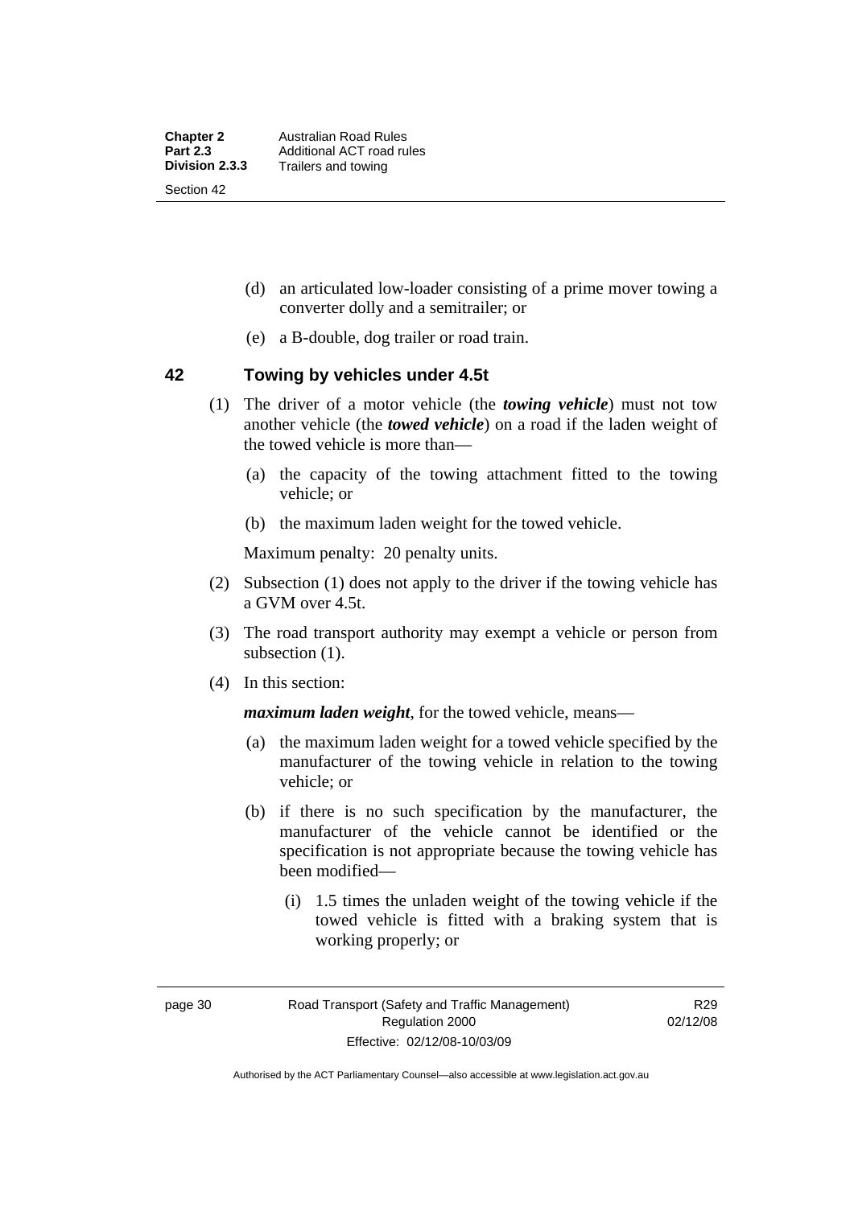(d) an articulated low-loader consisting of a prime mover towing a converter dolly and a semitrailer; or

(e) a B-double, dog trailer or road train.

## 42 Towing by vehicles under 4.5t

(1) The driver of a motor vehicle (the ***towing vehicle***) must not tow another vehicle (the ***towed vehicle***) on a road if the laden weight of the towed vehicle is more than—

(a) the capacity of the towing attachment fitted to the towing vehicle; or

(b) the maximum laden weight for the towed vehicle.

Maximum penalty: 20 penalty units.

(2) Subsection (1) does not apply to the driver if the towing vehicle has a GVM over 4.5t.

(3) The road transport authority may exempt a vehicle or person from subsection (1).

(4) In this section:

***maximum laden weight***, for the towed vehicle, means—

(a) the maximum laden weight for a towed vehicle specified by the manufacturer of the towing vehicle in relation to the towing vehicle; or

(b) if there is no such specification by the manufacturer, the manufacturer of the vehicle cannot be identified or the specification is not appropriate because the towing vehicle has been modified—

(i) 1.5 times the unladen weight of the towing vehicle if the towed vehicle is fitted with a braking system that is working properly; or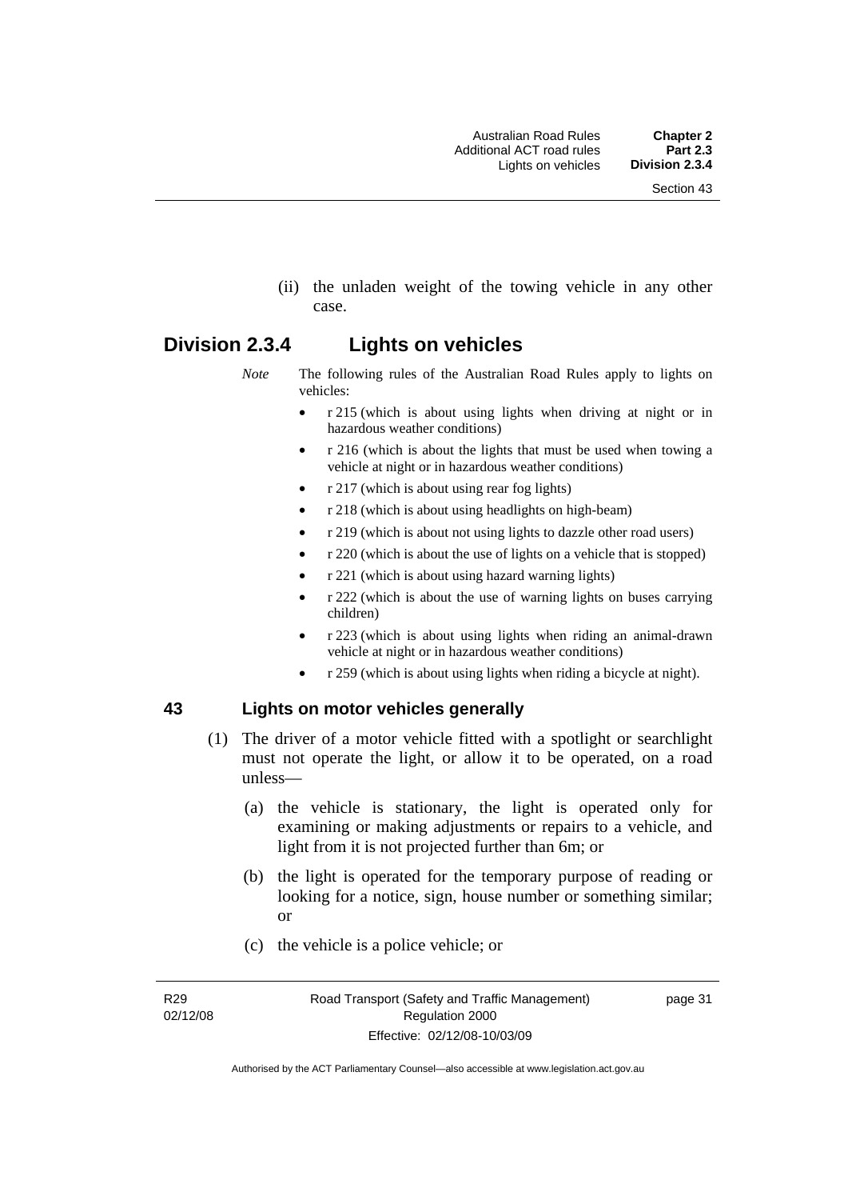(ii) the unladen weight of the towing vehicle in any other case.

## Division 2.3.4 Lights on vehicles

*Note* The following rules of the Australian Road Rules apply to lights on vehicles:

- r 215 (which is about using lights when driving at night or in hazardous weather conditions)
- r 216 (which is about the lights that must be used when towing a vehicle at night or in hazardous weather conditions)
- r 217 (which is about using rear fog lights)
- r 218 (which is about using headlights on high-beam)
- r 219 (which is about not using lights to dazzle other road users)
- r 220 (which is about the use of lights on a vehicle that is stopped)
- r 221 (which is about using hazard warning lights)
- r 222 (which is about the use of warning lights on buses carrying children)
- r 223 (which is about using lights when riding an animal-drawn vehicle at night or in hazardous weather conditions)
- r 259 (which is about using lights when riding a bicycle at night).

### 43 Lights on motor vehicles generally

(1) The driver of a motor vehicle fitted with a spotlight or searchlight must not operate the light, or allow it to be operated, on a road unless—

(a) the vehicle is stationary, the light is operated only for examining or making adjustments or repairs to a vehicle, and light from it is not projected further than 6m; or

(b) the light is operated for the temporary purpose of reading or looking for a notice, sign, house number or something similar; or

(c) the vehicle is a police vehicle; or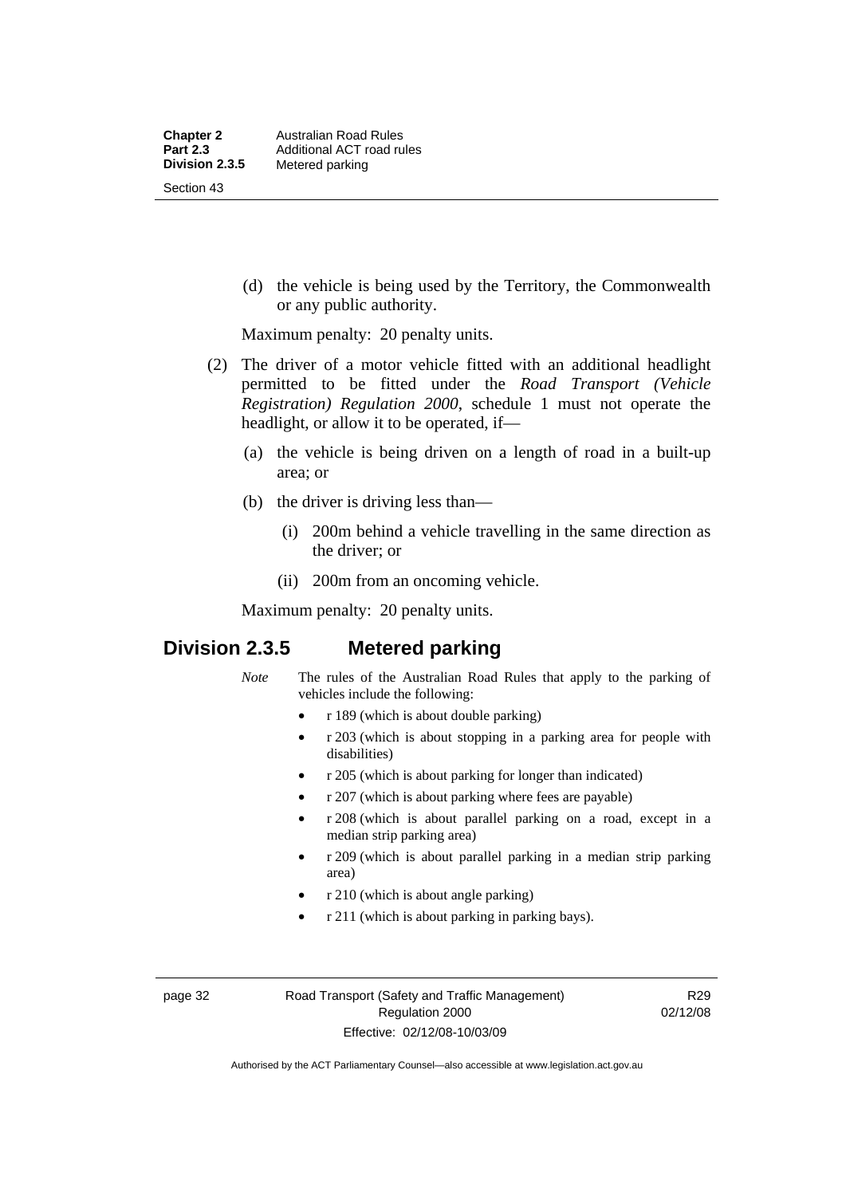(d) the vehicle is being used by the Territory, the Commonwealth or any public authority.

Maximum penalty: 20 penalty units.

(2) The driver of a motor vehicle fitted with an additional headlight permitted to be fitted under the *Road Transport (Vehicle Registration) Regulation 2000*, schedule 1 must not operate the headlight, or allow it to be operated, if—

(a) the vehicle is being driven on a length of road in a built-up area; or

(b) the driver is driving less than—

(i) 200m behind a vehicle travelling in the same direction as the driver; or

(ii) 200m from an oncoming vehicle.

Maximum penalty: 20 penalty units.

## Division 2.3.5 Metered parking

*Note* The rules of the Australian Road Rules that apply to the parking of vehicles include the following:

- r 189 (which is about double parking)
- r 203 (which is about stopping in a parking area for people with disabilities)
- r 205 (which is about parking for longer than indicated)
- r 207 (which is about parking where fees are payable)
- r 208 (which is about parallel parking on a road, except in a median strip parking area)
- r 209 (which is about parallel parking in a median strip parking area)
- r 210 (which is about angle parking)
- r 211 (which is about parking in parking bays).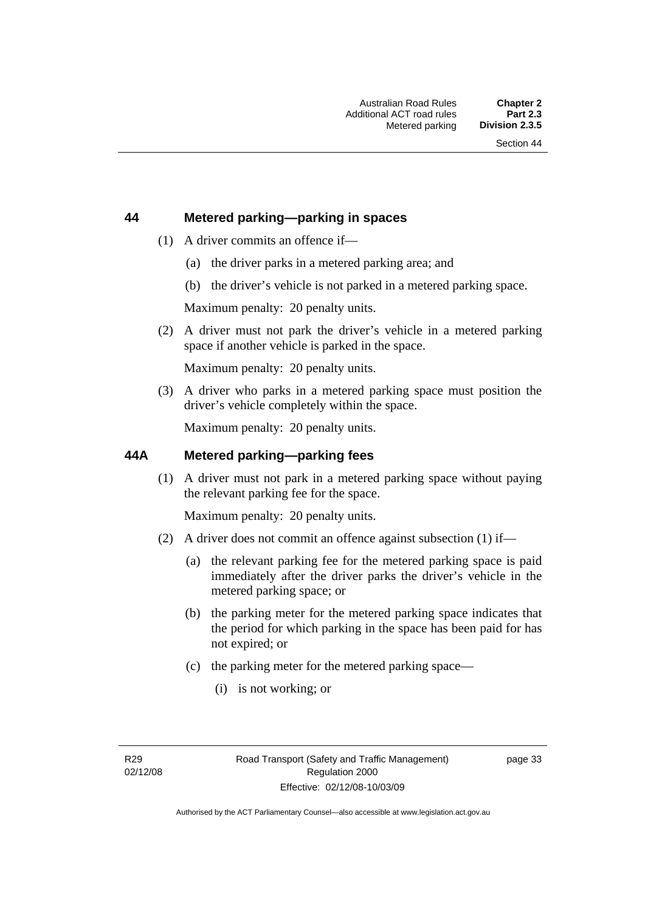## 44 Metered parking—parking in spaces

(1) A driver commits an offence if—

(a) the driver parks in a metered parking area; and

(b) the driver's vehicle is not parked in a metered parking space.

Maximum penalty: 20 penalty units.

(2) A driver must not park the driver's vehicle in a metered parking space if another vehicle is parked in the space.

Maximum penalty: 20 penalty units.

(3) A driver who parks in a metered parking space must position the driver's vehicle completely within the space.

Maximum penalty: 20 penalty units.

## 44A Metered parking—parking fees

(1) A driver must not park in a metered parking space without paying the relevant parking fee for the space.

Maximum penalty: 20 penalty units.

(2) A driver does not commit an offence against subsection (1) if—

(a) the relevant parking fee for the metered parking space is paid immediately after the driver parks the driver's vehicle in the metered parking space; or

(b) the parking meter for the metered parking space indicates that the period for which parking in the space has been paid for has not expired; or

(c) the parking meter for the metered parking space—

(i) is not working; or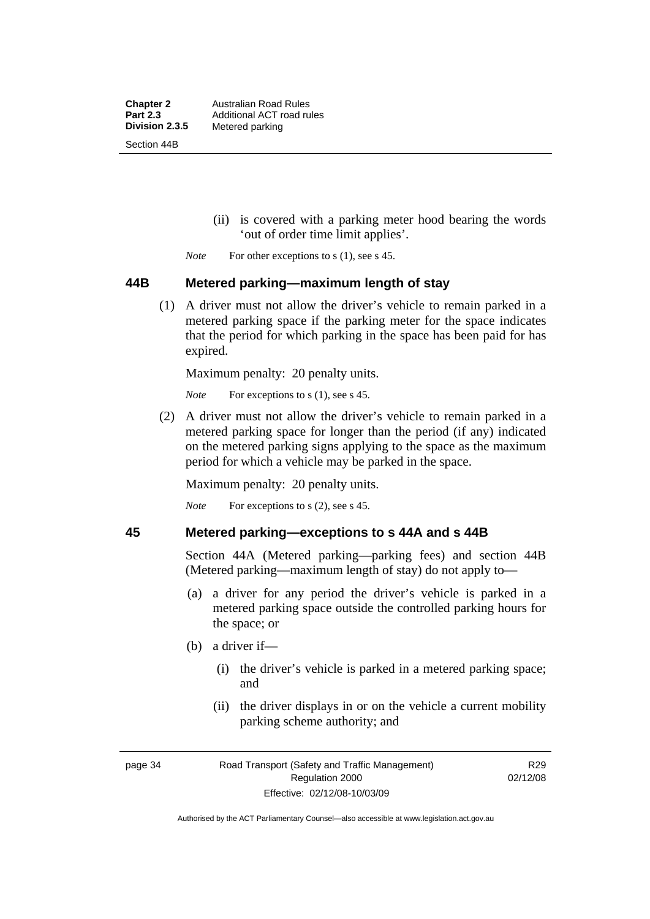(ii) is covered with a parking meter hood bearing the words 'out of order time limit applies'.

*Note* For other exceptions to s (1), see s 45.

## 44B Metered parking—maximum length of stay

(1) A driver must not allow the driver's vehicle to remain parked in a metered parking space if the parking meter for the space indicates that the period for which parking in the space has been paid for has expired.

Maximum penalty: 20 penalty units.

*Note* For exceptions to s (1), see s 45.

(2) A driver must not allow the driver's vehicle to remain parked in a metered parking space for longer than the period (if any) indicated on the metered parking signs applying to the space as the maximum period for which a vehicle may be parked in the space.

Maximum penalty: 20 penalty units.

*Note* For exceptions to s (2), see s 45.

## 45 Metered parking—exceptions to s 44A and s 44B

Section 44A (Metered parking—parking fees) and section 44B (Metered parking—maximum length of stay) do not apply to—

(a) a driver for any period the driver's vehicle is parked in a metered parking space outside the controlled parking hours for the space; or

(b) a driver if—

(i) the driver's vehicle is parked in a metered parking space; and

(ii) the driver displays in or on the vehicle a current mobility parking scheme authority; and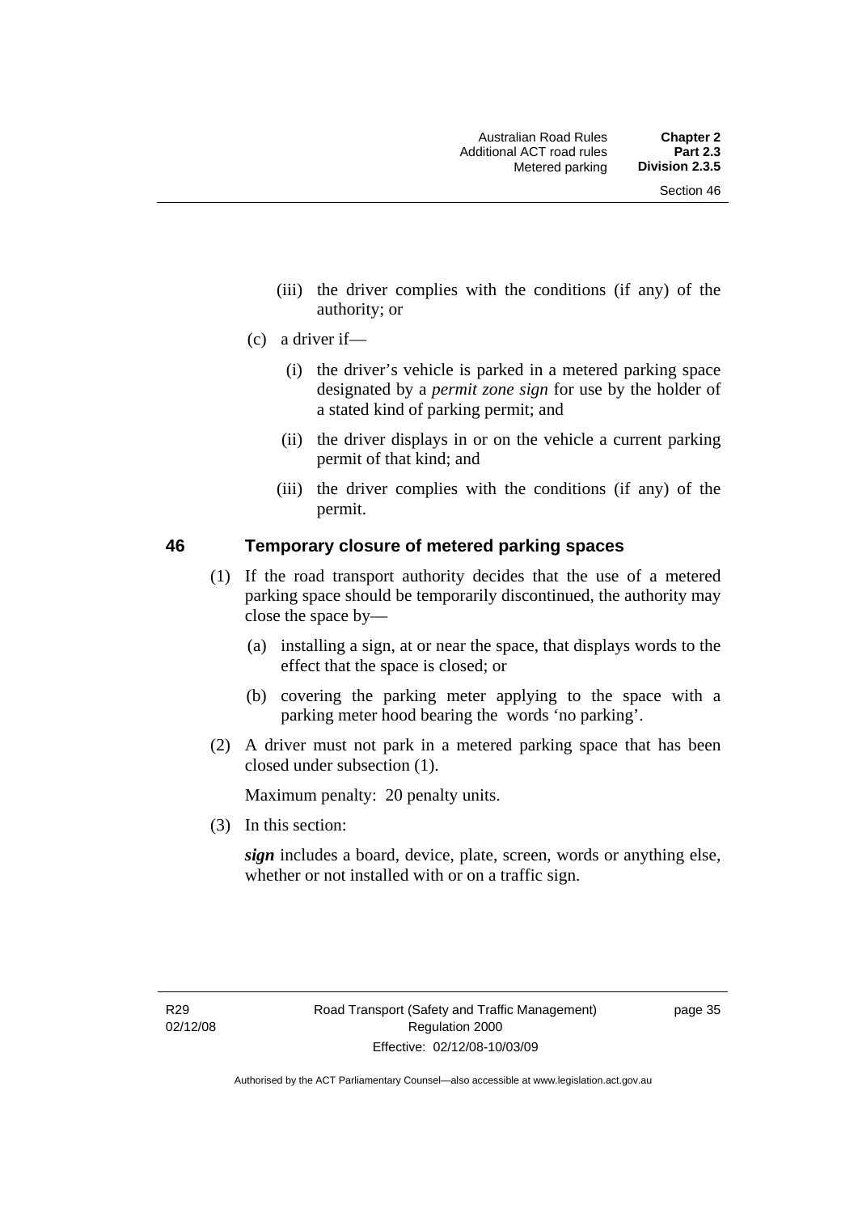(iii) the driver complies with the conditions (if any) of the authority; or

(c) a driver if—

(i) the driver's vehicle is parked in a metered parking space designated by a *permit zone sign* for use by the holder of a stated kind of parking permit; and

(ii) the driver displays in or on the vehicle a current parking permit of that kind; and

(iii) the driver complies with the conditions (if any) of the permit.

## 46 Temporary closure of metered parking spaces

(1) If the road transport authority decides that the use of a metered parking space should be temporarily discontinued, the authority may close the space by—

(a) installing a sign, at or near the space, that displays words to the effect that the space is closed; or

(b) covering the parking meter applying to the space with a parking meter hood bearing the words 'no parking'.

(2) A driver must not park in a metered parking space that has been closed under subsection (1).

Maximum penalty: 20 penalty units.

(3) In this section:

***sign*** includes a board, device, plate, screen, words or anything else, whether or not installed with or on a traffic sign.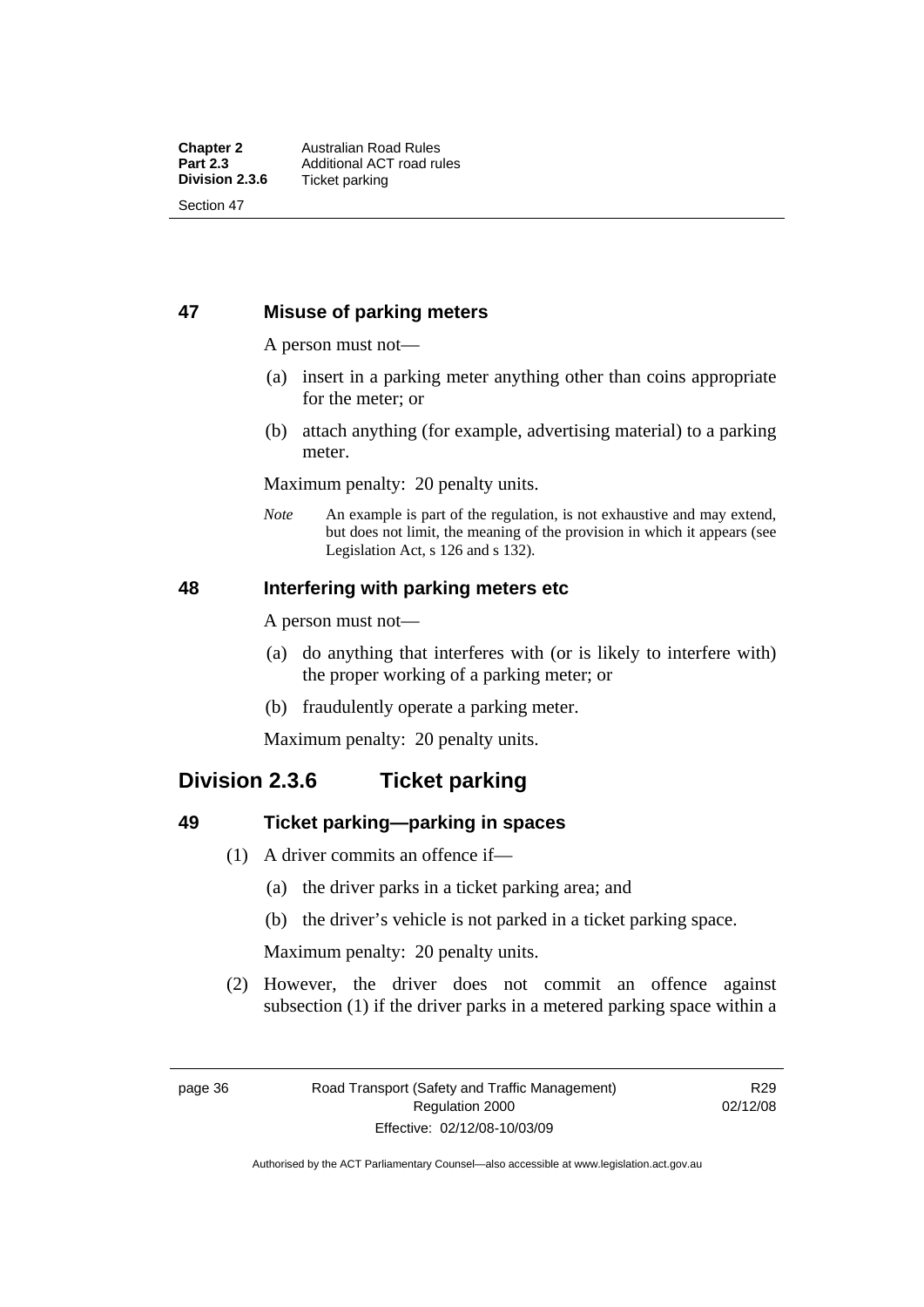## 47 Misuse of parking meters

A person must not—

(a) insert in a parking meter anything other than coins appropriate for the meter; or

(b) attach anything (for example, advertising material) to a parking meter.

Maximum penalty: 20 penalty units.

*Note* An example is part of the regulation, is not exhaustive and may extend, but does not limit, the meaning of the provision in which it appears (see Legislation Act, s 126 and s 132).

## 48 Interfering with parking meters etc

A person must not—

(a) do anything that interferes with (or is likely to interfere with) the proper working of a parking meter; or

(b) fraudulently operate a parking meter.

Maximum penalty: 20 penalty units.

# Division 2.3.6 Ticket parking

## 49 Ticket parking—parking in spaces

(1) A driver commits an offence if—

(a) the driver parks in a ticket parking area; and

(b) the driver's vehicle is not parked in a ticket parking space.

Maximum penalty: 20 penalty units.

(2) However, the driver does not commit an offence against subsection (1) if the driver parks in a metered parking space within a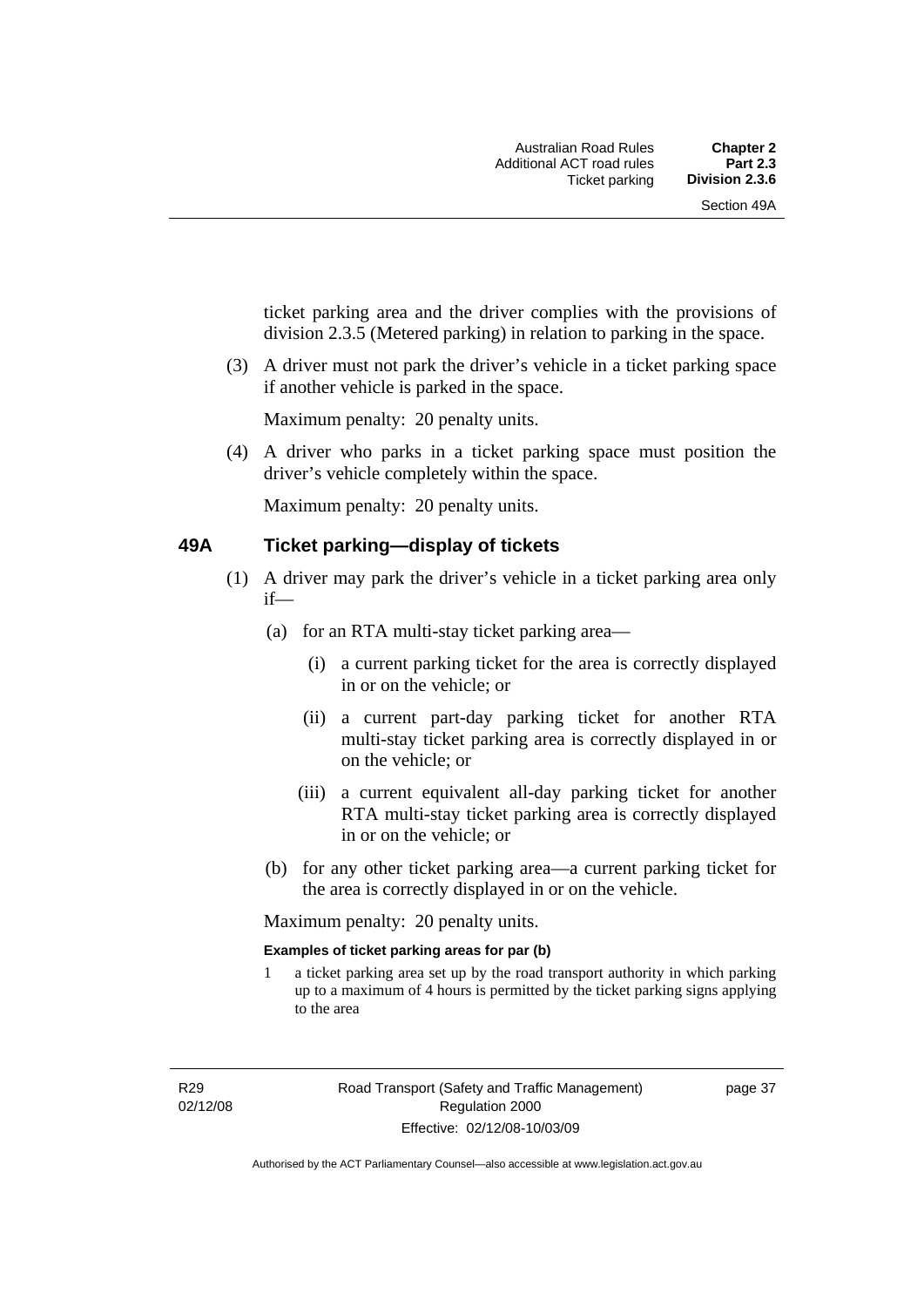ticket parking area and the driver complies with the provisions of division 2.3.5 (Metered parking) in relation to parking in the space.

(3) A driver must not park the driver's vehicle in a ticket parking space if another vehicle is parked in the space.

Maximum penalty: 20 penalty units.

(4) A driver who parks in a ticket parking space must position the driver's vehicle completely within the space.

Maximum penalty: 20 penalty units.

## 49A Ticket parking—display of tickets

(1) A driver may park the driver's vehicle in a ticket parking area only if—

(a) for an RTA multi-stay ticket parking area—

(i) a current parking ticket for the area is correctly displayed in or on the vehicle; or

(ii) a current part-day parking ticket for another RTA multi-stay ticket parking area is correctly displayed in or on the vehicle; or

(iii) a current equivalent all-day parking ticket for another RTA multi-stay ticket parking area is correctly displayed in or on the vehicle; or

(b) for any other ticket parking area—a current parking ticket for the area is correctly displayed in or on the vehicle.

Maximum penalty: 20 penalty units.

**Examples of ticket parking areas for par (b)**

1 a ticket parking area set up by the road transport authority in which parking up to a maximum of 4 hours is permitted by the ticket parking signs applying to the area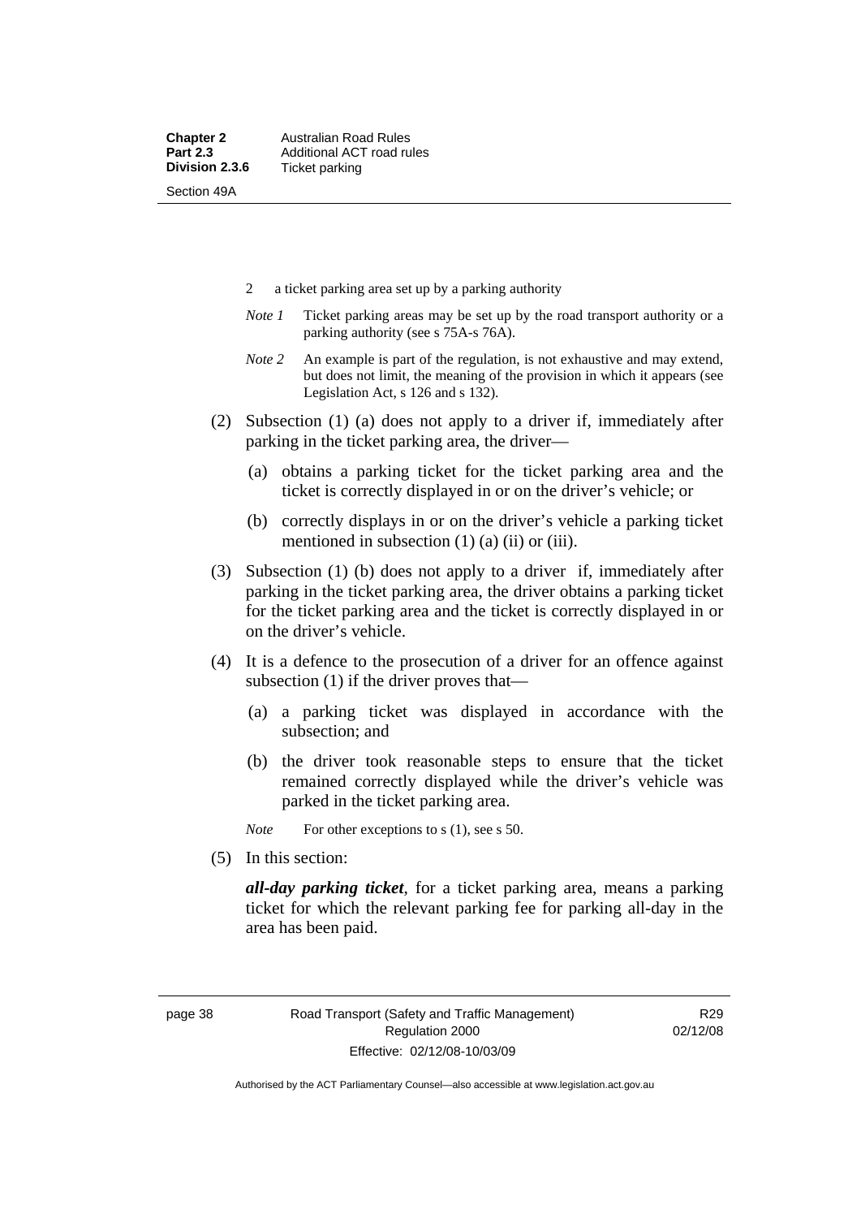2 a ticket parking area set up by a parking authority

*Note 1* Ticket parking areas may be set up by the road transport authority or a parking authority (see s 75A-s 76A).

*Note 2* An example is part of the regulation, is not exhaustive and may extend, but does not limit, the meaning of the provision in which it appears (see Legislation Act, s 126 and s 132).

(2) Subsection (1) (a) does not apply to a driver if, immediately after parking in the ticket parking area, the driver—

(a) obtains a parking ticket for the ticket parking area and the ticket is correctly displayed in or on the driver's vehicle; or

(b) correctly displays in or on the driver's vehicle a parking ticket mentioned in subsection (1) (a) (ii) or (iii).

(3) Subsection (1) (b) does not apply to a driver if, immediately after parking in the ticket parking area, the driver obtains a parking ticket for the ticket parking area and the ticket is correctly displayed in or on the driver's vehicle.

(4) It is a defence to the prosecution of a driver for an offence against subsection (1) if the driver proves that—

(a) a parking ticket was displayed in accordance with the subsection; and

(b) the driver took reasonable steps to ensure that the ticket remained correctly displayed while the driver's vehicle was parked in the ticket parking area.

*Note* For other exceptions to s (1), see s 50.

(5) In this section:

***all-day parking ticket***, for a ticket parking area, means a parking ticket for which the relevant parking fee for parking all-day in the area has been paid.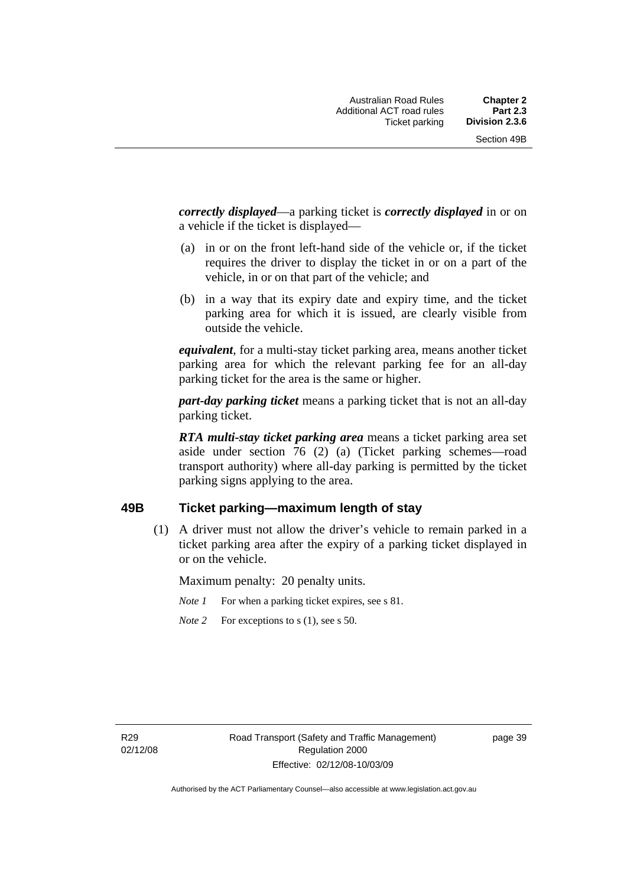***correctly displayed***—a parking ticket is ***correctly displayed*** in or on a vehicle if the ticket is displayed—

(a) in or on the front left-hand side of the vehicle or, if the ticket requires the driver to display the ticket in or on a part of the vehicle, in or on that part of the vehicle; and

(b) in a way that its expiry date and expiry time, and the ticket parking area for which it is issued, are clearly visible from outside the vehicle.

***equivalent***, for a multi-stay ticket parking area, means another ticket parking area for which the relevant parking fee for an all-day parking ticket for the area is the same or higher.

***part-day parking ticket*** means a parking ticket that is not an all-day parking ticket.

***RTA multi-stay ticket parking area*** means a ticket parking area set aside under section 76 (2) (a) (Ticket parking schemes—road transport authority) where all-day parking is permitted by the ticket parking signs applying to the area.

## 49B Ticket parking—maximum length of stay

(1) A driver must not allow the driver's vehicle to remain parked in a ticket parking area after the expiry of a parking ticket displayed in or on the vehicle.

Maximum penalty: 20 penalty units.

*Note 1* For when a parking ticket expires, see s 81.

*Note 2* For exceptions to s (1), see s 50.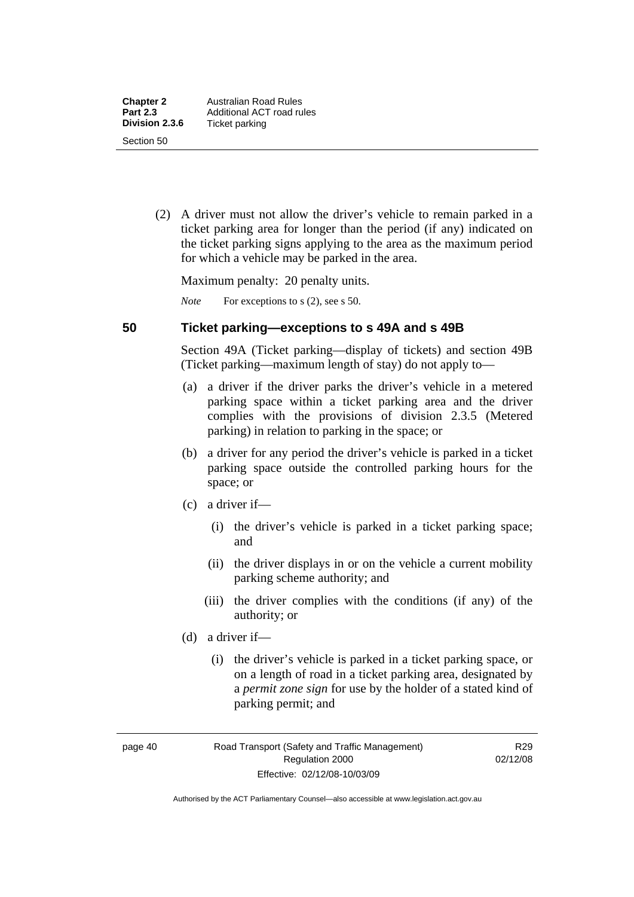(2) A driver must not allow the driver's vehicle to remain parked in a ticket parking area for longer than the period (if any) indicated on the ticket parking signs applying to the area as the maximum period for which a vehicle may be parked in the area.

Maximum penalty: 20 penalty units.

*Note* For exceptions to s (2), see s 50.

## 50 Ticket parking—exceptions to s 49A and s 49B

Section 49A (Ticket parking—display of tickets) and section 49B (Ticket parking—maximum length of stay) do not apply to—

(a) a driver if the driver parks the driver's vehicle in a metered parking space within a ticket parking area and the driver complies with the provisions of division 2.3.5 (Metered parking) in relation to parking in the space; or

(b) a driver for any period the driver's vehicle is parked in a ticket parking space outside the controlled parking hours for the space; or

(c) a driver if—

(i) the driver's vehicle is parked in a ticket parking space; and

(ii) the driver displays in or on the vehicle a current mobility parking scheme authority; and

(iii) the driver complies with the conditions (if any) of the authority; or

(d) a driver if—

(i) the driver's vehicle is parked in a ticket parking space, or on a length of road in a ticket parking area, designated by a ***permit zone sign*** for use by the holder of a stated kind of parking permit; and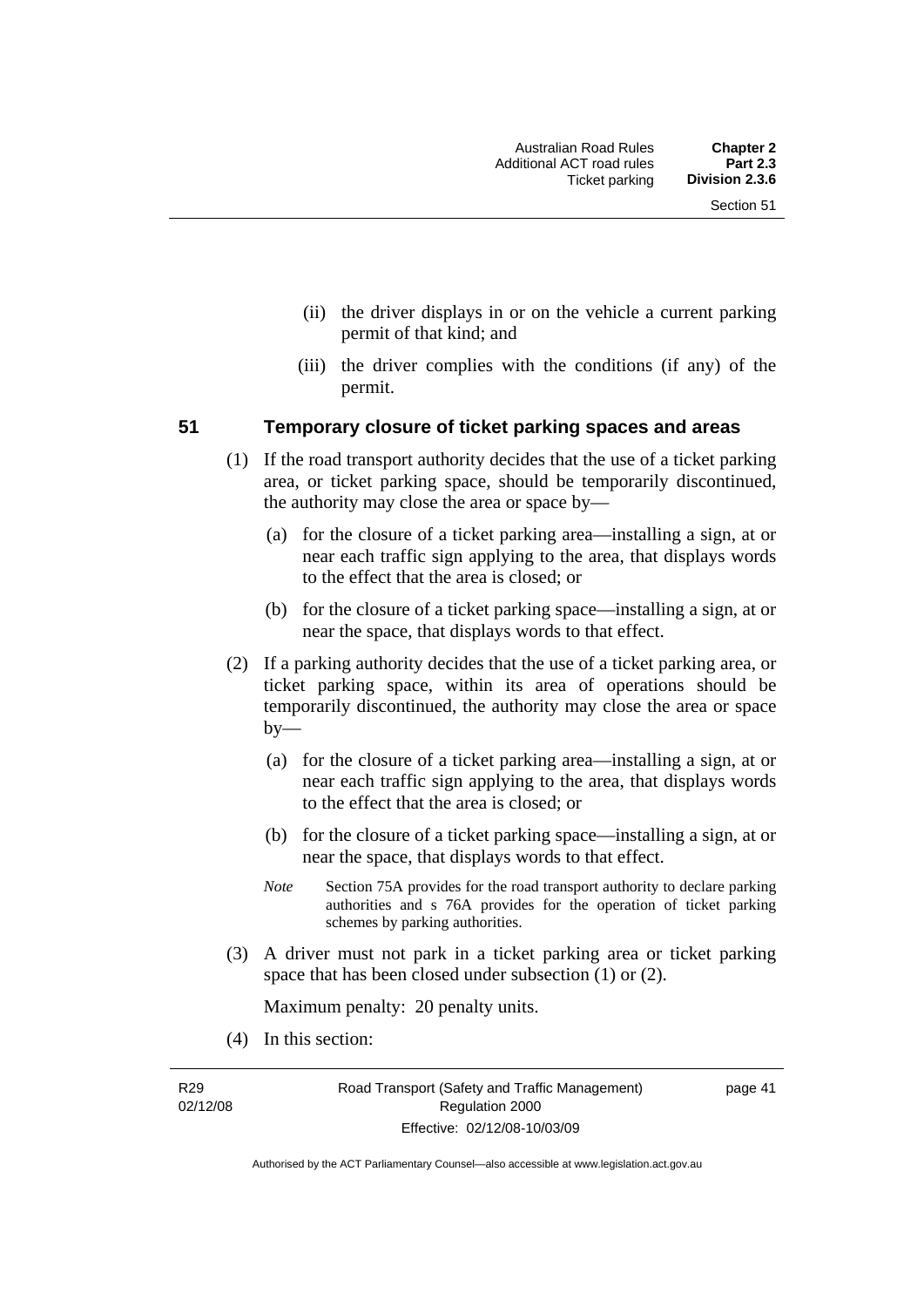(ii) the driver displays in or on the vehicle a current parking permit of that kind; and

(iii) the driver complies with the conditions (if any) of the permit.

## 51 Temporary closure of ticket parking spaces and areas

(1) If the road transport authority decides that the use of a ticket parking area, or ticket parking space, should be temporarily discontinued, the authority may close the area or space by—

(a) for the closure of a ticket parking area—installing a sign, at or near each traffic sign applying to the area, that displays words to the effect that the area is closed; or

(b) for the closure of a ticket parking space—installing a sign, at or near the space, that displays words to that effect.

(2) If a parking authority decides that the use of a ticket parking area, or ticket parking space, within its area of operations should be temporarily discontinued, the authority may close the area or space by—

(a) for the closure of a ticket parking area—installing a sign, at or near each traffic sign applying to the area, that displays words to the effect that the area is closed; or

(b) for the closure of a ticket parking space—installing a sign, at or near the space, that displays words to that effect.

*Note* Section 75A provides for the road transport authority to declare parking authorities and s 76A provides for the operation of ticket parking schemes by parking authorities.

(3) A driver must not park in a ticket parking area or ticket parking space that has been closed under subsection (1) or (2).

Maximum penalty: 20 penalty units.

(4) In this section: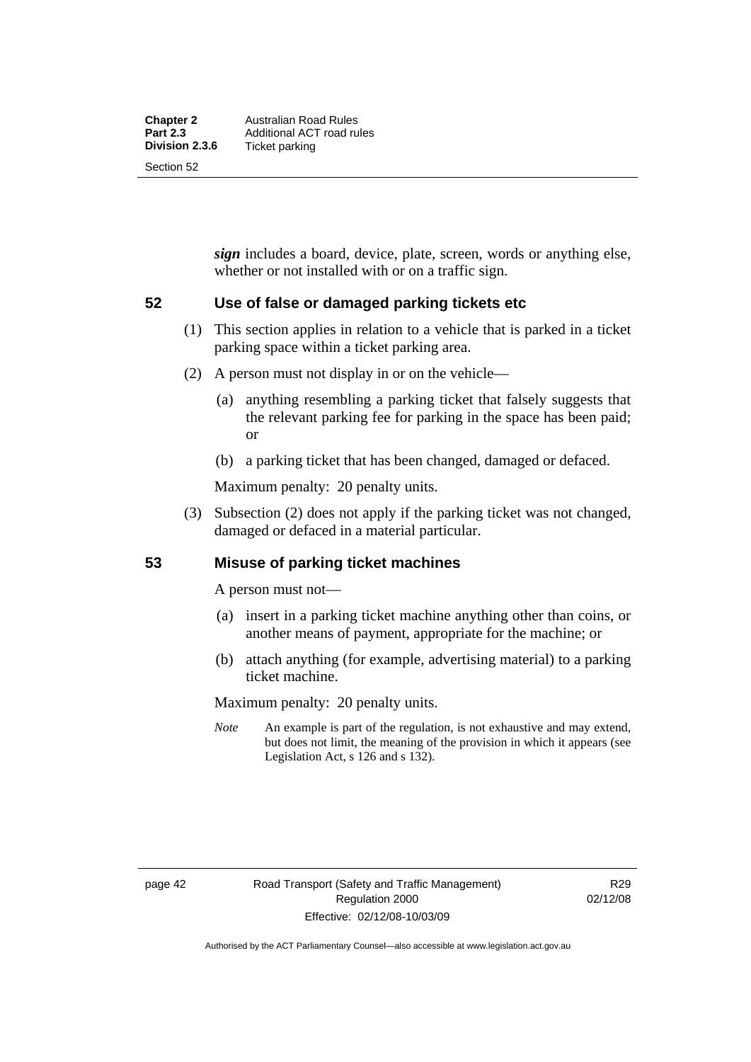***sign*** includes a board, device, plate, screen, words or anything else, whether or not installed with or on a traffic sign.

## 52 Use of false or damaged parking tickets etc

(1) This section applies in relation to a vehicle that is parked in a ticket parking space within a ticket parking area.

(2) A person must not display in or on the vehicle—

(a) anything resembling a parking ticket that falsely suggests that the relevant parking fee for parking in the space has been paid; or

(b) a parking ticket that has been changed, damaged or defaced.

Maximum penalty: 20 penalty units.

(3) Subsection (2) does not apply if the parking ticket was not changed, damaged or defaced in a material particular.

## 53 Misuse of parking ticket machines

A person must not—

(a) insert in a parking ticket machine anything other than coins, or another means of payment, appropriate for the machine; or

(b) attach anything (for example, advertising material) to a parking ticket machine.

Maximum penalty: 20 penalty units.

*Note* An example is part of the regulation, is not exhaustive and may extend, but does not limit, the meaning of the provision in which it appears (see Legislation Act, s 126 and s 132).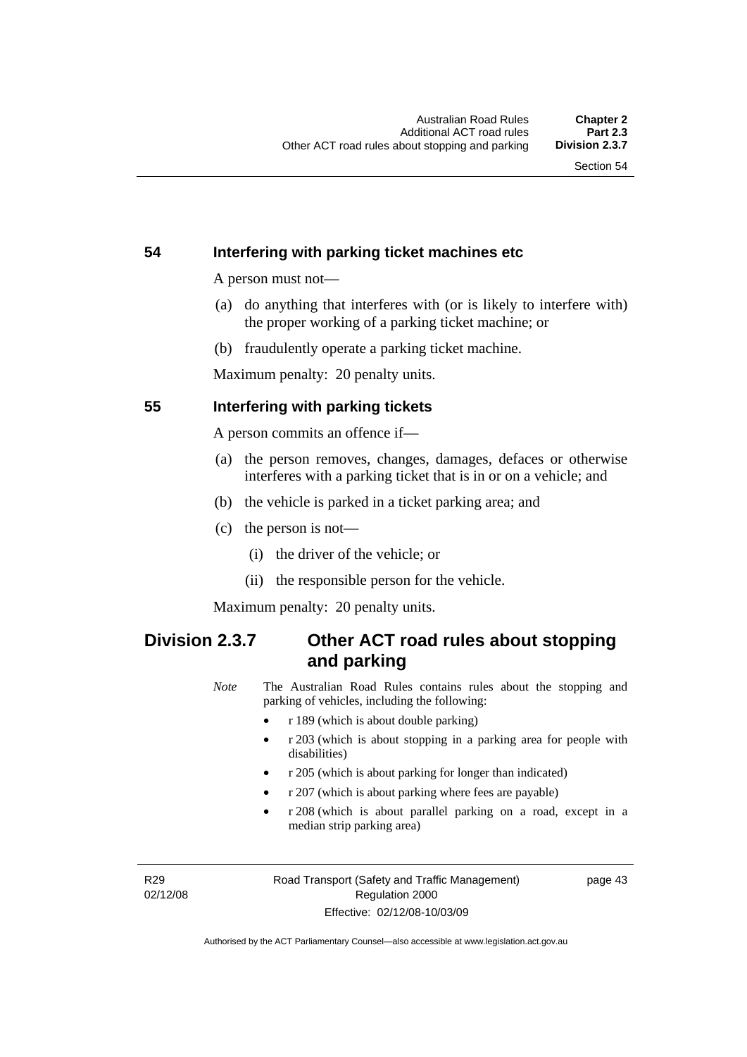## 54 Interfering with parking ticket machines etc

A person must not—

(a) do anything that interferes with (or is likely to interfere with) the proper working of a parking ticket machine; or

(b) fraudulently operate a parking ticket machine.

Maximum penalty: 20 penalty units.

## 55 Interfering with parking tickets

A person commits an offence if—

(a) the person removes, changes, damages, defaces or otherwise interferes with a parking ticket that is in or on a vehicle; and

(b) the vehicle is parked in a ticket parking area; and

(c) the person is not—

(i) the driver of the vehicle; or

(ii) the responsible person for the vehicle.

Maximum penalty: 20 penalty units.

# Division 2.3.7 Other ACT road rules about stopping and parking

*Note* The Australian Road Rules contains rules about the stopping and parking of vehicles, including the following:

- r 189 (which is about double parking)
- r 203 (which is about stopping in a parking area for people with disabilities)
- r 205 (which is about parking for longer than indicated)
- r 207 (which is about parking where fees are payable)
- r 208 (which is about parallel parking on a road, except in a median strip parking area)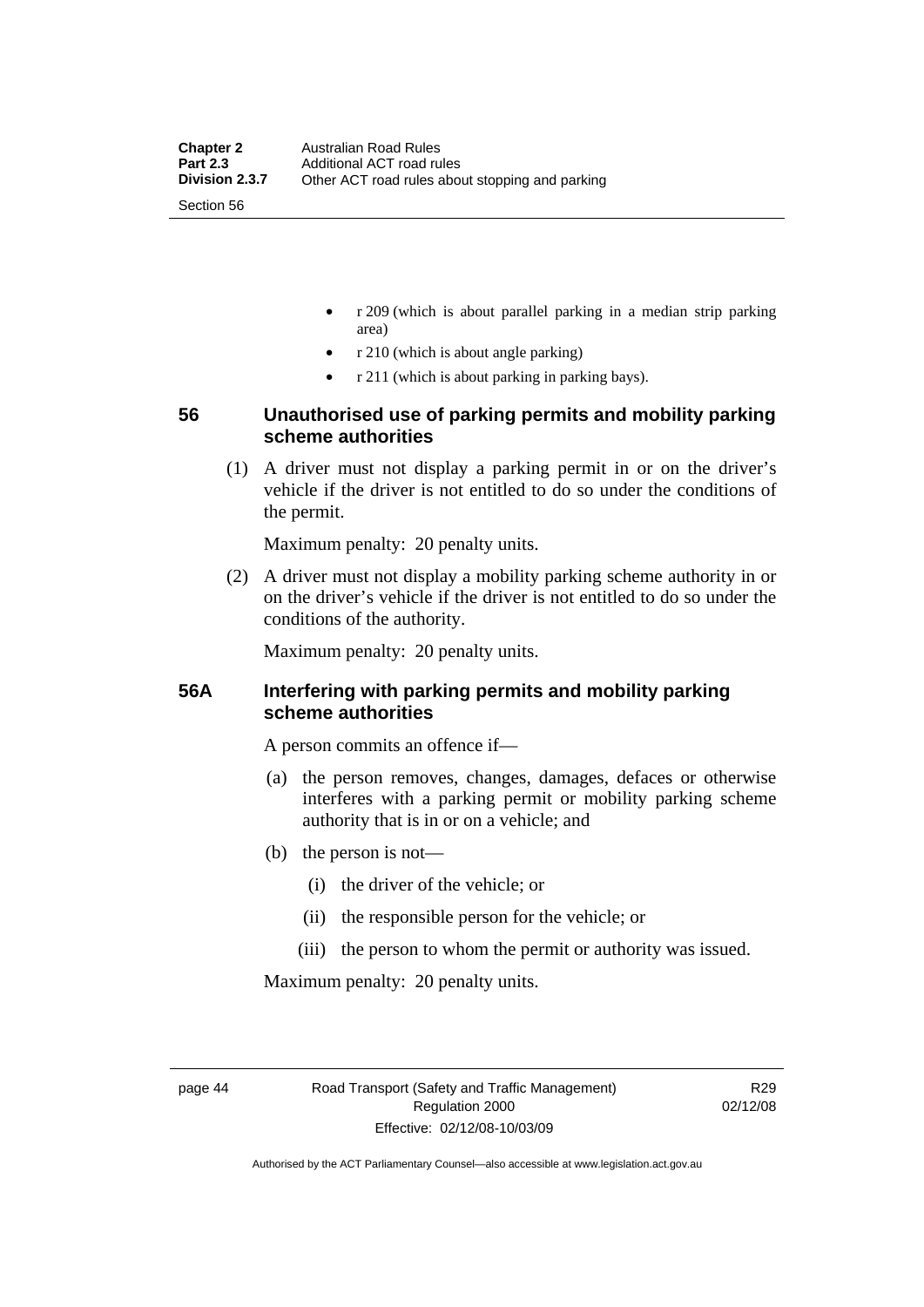- r 209 (which is about parallel parking in a median strip parking area)
- r 210 (which is about angle parking)
- r 211 (which is about parking in parking bays).

## 56 Unauthorised use of parking permits and mobility parking scheme authorities

(1) A driver must not display a parking permit in or on the driver's vehicle if the driver is not entitled to do so under the conditions of the permit.

Maximum penalty: 20 penalty units.

(2) A driver must not display a mobility parking scheme authority in or on the driver's vehicle if the driver is not entitled to do so under the conditions of the authority.

Maximum penalty: 20 penalty units.

## 56A Interfering with parking permits and mobility parking scheme authorities

A person commits an offence if—

(a) the person removes, changes, damages, defaces or otherwise interferes with a parking permit or mobility parking scheme authority that is in or on a vehicle; and

(b) the person is not—

(i) the driver of the vehicle; or

(ii) the responsible person for the vehicle; or

(iii) the person to whom the permit or authority was issued.

Maximum penalty: 20 penalty units.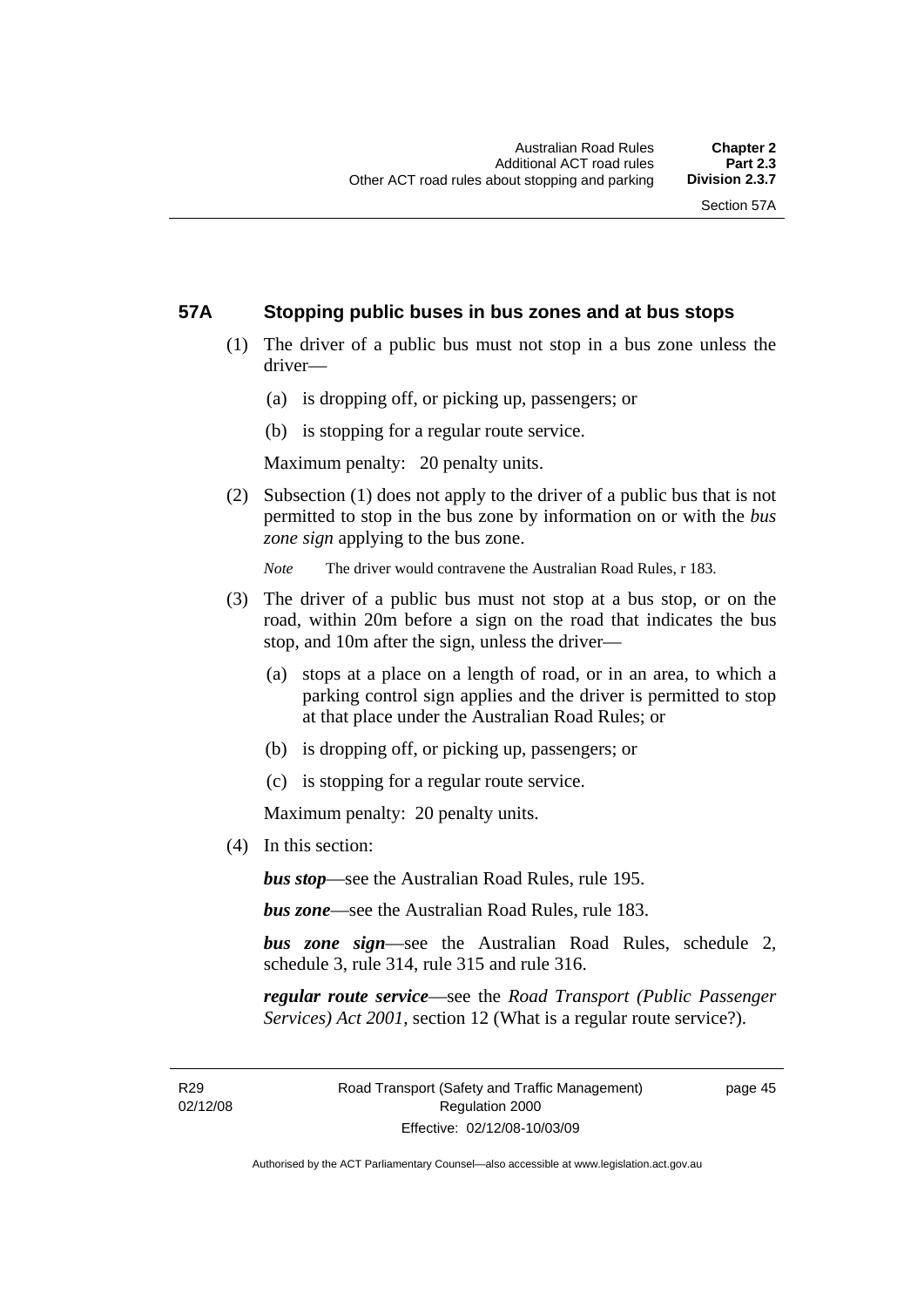## 57A Stopping public buses in bus zones and at bus stops

(1) The driver of a public bus must not stop in a bus zone unless the driver—

(a) is dropping off, or picking up, passengers; or

(b) is stopping for a regular route service.

Maximum penalty: 20 penalty units.

(2) Subsection (1) does not apply to the driver of a public bus that is not permitted to stop in the bus zone by information on or with the *bus zone sign* applying to the bus zone.

*Note* The driver would contravene the Australian Road Rules, r 183.

(3) The driver of a public bus must not stop at a bus stop, or on the road, within 20m before a sign on the road that indicates the bus stop, and 10m after the sign, unless the driver—

(a) stops at a place on a length of road, or in an area, to which a parking control sign applies and the driver is permitted to stop at that place under the Australian Road Rules; or

(b) is dropping off, or picking up, passengers; or

(c) is stopping for a regular route service.

Maximum penalty: 20 penalty units.

(4) In this section:

***bus stop***—see the Australian Road Rules, rule 195.

***bus zone***—see the Australian Road Rules, rule 183.

***bus zone sign***—see the Australian Road Rules, schedule 2, schedule 3, rule 314, rule 315 and rule 316.

***regular route service***—see the *Road Transport (Public Passenger Services) Act 2001*, section 12 (What is a regular route service?).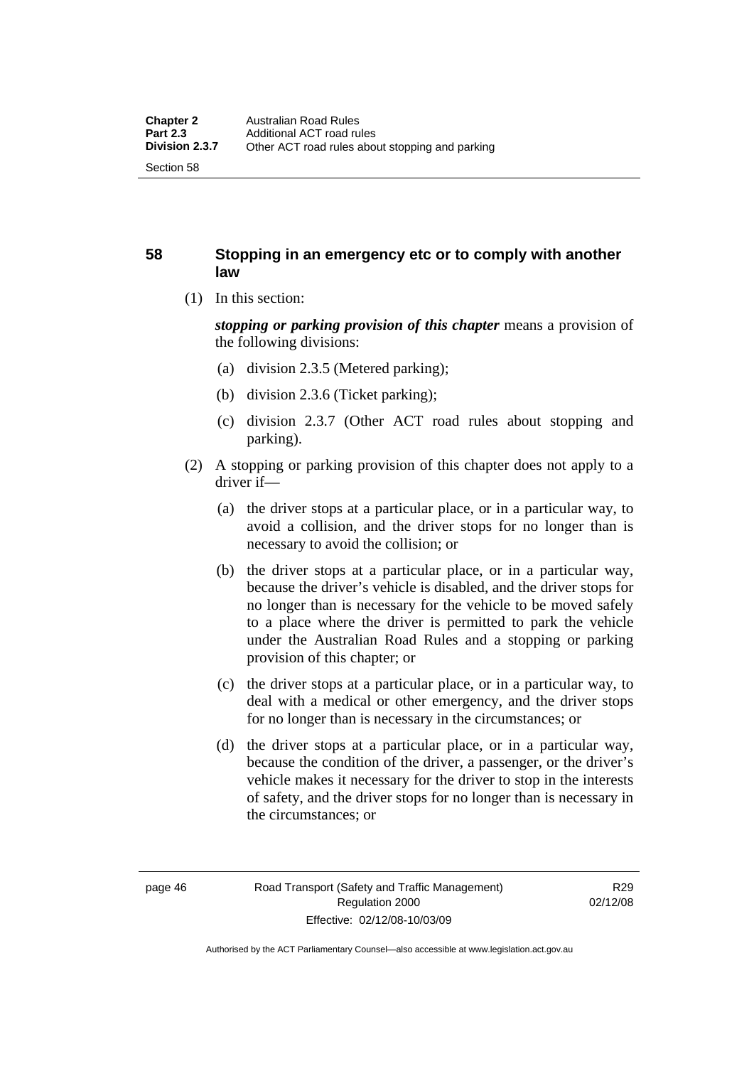## 58 Stopping in an emergency etc or to comply with another law

(1) In this section:

***stopping or parking provision of this chapter*** means a provision of the following divisions:

(a) division 2.3.5 (Metered parking);

(b) division 2.3.6 (Ticket parking);

(c) division 2.3.7 (Other ACT road rules about stopping and parking).

(2) A stopping or parking provision of this chapter does not apply to a driver if—

(a) the driver stops at a particular place, or in a particular way, to avoid a collision, and the driver stops for no longer than is necessary to avoid the collision; or

(b) the driver stops at a particular place, or in a particular way, because the driver's vehicle is disabled, and the driver stops for no longer than is necessary for the vehicle to be moved safely to a place where the driver is permitted to park the vehicle under the Australian Road Rules and a stopping or parking provision of this chapter; or

(c) the driver stops at a particular place, or in a particular way, to deal with a medical or other emergency, and the driver stops for no longer than is necessary in the circumstances; or

(d) the driver stops at a particular place, or in a particular way, because the condition of the driver, a passenger, or the driver's vehicle makes it necessary for the driver to stop in the interests of safety, and the driver stops for no longer than is necessary in the circumstances; or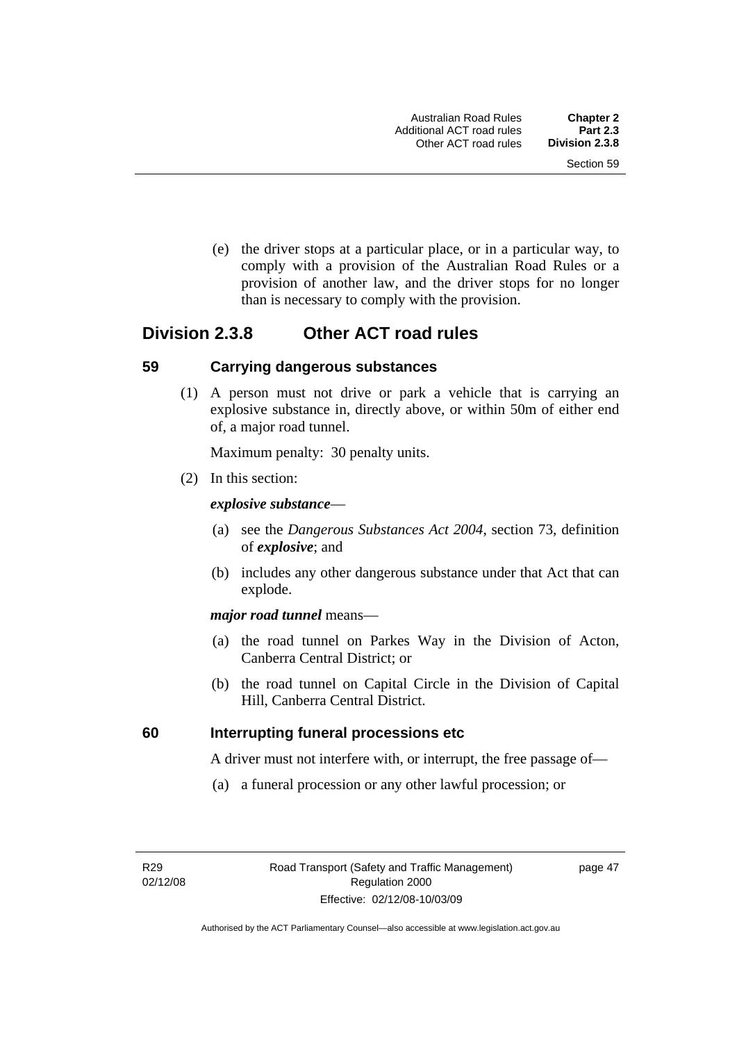(e) the driver stops at a particular place, or in a particular way, to comply with a provision of the Australian Road Rules or a provision of another law, and the driver stops for no longer than is necessary to comply with the provision.

## Division 2.3.8 Other ACT road rules

### 59 Carrying dangerous substances

(1) A person must not drive or park a vehicle that is carrying an explosive substance in, directly above, or within 50m of either end of, a major road tunnel.

Maximum penalty: 30 penalty units.

(2) In this section:

***explosive substance***—

(a) see the *Dangerous Substances Act 2004*, section 73, definition of ***explosive***; and

(b) includes any other dangerous substance under that Act that can explode.

***major road tunnel*** means—

(a) the road tunnel on Parkes Way in the Division of Acton, Canberra Central District; or

(b) the road tunnel on Capital Circle in the Division of Capital Hill, Canberra Central District.

### 60 Interrupting funeral processions etc

A driver must not interfere with, or interrupt, the free passage of—

(a) a funeral procession or any other lawful procession; or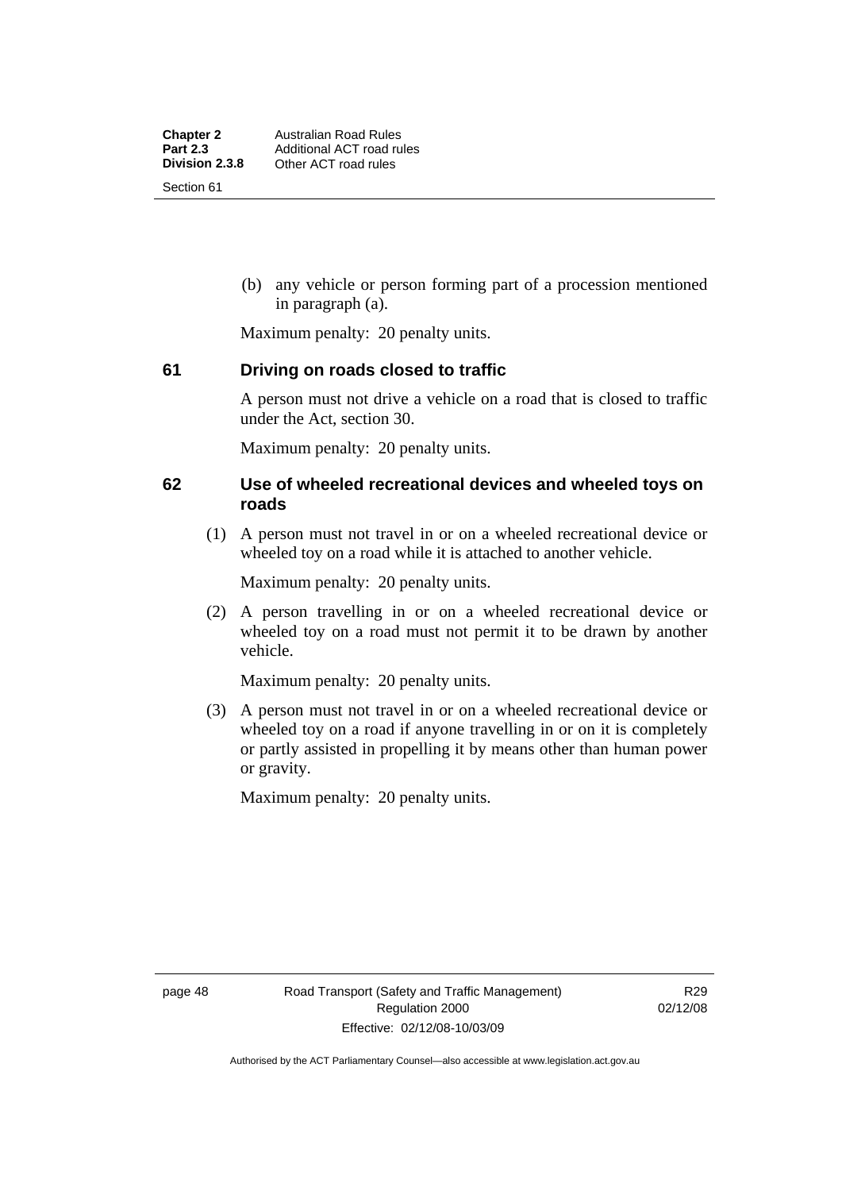(b) any vehicle or person forming part of a procession mentioned in paragraph (a).

Maximum penalty: 20 penalty units.

## 61 Driving on roads closed to traffic

A person must not drive a vehicle on a road that is closed to traffic under the Act, section 30.

Maximum penalty: 20 penalty units.

## 62 Use of wheeled recreational devices and wheeled toys on roads

(1) A person must not travel in or on a wheeled recreational device or wheeled toy on a road while it is attached to another vehicle.

Maximum penalty: 20 penalty units.

(2) A person travelling in or on a wheeled recreational device or wheeled toy on a road must not permit it to be drawn by another vehicle.

Maximum penalty: 20 penalty units.

(3) A person must not travel in or on a wheeled recreational device or wheeled toy on a road if anyone travelling in or on it is completely or partly assisted in propelling it by means other than human power or gravity.

Maximum penalty: 20 penalty units.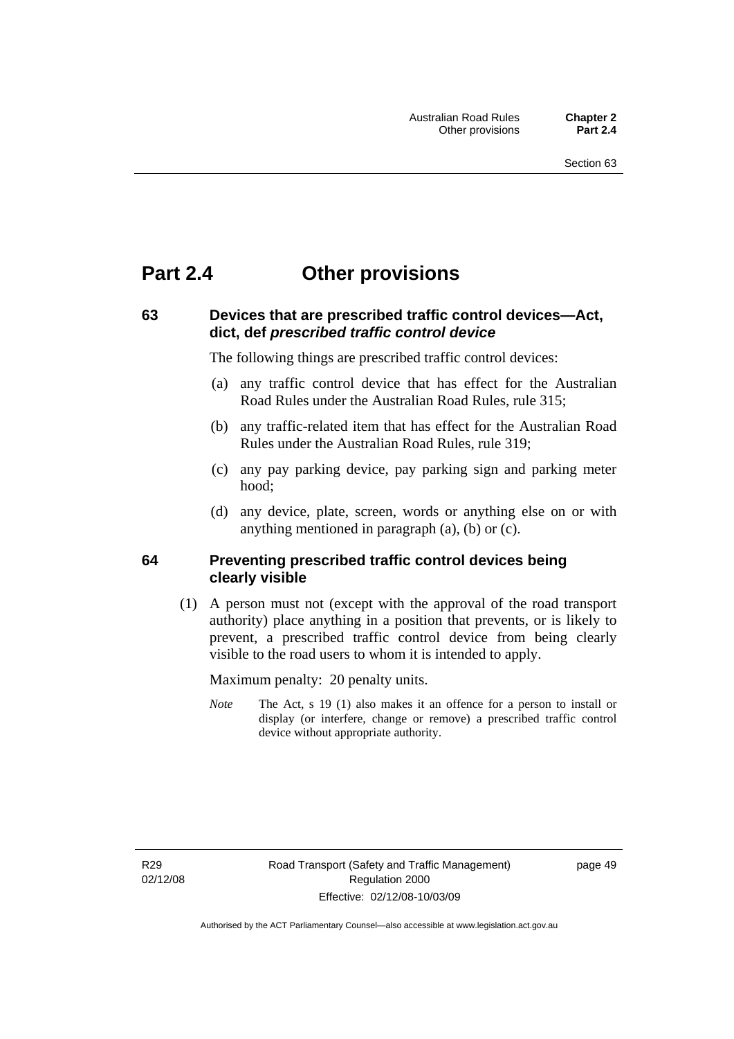# Part 2.4 Other provisions

## 63 Devices that are prescribed traffic control devices—Act, dict, def *prescribed traffic control device*

The following things are prescribed traffic control devices:

(a) any traffic control device that has effect for the Australian Road Rules under the Australian Road Rules, rule 315;

(b) any traffic-related item that has effect for the Australian Road Rules under the Australian Road Rules, rule 319;

(c) any pay parking device, pay parking sign and parking meter hood;

(d) any device, plate, screen, words or anything else on or with anything mentioned in paragraph (a), (b) or (c).

## 64 Preventing prescribed traffic control devices being clearly visible

(1) A person must not (except with the approval of the road transport authority) place anything in a position that prevents, or is likely to prevent, a prescribed traffic control device from being clearly visible to the road users to whom it is intended to apply.

Maximum penalty: 20 penalty units.

*Note* The Act, s 19 (1) also makes it an offence for a person to install or display (or interfere, change or remove) a prescribed traffic control device without appropriate authority.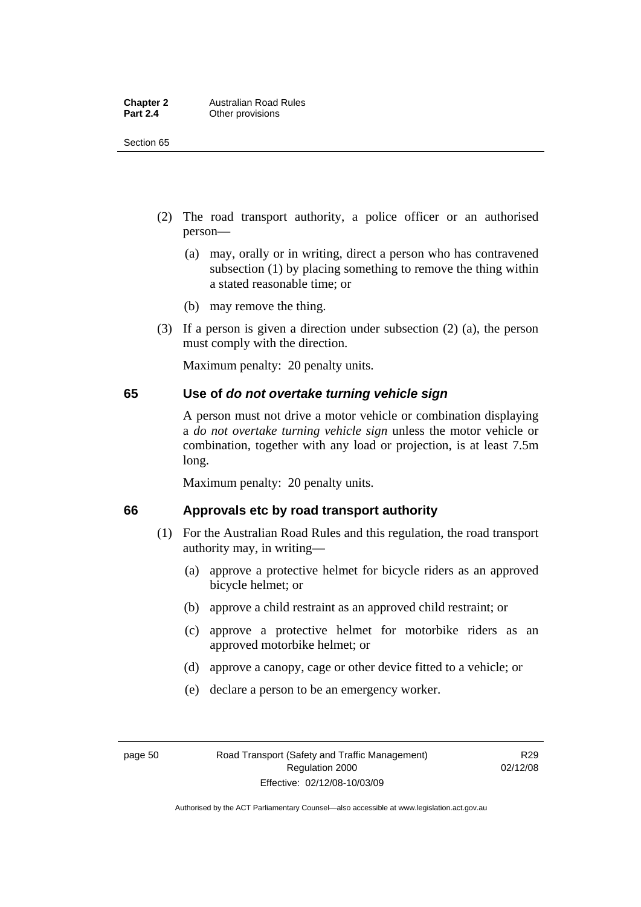(2) The road transport authority, a police officer or an authorised person—

(a) may, orally or in writing, direct a person who has contravened subsection (1) by placing something to remove the thing within a stated reasonable time; or

(b) may remove the thing.

(3) If a person is given a direction under subsection (2) (a), the person must comply with the direction.

Maximum penalty: 20 penalty units.

## 65 Use of *do not overtake turning vehicle sign*

A person must not drive a motor vehicle or combination displaying a *do not overtake turning vehicle sign* unless the motor vehicle or combination, together with any load or projection, is at least 7.5m long.

Maximum penalty: 20 penalty units.

## 66 Approvals etc by road transport authority

(1) For the Australian Road Rules and this regulation, the road transport authority may, in writing—

(a) approve a protective helmet for bicycle riders as an approved bicycle helmet; or

(b) approve a child restraint as an approved child restraint; or

(c) approve a protective helmet for motorbike riders as an approved motorbike helmet; or

(d) approve a canopy, cage or other device fitted to a vehicle; or

(e) declare a person to be an emergency worker.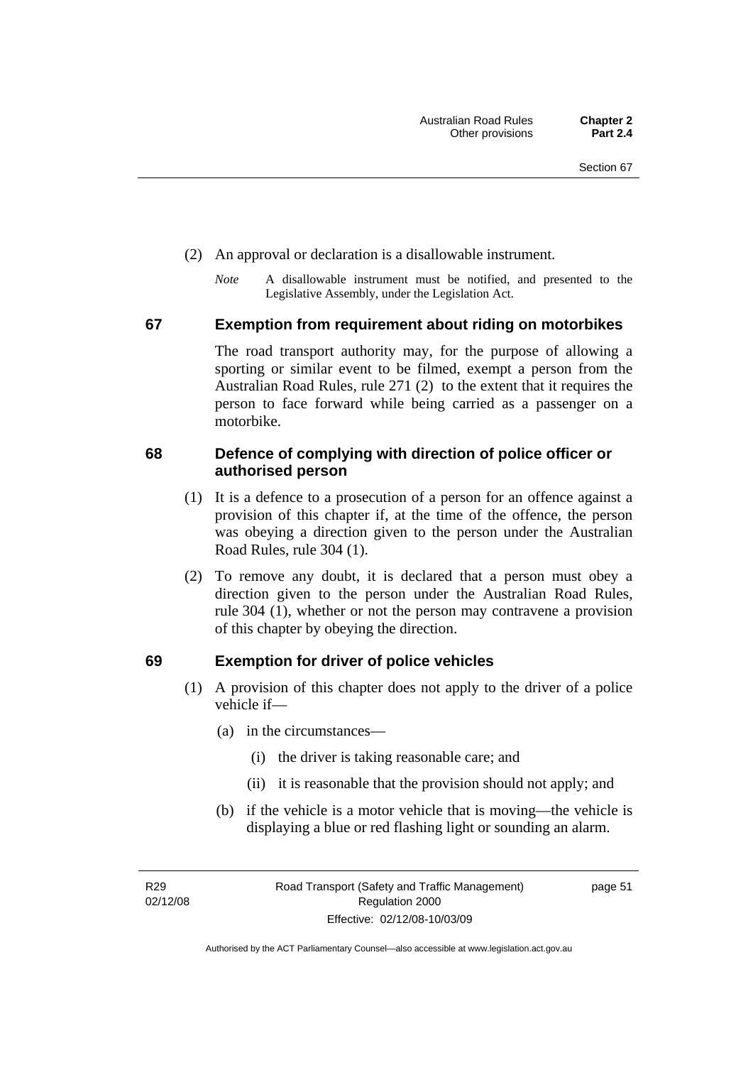(2) An approval or declaration is a disallowable instrument.

*Note* A disallowable instrument must be notified, and presented to the Legislative Assembly, under the Legislation Act.

### 67 Exemption from requirement about riding on motorbikes

The road transport authority may, for the purpose of allowing a sporting or similar event to be filmed, exempt a person from the Australian Road Rules, rule 271 (2) to the extent that it requires the person to face forward while being carried as a passenger on a motorbike.

### 68 Defence of complying with direction of police officer or authorised person

(1) It is a defence to a prosecution of a person for an offence against a provision of this chapter if, at the time of the offence, the person was obeying a direction given to the person under the Australian Road Rules, rule 304 (1).

(2) To remove any doubt, it is declared that a person must obey a direction given to the person under the Australian Road Rules, rule 304 (1), whether or not the person may contravene a provision of this chapter by obeying the direction.

### 69 Exemption for driver of police vehicles

(1) A provision of this chapter does not apply to the driver of a police vehicle if—

(a) in the circumstances—

(i) the driver is taking reasonable care; and

(ii) it is reasonable that the provision should not apply; and

(b) if the vehicle is a motor vehicle that is moving—the vehicle is displaying a blue or red flashing light or sounding an alarm.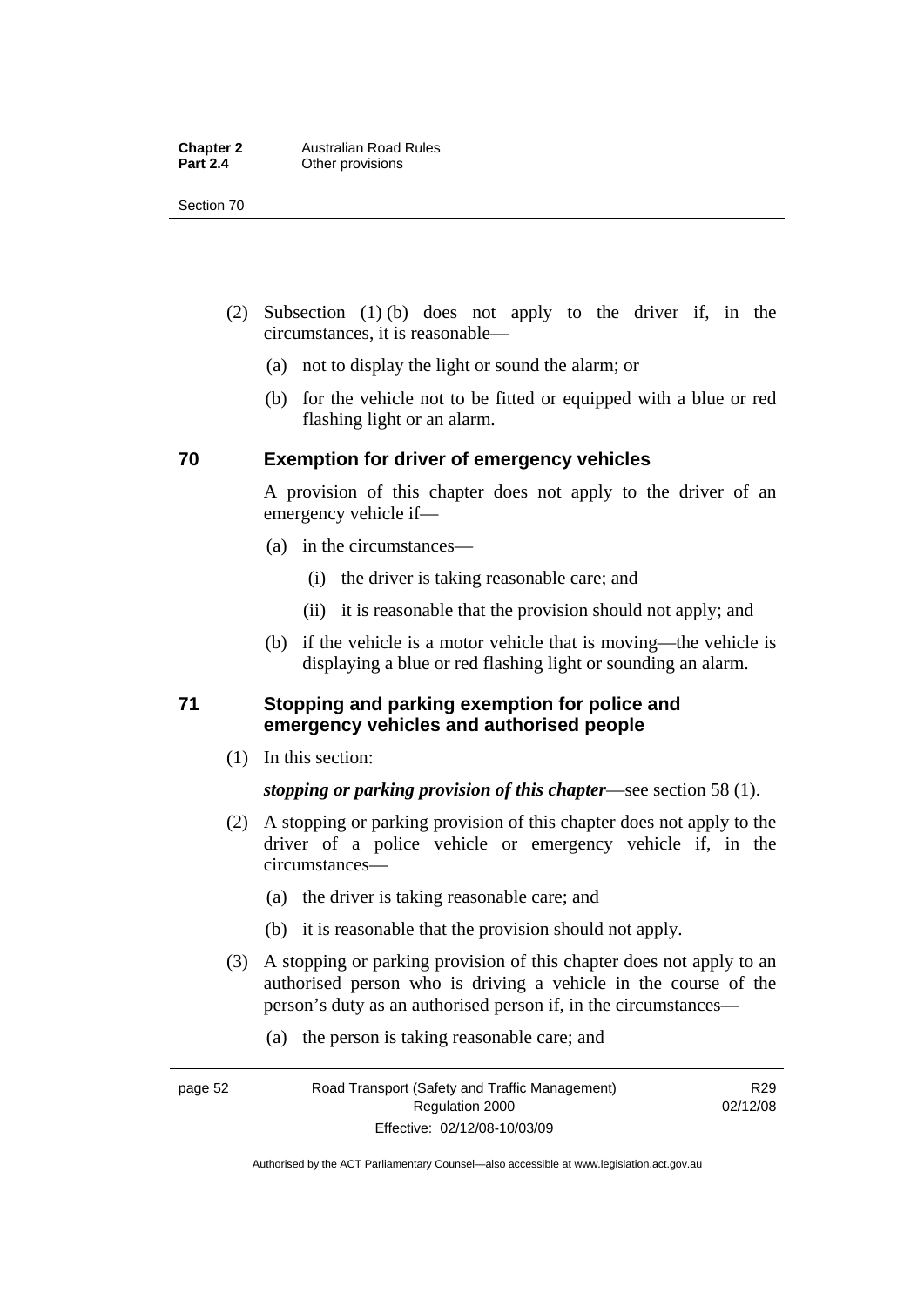(2) Subsection (1) (b) does not apply to the driver if, in the circumstances, it is reasonable—

(a) not to display the light or sound the alarm; or

(b) for the vehicle not to be fitted or equipped with a blue or red flashing light or an alarm.

## 70 Exemption for driver of emergency vehicles

A provision of this chapter does not apply to the driver of an emergency vehicle if—

(a) in the circumstances—

(i) the driver is taking reasonable care; and

(ii) it is reasonable that the provision should not apply; and

(b) if the vehicle is a motor vehicle that is moving—the vehicle is displaying a blue or red flashing light or sounding an alarm.

## 71 Stopping and parking exemption for police and emergency vehicles and authorised people

(1) In this section:

***stopping or parking provision of this chapter***—see section 58 (1).

(2) A stopping or parking provision of this chapter does not apply to the driver of a police vehicle or emergency vehicle if, in the circumstances—

(a) the driver is taking reasonable care; and

(b) it is reasonable that the provision should not apply.

(3) A stopping or parking provision of this chapter does not apply to an authorised person who is driving a vehicle in the course of the person's duty as an authorised person if, in the circumstances—

(a) the person is taking reasonable care; and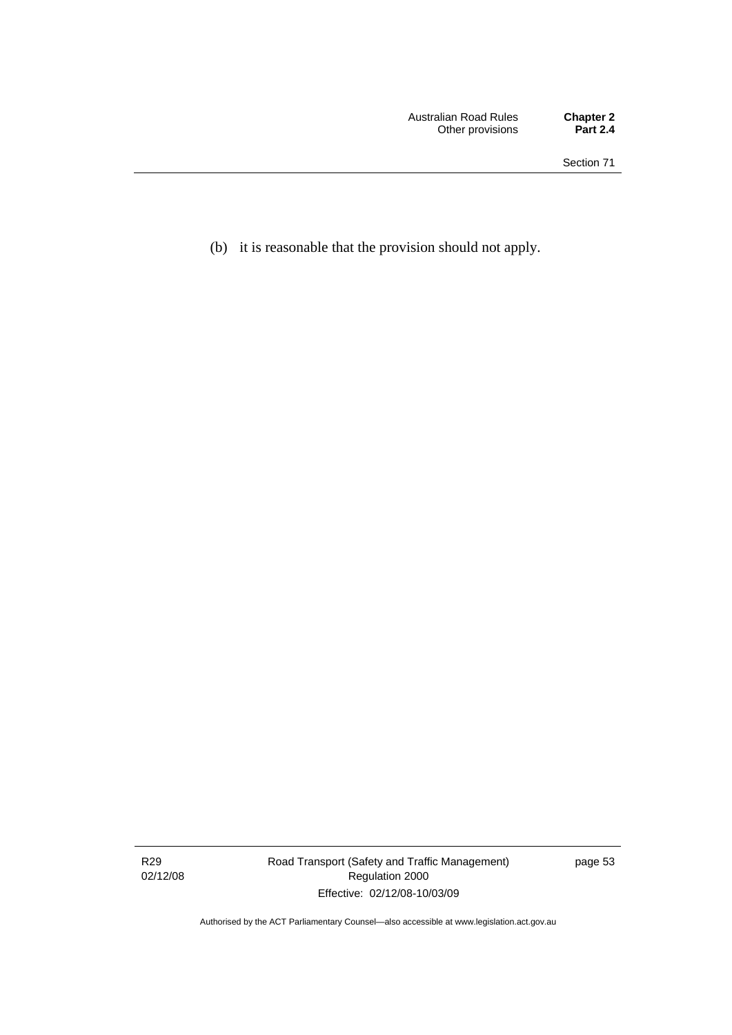(b) it is reasonable that the provision should not apply.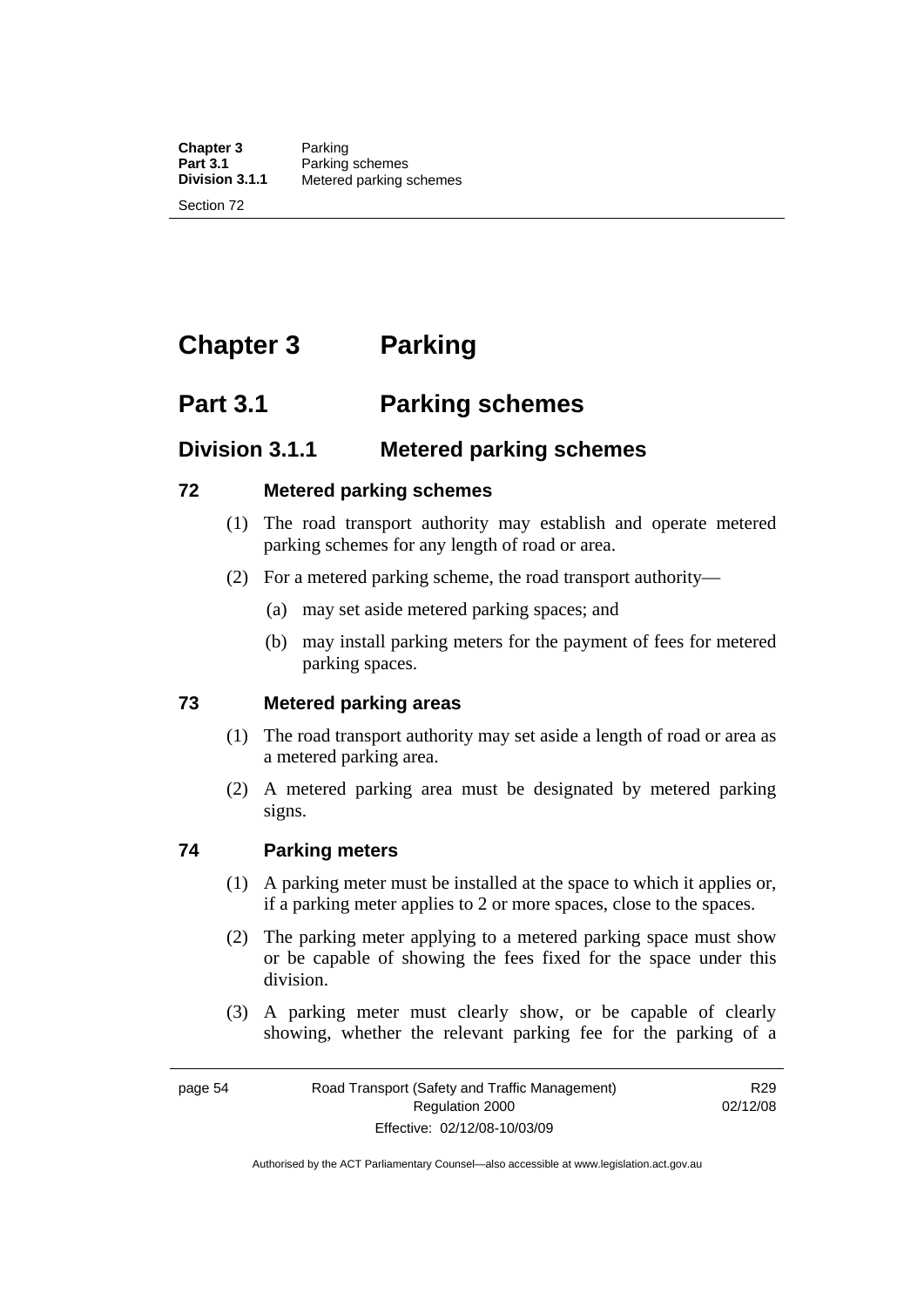# Chapter 3 Parking

## Part 3.1 Parking schemes

### Division 3.1.1 Metered parking schemes

#### 72 Metered parking schemes

(1) The road transport authority may establish and operate metered parking schemes for any length of road or area.

(2) For a metered parking scheme, the road transport authority—

(a) may set aside metered parking spaces; and

(b) may install parking meters for the payment of fees for metered parking spaces.

#### 73 Metered parking areas

(1) The road transport authority may set aside a length of road or area as a metered parking area.

(2) A metered parking area must be designated by metered parking signs.

#### 74 Parking meters

(1) A parking meter must be installed at the space to which it applies or, if a parking meter applies to 2 or more spaces, close to the spaces.

(2) The parking meter applying to a metered parking space must show or be capable of showing the fees fixed for the space under this division.

(3) A parking meter must clearly show, or be capable of clearly showing, whether the relevant parking fee for the parking of a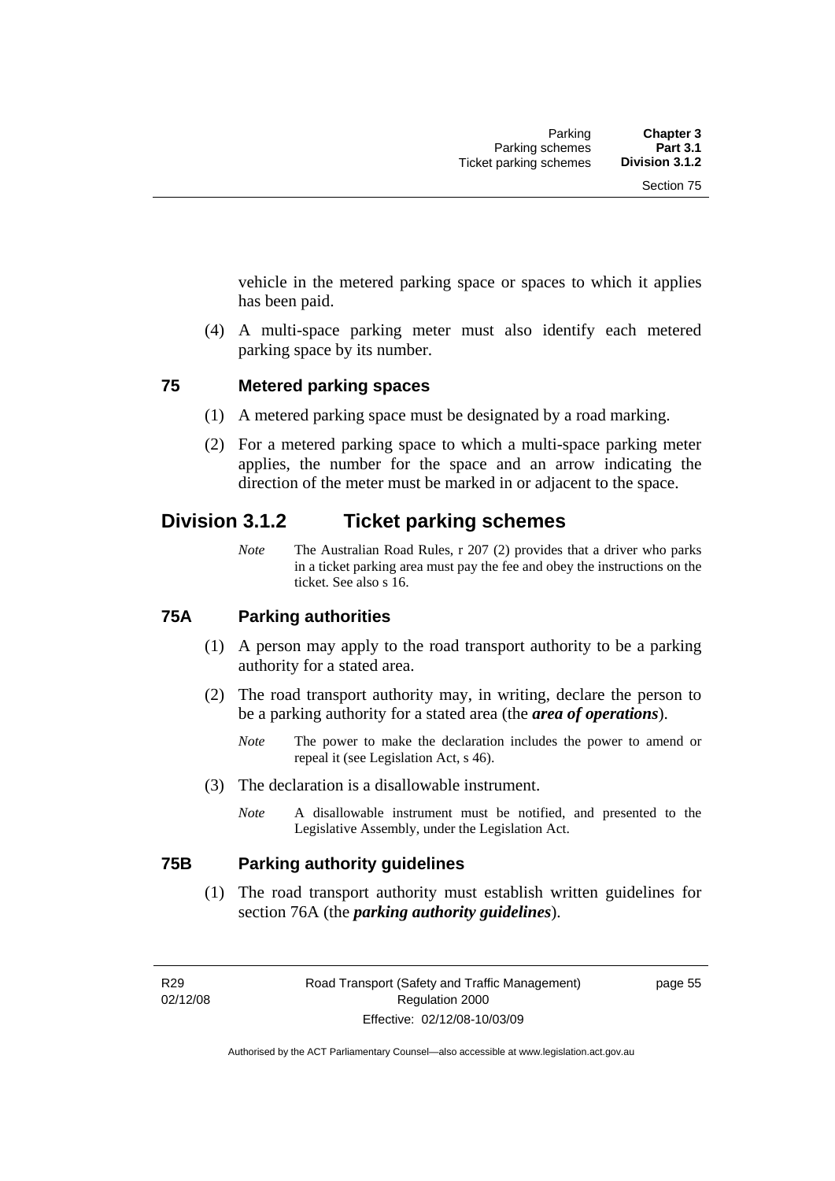vehicle in the metered parking space or spaces to which it applies has been paid.

(4) A multi-space parking meter must also identify each metered parking space by its number.

### 75 Metered parking spaces

(1) A metered parking space must be designated by a road marking.

(2) For a metered parking space to which a multi-space parking meter applies, the number for the space and an arrow indicating the direction of the meter must be marked in or adjacent to the space.

## Division 3.1.2 Ticket parking schemes

*Note* The Australian Road Rules, r 207 (2) provides that a driver who parks in a ticket parking area must pay the fee and obey the instructions on the ticket. See also s 16.

### 75A Parking authorities

(1) A person may apply to the road transport authority to be a parking authority for a stated area.

(2) The road transport authority may, in writing, declare the person to be a parking authority for a stated area (the ***area of operations***).

*Note* The power to make the declaration includes the power to amend or repeal it (see Legislation Act, s 46).

(3) The declaration is a disallowable instrument.

*Note* A disallowable instrument must be notified, and presented to the Legislative Assembly, under the Legislation Act.

### 75B Parking authority guidelines

(1) The road transport authority must establish written guidelines for section 76A (the ***parking authority guidelines***).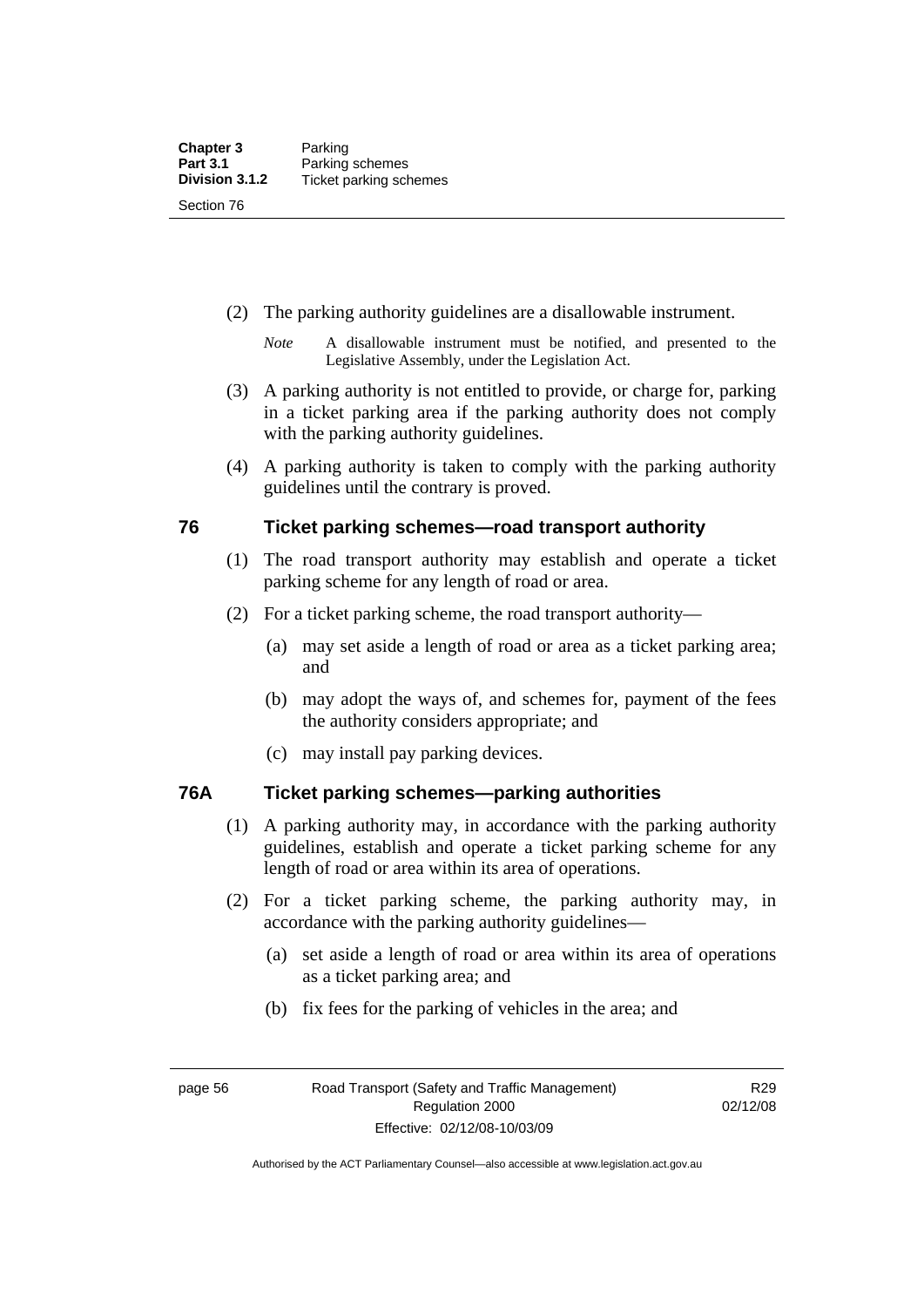(2) The parking authority guidelines are a disallowable instrument.

*Note* A disallowable instrument must be notified, and presented to the Legislative Assembly, under the Legislation Act.

(3) A parking authority is not entitled to provide, or charge for, parking in a ticket parking area if the parking authority does not comply with the parking authority guidelines.

(4) A parking authority is taken to comply with the parking authority guidelines until the contrary is proved.

## 76 Ticket parking schemes—road transport authority

(1) The road transport authority may establish and operate a ticket parking scheme for any length of road or area.

(2) For a ticket parking scheme, the road transport authority—

(a) may set aside a length of road or area as a ticket parking area; and

(b) may adopt the ways of, and schemes for, payment of the fees the authority considers appropriate; and

(c) may install pay parking devices.

## 76A Ticket parking schemes—parking authorities

(1) A parking authority may, in accordance with the parking authority guidelines, establish and operate a ticket parking scheme for any length of road or area within its area of operations.

(2) For a ticket parking scheme, the parking authority may, in accordance with the parking authority guidelines—

(a) set aside a length of road or area within its area of operations as a ticket parking area; and

(b) fix fees for the parking of vehicles in the area; and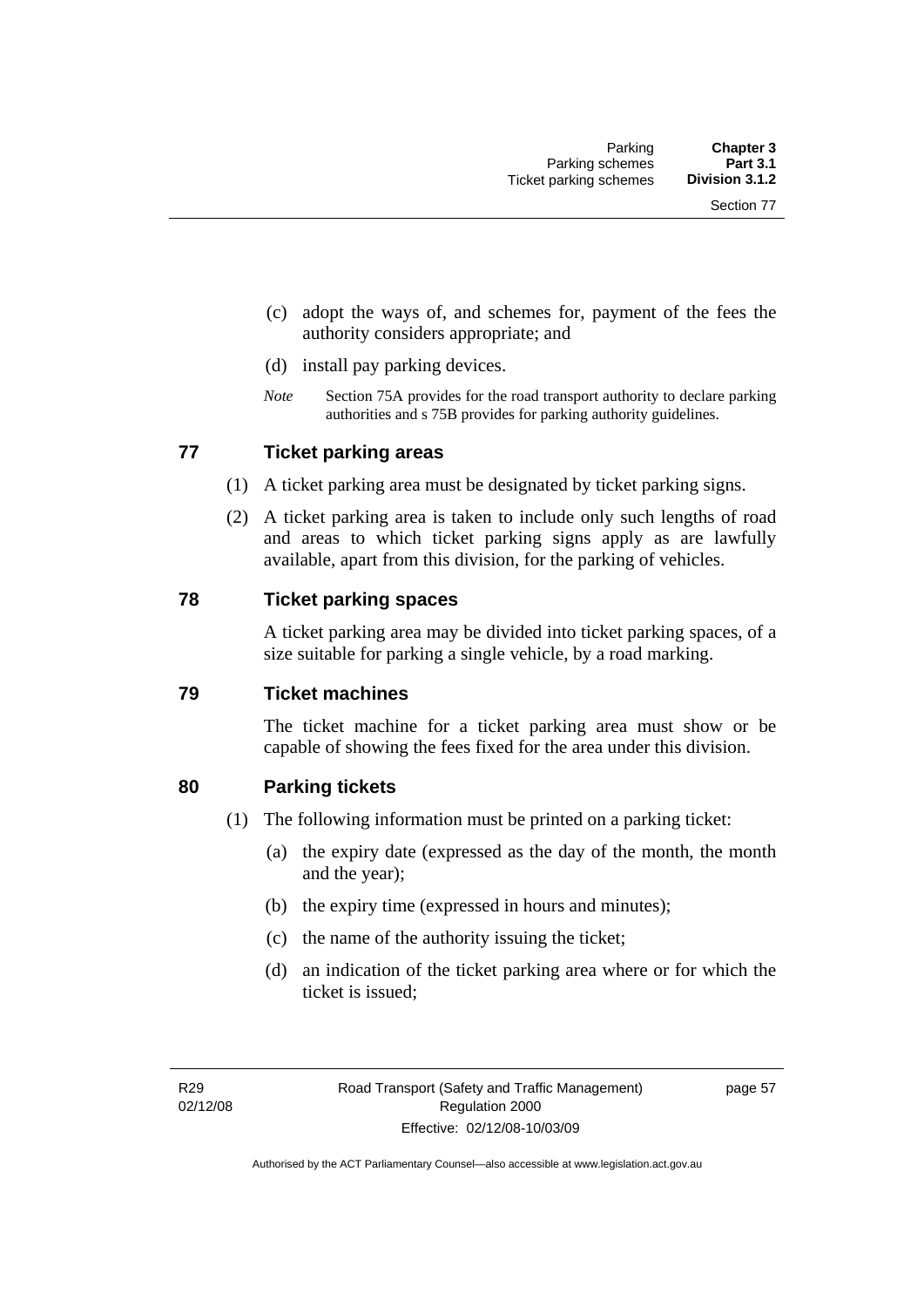(c) adopt the ways of, and schemes for, payment of the fees the authority considers appropriate; and

(d) install pay parking devices.

*Note* Section 75A provides for the road transport authority to declare parking authorities and s 75B provides for parking authority guidelines.

## 77 Ticket parking areas

(1) A ticket parking area must be designated by ticket parking signs.

(2) A ticket parking area is taken to include only such lengths of road and areas to which ticket parking signs apply as are lawfully available, apart from this division, for the parking of vehicles.

## 78 Ticket parking spaces

A ticket parking area may be divided into ticket parking spaces, of a size suitable for parking a single vehicle, by a road marking.

## 79 Ticket machines

The ticket machine for a ticket parking area must show or be capable of showing the fees fixed for the area under this division.

## 80 Parking tickets

(1) The following information must be printed on a parking ticket:

(a) the expiry date (expressed as the day of the month, the month and the year);

(b) the expiry time (expressed in hours and minutes);

(c) the name of the authority issuing the ticket;

(d) an indication of the ticket parking area where or for which the ticket is issued;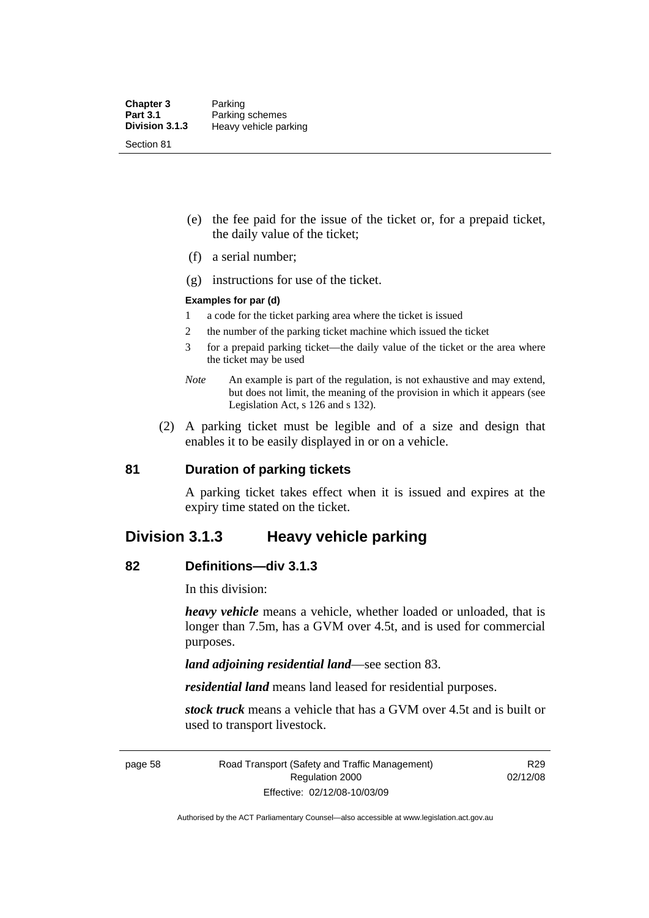(e) the fee paid for the issue of the ticket or, for a prepaid ticket, the daily value of the ticket;

(f) a serial number;

(g) instructions for use of the ticket.

**Examples for par (d)**

1 a code for the ticket parking area where the ticket is issued

2 the number of the parking ticket machine which issued the ticket

3 for a prepaid parking ticket—the daily value of the ticket or the area where the ticket may be used

*Note* An example is part of the regulation, is not exhaustive and may extend, but does not limit, the meaning of the provision in which it appears (see Legislation Act, s 126 and s 132).

(2) A parking ticket must be legible and of a size and design that enables it to be easily displayed in or on a vehicle.

### 81 Duration of parking tickets

A parking ticket takes effect when it is issued and expires at the expiry time stated on the ticket.

## Division 3.1.3 Heavy vehicle parking

### 82 Definitions—div 3.1.3

In this division:

***heavy vehicle*** means a vehicle, whether loaded or unloaded, that is longer than 7.5m, has a GVM over 4.5t, and is used for commercial purposes.

***land adjoining residential land***—see section 83.

***residential land*** means land leased for residential purposes.

***stock truck*** means a vehicle that has a GVM over 4.5t and is built or used to transport livestock.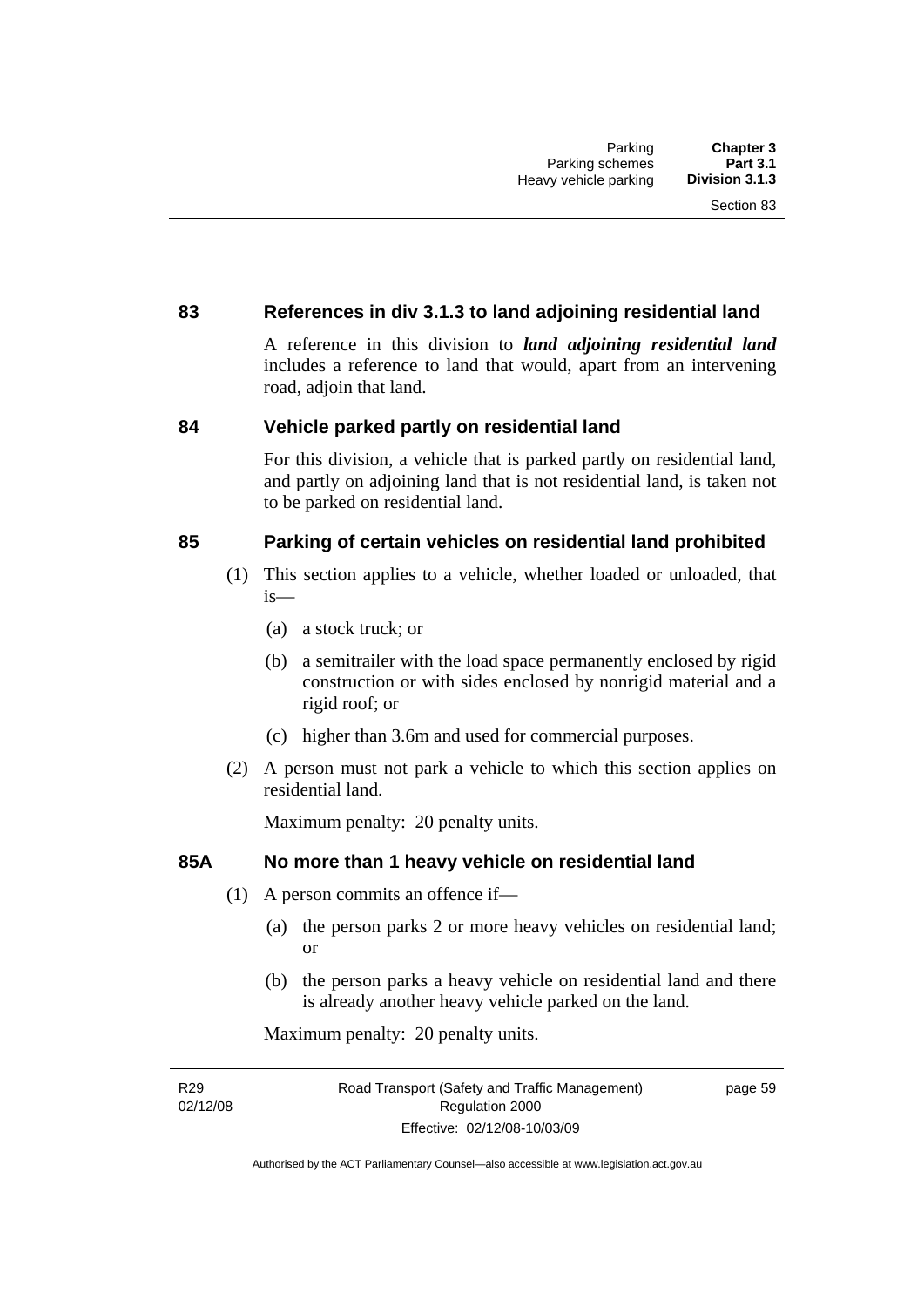## 83 References in div 3.1.3 to land adjoining residential land

A reference in this division to ***land adjoining residential land*** includes a reference to land that would, apart from an intervening road, adjoin that land.

## 84 Vehicle parked partly on residential land

For this division, a vehicle that is parked partly on residential land, and partly on adjoining land that is not residential land, is taken not to be parked on residential land.

## 85 Parking of certain vehicles on residential land prohibited

(1) This section applies to a vehicle, whether loaded or unloaded, that is—

(a) a stock truck; or

(b) a semitrailer with the load space permanently enclosed by rigid construction or with sides enclosed by nonrigid material and a rigid roof; or

(c) higher than 3.6m and used for commercial purposes.

(2) A person must not park a vehicle to which this section applies on residential land.

Maximum penalty: 20 penalty units.

## 85A No more than 1 heavy vehicle on residential land

(1) A person commits an offence if—

(a) the person parks 2 or more heavy vehicles on residential land; or

(b) the person parks a heavy vehicle on residential land and there is already another heavy vehicle parked on the land.

Maximum penalty: 20 penalty units.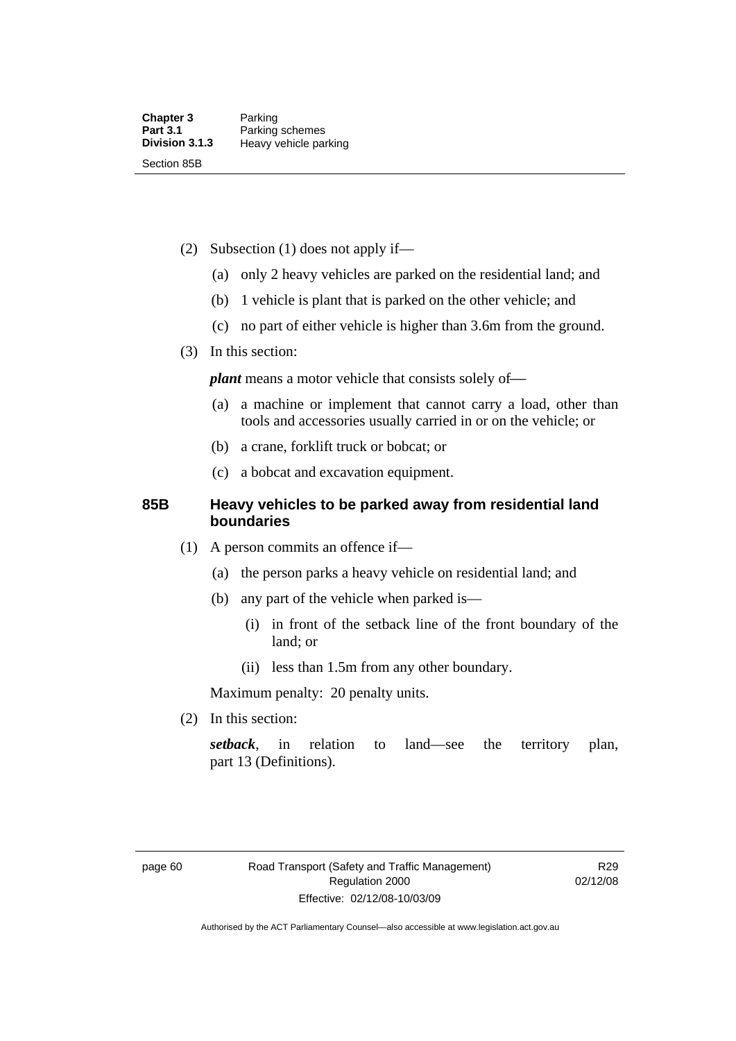(2) Subsection (1) does not apply if—

(a) only 2 heavy vehicles are parked on the residential land; and

(b) 1 vehicle is plant that is parked on the other vehicle; and

(c) no part of either vehicle is higher than 3.6m from the ground.

(3) In this section:

***plant*** means a motor vehicle that consists solely of—

(a) a machine or implement that cannot carry a load, other than tools and accessories usually carried in or on the vehicle; or

(b) a crane, forklift truck or bobcat; or

(c) a bobcat and excavation equipment.

### 85B Heavy vehicles to be parked away from residential land boundaries

(1) A person commits an offence if—

(a) the person parks a heavy vehicle on residential land; and

(b) any part of the vehicle when parked is—

(i) in front of the setback line of the front boundary of the land; or

(ii) less than 1.5m from any other boundary.

Maximum penalty: 20 penalty units.

(2) In this section:

***setback***, in relation to land—see the territory plan, part 13 (Definitions).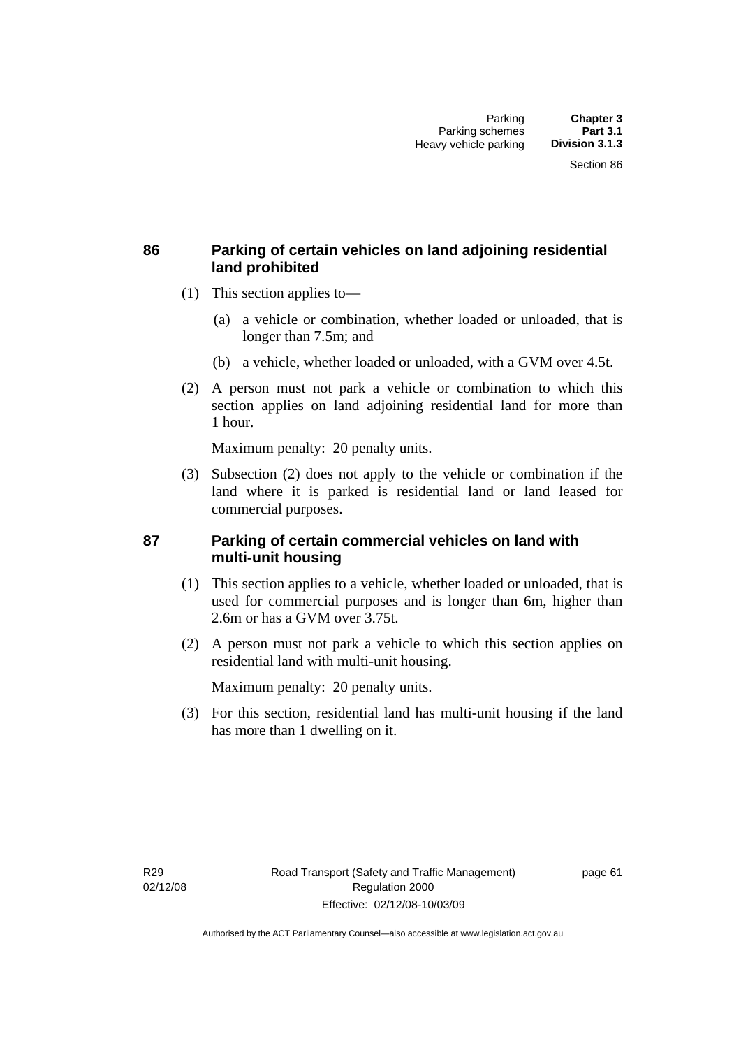## 86 Parking of certain vehicles on land adjoining residential land prohibited

(1) This section applies to—

(a) a vehicle or combination, whether loaded or unloaded, that is longer than 7.5m; and

(b) a vehicle, whether loaded or unloaded, with a GVM over 4.5t.

(2) A person must not park a vehicle or combination to which this section applies on land adjoining residential land for more than 1 hour.

Maximum penalty: 20 penalty units.

(3) Subsection (2) does not apply to the vehicle or combination if the land where it is parked is residential land or land leased for commercial purposes.

## 87 Parking of certain commercial vehicles on land with multi-unit housing

(1) This section applies to a vehicle, whether loaded or unloaded, that is used for commercial purposes and is longer than 6m, higher than 2.6m or has a GVM over 3.75t.

(2) A person must not park a vehicle to which this section applies on residential land with multi-unit housing.

Maximum penalty: 20 penalty units.

(3) For this section, residential land has multi-unit housing if the land has more than 1 dwelling on it.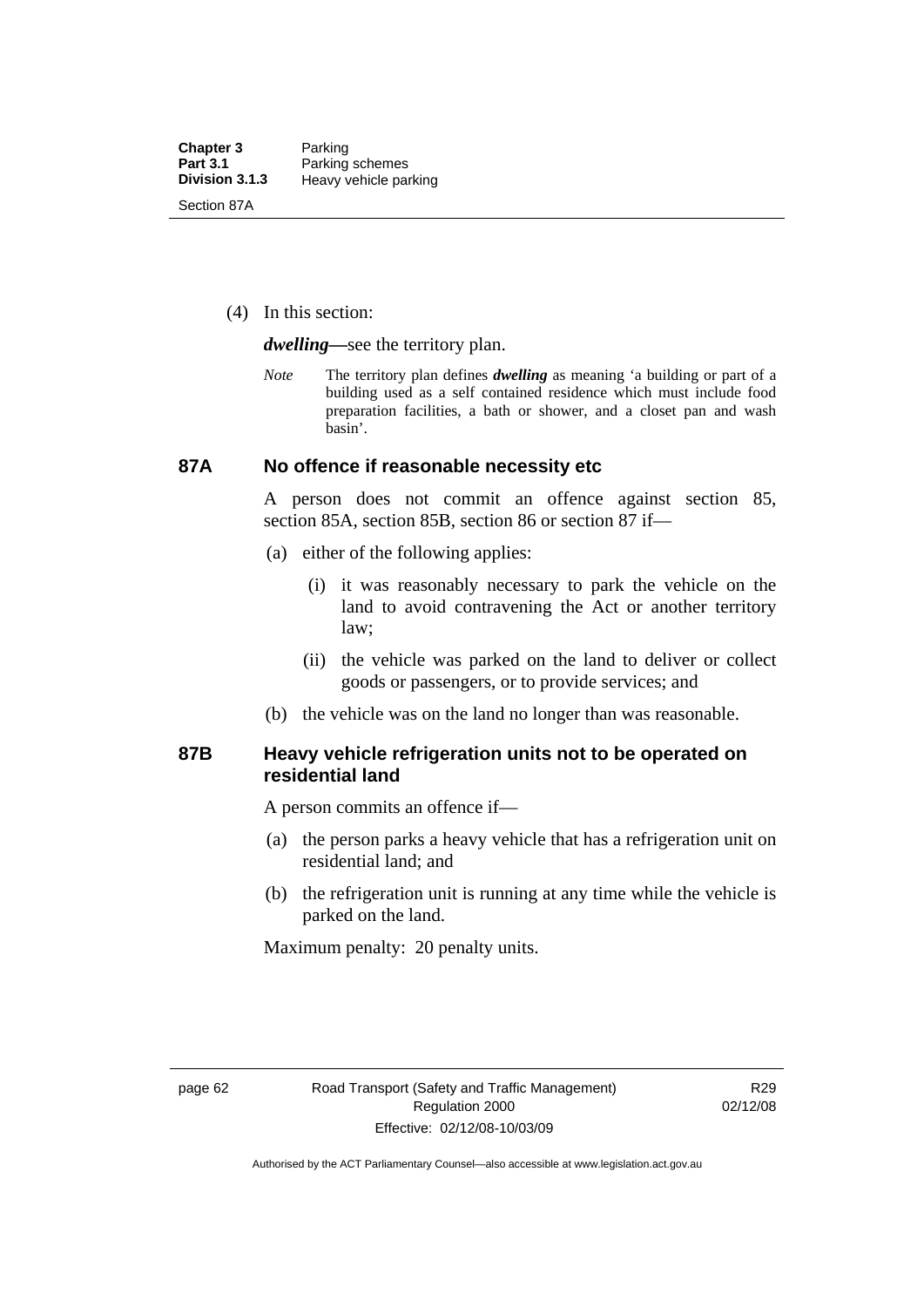(4) In this section:

***dwelling***—see the territory plan.

*Note* The territory plan defines ***dwelling*** as meaning 'a building or part of a building used as a self contained residence which must include food preparation facilities, a bath or shower, and a closet pan and wash basin'.

## 87A No offence if reasonable necessity etc

A person does not commit an offence against section 85, section 85A, section 85B, section 86 or section 87 if—

(a) either of the following applies:

(i) it was reasonably necessary to park the vehicle on the land to avoid contravening the Act or another territory law;

(ii) the vehicle was parked on the land to deliver or collect goods or passengers, or to provide services; and

(b) the vehicle was on the land no longer than was reasonable.

## 87B Heavy vehicle refrigeration units not to be operated on residential land

A person commits an offence if—

(a) the person parks a heavy vehicle that has a refrigeration unit on residential land; and

(b) the refrigeration unit is running at any time while the vehicle is parked on the land.

Maximum penalty: 20 penalty units.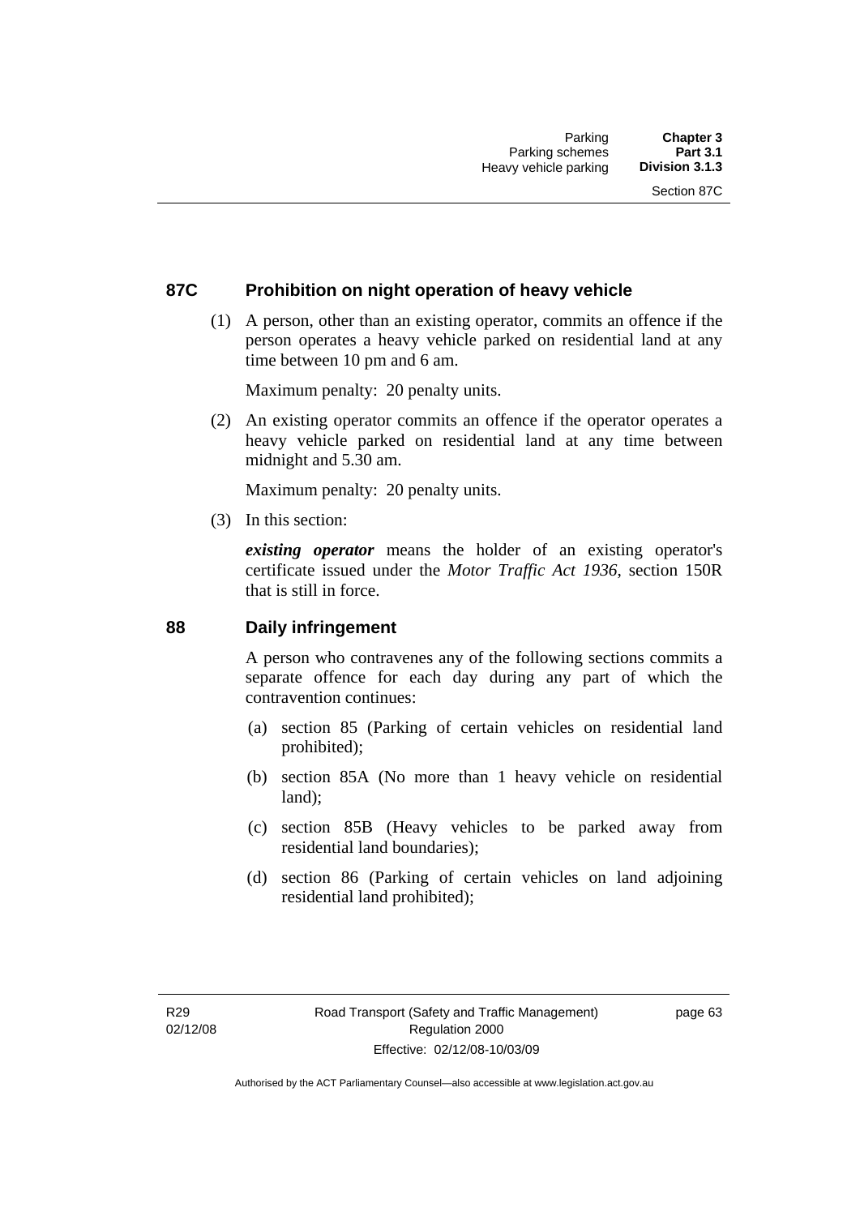## 87C Prohibition on night operation of heavy vehicle

(1) A person, other than an existing operator, commits an offence if the person operates a heavy vehicle parked on residential land at any time between 10 pm and 6 am.

Maximum penalty: 20 penalty units.

(2) An existing operator commits an offence if the operator operates a heavy vehicle parked on residential land at any time between midnight and 5.30 am.

Maximum penalty: 20 penalty units.

(3) In this section:

***existing operator*** means the holder of an existing operator's certificate issued under the *Motor Traffic Act 1936*, section 150R that is still in force.

## 88 Daily infringement

A person who contravenes any of the following sections commits a separate offence for each day during any part of which the contravention continues:

(a) section 85 (Parking of certain vehicles on residential land prohibited);

(b) section 85A (No more than 1 heavy vehicle on residential land);

(c) section 85B (Heavy vehicles to be parked away from residential land boundaries);

(d) section 86 (Parking of certain vehicles on land adjoining residential land prohibited);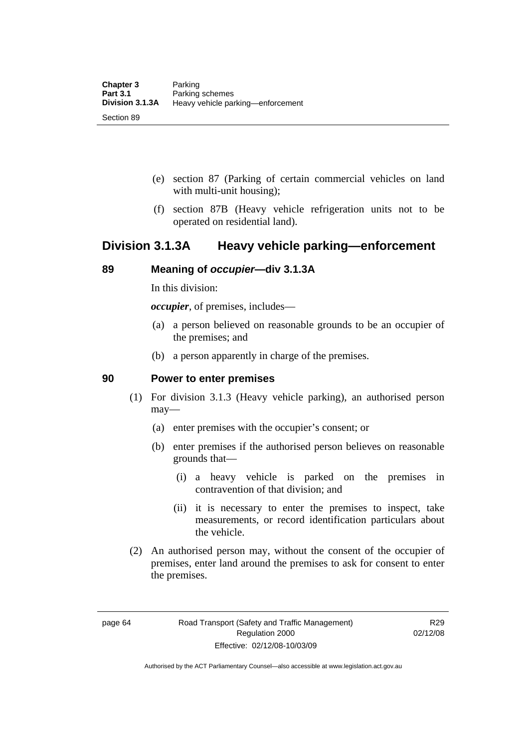(e) section 87 (Parking of certain commercial vehicles on land with multi-unit housing);

(f) section 87B (Heavy vehicle refrigeration units not to be operated on residential land).

## Division 3.1.3A Heavy vehicle parking—enforcement

### 89 Meaning of *occupier*—div 3.1.3A

In this division:

***occupier***, of premises, includes—

(a) a person believed on reasonable grounds to be an occupier of the premises; and

(b) a person apparently in charge of the premises.

### 90 Power to enter premises

(1) For division 3.1.3 (Heavy vehicle parking), an authorised person may—

(a) enter premises with the occupier's consent; or

(b) enter premises if the authorised person believes on reasonable grounds that—

(i) a heavy vehicle is parked on the premises in contravention of that division; and

(ii) it is necessary to enter the premises to inspect, take measurements, or record identification particulars about the vehicle.

(2) An authorised person may, without the consent of the occupier of premises, enter land around the premises to ask for consent to enter the premises.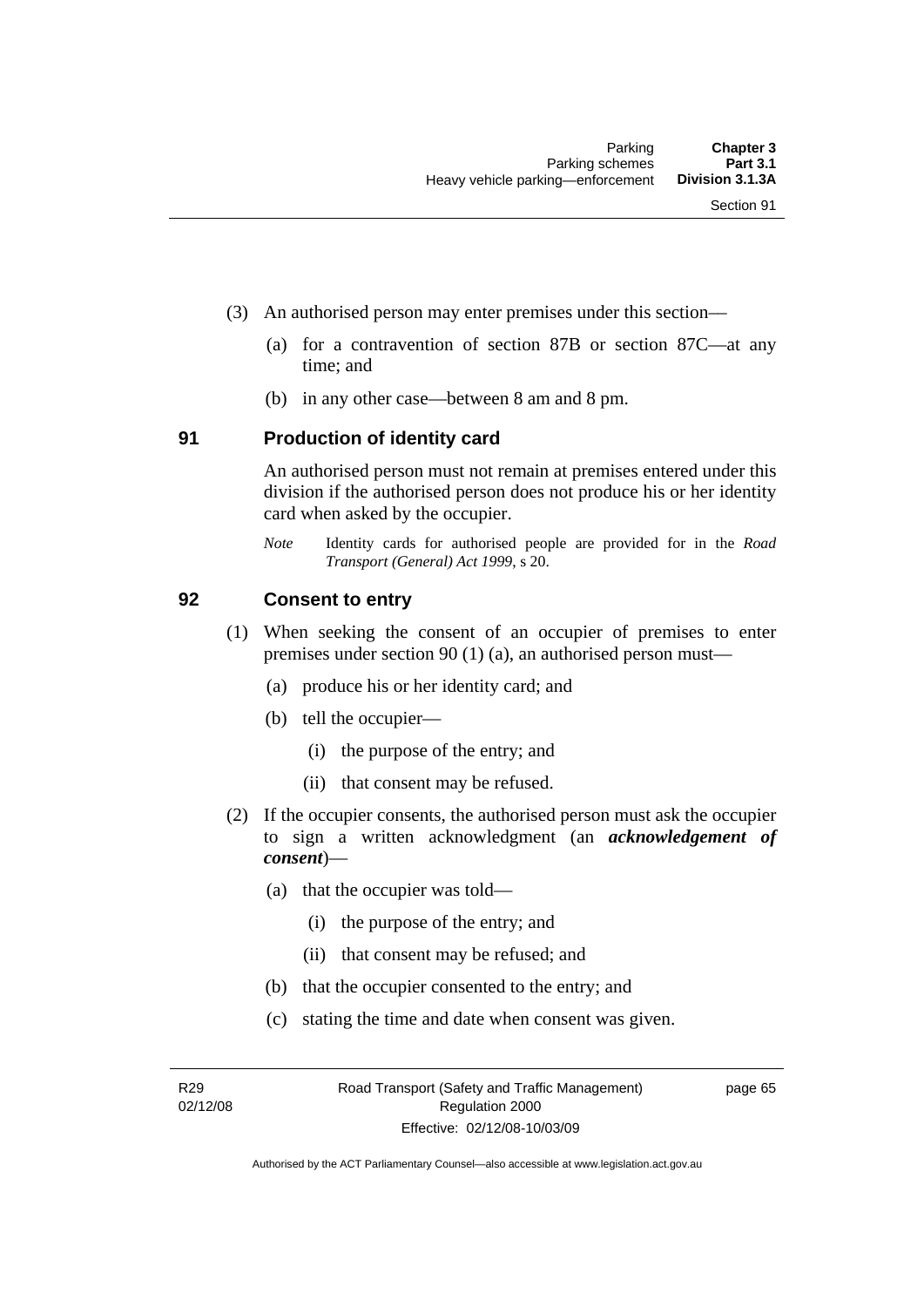(3) An authorised person may enter premises under this section—

(a) for a contravention of section 87B or section 87C—at any time; and

(b) in any other case—between 8 am and 8 pm.

## 91 Production of identity card

An authorised person must not remain at premises entered under this division if the authorised person does not produce his or her identity card when asked by the occupier.

*Note* Identity cards for authorised people are provided for in the *Road Transport (General) Act 1999*, s 20.

## 92 Consent to entry

(1) When seeking the consent of an occupier of premises to enter premises under section 90 (1) (a), an authorised person must—

(a) produce his or her identity card; and

(b) tell the occupier—

(i) the purpose of the entry; and

(ii) that consent may be refused.

(2) If the occupier consents, the authorised person must ask the occupier to sign a written acknowledgment (an ***acknowledgement of consent***)—

(a) that the occupier was told—

(i) the purpose of the entry; and

(ii) that consent may be refused; and

(b) that the occupier consented to the entry; and

(c) stating the time and date when consent was given.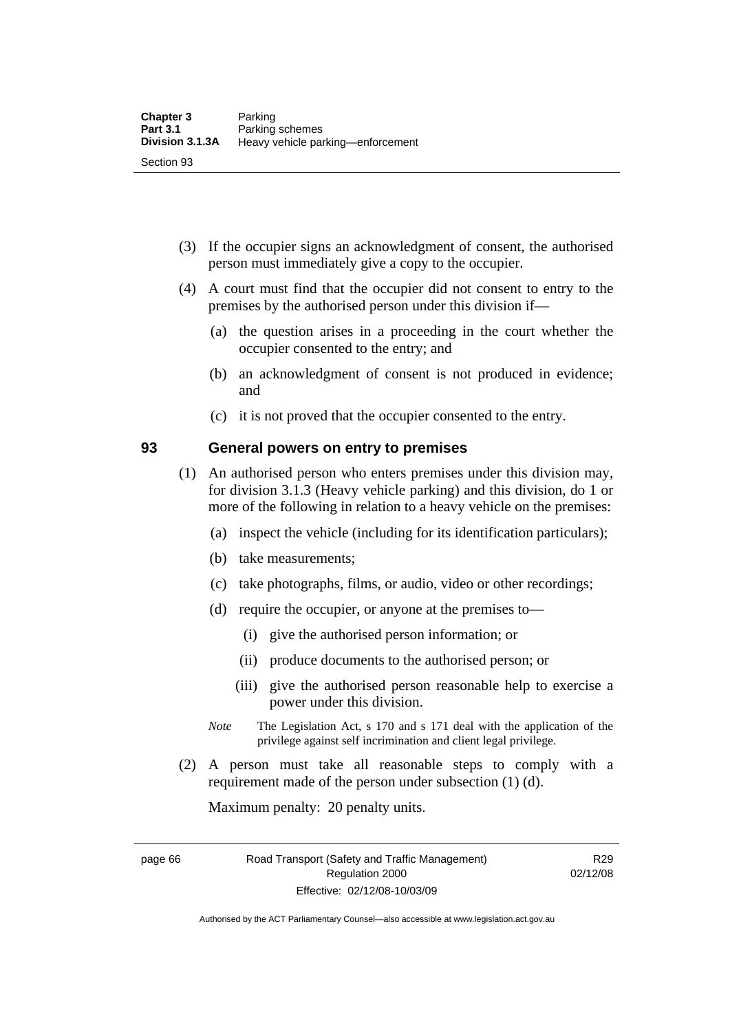(3) If the occupier signs an acknowledgment of consent, the authorised person must immediately give a copy to the occupier.

(4) A court must find that the occupier did not consent to entry to the premises by the authorised person under this division if—

(a) the question arises in a proceeding in the court whether the occupier consented to the entry; and

(b) an acknowledgment of consent is not produced in evidence; and

(c) it is not proved that the occupier consented to the entry.

## 93 General powers on entry to premises

(1) An authorised person who enters premises under this division may, for division 3.1.3 (Heavy vehicle parking) and this division, do 1 or more of the following in relation to a heavy vehicle on the premises:

(a) inspect the vehicle (including for its identification particulars);

(b) take measurements;

(c) take photographs, films, or audio, video or other recordings;

(d) require the occupier, or anyone at the premises to—

(i) give the authorised person information; or

(ii) produce documents to the authorised person; or

(iii) give the authorised person reasonable help to exercise a power under this division.

*Note* The Legislation Act, s 170 and s 171 deal with the application of the privilege against self incrimination and client legal privilege.

(2) A person must take all reasonable steps to comply with a requirement made of the person under subsection (1) (d).

Maximum penalty: 20 penalty units.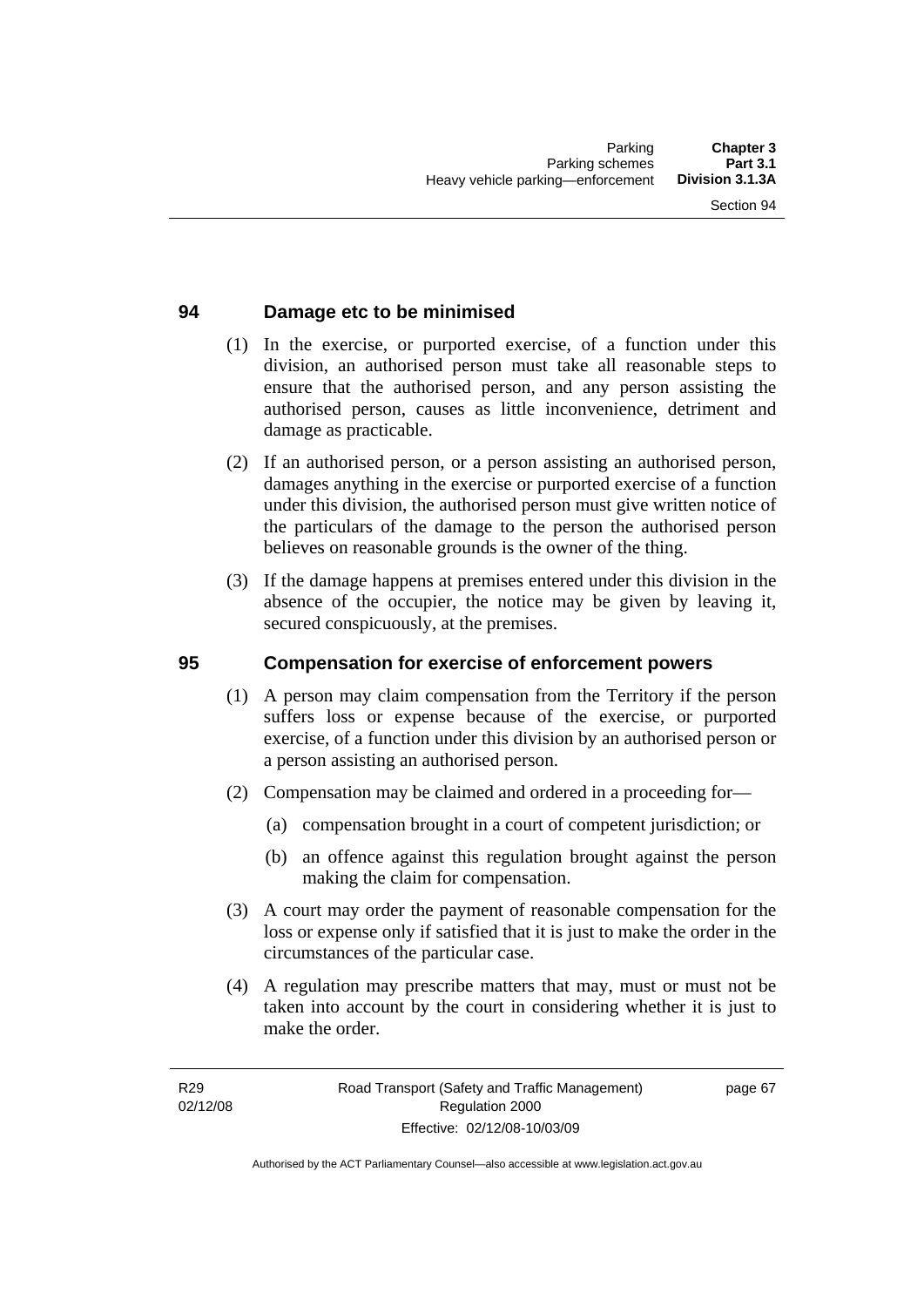## 94 Damage etc to be minimised

(1) In the exercise, or purported exercise, of a function under this division, an authorised person must take all reasonable steps to ensure that the authorised person, and any person assisting the authorised person, causes as little inconvenience, detriment and damage as practicable.

(2) If an authorised person, or a person assisting an authorised person, damages anything in the exercise or purported exercise of a function under this division, the authorised person must give written notice of the particulars of the damage to the person the authorised person believes on reasonable grounds is the owner of the thing.

(3) If the damage happens at premises entered under this division in the absence of the occupier, the notice may be given by leaving it, secured conspicuously, at the premises.

## 95 Compensation for exercise of enforcement powers

(1) A person may claim compensation from the Territory if the person suffers loss or expense because of the exercise, or purported exercise, of a function under this division by an authorised person or a person assisting an authorised person.

(2) Compensation may be claimed and ordered in a proceeding for—

(a) compensation brought in a court of competent jurisdiction; or

(b) an offence against this regulation brought against the person making the claim for compensation.

(3) A court may order the payment of reasonable compensation for the loss or expense only if satisfied that it is just to make the order in the circumstances of the particular case.

(4) A regulation may prescribe matters that may, must or must not be taken into account by the court in considering whether it is just to make the order.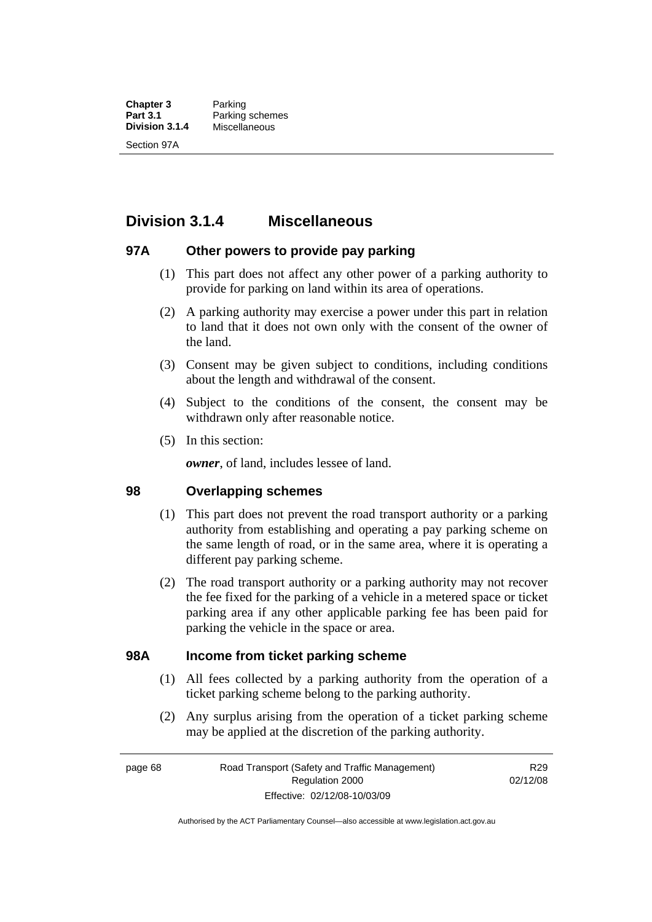## Division 3.1.4 Miscellaneous

### 97A Other powers to provide pay parking

(1) This part does not affect any other power of a parking authority to provide for parking on land within its area of operations.

(2) A parking authority may exercise a power under this part in relation to land that it does not own only with the consent of the owner of the land.

(3) Consent may be given subject to conditions, including conditions about the length and withdrawal of the consent.

(4) Subject to the conditions of the consent, the consent may be withdrawn only after reasonable notice.

(5) In this section:

***owner***, of land, includes lessee of land.

### 98 Overlapping schemes

(1) This part does not prevent the road transport authority or a parking authority from establishing and operating a pay parking scheme on the same length of road, or in the same area, where it is operating a different pay parking scheme.

(2) The road transport authority or a parking authority may not recover the fee fixed for the parking of a vehicle in a metered space or ticket parking area if any other applicable parking fee has been paid for parking the vehicle in the space or area.

### 98A Income from ticket parking scheme

(1) All fees collected by a parking authority from the operation of a ticket parking scheme belong to the parking authority.

(2) Any surplus arising from the operation of a ticket parking scheme may be applied at the discretion of the parking authority.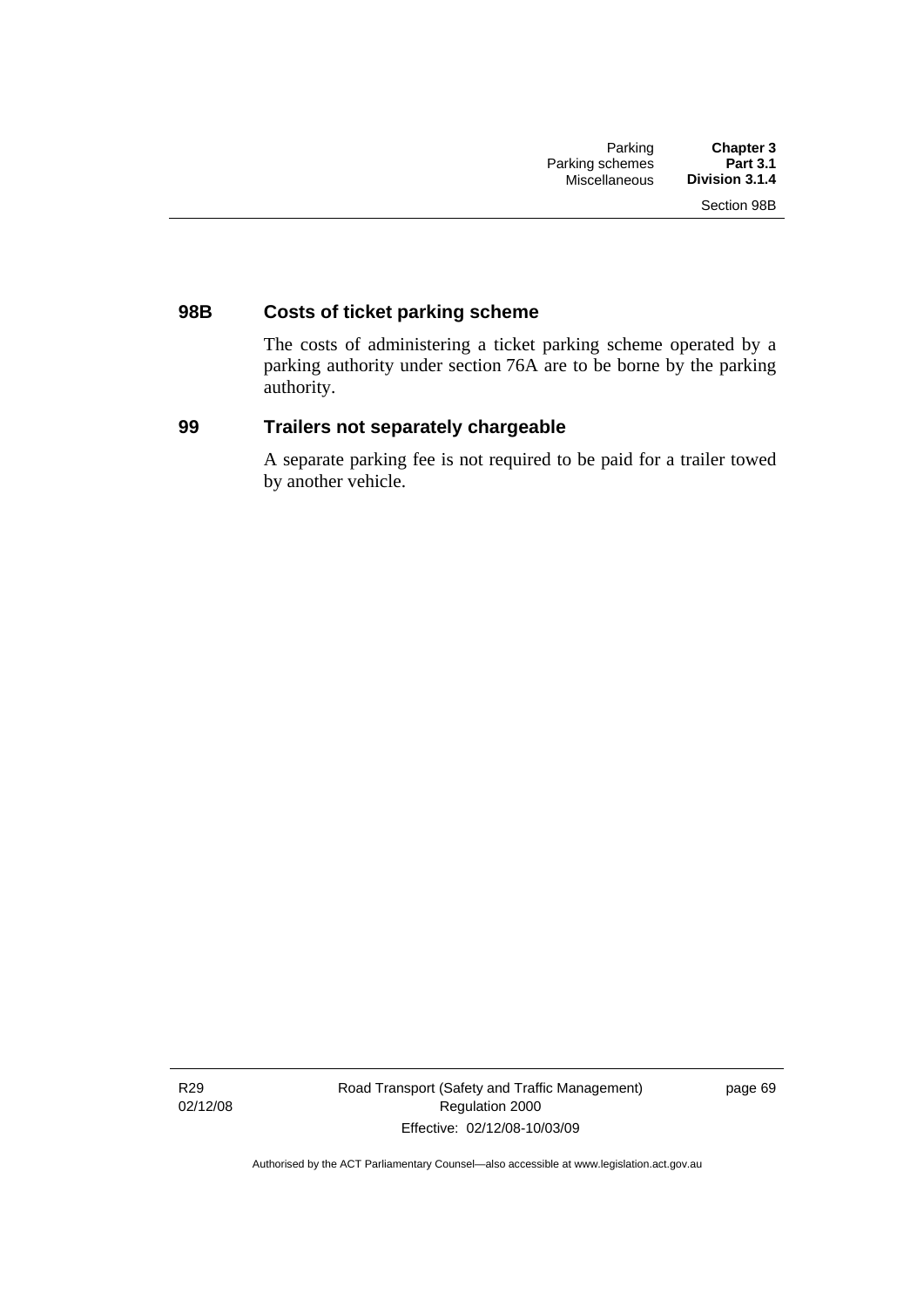### 98B Costs of ticket parking scheme

The costs of administering a ticket parking scheme operated by a parking authority under section 76A are to be borne by the parking authority.

### 99 Trailers not separately chargeable

A separate parking fee is not required to be paid for a trailer towed by another vehicle.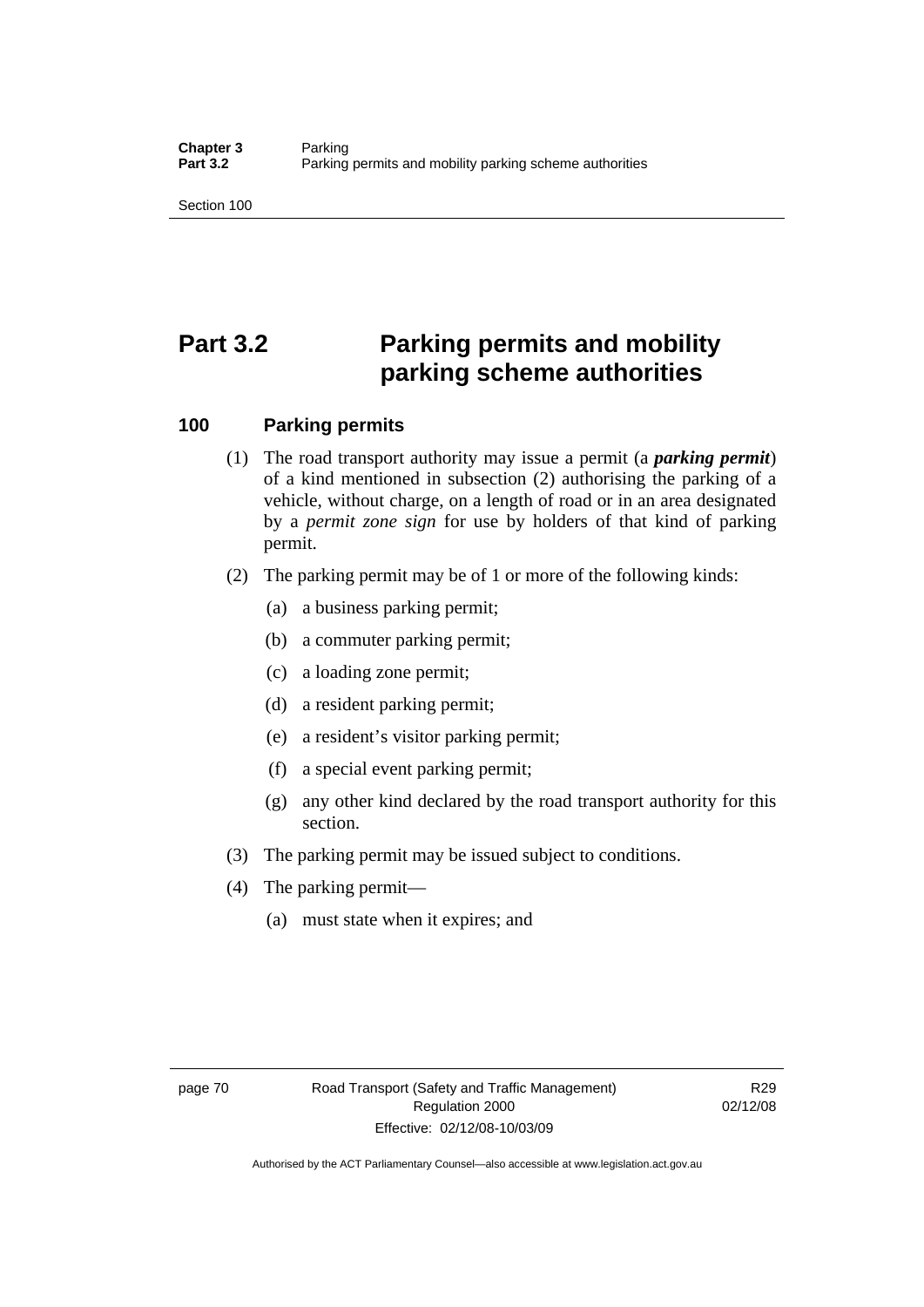# Part 3.2 Parking permits and mobility parking scheme authorities

## 100 Parking permits

(1) The road transport authority may issue a permit (a ***parking permit***) of a kind mentioned in subsection (2) authorising the parking of a vehicle, without charge, on a length of road or in an area designated by a *permit zone sign* for use by holders of that kind of parking permit.

(2) The parking permit may be of 1 or more of the following kinds:

(a) a business parking permit;

(b) a commuter parking permit;

(c) a loading zone permit;

(d) a resident parking permit;

(e) a resident's visitor parking permit;

(f) a special event parking permit;

(g) any other kind declared by the road transport authority for this section.

(3) The parking permit may be issued subject to conditions.

(4) The parking permit—

(a) must state when it expires; and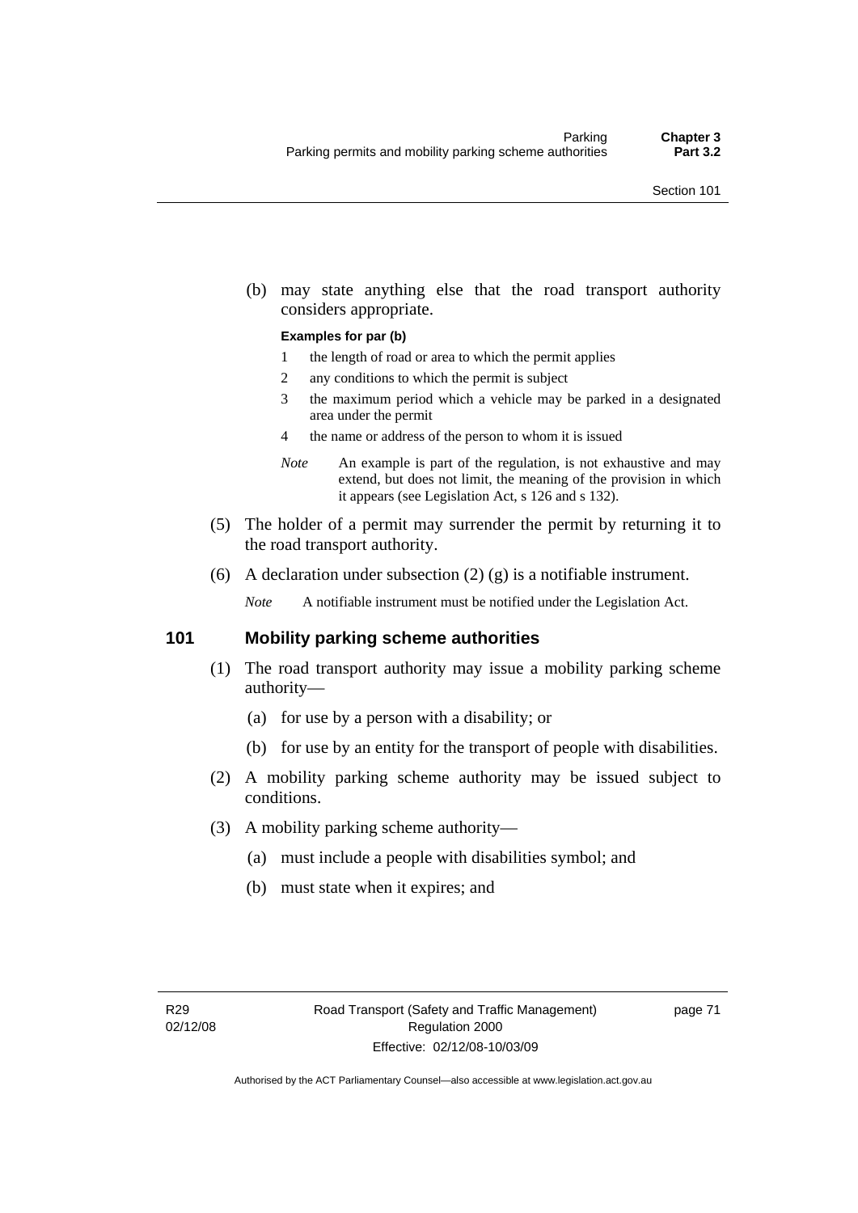(b) may state anything else that the road transport authority considers appropriate.

**Examples for par (b)**

1 the length of road or area to which the permit applies
2 any conditions to which the permit is subject
3 the maximum period which a vehicle may be parked in a designated area under the permit
4 the name or address of the person to whom it is issued

*Note* An example is part of the regulation, is not exhaustive and may extend, but does not limit, the meaning of the provision in which it appears (see Legislation Act, s 126 and s 132).

(5) The holder of a permit may surrender the permit by returning it to the road transport authority.

(6) A declaration under subsection (2) (g) is a notifiable instrument.

*Note* A notifiable instrument must be notified under the Legislation Act.

## 101 Mobility parking scheme authorities

(1) The road transport authority may issue a mobility parking scheme authority—

(a) for use by a person with a disability; or

(b) for use by an entity for the transport of people with disabilities.

(2) A mobility parking scheme authority may be issued subject to conditions.

(3) A mobility parking scheme authority—

(a) must include a people with disabilities symbol; and

(b) must state when it expires; and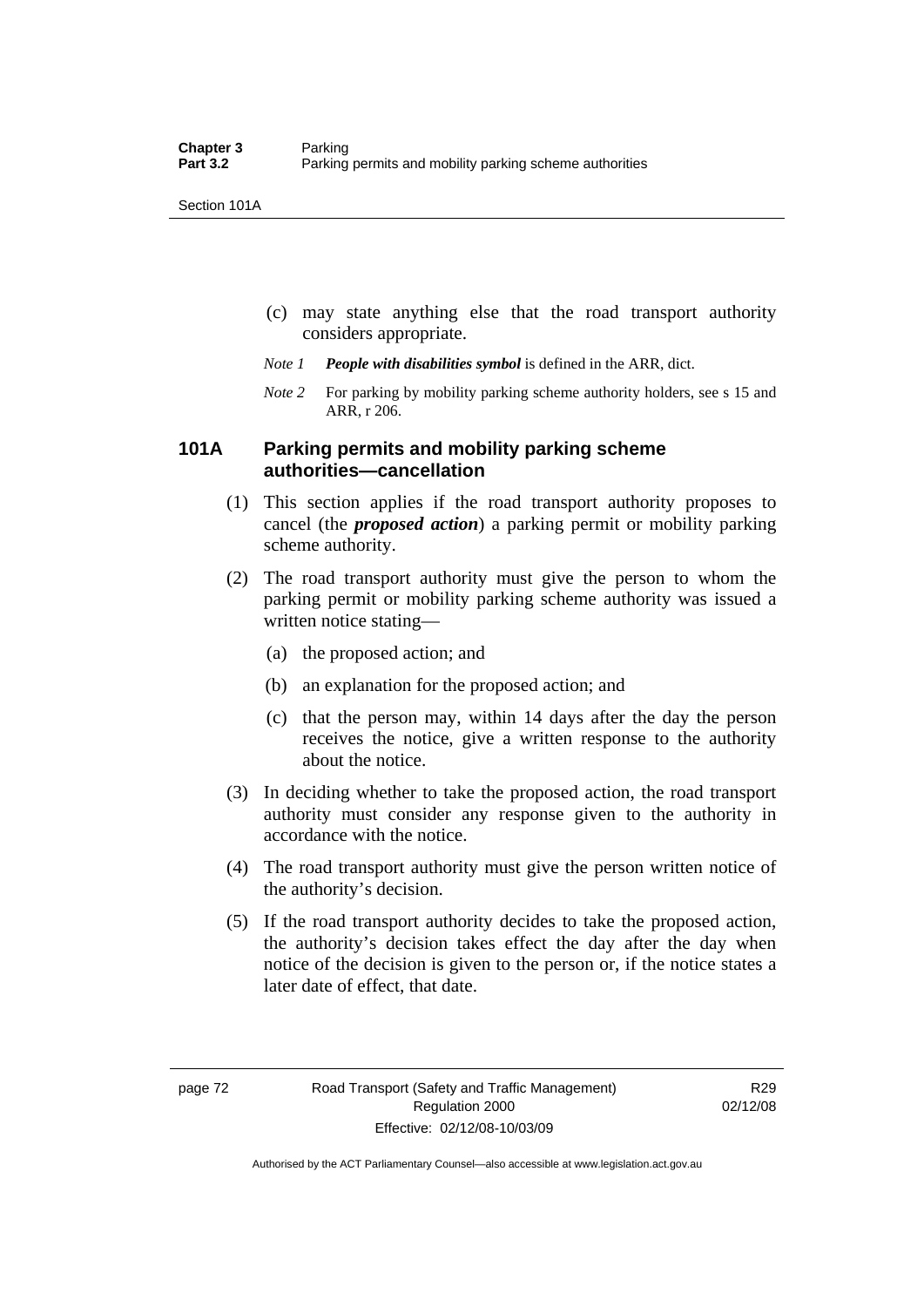(c) may state anything else that the road transport authority considers appropriate.

*Note 1* ***People with disabilities symbol*** is defined in the ARR, dict.

*Note 2* For parking by mobility parking scheme authority holders, see s 15 and ARR, r 206.

### 101A Parking permits and mobility parking scheme authorities—cancellation

(1) This section applies if the road transport authority proposes to cancel (the ***proposed action***) a parking permit or mobility parking scheme authority.

(2) The road transport authority must give the person to whom the parking permit or mobility parking scheme authority was issued a written notice stating—

(a) the proposed action; and

(b) an explanation for the proposed action; and

(c) that the person may, within 14 days after the day the person receives the notice, give a written response to the authority about the notice.

(3) In deciding whether to take the proposed action, the road transport authority must consider any response given to the authority in accordance with the notice.

(4) The road transport authority must give the person written notice of the authority's decision.

(5) If the road transport authority decides to take the proposed action, the authority's decision takes effect the day after the day when notice of the decision is given to the person or, if the notice states a later date of effect, that date.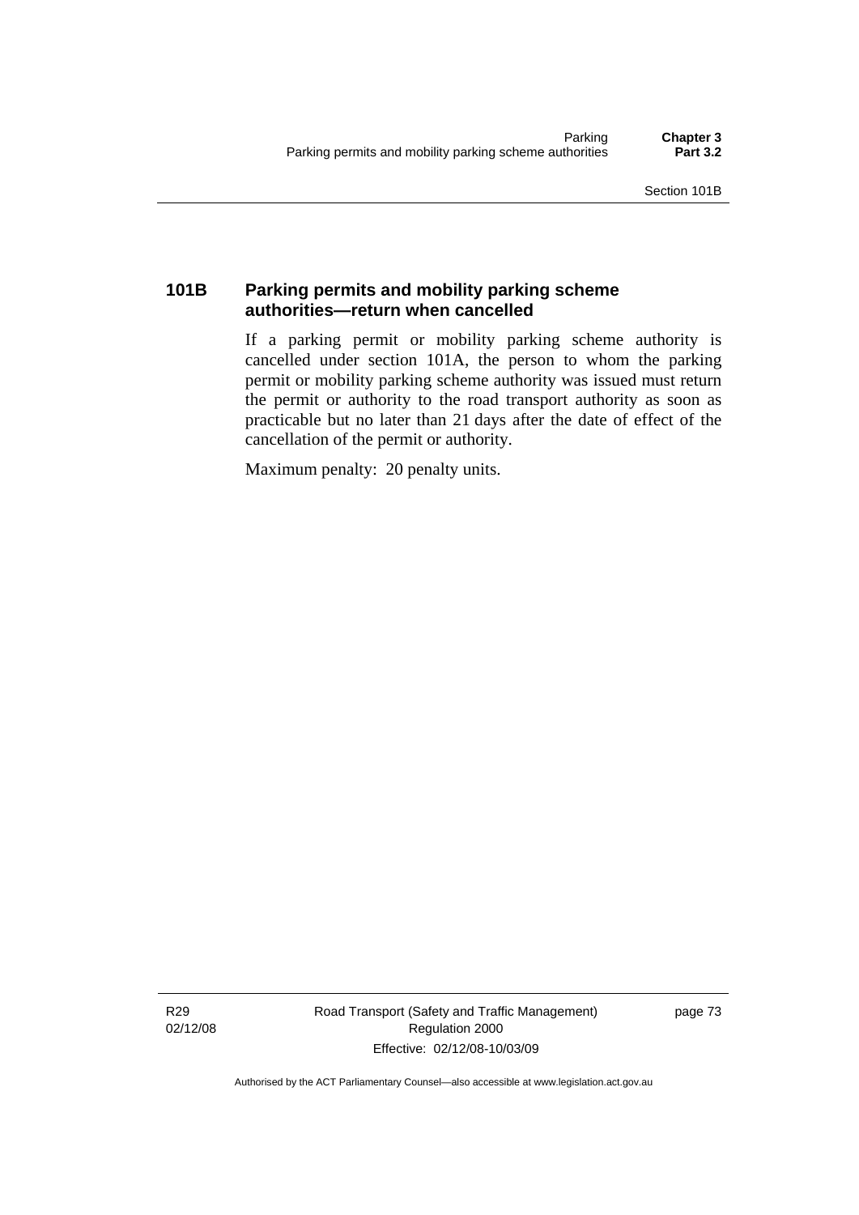## 101B Parking permits and mobility parking scheme authorities—return when cancelled

If a parking permit or mobility parking scheme authority is cancelled under section 101A, the person to whom the parking permit or mobility parking scheme authority was issued must return the permit or authority to the road transport authority as soon as practicable but no later than 21 days after the date of effect of the cancellation of the permit or authority.

Maximum penalty: 20 penalty units.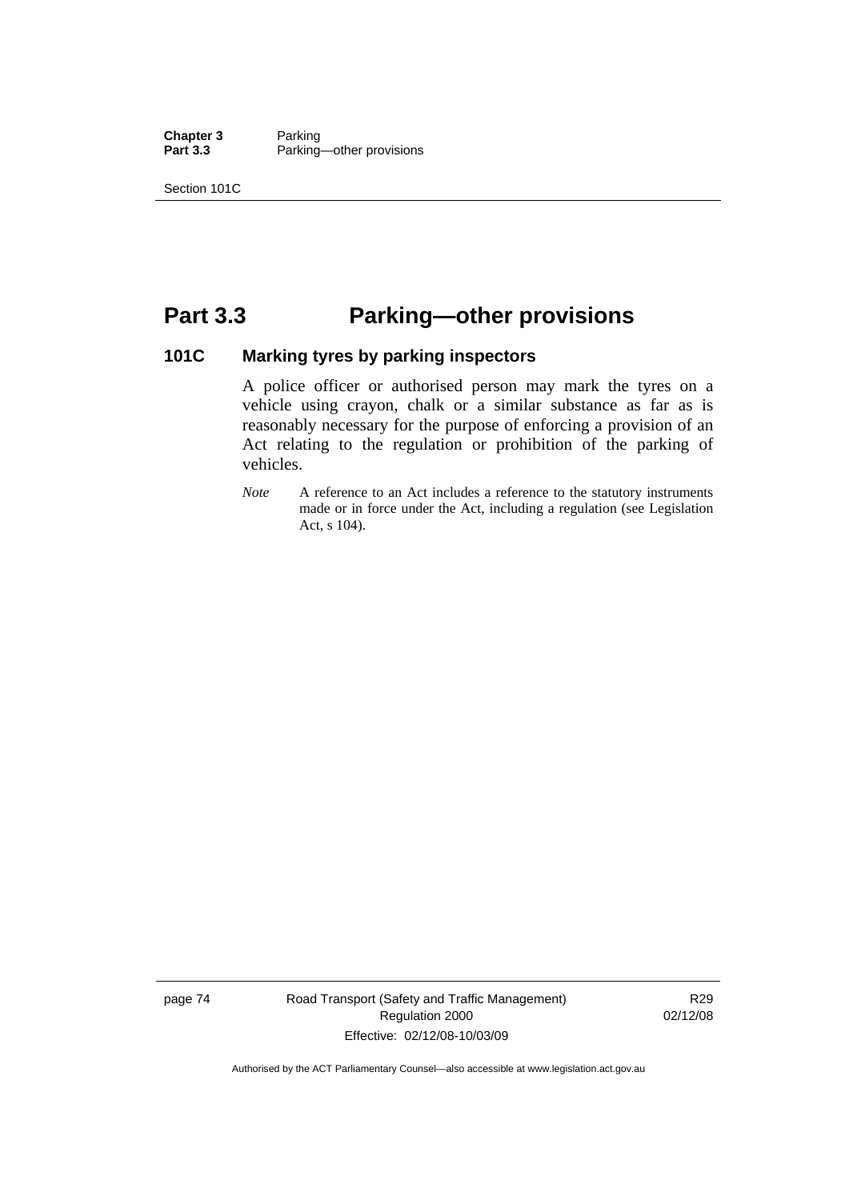# Part 3.3 Parking—other provisions

## 101C Marking tyres by parking inspectors

A police officer or authorised person may mark the tyres on a vehicle using crayon, chalk or a similar substance as far as is reasonably necessary for the purpose of enforcing a provision of an Act relating to the regulation or prohibition of the parking of vehicles.

*Note* A reference to an Act includes a reference to the statutory instruments made or in force under the Act, including a regulation (see Legislation Act, s 104).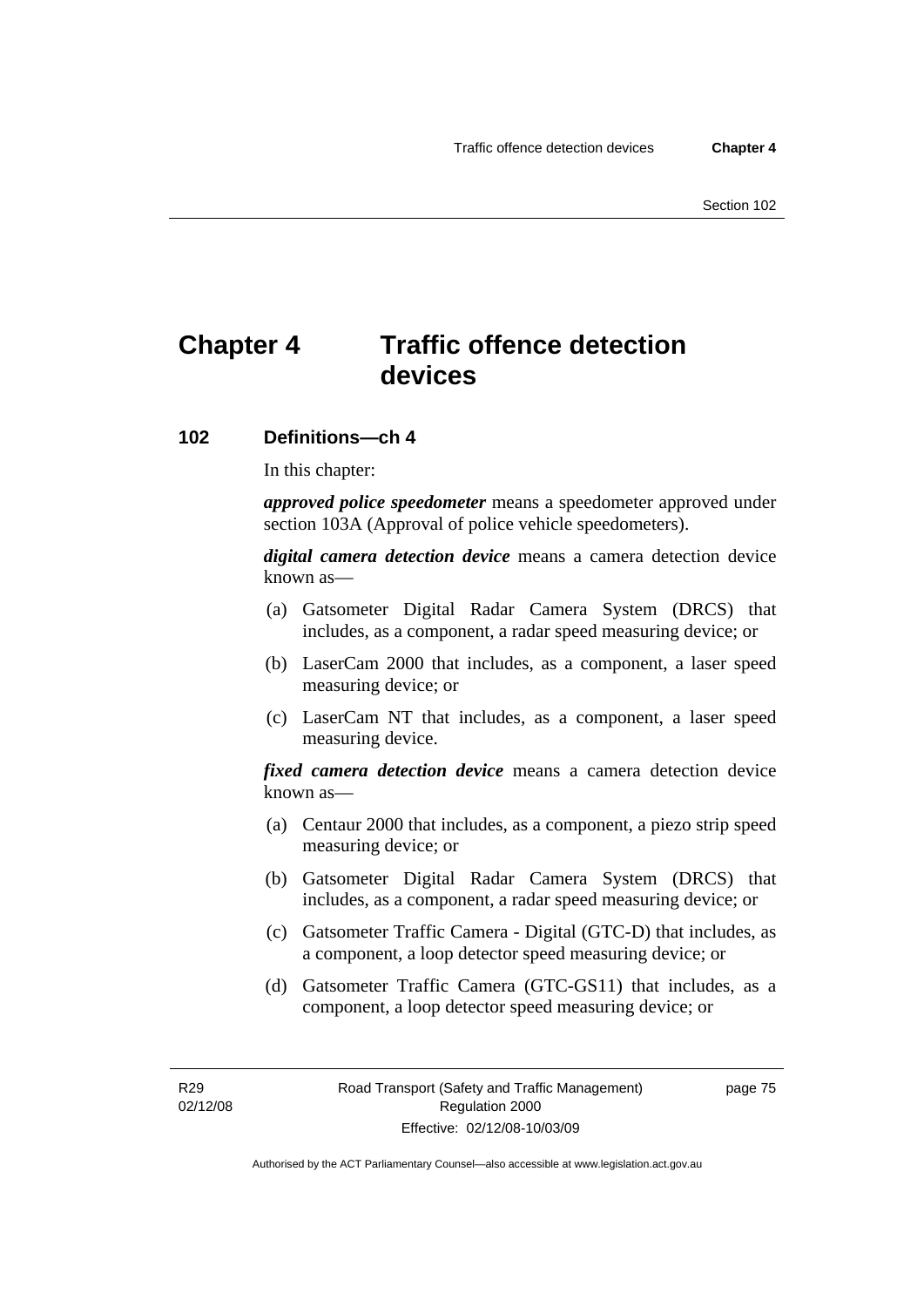# Chapter 4 Traffic offence detection devices

## 102 Definitions—ch 4

In this chapter:

***approved police speedometer*** means a speedometer approved under section 103A (Approval of police vehicle speedometers).

***digital camera detection device*** means a camera detection device known as—

(a) Gatsometer Digital Radar Camera System (DRCS) that includes, as a component, a radar speed measuring device; or

(b) LaserCam 2000 that includes, as a component, a laser speed measuring device; or

(c) LaserCam NT that includes, as a component, a laser speed measuring device.

***fixed camera detection device*** means a camera detection device known as—

(a) Centaur 2000 that includes, as a component, a piezo strip speed measuring device; or

(b) Gatsometer Digital Radar Camera System (DRCS) that includes, as a component, a radar speed measuring device; or

(c) Gatsometer Traffic Camera - Digital (GTC-D) that includes, as a component, a loop detector speed measuring device; or

(d) Gatsometer Traffic Camera (GTC-GS11) that includes, as a component, a loop detector speed measuring device; or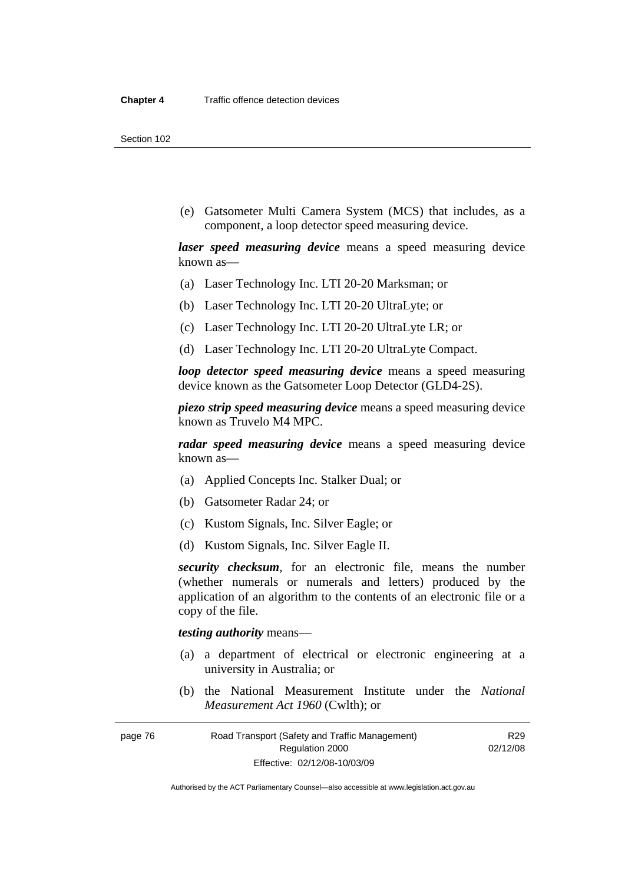(e) Gatsometer Multi Camera System (MCS) that includes, as a component, a loop detector speed measuring device.

***laser speed measuring device*** means a speed measuring device known as—

(a) Laser Technology Inc. LTI 20-20 Marksman; or

(b) Laser Technology Inc. LTI 20-20 UltraLyte; or

(c) Laser Technology Inc. LTI 20-20 UltraLyte LR; or

(d) Laser Technology Inc. LTI 20-20 UltraLyte Compact.

***loop detector speed measuring device*** means a speed measuring device known as the Gatsometer Loop Detector (GLD4-2S).

***piezo strip speed measuring device*** means a speed measuring device known as Truvelo M4 MPC.

***radar speed measuring device*** means a speed measuring device known as—

(a) Applied Concepts Inc. Stalker Dual; or

(b) Gatsometer Radar 24; or

(c) Kustom Signals, Inc. Silver Eagle; or

(d) Kustom Signals, Inc. Silver Eagle II.

***security checksum***, for an electronic file, means the number (whether numerals or numerals and letters) produced by the application of an algorithm to the contents of an electronic file or a copy of the file.

***testing authority*** means—

(a) a department of electrical or electronic engineering at a university in Australia; or

(b) the National Measurement Institute under the *National Measurement Act 1960* (Cwlth); or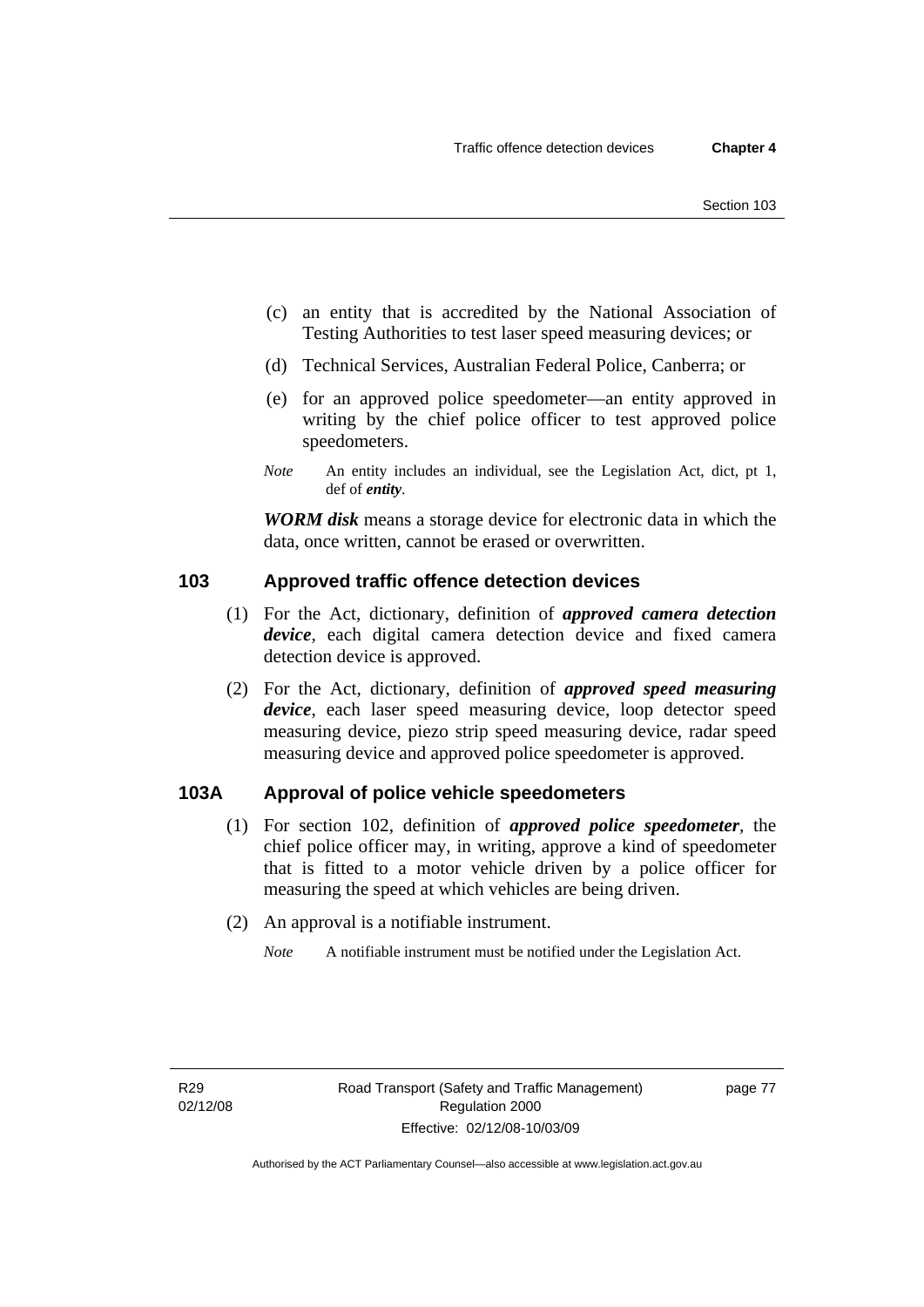(c) an entity that is accredited by the National Association of Testing Authorities to test laser speed measuring devices; or

(d) Technical Services, Australian Federal Police, Canberra; or

(e) for an approved police speedometer—an entity approved in writing by the chief police officer to test approved police speedometers.

*Note* An entity includes an individual, see the Legislation Act, dict, pt 1, def of ***entity***.

***WORM disk*** means a storage device for electronic data in which the data, once written, cannot be erased or overwritten.

## 103 Approved traffic offence detection devices

(1) For the Act, dictionary, definition of ***approved camera detection device***, each digital camera detection device and fixed camera detection device is approved.

(2) For the Act, dictionary, definition of ***approved speed measuring device***, each laser speed measuring device, loop detector speed measuring device, piezo strip speed measuring device, radar speed measuring device and approved police speedometer is approved.

## 103A Approval of police vehicle speedometers

(1) For section 102, definition of ***approved police speedometer***, the chief police officer may, in writing, approve a kind of speedometer that is fitted to a motor vehicle driven by a police officer for measuring the speed at which vehicles are being driven.

(2) An approval is a notifiable instrument.

*Note* A notifiable instrument must be notified under the Legislation Act.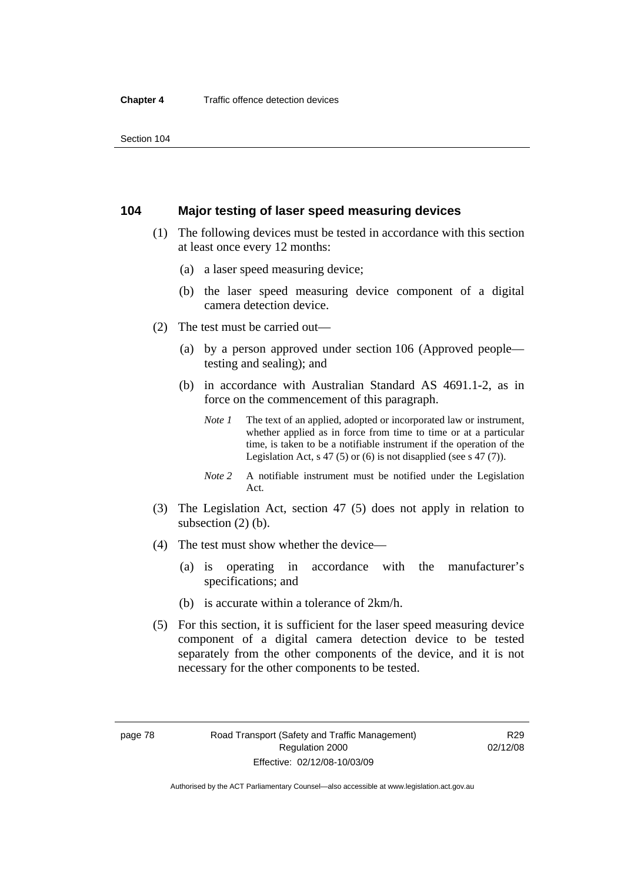## 104 Major testing of laser speed measuring devices

(1) The following devices must be tested in accordance with this section at least once every 12 months:

(a) a laser speed measuring device;

(b) the laser speed measuring device component of a digital camera detection device.

(2) The test must be carried out—

(a) by a person approved under section 106 (Approved people—testing and sealing); and

(b) in accordance with Australian Standard AS 4691.1-2, as in force on the commencement of this paragraph.

*Note 1* The text of an applied, adopted or incorporated law or instrument, whether applied as in force from time to time or at a particular time, is taken to be a notifiable instrument if the operation of the Legislation Act, s 47 (5) or (6) is not disapplied (see s 47 (7)).

*Note 2* A notifiable instrument must be notified under the Legislation Act.

(3) The Legislation Act, section 47 (5) does not apply in relation to subsection (2) (b).

(4) The test must show whether the device—

(a) is operating in accordance with the manufacturer's specifications; and

(b) is accurate within a tolerance of 2km/h.

(5) For this section, it is sufficient for the laser speed measuring device component of a digital camera detection device to be tested separately from the other components of the device, and it is not necessary for the other components to be tested.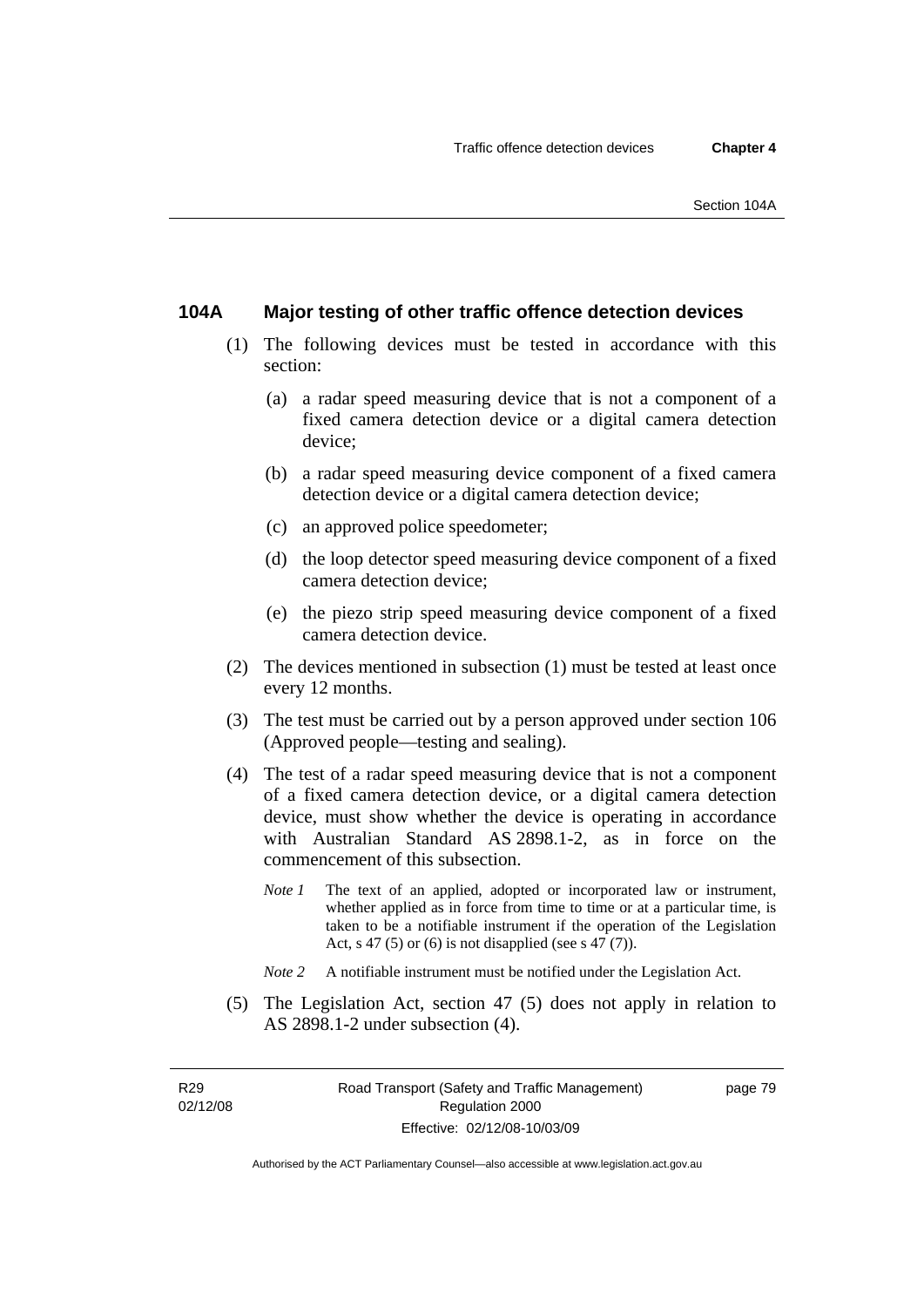### 104A Major testing of other traffic offence detection devices

(1) The following devices must be tested in accordance with this section:

(a) a radar speed measuring device that is not a component of a fixed camera detection device or a digital camera detection device;

(b) a radar speed measuring device component of a fixed camera detection device or a digital camera detection device;

(c) an approved police speedometer;

(d) the loop detector speed measuring device component of a fixed camera detection device;

(e) the piezo strip speed measuring device component of a fixed camera detection device.

(2) The devices mentioned in subsection (1) must be tested at least once every 12 months.

(3) The test must be carried out by a person approved under section 106 (Approved people—testing and sealing).

(4) The test of a radar speed measuring device that is not a component of a fixed camera detection device, or a digital camera detection device, must show whether the device is operating in accordance with Australian Standard AS 2898.1-2, as in force on the commencement of this subsection.

*Note 1* The text of an applied, adopted or incorporated law or instrument, whether applied as in force from time to time or at a particular time, is taken to be a notifiable instrument if the operation of the Legislation Act, s 47 (5) or (6) is not disapplied (see s 47 (7)).

*Note 2* A notifiable instrument must be notified under the Legislation Act.

(5) The Legislation Act, section 47 (5) does not apply in relation to AS 2898.1-2 under subsection (4).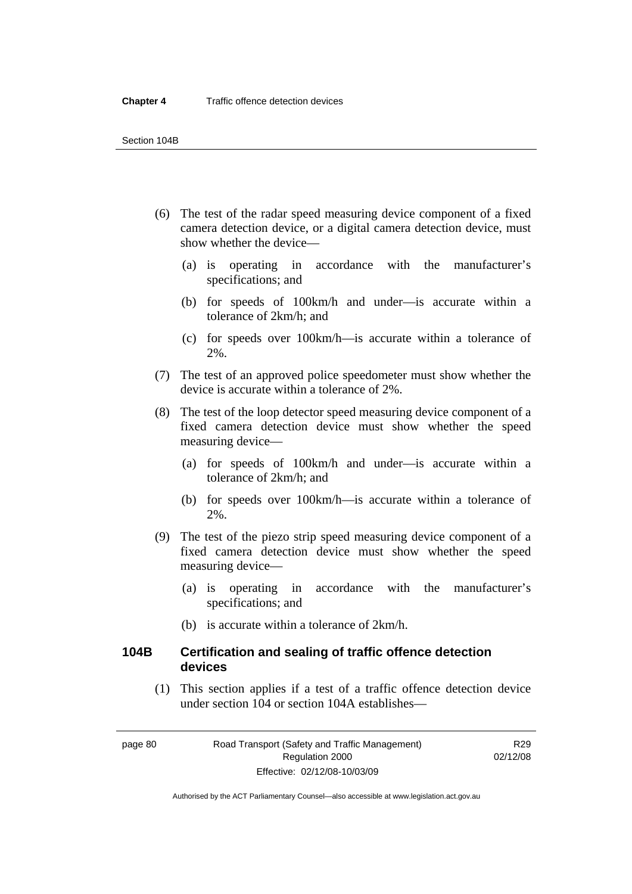(6) The test of the radar speed measuring device component of a fixed camera detection device, or a digital camera detection device, must show whether the device—

   (a) is operating in accordance with the manufacturer's specifications; and

   (b) for speeds of 100km/h and under—is accurate within a tolerance of 2km/h; and

   (c) for speeds over 100km/h—is accurate within a tolerance of 2%.

(7) The test of an approved police speedometer must show whether the device is accurate within a tolerance of 2%.

(8) The test of the loop detector speed measuring device component of a fixed camera detection device must show whether the speed measuring device—

   (a) for speeds of 100km/h and under—is accurate within a tolerance of 2km/h; and

   (b) for speeds over 100km/h—is accurate within a tolerance of 2%.

(9) The test of the piezo strip speed measuring device component of a fixed camera detection device must show whether the speed measuring device—

   (a) is operating in accordance with the manufacturer's specifications; and

   (b) is accurate within a tolerance of 2km/h.

### 104B Certification and sealing of traffic offence detection devices

(1) This section applies if a test of a traffic offence detection device under section 104 or section 104A establishes—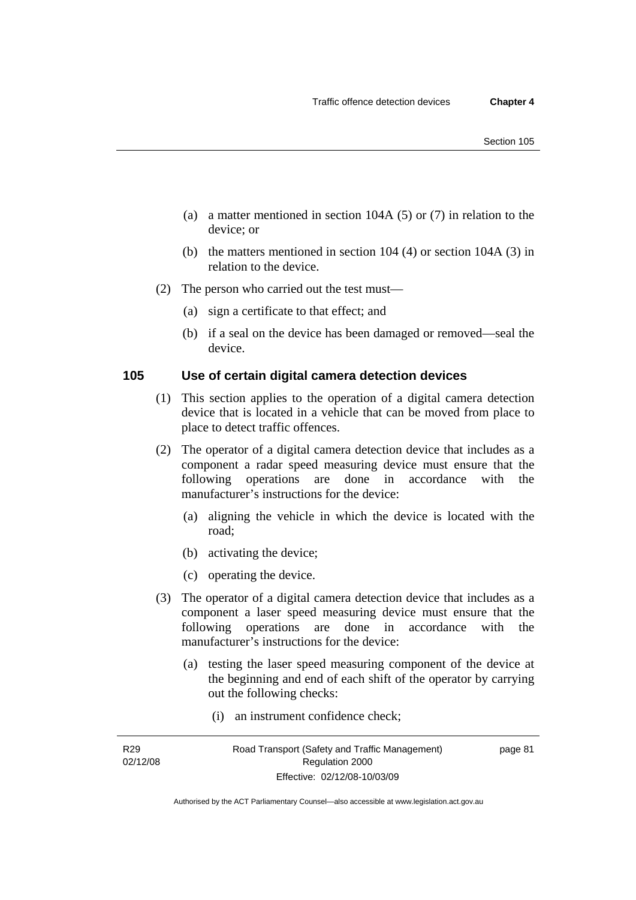(a) a matter mentioned in section 104A (5) or (7) in relation to the device; or

(b) the matters mentioned in section 104 (4) or section 104A (3) in relation to the device.

(2) The person who carried out the test must—

(a) sign a certificate to that effect; and

(b) if a seal on the device has been damaged or removed—seal the device.

### 105 Use of certain digital camera detection devices

(1) This section applies to the operation of a digital camera detection device that is located in a vehicle that can be moved from place to place to detect traffic offences.

(2) The operator of a digital camera detection device that includes as a component a radar speed measuring device must ensure that the following operations are done in accordance with the manufacturer's instructions for the device:

(a) aligning the vehicle in which the device is located with the road;

(b) activating the device;

(c) operating the device.

(3) The operator of a digital camera detection device that includes as a component a laser speed measuring device must ensure that the following operations are done in accordance with the manufacturer's instructions for the device:

(a) testing the laser speed measuring component of the device at the beginning and end of each shift of the operator by carrying out the following checks:

(i) an instrument confidence check;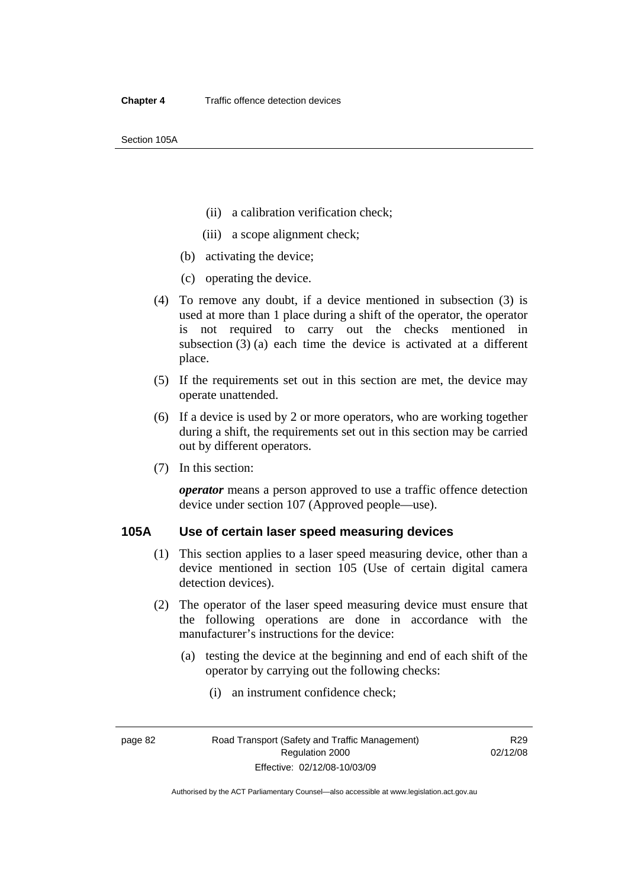(ii) a calibration verification check;

(iii) a scope alignment check;

(b) activating the device;

(c) operating the device.

(4) To remove any doubt, if a device mentioned in subsection (3) is used at more than 1 place during a shift of the operator, the operator is not required to carry out the checks mentioned in subsection (3) (a) each time the device is activated at a different place.

(5) If the requirements set out in this section are met, the device may operate unattended.

(6) If a device is used by 2 or more operators, who are working together during a shift, the requirements set out in this section may be carried out by different operators.

(7) In this section:

***operator*** means a person approved to use a traffic offence detection device under section 107 (Approved people—use).

## 105A Use of certain laser speed measuring devices

(1) This section applies to a laser speed measuring device, other than a device mentioned in section 105 (Use of certain digital camera detection devices).

(2) The operator of the laser speed measuring device must ensure that the following operations are done in accordance with the manufacturer's instructions for the device:

(a) testing the device at the beginning and end of each shift of the operator by carrying out the following checks:

(i) an instrument confidence check;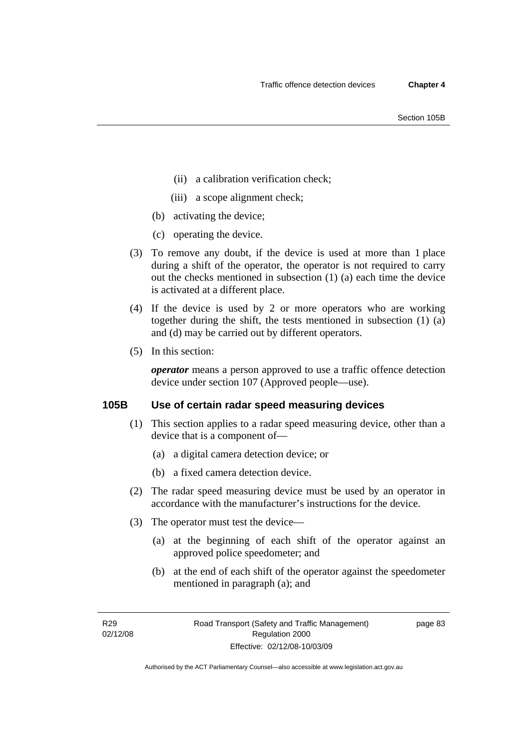(ii) a calibration verification check;

(iii) a scope alignment check;

(b) activating the device;

(c) operating the device.

(3) To remove any doubt, if the device is used at more than 1 place during a shift of the operator, the operator is not required to carry out the checks mentioned in subsection (1) (a) each time the device is activated at a different place.

(4) If the device is used by 2 or more operators who are working together during the shift, the tests mentioned in subsection (1) (a) and (d) may be carried out by different operators.

(5) In this section:

***operator*** means a person approved to use a traffic offence detection device under section 107 (Approved people—use).

### 105B Use of certain radar speed measuring devices

(1) This section applies to a radar speed measuring device, other than a device that is a component of—

(a) a digital camera detection device; or

(b) a fixed camera detection device.

(2) The radar speed measuring device must be used by an operator in accordance with the manufacturer's instructions for the device.

(3) The operator must test the device—

(a) at the beginning of each shift of the operator against an approved police speedometer; and

(b) at the end of each shift of the operator against the speedometer mentioned in paragraph (a); and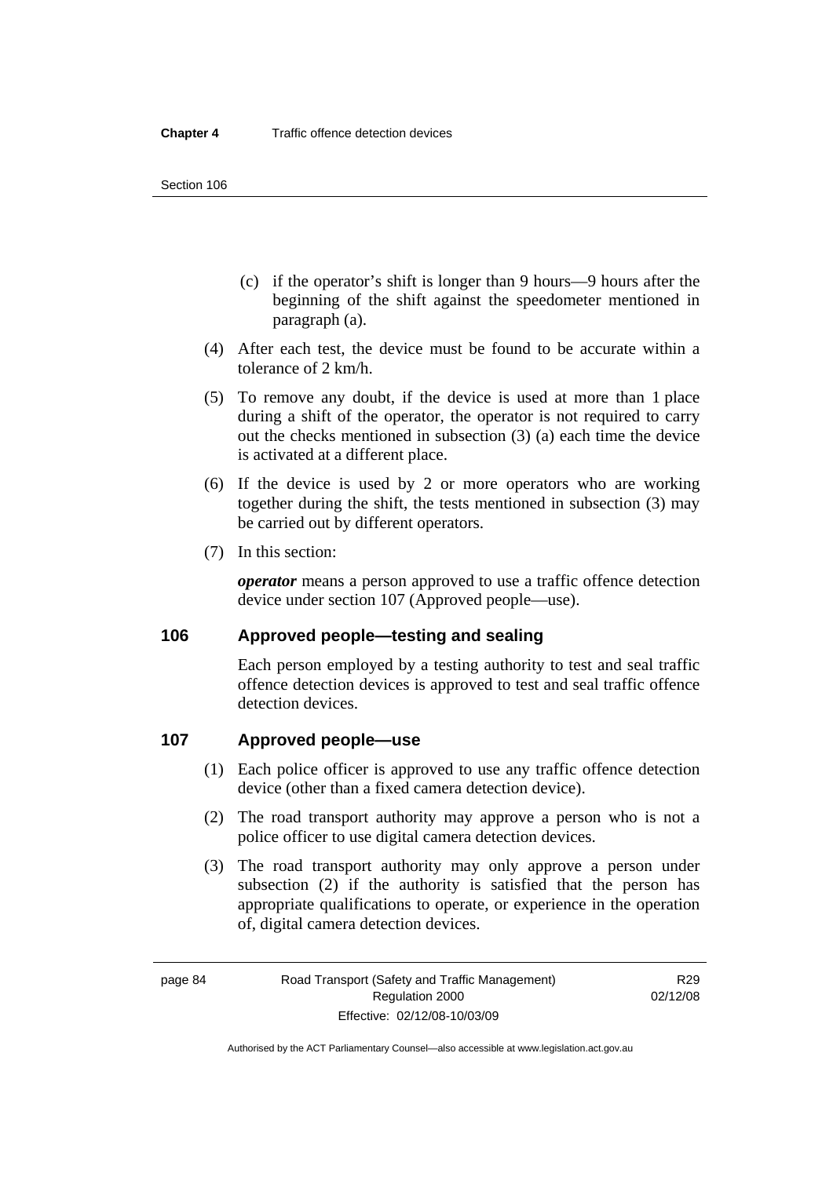(c) if the operator's shift is longer than 9 hours—9 hours after the beginning of the shift against the speedometer mentioned in paragraph (a).

(4) After each test, the device must be found to be accurate within a tolerance of 2 km/h.

(5) To remove any doubt, if the device is used at more than 1 place during a shift of the operator, the operator is not required to carry out the checks mentioned in subsection (3) (a) each time the device is activated at a different place.

(6) If the device is used by 2 or more operators who are working together during the shift, the tests mentioned in subsection (3) may be carried out by different operators.

(7) In this section:

***operator*** means a person approved to use a traffic offence detection device under section 107 (Approved people—use).

## 106 Approved people—testing and sealing

Each person employed by a testing authority to test and seal traffic offence detection devices is approved to test and seal traffic offence detection devices.

## 107 Approved people—use

(1) Each police officer is approved to use any traffic offence detection device (other than a fixed camera detection device).

(2) The road transport authority may approve a person who is not a police officer to use digital camera detection devices.

(3) The road transport authority may only approve a person under subsection (2) if the authority is satisfied that the person has appropriate qualifications to operate, or experience in the operation of, digital camera detection devices.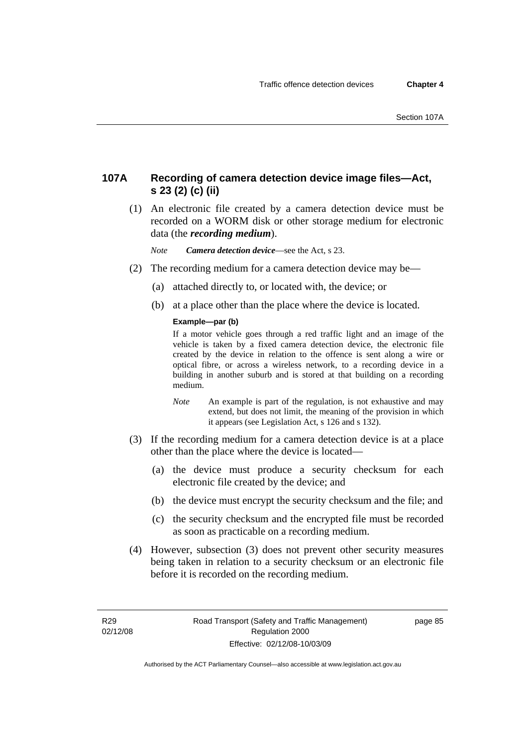## 107A Recording of camera detection device image files—Act, s 23 (2) (c) (ii)

(1) An electronic file created by a camera detection device must be recorded on a WORM disk or other storage medium for electronic data (the ***recording medium***).

*Note* ***Camera detection device***—see the Act, s 23.

(2) The recording medium for a camera detection device may be—

(a) attached directly to, or located with, the device; or

(b) at a place other than the place where the device is located.

**Example—par (b)**

If a motor vehicle goes through a red traffic light and an image of the vehicle is taken by a fixed camera detection device, the electronic file created by the device in relation to the offence is sent along a wire or optical fibre, or across a wireless network, to a recording device in a building in another suburb and is stored at that building on a recording medium.

*Note* An example is part of the regulation, is not exhaustive and may extend, but does not limit, the meaning of the provision in which it appears (see Legislation Act, s 126 and s 132).

(3) If the recording medium for a camera detection device is at a place other than the place where the device is located—

(a) the device must produce a security checksum for each electronic file created by the device; and

(b) the device must encrypt the security checksum and the file; and

(c) the security checksum and the encrypted file must be recorded as soon as practicable on a recording medium.

(4) However, subsection (3) does not prevent other security measures being taken in relation to a security checksum or an electronic file before it is recorded on the recording medium.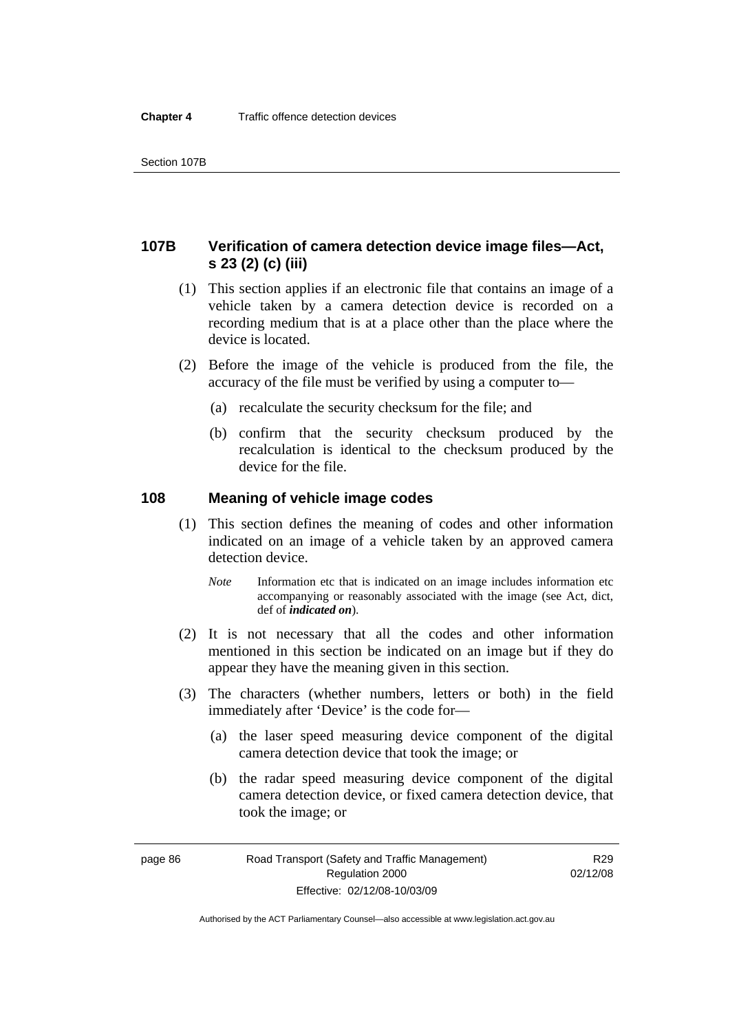## 107B Verification of camera detection device image files—Act, s 23 (2) (c) (iii)

(1) This section applies if an electronic file that contains an image of a vehicle taken by a camera detection device is recorded on a recording medium that is at a place other than the place where the device is located.

(2) Before the image of the vehicle is produced from the file, the accuracy of the file must be verified by using a computer to—

(a) recalculate the security checksum for the file; and

(b) confirm that the security checksum produced by the recalculation is identical to the checksum produced by the device for the file.

## 108 Meaning of vehicle image codes

(1) This section defines the meaning of codes and other information indicated on an image of a vehicle taken by an approved camera detection device.

*Note* Information etc that is indicated on an image includes information etc accompanying or reasonably associated with the image (see Act, dict, def of ***indicated on***).

(2) It is not necessary that all the codes and other information mentioned in this section be indicated on an image but if they do appear they have the meaning given in this section.

(3) The characters (whether numbers, letters or both) in the field immediately after 'Device' is the code for—

(a) the laser speed measuring device component of the digital camera detection device that took the image; or

(b) the radar speed measuring device component of the digital camera detection device, or fixed camera detection device, that took the image; or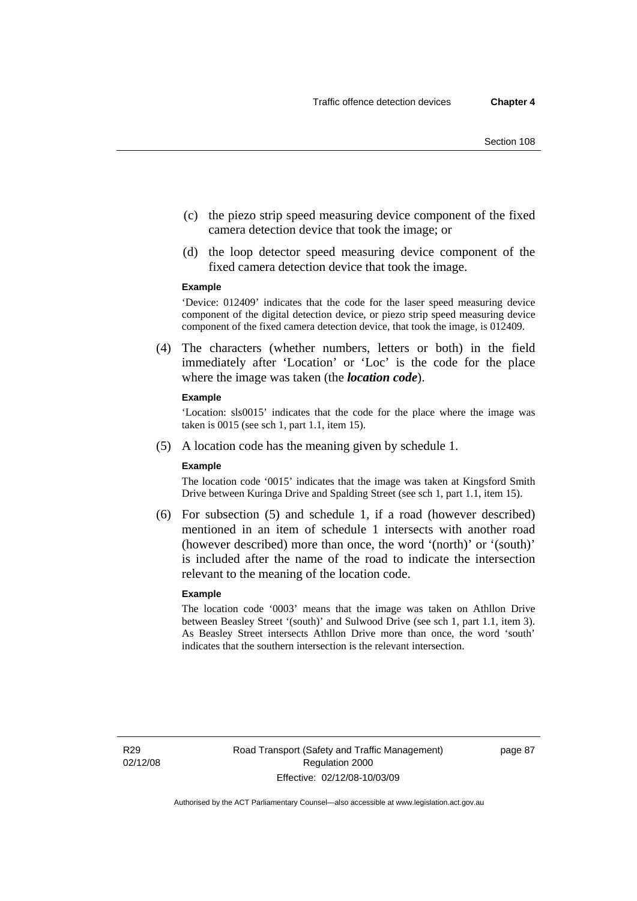(c) the piezo strip speed measuring device component of the fixed camera detection device that took the image; or

(d) the loop detector speed measuring device component of the fixed camera detection device that took the image.

**Example**

'Device: 012409' indicates that the code for the laser speed measuring device component of the digital detection device, or piezo strip speed measuring device component of the fixed camera detection device, that took the image, is 012409.

(4) The characters (whether numbers, letters or both) in the field immediately after 'Location' or 'Loc' is the code for the place where the image was taken (the ***location code***).

**Example**

'Location: sls0015' indicates that the code for the place where the image was taken is 0015 (see sch 1, part 1.1, item 15).

(5) A location code has the meaning given by schedule 1.

**Example**

The location code '0015' indicates that the image was taken at Kingsford Smith Drive between Kuringa Drive and Spalding Street (see sch 1, part 1.1, item 15).

(6) For subsection (5) and schedule 1, if a road (however described) mentioned in an item of schedule 1 intersects with another road (however described) more than once, the word '(north)' or '(south)' is included after the name of the road to indicate the intersection relevant to the meaning of the location code.

**Example**

The location code '0003' means that the image was taken on Athllon Drive between Beasley Street '(south)' and Sulwood Drive (see sch 1, part 1.1, item 3). As Beasley Street intersects Athllon Drive more than once, the word 'south' indicates that the southern intersection is the relevant intersection.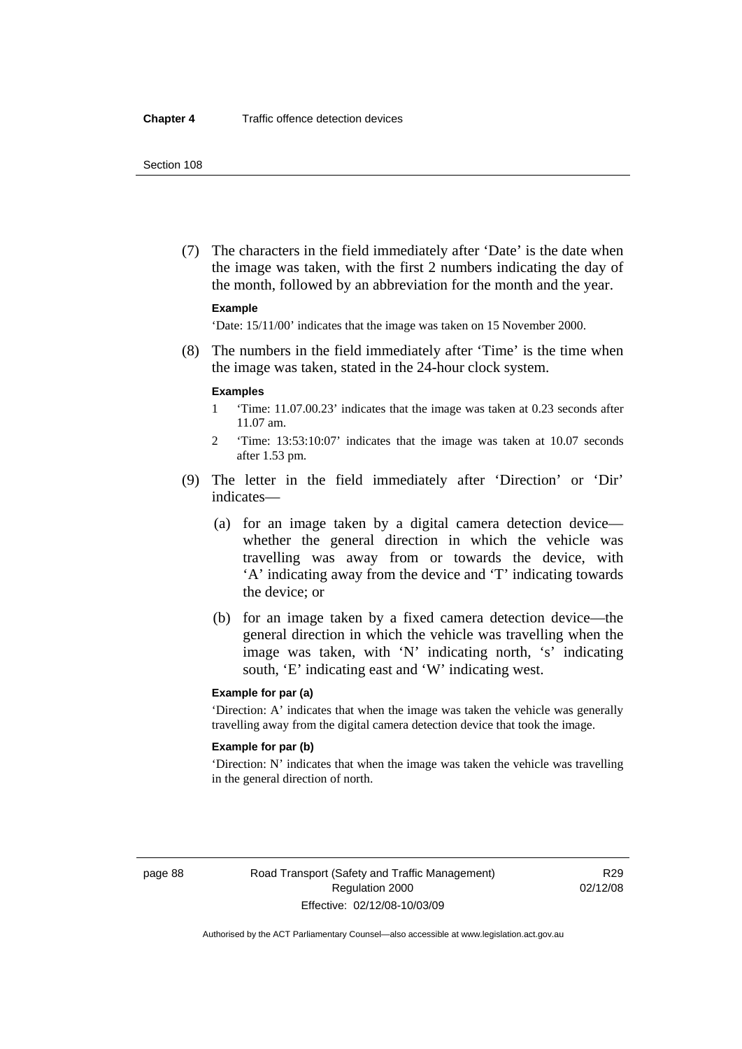(7) The characters in the field immediately after 'Date' is the date when the image was taken, with the first 2 numbers indicating the day of the month, followed by an abbreviation for the month and the year.

**Example**

'Date: 15/11/00' indicates that the image was taken on 15 November 2000.

(8) The numbers in the field immediately after 'Time' is the time when the image was taken, stated in the 24-hour clock system.

**Examples**

1 'Time: 11.07.00.23' indicates that the image was taken at 0.23 seconds after 11.07 am.

2 'Time: 13:53:10:07' indicates that the image was taken at 10.07 seconds after 1.53 pm.

(9) The letter in the field immediately after 'Direction' or 'Dir' indicates—

(a) for an image taken by a digital camera detection device—whether the general direction in which the vehicle was travelling was away from or towards the device, with 'A' indicating away from the device and 'T' indicating towards the device; or

(b) for an image taken by a fixed camera detection device—the general direction in which the vehicle was travelling when the image was taken, with 'N' indicating north, 's' indicating south, 'E' indicating east and 'W' indicating west.

**Example for par (a)**

'Direction: A' indicates that when the image was taken the vehicle was generally travelling away from the digital camera detection device that took the image.

**Example for par (b)**

'Direction: N' indicates that when the image was taken the vehicle was travelling in the general direction of north.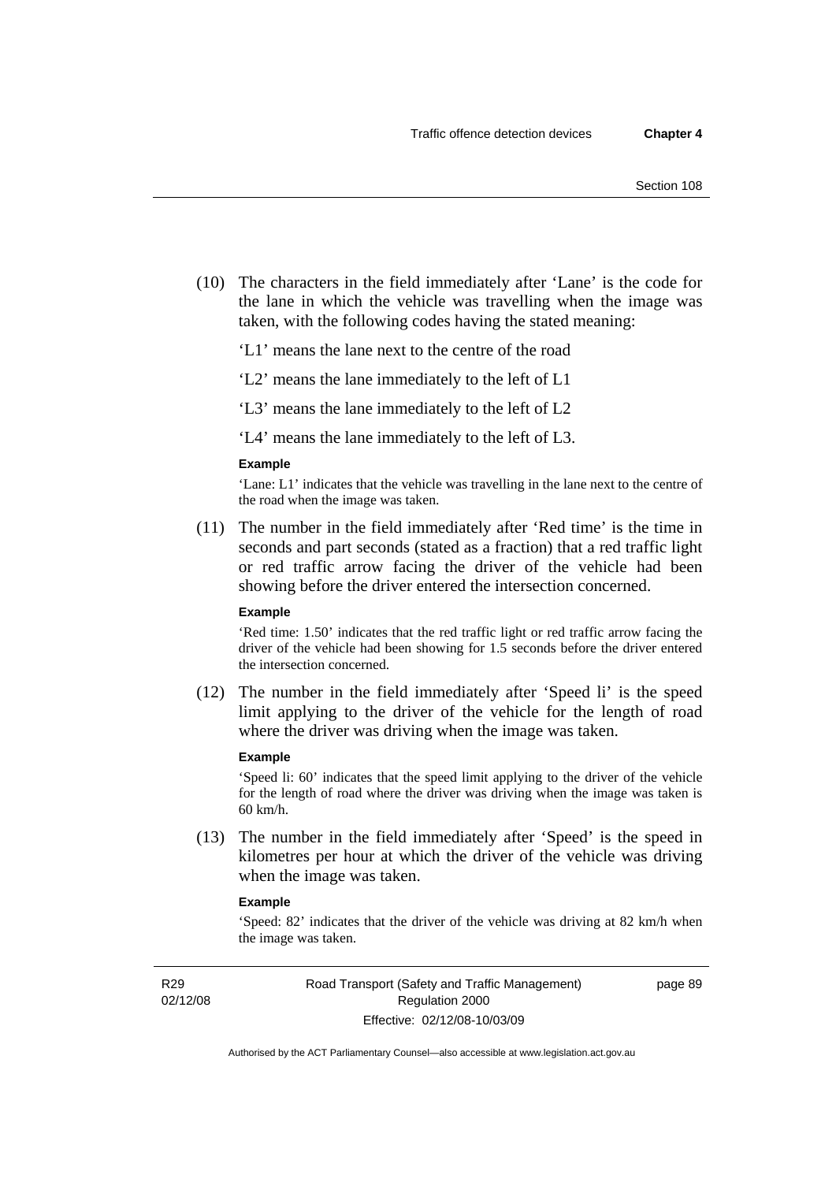(10) The characters in the field immediately after 'Lane' is the code for the lane in which the vehicle was travelling when the image was taken, with the following codes having the stated meaning:

'L1' means the lane next to the centre of the road

'L2' means the lane immediately to the left of L1

'L3' means the lane immediately to the left of L2

'L4' means the lane immediately to the left of L3.

**Example**

'Lane: L1' indicates that the vehicle was travelling in the lane next to the centre of the road when the image was taken.

(11) The number in the field immediately after 'Red time' is the time in seconds and part seconds (stated as a fraction) that a red traffic light or red traffic arrow facing the driver of the vehicle had been showing before the driver entered the intersection concerned.

**Example**

'Red time: 1.50' indicates that the red traffic light or red traffic arrow facing the driver of the vehicle had been showing for 1.5 seconds before the driver entered the intersection concerned.

(12) The number in the field immediately after 'Speed li' is the speed limit applying to the driver of the vehicle for the length of road where the driver was driving when the image was taken.

**Example**

'Speed li: 60' indicates that the speed limit applying to the driver of the vehicle for the length of road where the driver was driving when the image was taken is 60 km/h.

(13) The number in the field immediately after 'Speed' is the speed in kilometres per hour at which the driver of the vehicle was driving when the image was taken.

**Example**

'Speed: 82' indicates that the driver of the vehicle was driving at 82 km/h when the image was taken.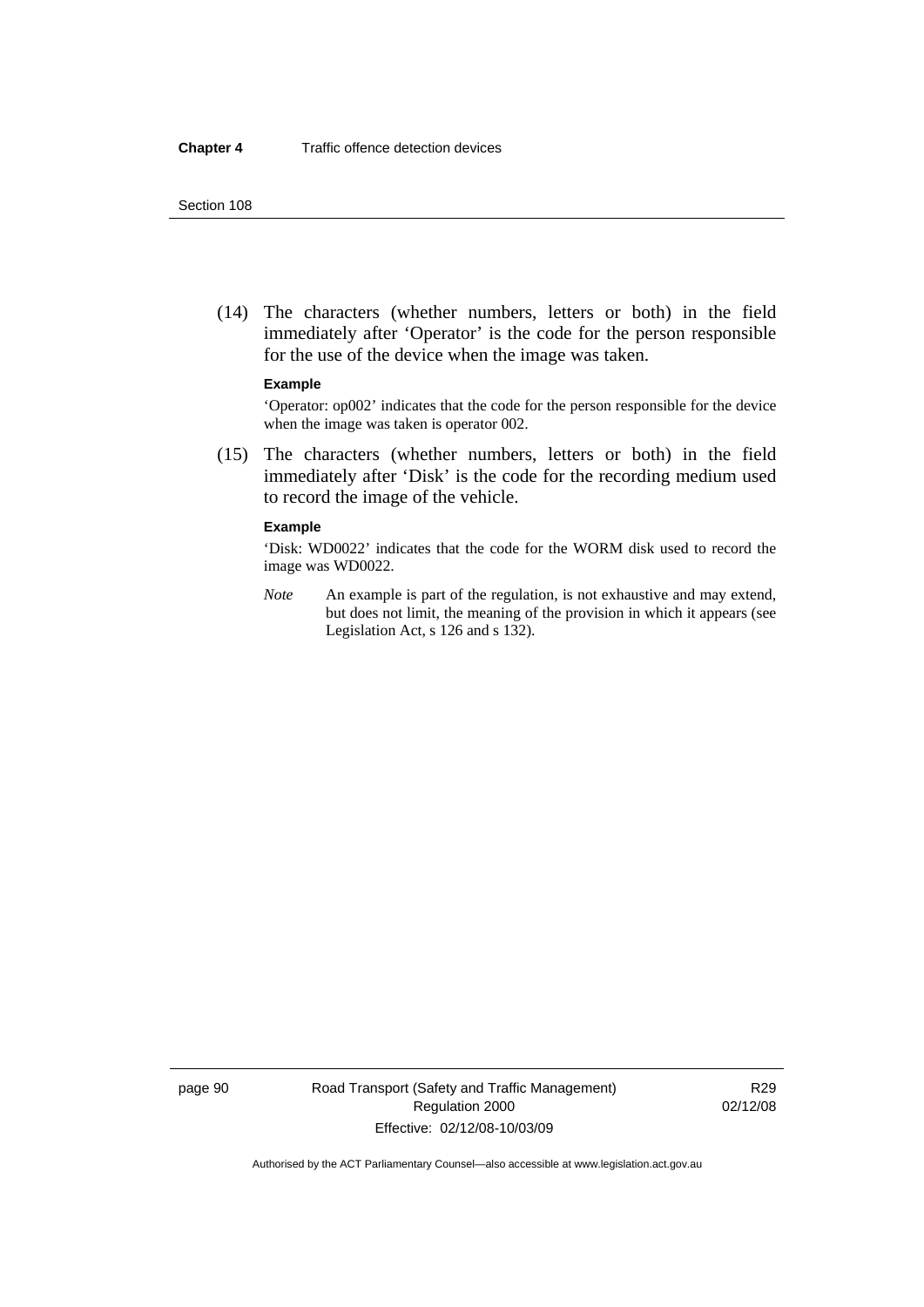(14) The characters (whether numbers, letters or both) in the field immediately after 'Operator' is the code for the person responsible for the use of the device when the image was taken.

**Example**

'Operator: op002' indicates that the code for the person responsible for the device when the image was taken is operator 002.

(15) The characters (whether numbers, letters or both) in the field immediately after 'Disk' is the code for the recording medium used to record the image of the vehicle.

**Example**

'Disk: WD0022' indicates that the code for the WORM disk used to record the image was WD0022.

*Note* An example is part of the regulation, is not exhaustive and may extend, but does not limit, the meaning of the provision in which it appears (see Legislation Act, s 126 and s 132).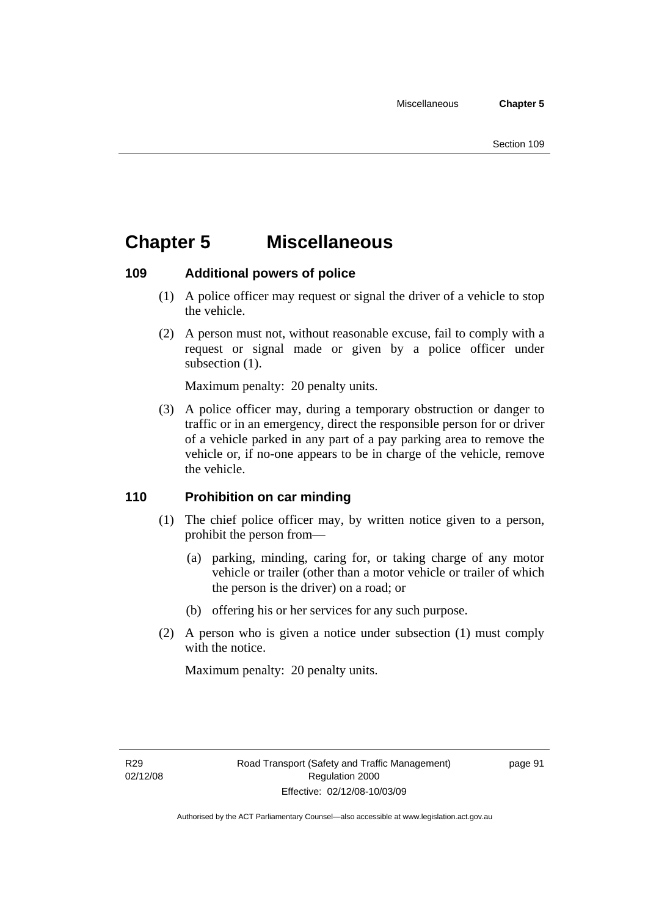# Chapter 5 Miscellaneous

## 109 Additional powers of police

(1) A police officer may request or signal the driver of a vehicle to stop the vehicle.

(2) A person must not, without reasonable excuse, fail to comply with a request or signal made or given by a police officer under subsection (1).

Maximum penalty: 20 penalty units.

(3) A police officer may, during a temporary obstruction or danger to traffic or in an emergency, direct the responsible person for or driver of a vehicle parked in any part of a pay parking area to remove the vehicle or, if no-one appears to be in charge of the vehicle, remove the vehicle.

## 110 Prohibition on car minding

(1) The chief police officer may, by written notice given to a person, prohibit the person from—

(a) parking, minding, caring for, or taking charge of any motor vehicle or trailer (other than a motor vehicle or trailer of which the person is the driver) on a road; or

(b) offering his or her services for any such purpose.

(2) A person who is given a notice under subsection (1) must comply with the notice.

Maximum penalty: 20 penalty units.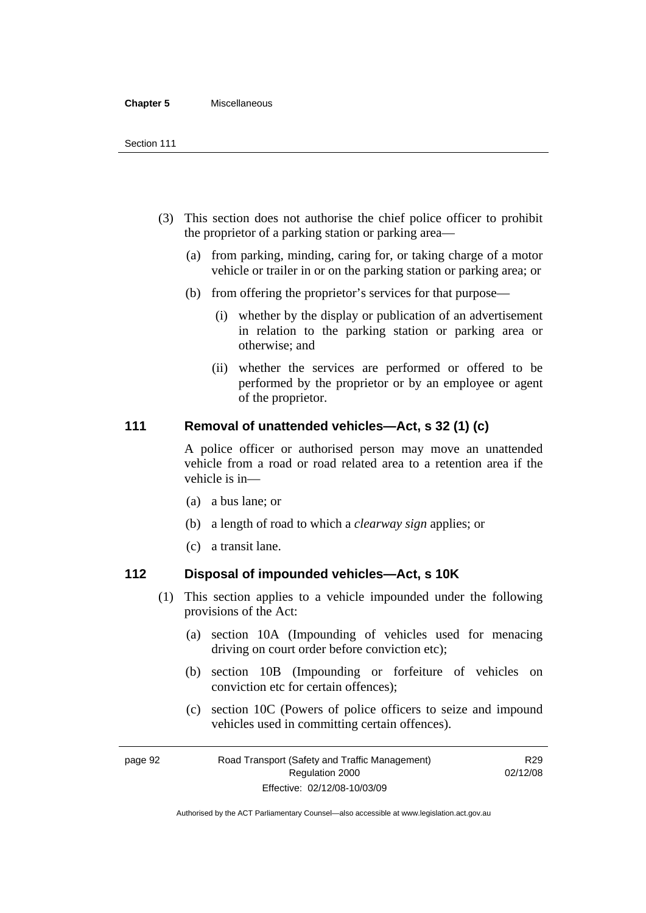(3) This section does not authorise the chief police officer to prohibit the proprietor of a parking station or parking area—

(a) from parking, minding, caring for, or taking charge of a motor vehicle or trailer in or on the parking station or parking area; or

(b) from offering the proprietor's services for that purpose—

(i) whether by the display or publication of an advertisement in relation to the parking station or parking area or otherwise; and

(ii) whether the services are performed or offered to be performed by the proprietor or by an employee or agent of the proprietor.

## 111 Removal of unattended vehicles—Act, s 32 (1) (c)

A police officer or authorised person may move an unattended vehicle from a road or road related area to a retention area if the vehicle is in—

(a) a bus lane; or

(b) a length of road to which a *clearway sign* applies; or

(c) a transit lane.

## 112 Disposal of impounded vehicles—Act, s 10K

(1) This section applies to a vehicle impounded under the following provisions of the Act:

(a) section 10A (Impounding of vehicles used for menacing driving on court order before conviction etc);

(b) section 10B (Impounding or forfeiture of vehicles on conviction etc for certain offences);

(c) section 10C (Powers of police officers to seize and impound vehicles used in committing certain offences).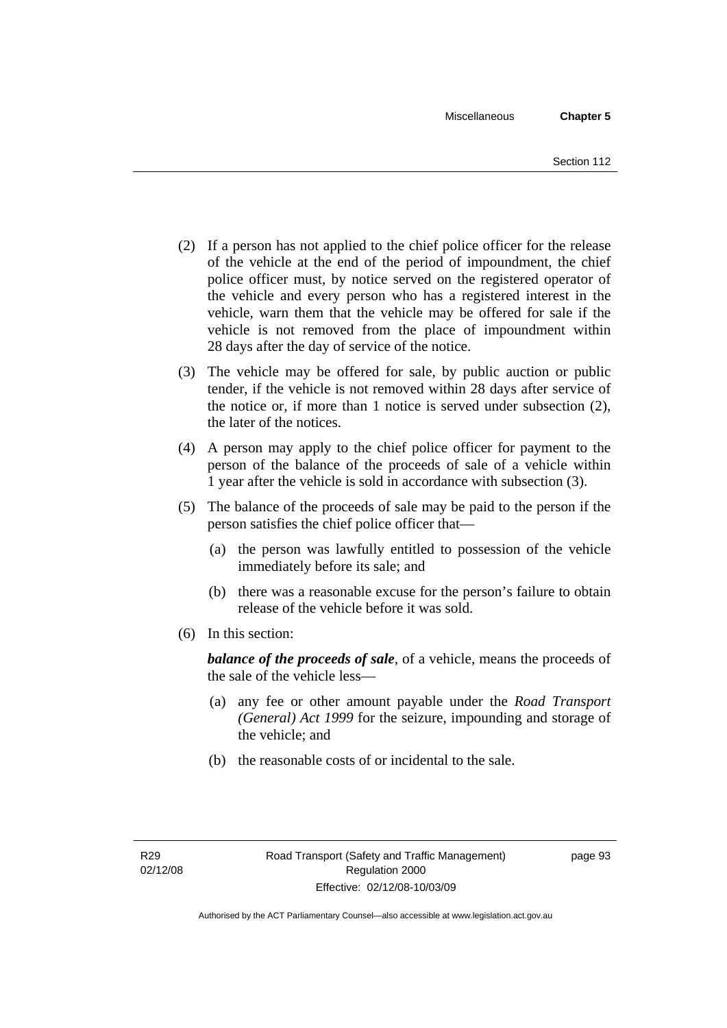(2) If a person has not applied to the chief police officer for the release of the vehicle at the end of the period of impoundment, the chief police officer must, by notice served on the registered operator of the vehicle and every person who has a registered interest in the vehicle, warn them that the vehicle may be offered for sale if the vehicle is not removed from the place of impoundment within 28 days after the day of service of the notice.

(3) The vehicle may be offered for sale, by public auction or public tender, if the vehicle is not removed within 28 days after service of the notice or, if more than 1 notice is served under subsection (2), the later of the notices.

(4) A person may apply to the chief police officer for payment to the person of the balance of the proceeds of sale of a vehicle within 1 year after the vehicle is sold in accordance with subsection (3).

(5) The balance of the proceeds of sale may be paid to the person if the person satisfies the chief police officer that—

  (a) the person was lawfully entitled to possession of the vehicle immediately before its sale; and

  (b) there was a reasonable excuse for the person's failure to obtain release of the vehicle before it was sold.

(6) In this section:

***balance of the proceeds of sale***, of a vehicle, means the proceeds of the sale of the vehicle less—

  (a) any fee or other amount payable under the *Road Transport (General) Act 1999* for the seizure, impounding and storage of the vehicle; and

  (b) the reasonable costs of or incidental to the sale.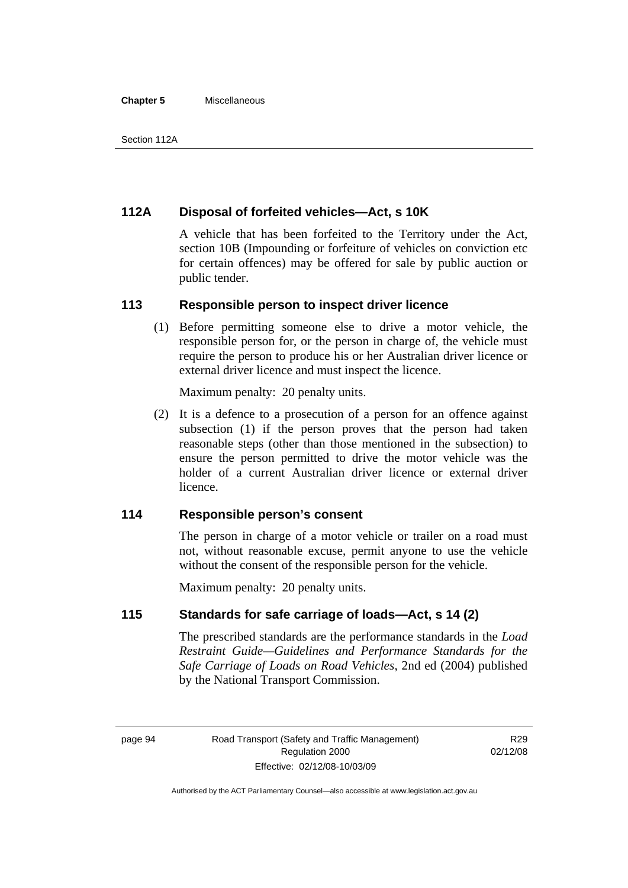### 112A Disposal of forfeited vehicles—Act, s 10K

A vehicle that has been forfeited to the Territory under the Act, section 10B (Impounding or forfeiture of vehicles on conviction etc for certain offences) may be offered for sale by public auction or public tender.

### 113 Responsible person to inspect driver licence

(1) Before permitting someone else to drive a motor vehicle, the responsible person for, or the person in charge of, the vehicle must require the person to produce his or her Australian driver licence or external driver licence and must inspect the licence.

Maximum penalty: 20 penalty units.

(2) It is a defence to a prosecution of a person for an offence against subsection (1) if the person proves that the person had taken reasonable steps (other than those mentioned in the subsection) to ensure the person permitted to drive the motor vehicle was the holder of a current Australian driver licence or external driver licence.

### 114 Responsible person's consent

The person in charge of a motor vehicle or trailer on a road must not, without reasonable excuse, permit anyone to use the vehicle without the consent of the responsible person for the vehicle.

Maximum penalty: 20 penalty units.

### 115 Standards for safe carriage of loads—Act, s 14 (2)

The prescribed standards are the performance standards in the *Load Restraint Guide—Guidelines and Performance Standards for the Safe Carriage of Loads on Road Vehicles*, 2nd ed (2004) published by the National Transport Commission.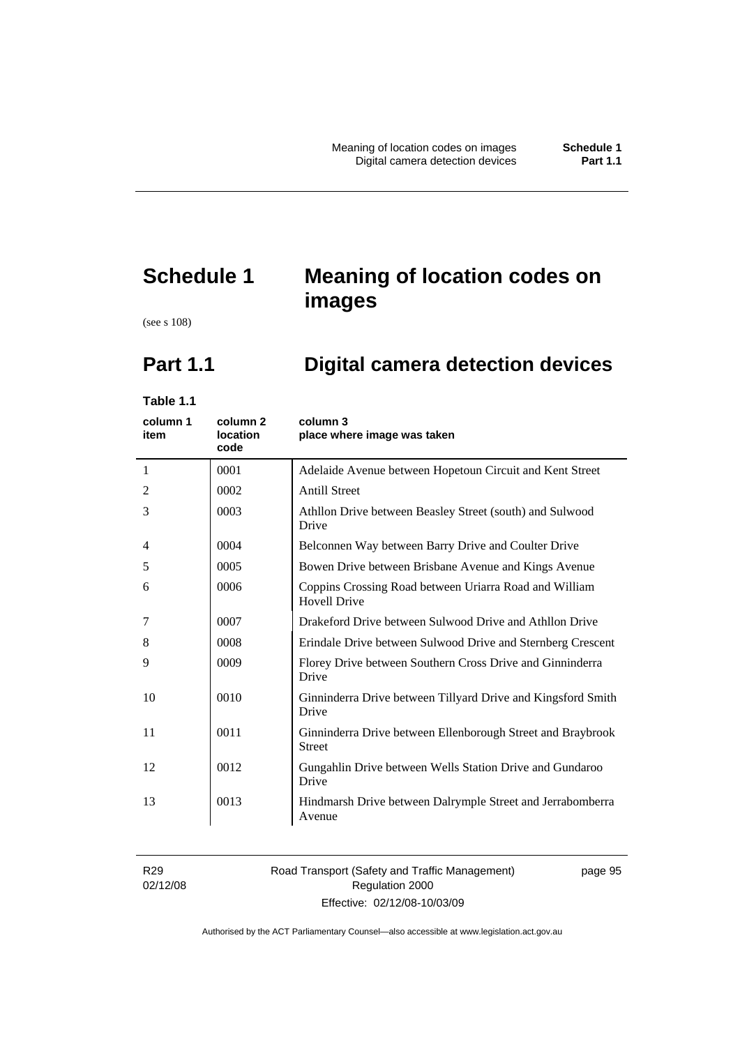# Schedule 1 Meaning of location codes on images

(see s 108)

## Part 1.1 Digital camera detection devices

**Table 1.1**

| column 1 item | column 2 location code | column 3 place where image was taken |
|---|---|---|
| 1 | 0001 | Adelaide Avenue between Hopetoun Circuit and Kent Street |
| 2 | 0002 | Antill Street |
| 3 | 0003 | Athllon Drive between Beasley Street (south) and Sulwood Drive |
| 4 | 0004 | Belconnen Way between Barry Drive and Coulter Drive |
| 5 | 0005 | Bowen Drive between Brisbane Avenue and Kings Avenue |
| 6 | 0006 | Coppins Crossing Road between Uriarra Road and William Hovell Drive |
| 7 | 0007 | Drakeford Drive between Sulwood Drive and Athllon Drive |
| 8 | 0008 | Erindale Drive between Sulwood Drive and Sternberg Crescent |
| 9 | 0009 | Florey Drive between Southern Cross Drive and Ginninderra Drive |
| 10 | 0010 | Ginninderra Drive between Tillyard Drive and Kingsford Smith Drive |
| 11 | 0011 | Ginninderra Drive between Ellenborough Street and Braybrook Street |
| 12 | 0012 | Gungahlin Drive between Wells Station Drive and Gundaroo Drive |
| 13 | 0013 | Hindmarsh Drive between Dalrymple Street and Jerrabomberra Avenue |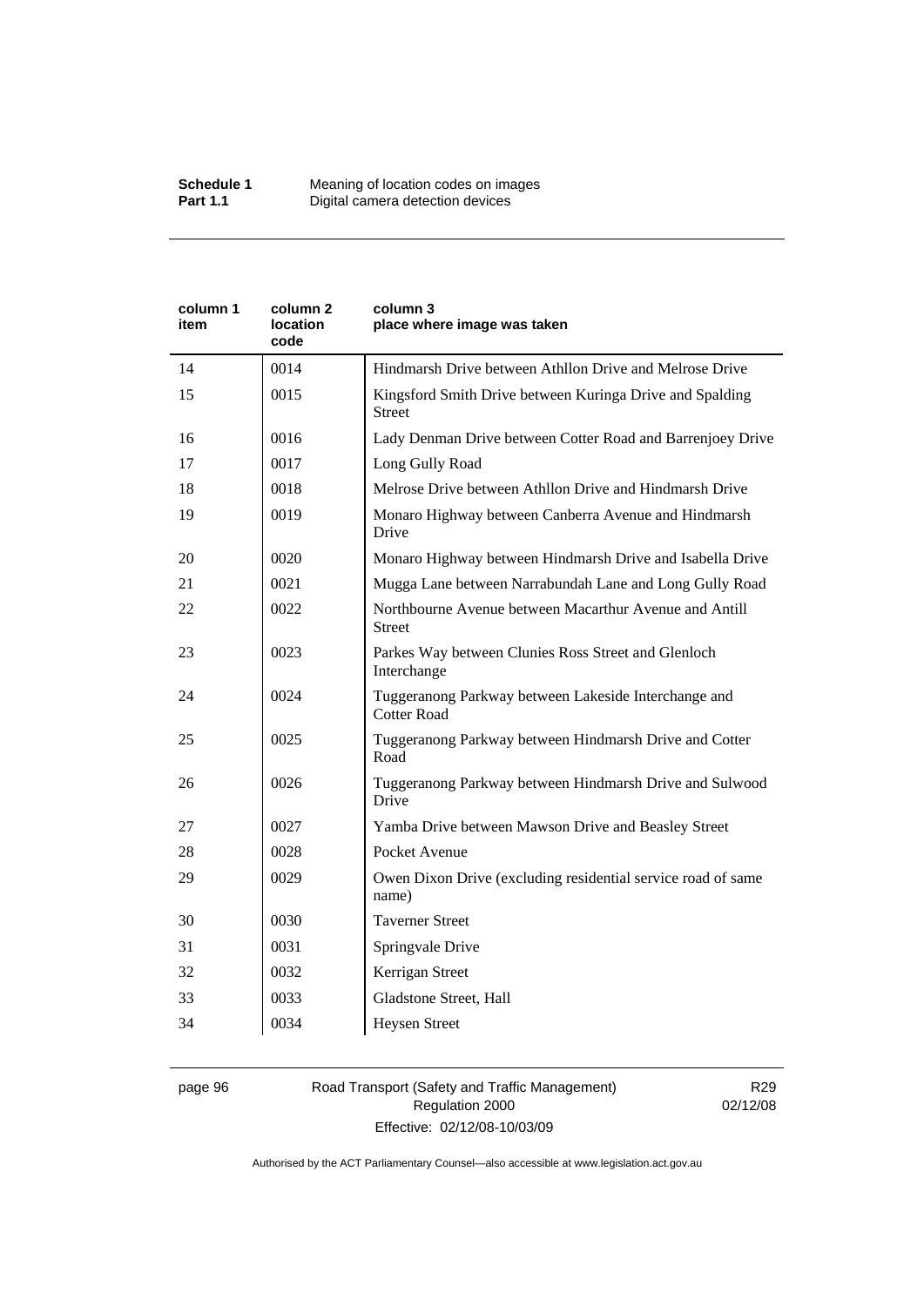| column 1 item | column 2 location code | column 3 place where image was taken |
|---|---|---|
| 14 | 0014 | Hindmarsh Drive between Athllon Drive and Melrose Drive |
| 15 | 0015 | Kingsford Smith Drive between Kuringa Drive and Spalding Street |
| 16 | 0016 | Lady Denman Drive between Cotter Road and Barrenjoey Drive |
| 17 | 0017 | Long Gully Road |
| 18 | 0018 | Melrose Drive between Athllon Drive and Hindmarsh Drive |
| 19 | 0019 | Monaro Highway between Canberra Avenue and Hindmarsh Drive |
| 20 | 0020 | Monaro Highway between Hindmarsh Drive and Isabella Drive |
| 21 | 0021 | Mugga Lane between Narrabundah Lane and Long Gully Road |
| 22 | 0022 | Northbourne Avenue between Macarthur Avenue and Antill Street |
| 23 | 0023 | Parkes Way between Clunies Ross Street and Glenloch Interchange |
| 24 | 0024 | Tuggeranong Parkway between Lakeside Interchange and Cotter Road |
| 25 | 0025 | Tuggeranong Parkway between Hindmarsh Drive and Cotter Road |
| 26 | 0026 | Tuggeranong Parkway between Hindmarsh Drive and Sulwood Drive |
| 27 | 0027 | Yamba Drive between Mawson Drive and Beasley Street |
| 28 | 0028 | Pocket Avenue |
| 29 | 0029 | Owen Dixon Drive (excluding residential service road of same name) |
| 30 | 0030 | Taverner Street |
| 31 | 0031 | Springvale Drive |
| 32 | 0032 | Kerrigan Street |
| 33 | 0033 | Gladstone Street, Hall |
| 34 | 0034 | Heysen Street |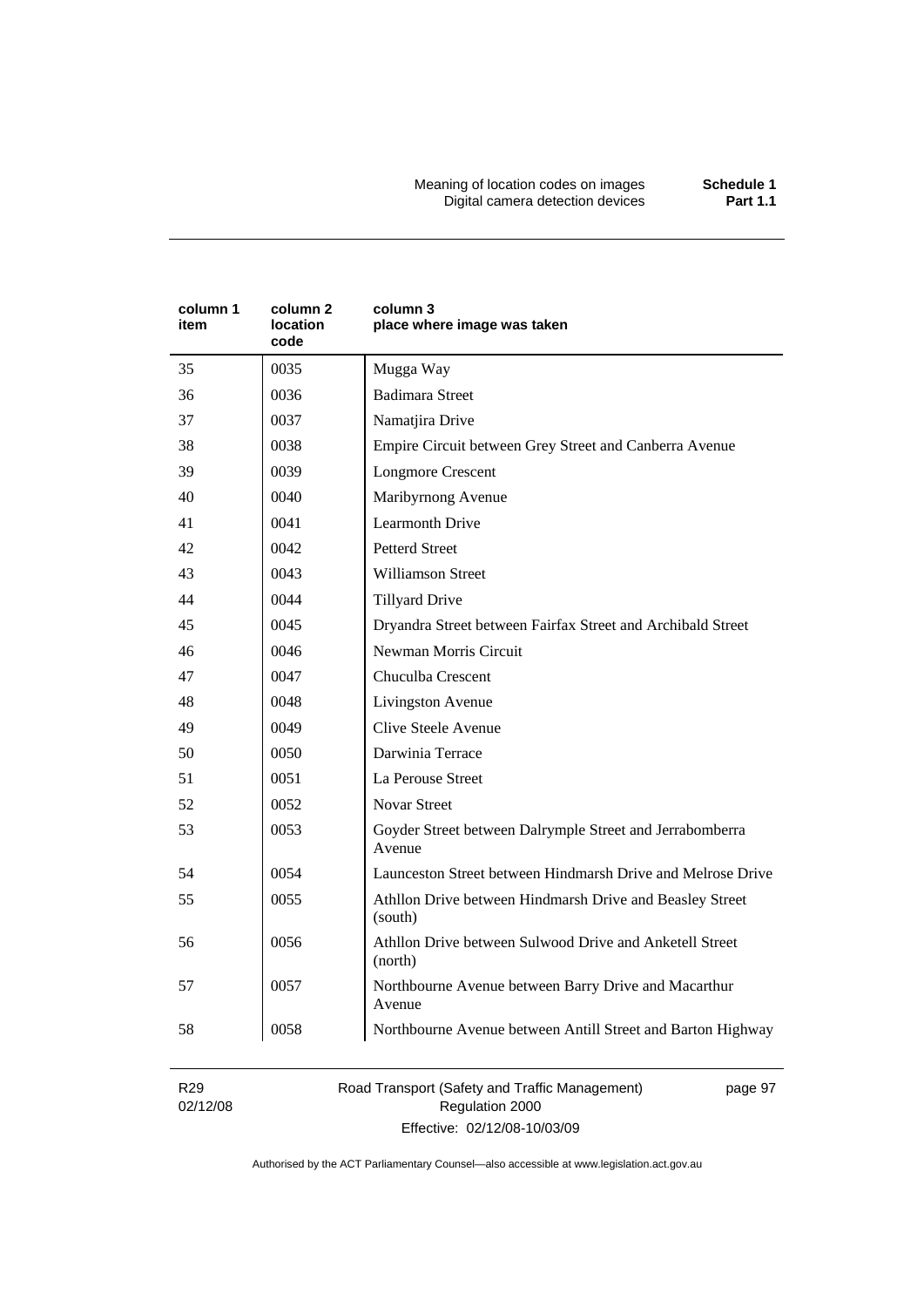| column 1 item | column 2 location code | column 3 place where image was taken |
|---|---|---|
| 35 | 0035 | Mugga Way |
| 36 | 0036 | Badimara Street |
| 37 | 0037 | Namatjira Drive |
| 38 | 0038 | Empire Circuit between Grey Street and Canberra Avenue |
| 39 | 0039 | Longmore Crescent |
| 40 | 0040 | Maribyrnong Avenue |
| 41 | 0041 | Learmonth Drive |
| 42 | 0042 | Petterd Street |
| 43 | 0043 | Williamson Street |
| 44 | 0044 | Tillyard Drive |
| 45 | 0045 | Dryandra Street between Fairfax Street and Archibald Street |
| 46 | 0046 | Newman Morris Circuit |
| 47 | 0047 | Chuculba Crescent |
| 48 | 0048 | Livingston Avenue |
| 49 | 0049 | Clive Steele Avenue |
| 50 | 0050 | Darwinia Terrace |
| 51 | 0051 | La Perouse Street |
| 52 | 0052 | Novar Street |
| 53 | 0053 | Goyder Street between Dalrymple Street and Jerrabomberra Avenue |
| 54 | 0054 | Launceston Street between Hindmarsh Drive and Melrose Drive |
| 55 | 0055 | Athllon Drive between Hindmarsh Drive and Beasley Street (south) |
| 56 | 0056 | Athllon Drive between Sulwood Drive and Anketell Street (north) |
| 57 | 0057 | Northbourne Avenue between Barry Drive and Macarthur Avenue |
| 58 | 0058 | Northbourne Avenue between Antill Street and Barton Highway |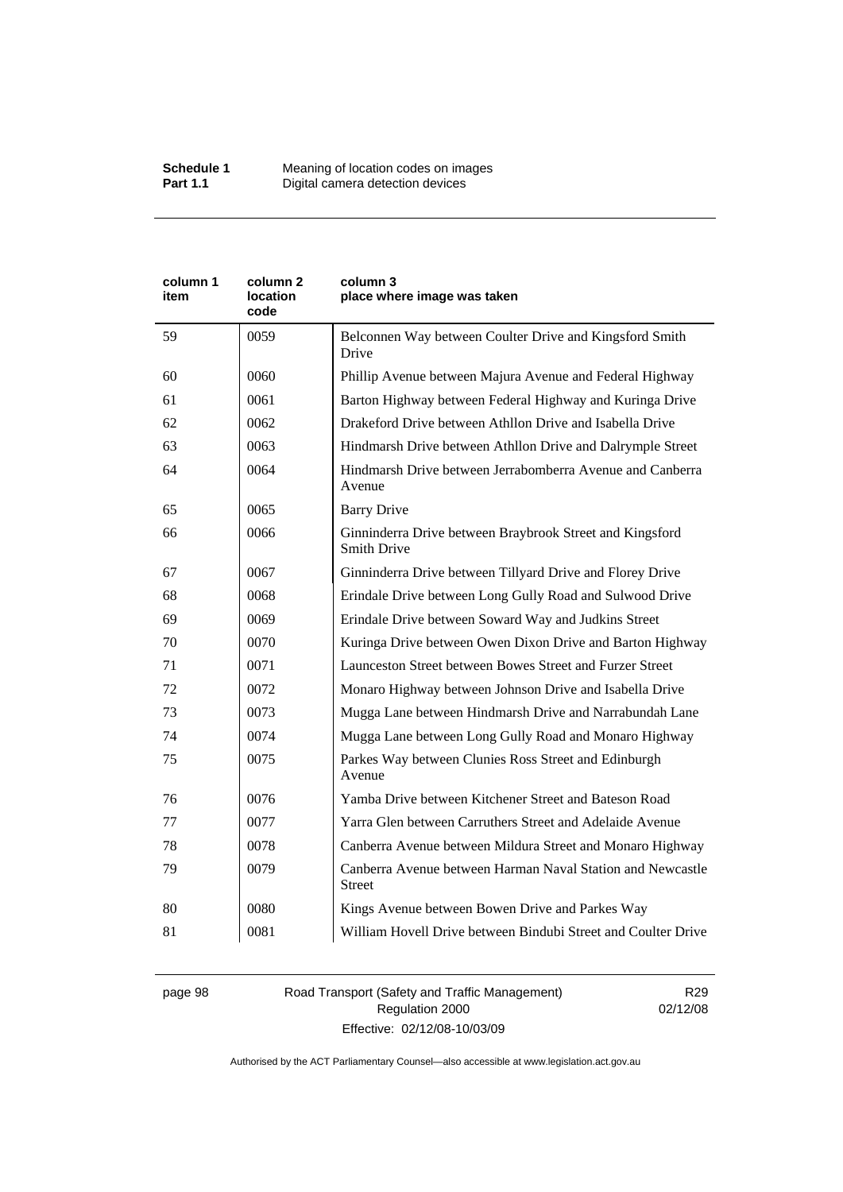| column 1 item | column 2 location code | column 3 place where image was taken |
|---|---|---|
| 59 | 0059 | Belconnen Way between Coulter Drive and Kingsford Smith Drive |
| 60 | 0060 | Phillip Avenue between Majura Avenue and Federal Highway |
| 61 | 0061 | Barton Highway between Federal Highway and Kuringa Drive |
| 62 | 0062 | Drakeford Drive between Athllon Drive and Isabella Drive |
| 63 | 0063 | Hindmarsh Drive between Athllon Drive and Dalrymple Street |
| 64 | 0064 | Hindmarsh Drive between Jerrabomberra Avenue and Canberra Avenue |
| 65 | 0065 | Barry Drive |
| 66 | 0066 | Ginninderra Drive between Braybrook Street and Kingsford Smith Drive |
| 67 | 0067 | Ginninderra Drive between Tillyard Drive and Florey Drive |
| 68 | 0068 | Erindale Drive between Long Gully Road and Sulwood Drive |
| 69 | 0069 | Erindale Drive between Soward Way and Judkins Street |
| 70 | 0070 | Kuringa Drive between Owen Dixon Drive and Barton Highway |
| 71 | 0071 | Launceston Street between Bowes Street and Furzer Street |
| 72 | 0072 | Monaro Highway between Johnson Drive and Isabella Drive |
| 73 | 0073 | Mugga Lane between Hindmarsh Drive and Narrabundah Lane |
| 74 | 0074 | Mugga Lane between Long Gully Road and Monaro Highway |
| 75 | 0075 | Parkes Way between Clunies Ross Street and Edinburgh Avenue |
| 76 | 0076 | Yamba Drive between Kitchener Street and Bateson Road |
| 77 | 0077 | Yarra Glen between Carruthers Street and Adelaide Avenue |
| 78 | 0078 | Canberra Avenue between Mildura Street and Monaro Highway |
| 79 | 0079 | Canberra Avenue between Harman Naval Station and Newcastle Street |
| 80 | 0080 | Kings Avenue between Bowen Drive and Parkes Way |
| 81 | 0081 | William Hovell Drive between Bindubi Street and Coulter Drive |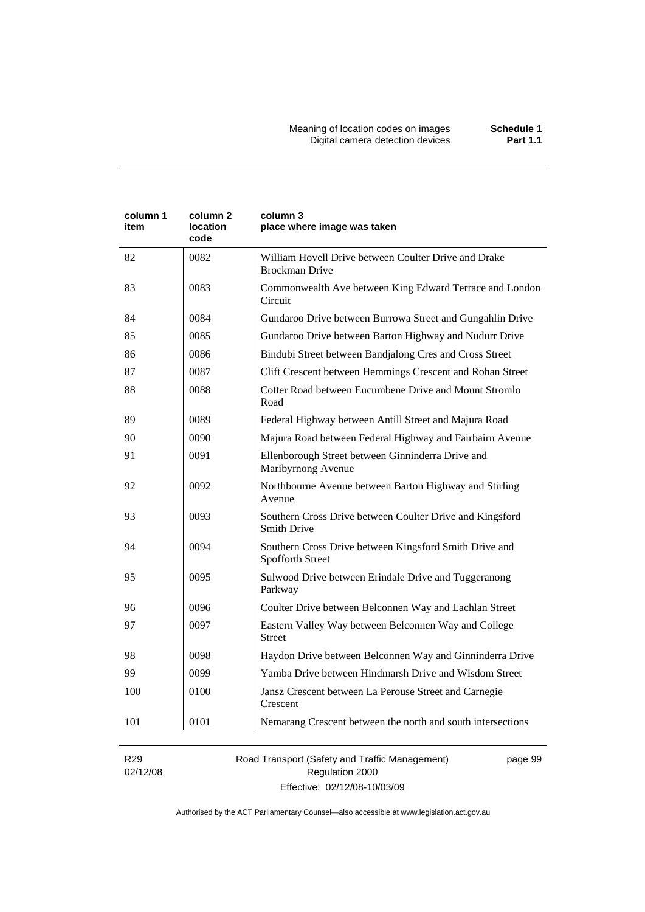| column 1 item | column 2 location code | column 3 place where image was taken |
|---|---|---|
| 82 | 0082 | William Hovell Drive between Coulter Drive and Drake Brockman Drive |
| 83 | 0083 | Commonwealth Ave between King Edward Terrace and London Circuit |
| 84 | 0084 | Gundaroo Drive between Burrowa Street and Gungahlin Drive |
| 85 | 0085 | Gundaroo Drive between Barton Highway and Nudurr Drive |
| 86 | 0086 | Bindubi Street between Bandjalong Cres and Cross Street |
| 87 | 0087 | Clift Crescent between Hemmings Crescent and Rohan Street |
| 88 | 0088 | Cotter Road between Eucumbene Drive and Mount Stromlo Road |
| 89 | 0089 | Federal Highway between Antill Street and Majura Road |
| 90 | 0090 | Majura Road between Federal Highway and Fairbairn Avenue |
| 91 | 0091 | Ellenborough Street between Ginninderra Drive and Maribyrnong Avenue |
| 92 | 0092 | Northbourne Avenue between Barton Highway and Stirling Avenue |
| 93 | 0093 | Southern Cross Drive between Coulter Drive and Kingsford Smith Drive |
| 94 | 0094 | Southern Cross Drive between Kingsford Smith Drive and Spofforth Street |
| 95 | 0095 | Sulwood Drive between Erindale Drive and Tuggeranong Parkway |
| 96 | 0096 | Coulter Drive between Belconnen Way and Lachlan Street |
| 97 | 0097 | Eastern Valley Way between Belconnen Way and College Street |
| 98 | 0098 | Haydon Drive between Belconnen Way and Ginninderra Drive |
| 99 | 0099 | Yamba Drive between Hindmarsh Drive and Wisdom Street |
| 100 | 0100 | Jansz Crescent between La Perouse Street and Carnegie Crescent |
| 101 | 0101 | Nemarang Crescent between the north and south intersections |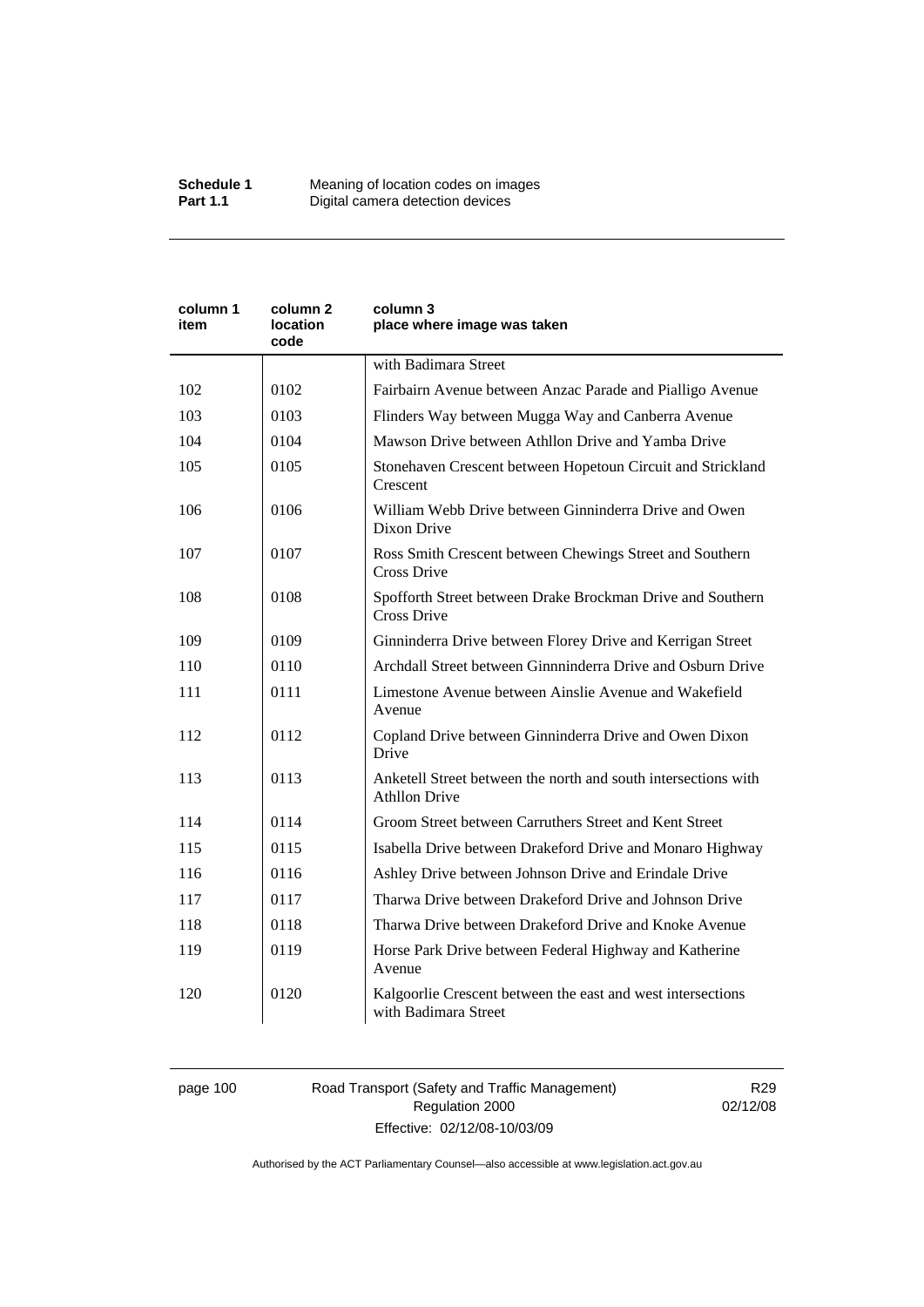| column 1 item | column 2 location code | column 3 place where image was taken |
|---|---|---|
| | | with Badimara Street |
| 102 | 0102 | Fairbairn Avenue between Anzac Parade and Pialligo Avenue |
| 103 | 0103 | Flinders Way between Mugga Way and Canberra Avenue |
| 104 | 0104 | Mawson Drive between Athllon Drive and Yamba Drive |
| 105 | 0105 | Stonehaven Crescent between Hopetoun Circuit and Strickland Crescent |
| 106 | 0106 | William Webb Drive between Ginninderra Drive and Owen Dixon Drive |
| 107 | 0107 | Ross Smith Crescent between Chewings Street and Southern Cross Drive |
| 108 | 0108 | Spofforth Street between Drake Brockman Drive and Southern Cross Drive |
| 109 | 0109 | Ginninderra Drive between Florey Drive and Kerrigan Street |
| 110 | 0110 | Archdall Street between Ginnninderra Drive and Osburn Drive |
| 111 | 0111 | Limestone Avenue between Ainslie Avenue and Wakefield Avenue |
| 112 | 0112 | Copland Drive between Ginninderra Drive and Owen Dixon Drive |
| 113 | 0113 | Anketell Street between the north and south intersections with Athllon Drive |
| 114 | 0114 | Groom Street between Carruthers Street and Kent Street |
| 115 | 0115 | Isabella Drive between Drakeford Drive and Monaro Highway |
| 116 | 0116 | Ashley Drive between Johnson Drive and Erindale Drive |
| 117 | 0117 | Tharwa Drive between Drakeford Drive and Johnson Drive |
| 118 | 0118 | Tharwa Drive between Drakeford Drive and Knoke Avenue |
| 119 | 0119 | Horse Park Drive between Federal Highway and Katherine Avenue |
| 120 | 0120 | Kalgoorlie Crescent between the east and west intersections with Badimara Street |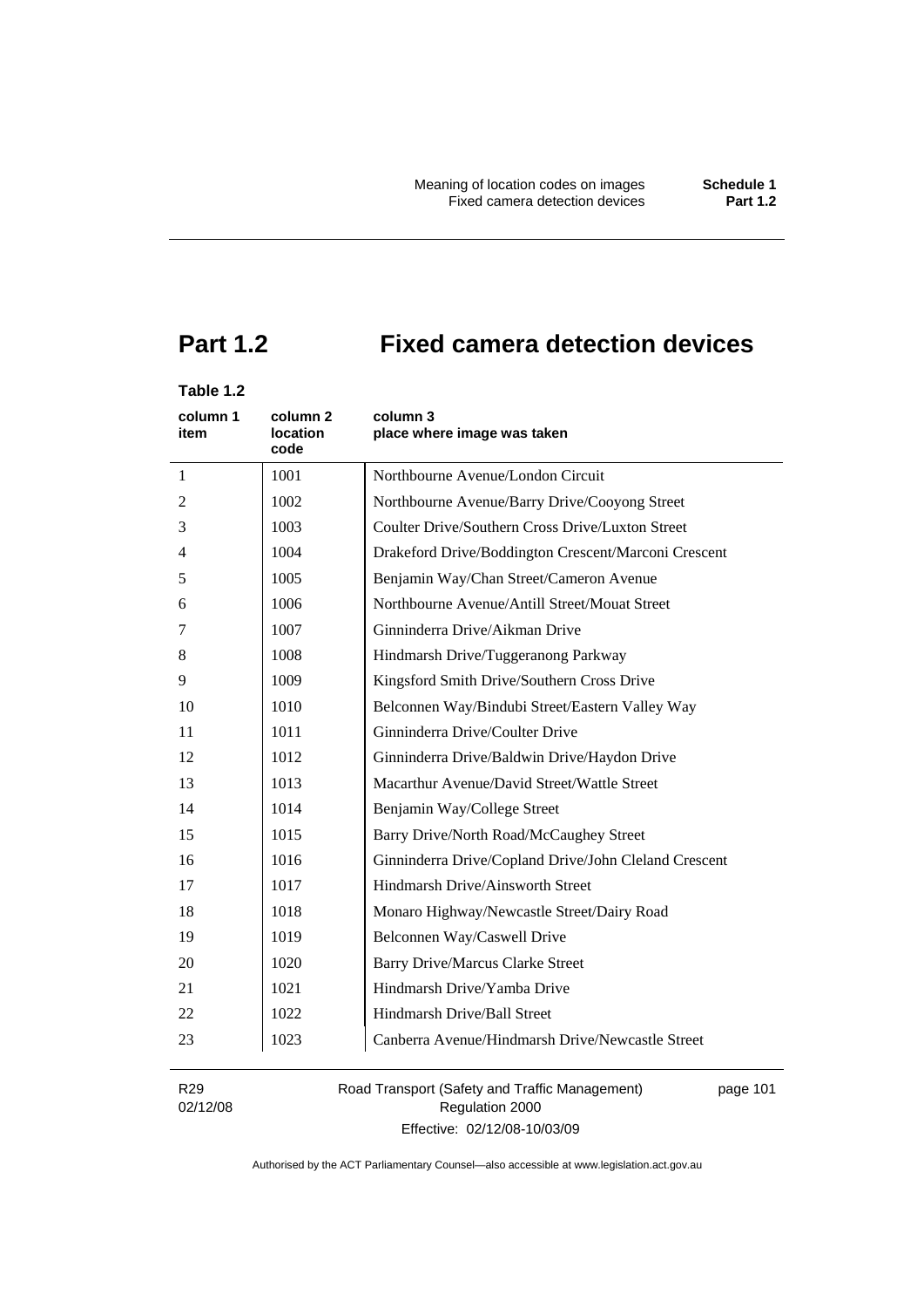# Part 1.2 Fixed camera detection devices

**Table 1.2**

| column 1 item | column 2 location code | column 3 place where image was taken |
|---|---|---|
| 1 | 1001 | Northbourne Avenue/London Circuit |
| 2 | 1002 | Northbourne Avenue/Barry Drive/Cooyong Street |
| 3 | 1003 | Coulter Drive/Southern Cross Drive/Luxton Street |
| 4 | 1004 | Drakeford Drive/Boddington Crescent/Marconi Crescent |
| 5 | 1005 | Benjamin Way/Chan Street/Cameron Avenue |
| 6 | 1006 | Northbourne Avenue/Antill Street/Mouat Street |
| 7 | 1007 | Ginninderra Drive/Aikman Drive |
| 8 | 1008 | Hindmarsh Drive/Tuggeranong Parkway |
| 9 | 1009 | Kingsford Smith Drive/Southern Cross Drive |
| 10 | 1010 | Belconnen Way/Bindubi Street/Eastern Valley Way |
| 11 | 1011 | Ginninderra Drive/Coulter Drive |
| 12 | 1012 | Ginninderra Drive/Baldwin Drive/Haydon Drive |
| 13 | 1013 | Macarthur Avenue/David Street/Wattle Street |
| 14 | 1014 | Benjamin Way/College Street |
| 15 | 1015 | Barry Drive/North Road/McCaughey Street |
| 16 | 1016 | Ginninderra Drive/Copland Drive/John Cleland Crescent |
| 17 | 1017 | Hindmarsh Drive/Ainsworth Street |
| 18 | 1018 | Monaro Highway/Newcastle Street/Dairy Road |
| 19 | 1019 | Belconnen Way/Caswell Drive |
| 20 | 1020 | Barry Drive/Marcus Clarke Street |
| 21 | 1021 | Hindmarsh Drive/Yamba Drive |
| 22 | 1022 | Hindmarsh Drive/Ball Street |
| 23 | 1023 | Canberra Avenue/Hindmarsh Drive/Newcastle Street |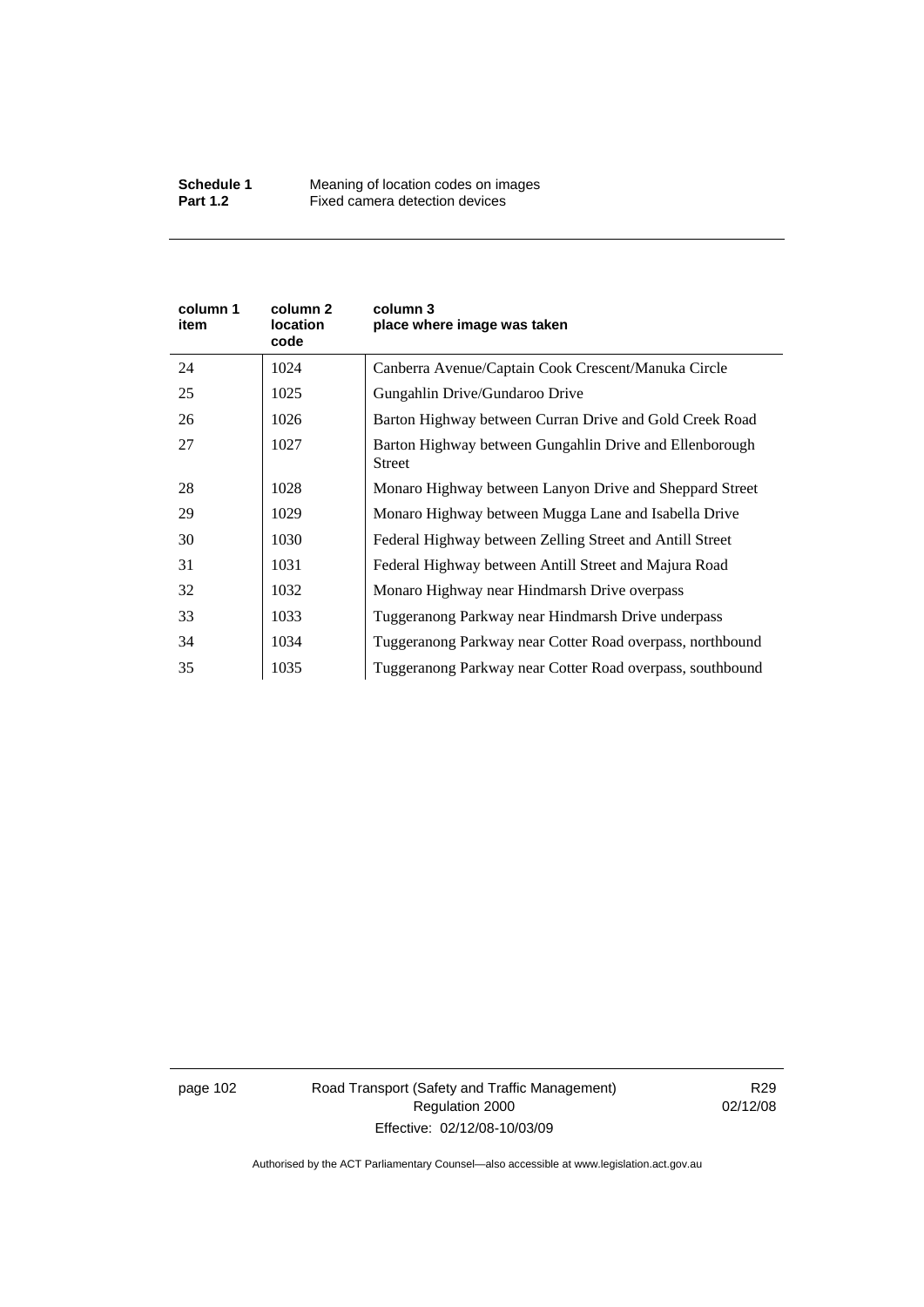| column 1 item | column 2 location code | column 3 place where image was taken |
|---|---|---|
| 24 | 1024 | Canberra Avenue/Captain Cook Crescent/Manuka Circle |
| 25 | 1025 | Gungahlin Drive/Gundaroo Drive |
| 26 | 1026 | Barton Highway between Curran Drive and Gold Creek Road |
| 27 | 1027 | Barton Highway between Gungahlin Drive and Ellenborough Street |
| 28 | 1028 | Monaro Highway between Lanyon Drive and Sheppard Street |
| 29 | 1029 | Monaro Highway between Mugga Lane and Isabella Drive |
| 30 | 1030 | Federal Highway between Zelling Street and Antill Street |
| 31 | 1031 | Federal Highway between Antill Street and Majura Road |
| 32 | 1032 | Monaro Highway near Hindmarsh Drive overpass |
| 33 | 1033 | Tuggeranong Parkway near Hindmarsh Drive underpass |
| 34 | 1034 | Tuggeranong Parkway near Cotter Road overpass, northbound |
| 35 | 1035 | Tuggeranong Parkway near Cotter Road overpass, southbound |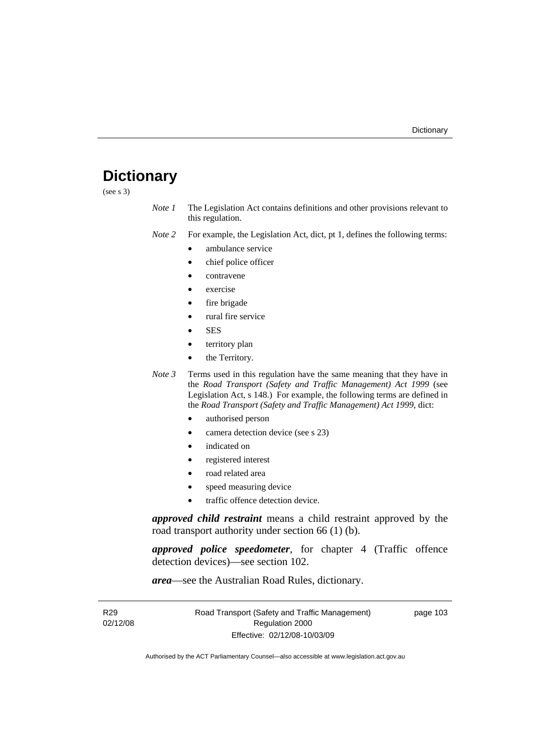# Dictionary

(see s 3)

*Note 1* The Legislation Act contains definitions and other provisions relevant to this regulation.

*Note 2* For example, the Legislation Act, dict, pt 1, defines the following terms:

- ambulance service
- chief police officer
- contravene
- exercise
- fire brigade
- rural fire service
- SES
- territory plan
- the Territory.

*Note 3* Terms used in this regulation have the same meaning that they have in the *Road Transport (Safety and Traffic Management) Act 1999* (see Legislation Act, s 148.) For example, the following terms are defined in the *Road Transport (Safety and Traffic Management) Act 1999*, dict:

- authorised person
- camera detection device (see s 23)
- indicated on
- registered interest
- road related area
- speed measuring device
- traffic offence detection device.

***approved child restraint*** means a child restraint approved by the road transport authority under section 66 (1) (b).

***approved police speedometer***, for chapter 4 (Traffic offence detection devices)—see section 102.

***area***—see the Australian Road Rules, dictionary.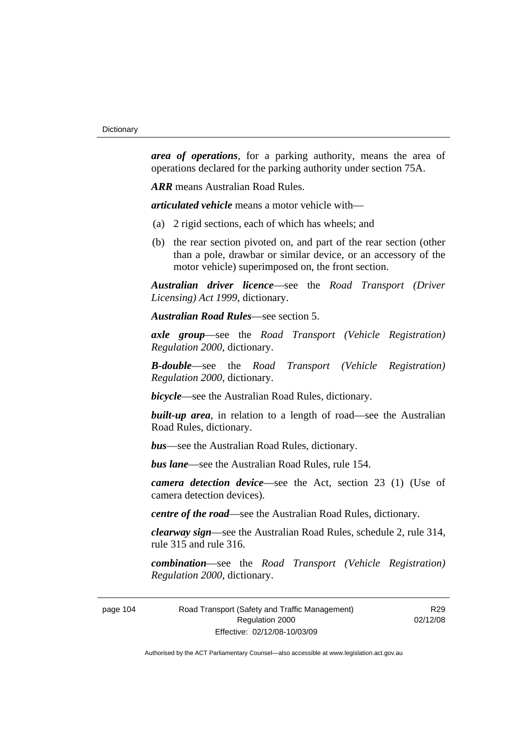***area of operations***, for a parking authority, means the area of operations declared for the parking authority under section 75A.

***ARR*** means Australian Road Rules.

***articulated vehicle*** means a motor vehicle with—

(a) 2 rigid sections, each of which has wheels; and

(b) the rear section pivoted on, and part of the rear section (other than a pole, drawbar or similar device, or an accessory of the motor vehicle) superimposed on, the front section.

***Australian driver licence***—see the *Road Transport (Driver Licensing) Act 1999*, dictionary.

***Australian Road Rules***—see section 5.

***axle group***—see the *Road Transport (Vehicle Registration) Regulation 2000*, dictionary.

***B-double***—see the *Road Transport (Vehicle Registration) Regulation 2000*, dictionary.

***bicycle***—see the Australian Road Rules, dictionary.

***built-up area***, in relation to a length of road—see the Australian Road Rules, dictionary.

***bus***—see the Australian Road Rules, dictionary.

***bus lane***—see the Australian Road Rules, rule 154.

***camera detection device***—see the Act, section 23 (1) (Use of camera detection devices).

***centre of the road***—see the Australian Road Rules, dictionary.

***clearway sign***—see the Australian Road Rules, schedule 2, rule 314, rule 315 and rule 316.

***combination***—see the *Road Transport (Vehicle Registration) Regulation 2000*, dictionary.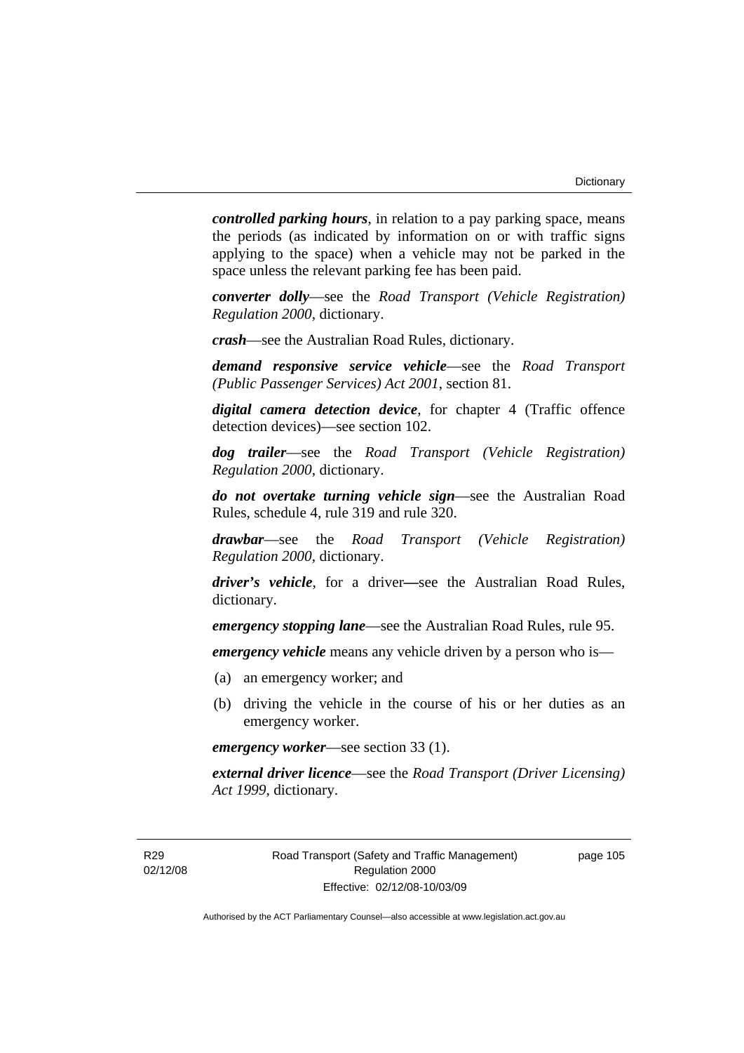***controlled parking hours***, in relation to a pay parking space, means the periods (as indicated by information on or with traffic signs applying to the space) when a vehicle may not be parked in the space unless the relevant parking fee has been paid.

***converter dolly***—see the *Road Transport (Vehicle Registration) Regulation 2000*, dictionary.

***crash***—see the Australian Road Rules, dictionary.

***demand responsive service vehicle***—see the *Road Transport (Public Passenger Services) Act 2001*, section 81.

***digital camera detection device***, for chapter 4 (Traffic offence detection devices)—see section 102.

***dog trailer***—see the *Road Transport (Vehicle Registration) Regulation 2000*, dictionary.

***do not overtake turning vehicle sign***—see the Australian Road Rules, schedule 4, rule 319 and rule 320.

***drawbar***—see the *Road Transport (Vehicle Registration) Regulation 2000*, dictionary.

***driver's vehicle***, for a driver—see the Australian Road Rules, dictionary.

***emergency stopping lane***—see the Australian Road Rules, rule 95.

***emergency vehicle*** means any vehicle driven by a person who is—

(a) an emergency worker; and

(b) driving the vehicle in the course of his or her duties as an emergency worker.

***emergency worker***—see section 33 (1).

***external driver licence***—see the *Road Transport (Driver Licensing) Act 1999*, dictionary.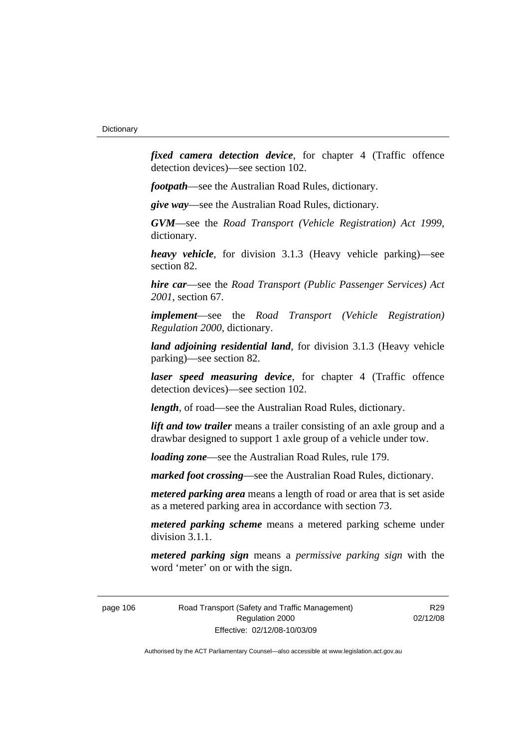***fixed camera detection device***, for chapter 4 (Traffic offence detection devices)—see section 102.

***footpath***—see the Australian Road Rules, dictionary.

***give way***—see the Australian Road Rules, dictionary.

***GVM***—see the *Road Transport (Vehicle Registration) Act 1999*, dictionary.

***heavy vehicle***, for division 3.1.3 (Heavy vehicle parking)—see section 82.

***hire car***—see the *Road Transport (Public Passenger Services) Act 2001*, section 67.

***implement***—see the *Road Transport (Vehicle Registration) Regulation 2000*, dictionary.

***land adjoining residential land***, for division 3.1.3 (Heavy vehicle parking)—see section 82.

***laser speed measuring device***, for chapter 4 (Traffic offence detection devices)—see section 102.

***length***, of road—see the Australian Road Rules, dictionary.

***lift and tow trailer*** means a trailer consisting of an axle group and a drawbar designed to support 1 axle group of a vehicle under tow.

***loading zone***—see the Australian Road Rules, rule 179.

***marked foot crossing***—see the Australian Road Rules, dictionary.

***metered parking area*** means a length of road or area that is set aside as a metered parking area in accordance with section 73.

***metered parking scheme*** means a metered parking scheme under division 3.1.1.

***metered parking sign*** means a *permissive parking sign* with the word 'meter' on or with the sign.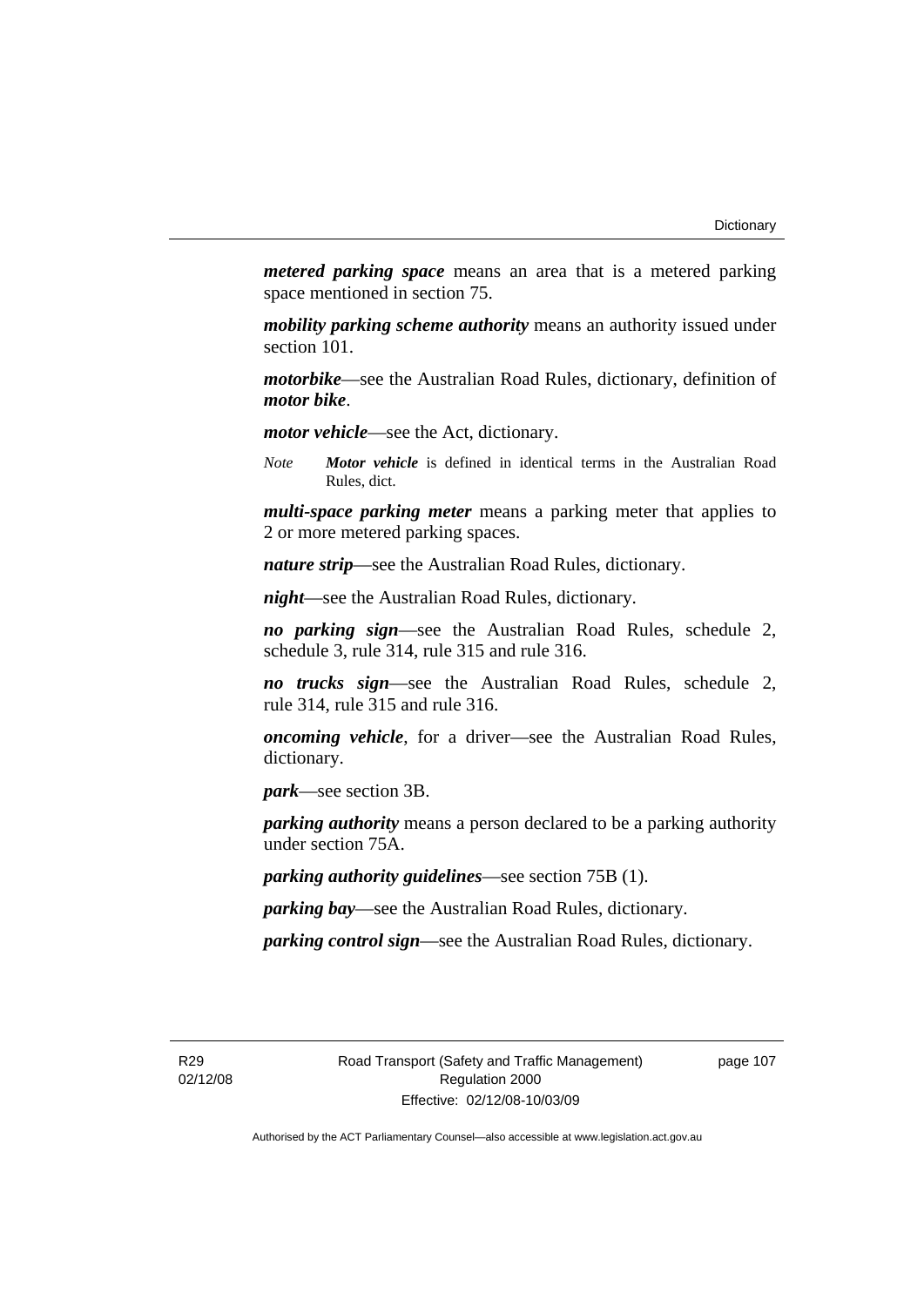***metered parking space*** means an area that is a metered parking space mentioned in section 75.

***mobility parking scheme authority*** means an authority issued under section 101.

***motorbike***—see the Australian Road Rules, dictionary, definition of ***motor bike***.

***motor vehicle***—see the Act, dictionary.

*Note* ***Motor vehicle*** is defined in identical terms in the Australian Road Rules, dict.

***multi-space parking meter*** means a parking meter that applies to 2 or more metered parking spaces.

***nature strip***—see the Australian Road Rules, dictionary.

***night***—see the Australian Road Rules, dictionary.

***no parking sign***—see the Australian Road Rules, schedule 2, schedule 3, rule 314, rule 315 and rule 316.

***no trucks sign***—see the Australian Road Rules, schedule 2, rule 314, rule 315 and rule 316.

***oncoming vehicle***, for a driver—see the Australian Road Rules, dictionary.

***park***—see section 3B.

***parking authority*** means a person declared to be a parking authority under section 75A.

***parking authority guidelines***—see section 75B (1).

***parking bay***—see the Australian Road Rules, dictionary.

***parking control sign***—see the Australian Road Rules, dictionary.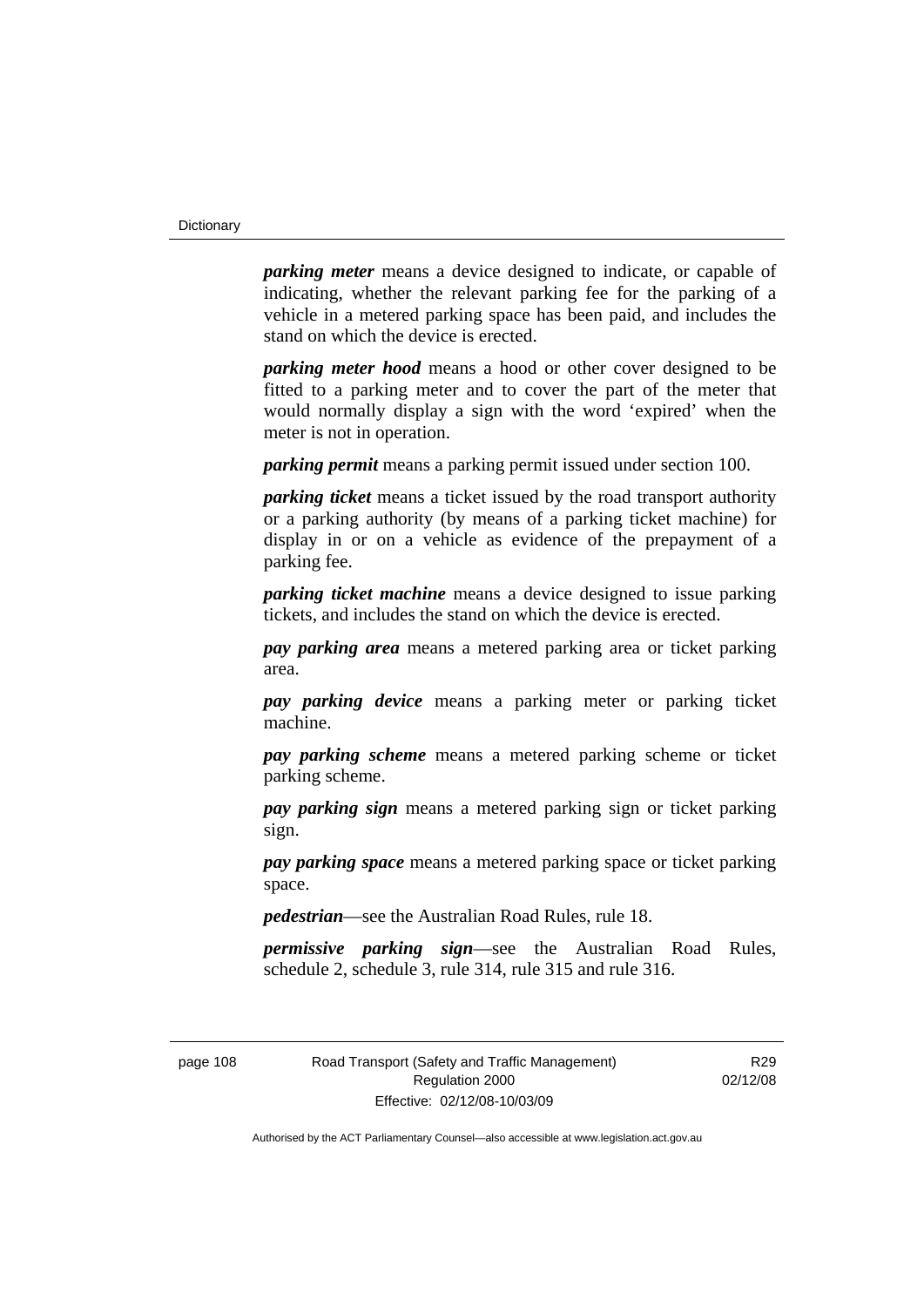***parking meter*** means a device designed to indicate, or capable of indicating, whether the relevant parking fee for the parking of a vehicle in a metered parking space has been paid, and includes the stand on which the device is erected.

***parking meter hood*** means a hood or other cover designed to be fitted to a parking meter and to cover the part of the meter that would normally display a sign with the word 'expired' when the meter is not in operation.

***parking permit*** means a parking permit issued under section 100.

***parking ticket*** means a ticket issued by the road transport authority or a parking authority (by means of a parking ticket machine) for display in or on a vehicle as evidence of the prepayment of a parking fee.

***parking ticket machine*** means a device designed to issue parking tickets, and includes the stand on which the device is erected.

***pay parking area*** means a metered parking area or ticket parking area.

***pay parking device*** means a parking meter or parking ticket machine.

***pay parking scheme*** means a metered parking scheme or ticket parking scheme.

***pay parking sign*** means a metered parking sign or ticket parking sign.

***pay parking space*** means a metered parking space or ticket parking space.

***pedestrian***—see the Australian Road Rules, rule 18.

***permissive parking sign***—see the Australian Road Rules, schedule 2, schedule 3, rule 314, rule 315 and rule 316.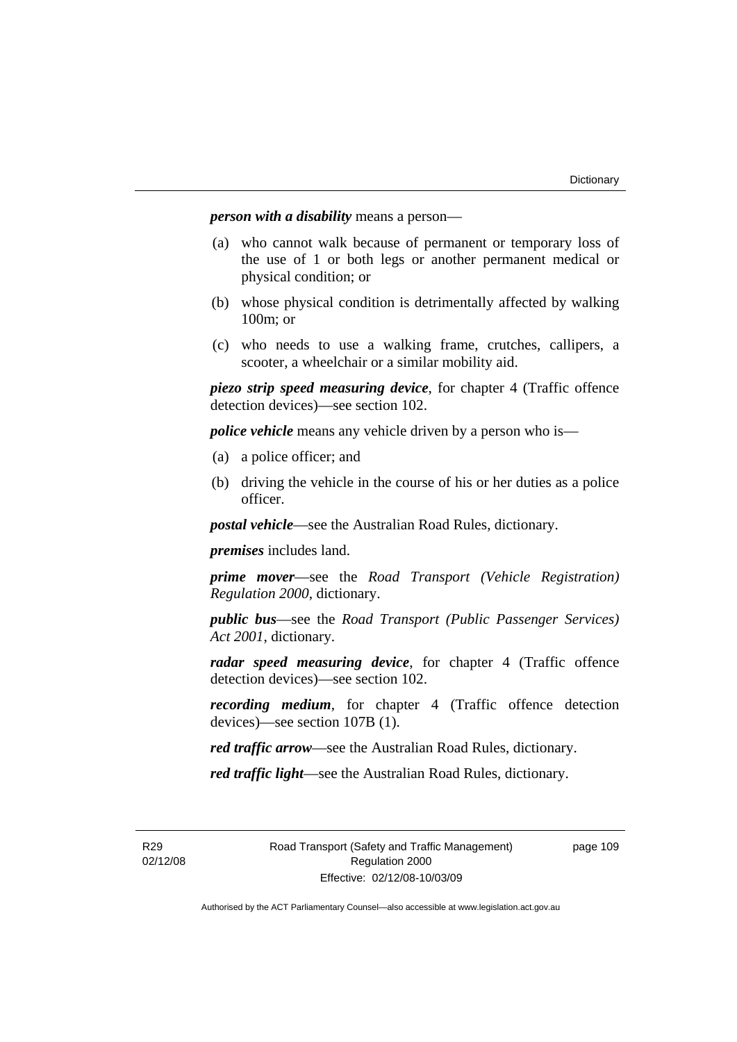***person with a disability*** means a person—

(a) who cannot walk because of permanent or temporary loss of the use of 1 or both legs or another permanent medical or physical condition; or

(b) whose physical condition is detrimentally affected by walking 100m; or

(c) who needs to use a walking frame, crutches, callipers, a scooter, a wheelchair or a similar mobility aid.

***piezo strip speed measuring device***, for chapter 4 (Traffic offence detection devices)—see section 102.

***police vehicle*** means any vehicle driven by a person who is—

(a) a police officer; and

(b) driving the vehicle in the course of his or her duties as a police officer.

***postal vehicle***—see the Australian Road Rules, dictionary.

***premises*** includes land.

***prime mover***—see the *Road Transport (Vehicle Registration) Regulation 2000*, dictionary.

***public bus***—see the *Road Transport (Public Passenger Services) Act 2001*, dictionary.

***radar speed measuring device***, for chapter 4 (Traffic offence detection devices)—see section 102.

***recording medium***, for chapter 4 (Traffic offence detection devices)—see section 107B (1).

***red traffic arrow***—see the Australian Road Rules, dictionary.

***red traffic light***—see the Australian Road Rules, dictionary.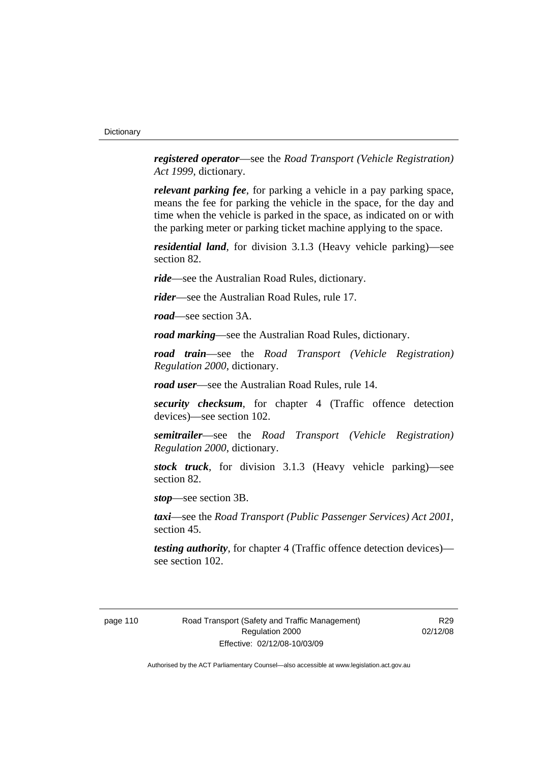***registered operator***—see the *Road Transport (Vehicle Registration) Act 1999*, dictionary.

***relevant parking fee***, for parking a vehicle in a pay parking space, means the fee for parking the vehicle in the space, for the day and time when the vehicle is parked in the space, as indicated on or with the parking meter or parking ticket machine applying to the space.

***residential land***, for division 3.1.3 (Heavy vehicle parking)—see section 82.

***ride***—see the Australian Road Rules, dictionary.

***rider***—see the Australian Road Rules, rule 17.

***road***—see section 3A.

***road marking***—see the Australian Road Rules, dictionary.

***road train***—see the *Road Transport (Vehicle Registration) Regulation 2000*, dictionary.

***road user***—see the Australian Road Rules, rule 14.

***security checksum***, for chapter 4 (Traffic offence detection devices)—see section 102.

***semitrailer***—see the *Road Transport (Vehicle Registration) Regulation 2000*, dictionary.

***stock truck***, for division 3.1.3 (Heavy vehicle parking)—see section 82.

***stop***—see section 3B.

***taxi***—see the *Road Transport (Public Passenger Services) Act 2001*, section 45.

***testing authority***, for chapter 4 (Traffic offence detection devices)—see section 102.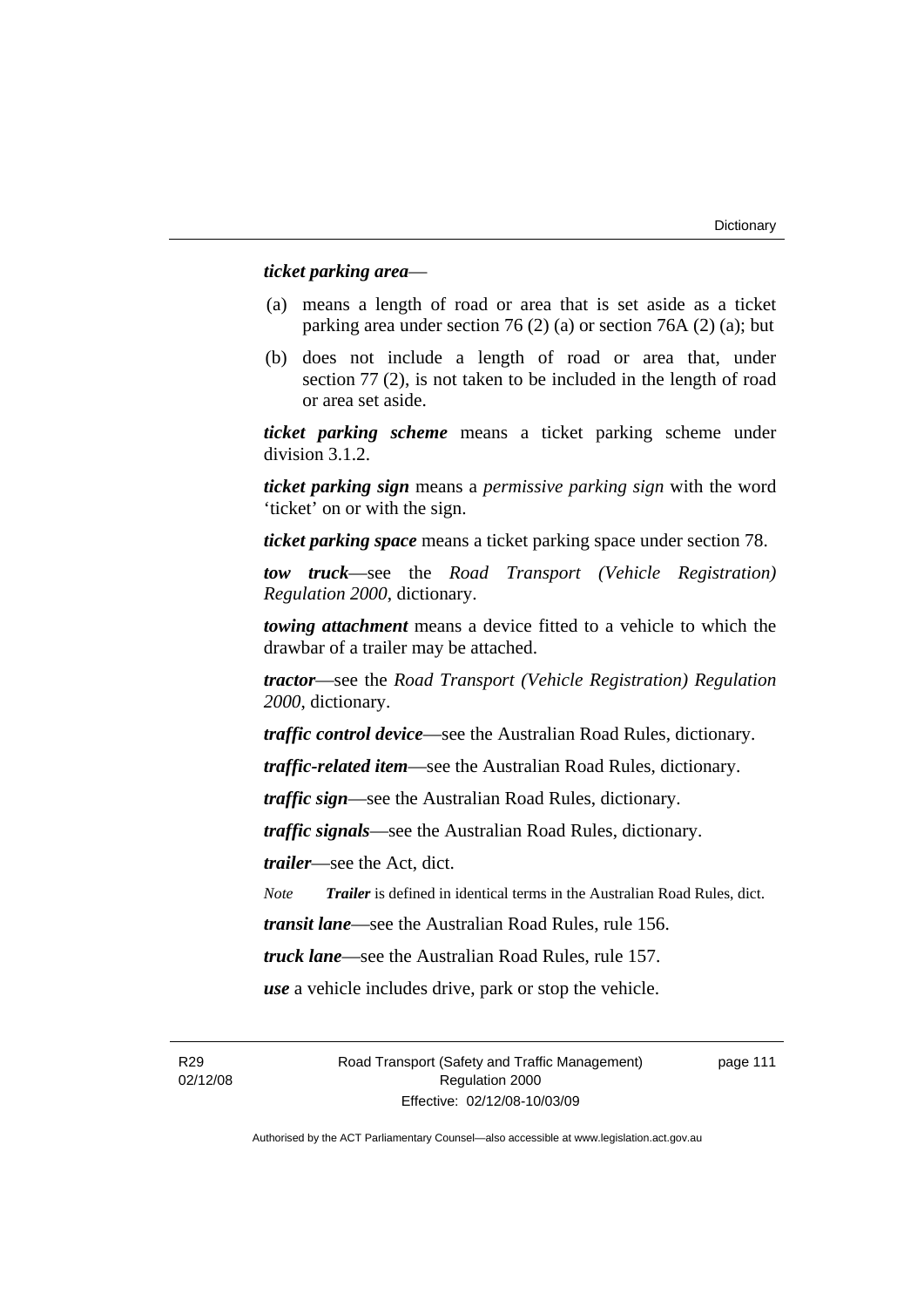***ticket parking area***—

(a) means a length of road or area that is set aside as a ticket parking area under section 76 (2) (a) or section 76A (2) (a); but

(b) does not include a length of road or area that, under section 77 (2), is not taken to be included in the length of road or area set aside.

***ticket parking scheme*** means a ticket parking scheme under division 3.1.2.

***ticket parking sign*** means a *permissive parking sign* with the word 'ticket' on or with the sign.

***ticket parking space*** means a ticket parking space under section 78.

***tow truck***—see the *Road Transport (Vehicle Registration) Regulation 2000*, dictionary.

***towing attachment*** means a device fitted to a vehicle to which the drawbar of a trailer may be attached.

***tractor***—see the *Road Transport (Vehicle Registration) Regulation 2000*, dictionary.

***traffic control device***—see the Australian Road Rules, dictionary.

***traffic-related item***—see the Australian Road Rules, dictionary.

***traffic sign***—see the Australian Road Rules, dictionary.

***traffic signals***—see the Australian Road Rules, dictionary.

***trailer***—see the Act, dict.

*Note* ***Trailer*** is defined in identical terms in the Australian Road Rules, dict.

***transit lane***—see the Australian Road Rules, rule 156.

***truck lane***—see the Australian Road Rules, rule 157.

***use*** a vehicle includes drive, park or stop the vehicle.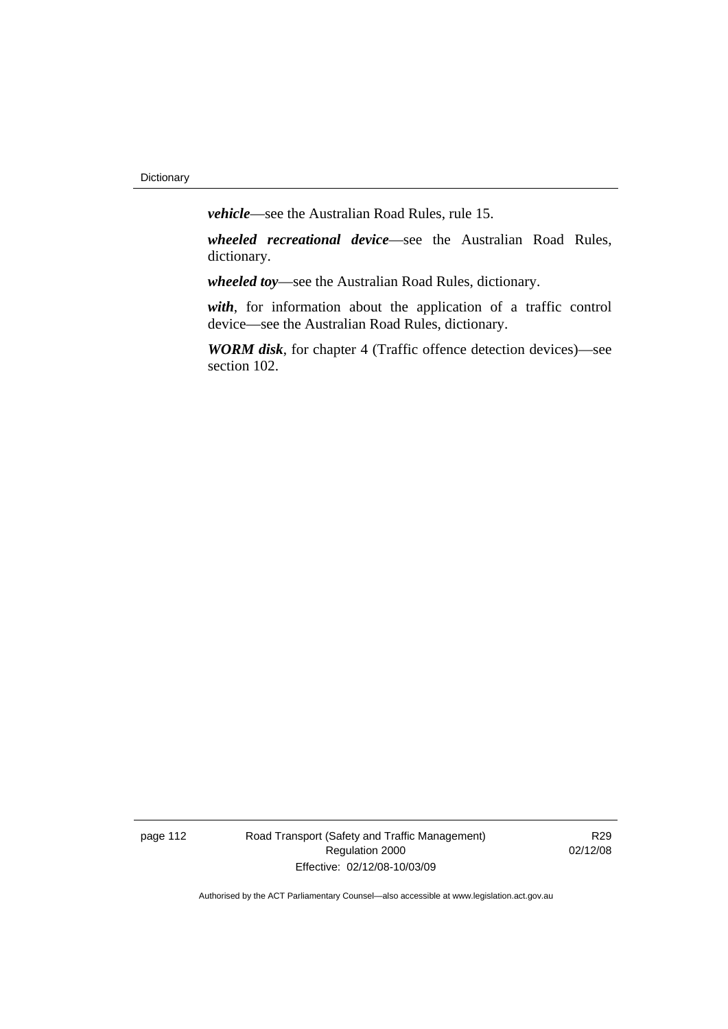***vehicle***—see the Australian Road Rules, rule 15.

***wheeled recreational device***—see the Australian Road Rules, dictionary.

***wheeled toy***—see the Australian Road Rules, dictionary.

***with***, for information about the application of a traffic control device—see the Australian Road Rules, dictionary.

***WORM disk***, for chapter 4 (Traffic offence detection devices)—see section 102.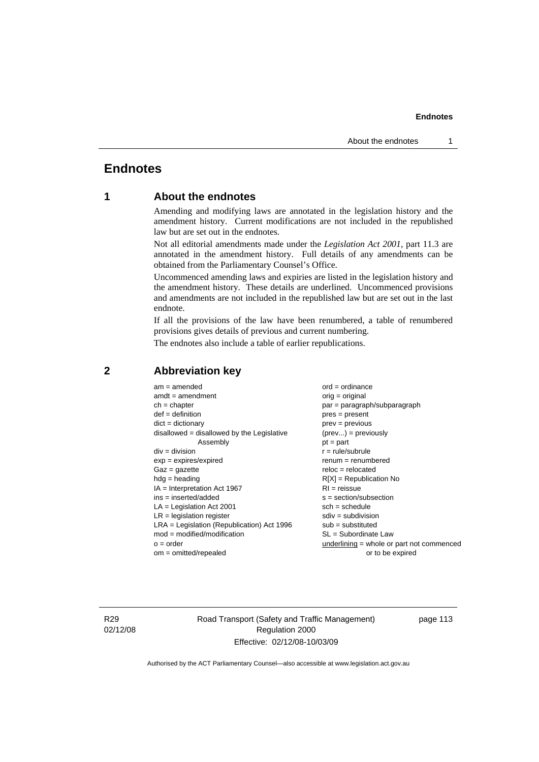# Endnotes

## 1 About the endnotes

Amending and modifying laws are annotated in the legislation history and the amendment history. Current modifications are not included in the republished law but are set out in the endnotes.

Not all editorial amendments made under the *Legislation Act 2001*, part 11.3 are annotated in the amendment history. Full details of any amendments can be obtained from the Parliamentary Counsel's Office.

Uncommenced amending laws and expiries are listed in the legislation history and the amendment history. These details are underlined. Uncommenced provisions and amendments are not included in the republished law but are set out in the last endnote.

If all the provisions of the law have been renumbered, a table of renumbered provisions gives details of previous and current numbering.

The endnotes also include a table of earlier republications.

## 2 Abbreviation key

am = amended
amdt = amendment
ch = chapter
def = definition
dict = dictionary
disallowed = disallowed by the Legislative Assembly
div = division
exp = expires/expired
Gaz = gazette
hdg = heading
IA = Interpretation Act 1967
ins = inserted/added
LA = Legislation Act 2001
LR = legislation register
LRA = Legislation (Republication) Act 1996
mod = modified/modification
o = order
om = omitted/repealed
ord = ordinance
orig = original
par = paragraph/subparagraph
pres = present
prev = previous
(prev...) = previously
pt = part
r = rule/subrule
renum = renumbered
reloc = relocated
R[X] = Republication No
RI = reissue
s = section/subsection
sch = schedule
sdiv = subdivision
sub = substituted
SL = Subordinate Law
<u>underlining</u> = whole or part not commenced or to be expired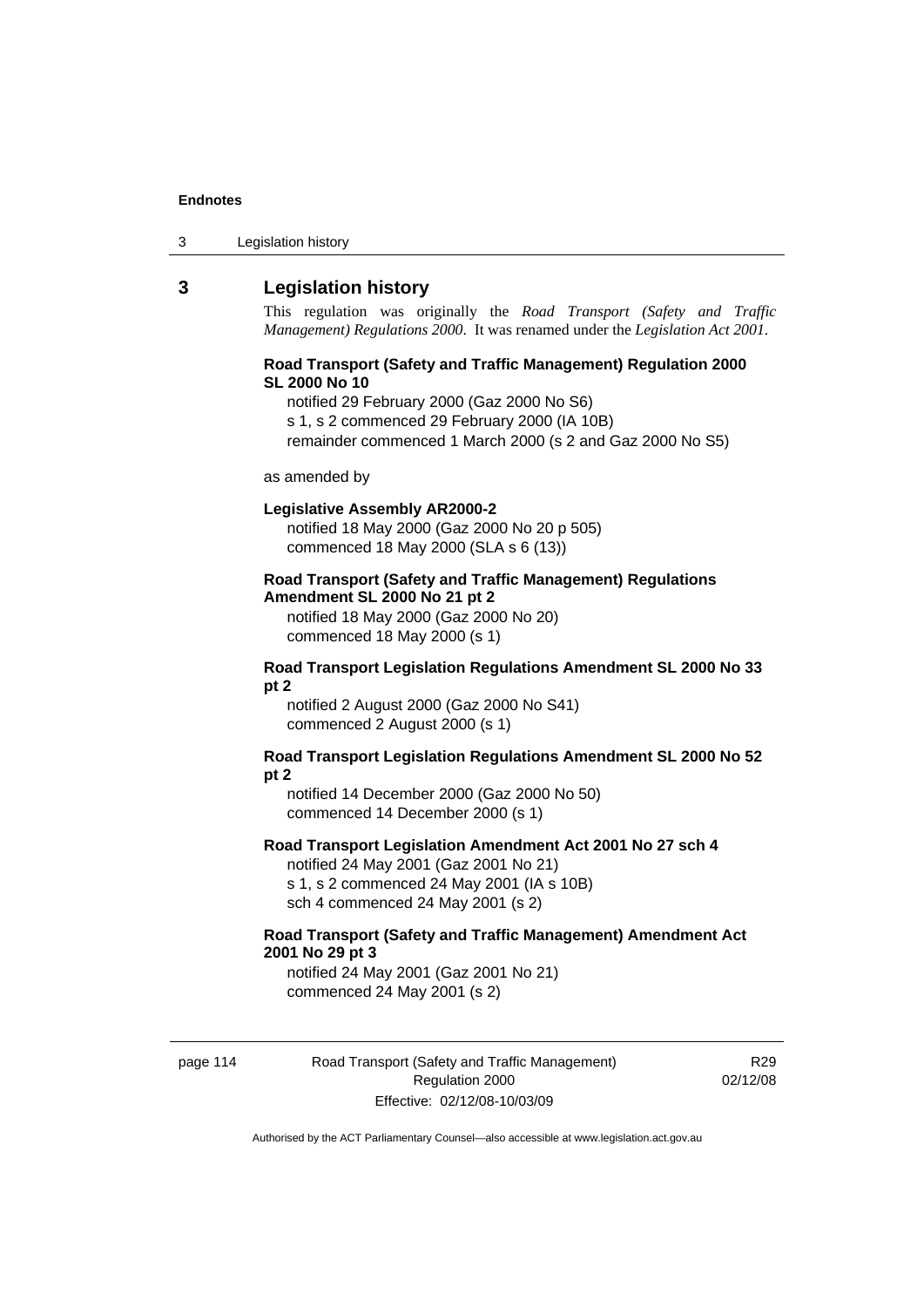## 3 Legislation history

This regulation was originally the *Road Transport (Safety and Traffic Management) Regulations 2000*. It was renamed under the *Legislation Act 2001*.

**Road Transport (Safety and Traffic Management) Regulation 2000 SL 2000 No 10**

notified 29 February 2000 (Gaz 2000 No S6)
s 1, s 2 commenced 29 February 2000 (IA 10B)
remainder commenced 1 March 2000 (s 2 and Gaz 2000 No S5)

as amended by

**Legislative Assembly AR2000-2**

notified 18 May 2000 (Gaz 2000 No 20 p 505)
commenced 18 May 2000 (SLA s 6 (13))

**Road Transport (Safety and Traffic Management) Regulations Amendment SL 2000 No 21 pt 2**

notified 18 May 2000 (Gaz 2000 No 20)
commenced 18 May 2000 (s 1)

**Road Transport Legislation Regulations Amendment SL 2000 No 33 pt 2**

notified 2 August 2000 (Gaz 2000 No S41)
commenced 2 August 2000 (s 1)

**Road Transport Legislation Regulations Amendment SL 2000 No 52 pt 2**

notified 14 December 2000 (Gaz 2000 No 50)
commenced 14 December 2000 (s 1)

**Road Transport Legislation Amendment Act 2001 No 27 sch 4**

notified 24 May 2001 (Gaz 2001 No 21)
s 1, s 2 commenced 24 May 2001 (IA s 10B)
sch 4 commenced 24 May 2001 (s 2)

**Road Transport (Safety and Traffic Management) Amendment Act 2001 No 29 pt 3**

notified 24 May 2001 (Gaz 2001 No 21)
commenced 24 May 2001 (s 2)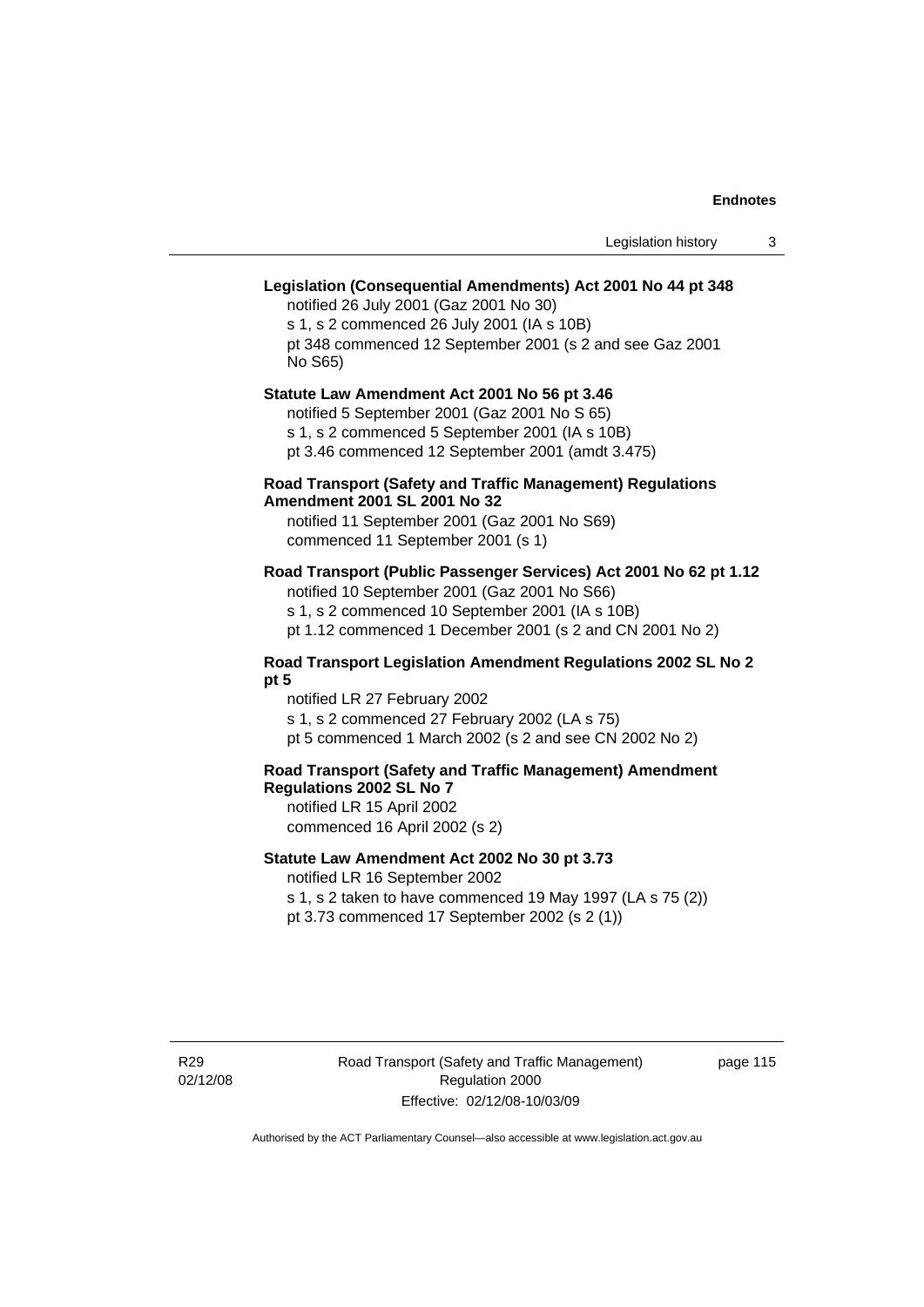**Legislation (Consequential Amendments) Act 2001 No 44 pt 348**

notified 26 July 2001 (Gaz 2001 No 30)

s 1, s 2 commenced 26 July 2001 (IA s 10B)

pt 348 commenced 12 September 2001 (s 2 and see Gaz 2001 No S65)

**Statute Law Amendment Act 2001 No 56 pt 3.46**

notified 5 September 2001 (Gaz 2001 No S 65)

s 1, s 2 commenced 5 September 2001 (IA s 10B)

pt 3.46 commenced 12 September 2001 (amdt 3.475)

**Road Transport (Safety and Traffic Management) Regulations Amendment 2001 SL 2001 No 32**

notified 11 September 2001 (Gaz 2001 No S69)

commenced 11 September 2001 (s 1)

**Road Transport (Public Passenger Services) Act 2001 No 62 pt 1.12**

notified 10 September 2001 (Gaz 2001 No S66)

s 1, s 2 commenced 10 September 2001 (IA s 10B)

pt 1.12 commenced 1 December 2001 (s 2 and CN 2001 No 2)

**Road Transport Legislation Amendment Regulations 2002 SL No 2 pt 5**

notified LR 27 February 2002

s 1, s 2 commenced 27 February 2002 (LA s 75)

pt 5 commenced 1 March 2002 (s 2 and see CN 2002 No 2)

**Road Transport (Safety and Traffic Management) Amendment Regulations 2002 SL No 7**

notified LR 15 April 2002

commenced 16 April 2002 (s 2)

**Statute Law Amendment Act 2002 No 30 pt 3.73**

notified LR 16 September 2002

s 1, s 2 taken to have commenced 19 May 1997 (LA s 75 (2))

pt 3.73 commenced 17 September 2002 (s 2 (1))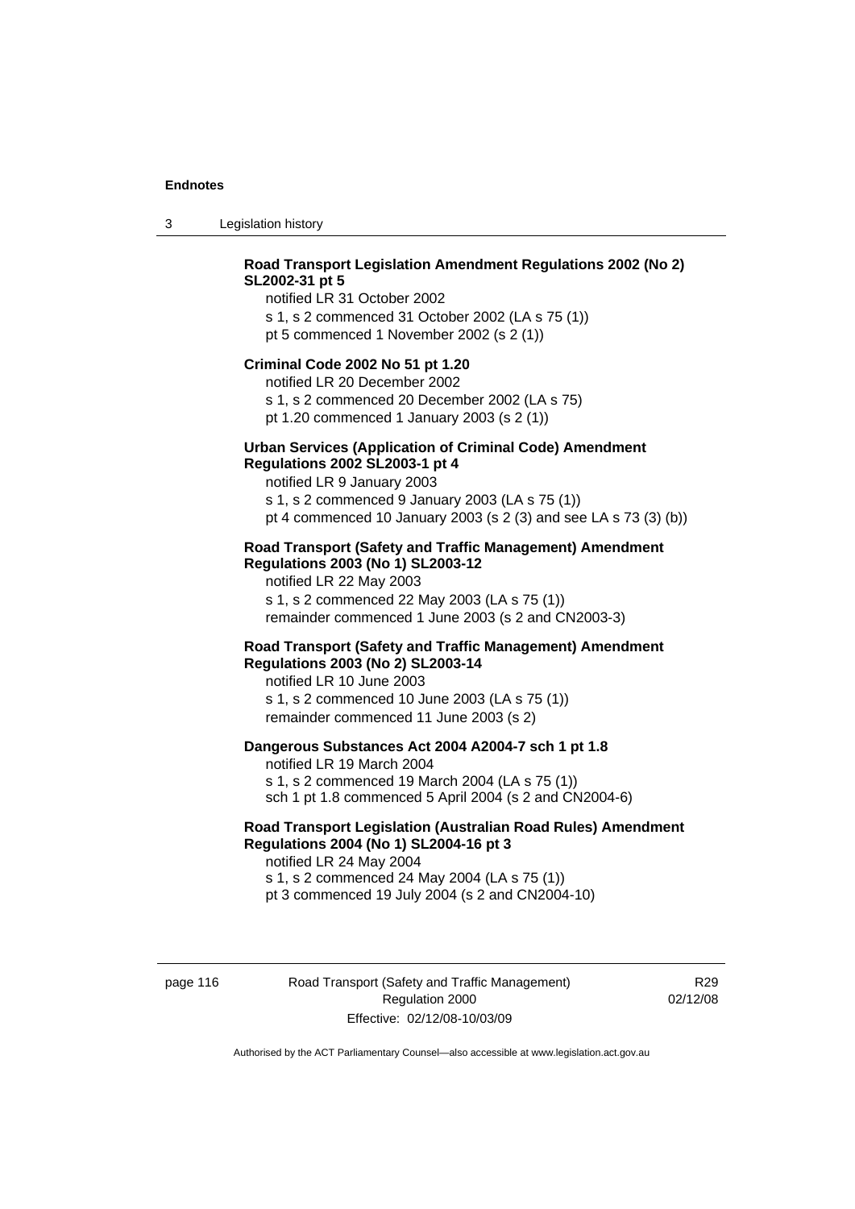**Road Transport Legislation Amendment Regulations 2002 (No 2) SL2002-31 pt 5**

notified LR 31 October 2002

s 1, s 2 commenced 31 October 2002 (LA s 75 (1))

pt 5 commenced 1 November 2002 (s 2 (1))

**Criminal Code 2002 No 51 pt 1.20**

notified LR 20 December 2002

s 1, s 2 commenced 20 December 2002 (LA s 75)

pt 1.20 commenced 1 January 2003 (s 2 (1))

**Urban Services (Application of Criminal Code) Amendment Regulations 2002 SL2003-1 pt 4**

notified LR 9 January 2003

s 1, s 2 commenced 9 January 2003 (LA s 75 (1))

pt 4 commenced 10 January 2003 (s 2 (3) and see LA s 73 (3) (b))

**Road Transport (Safety and Traffic Management) Amendment Regulations 2003 (No 1) SL2003-12**

notified LR 22 May 2003

s 1, s 2 commenced 22 May 2003 (LA s 75 (1))

remainder commenced 1 June 2003 (s 2 and CN2003-3)

**Road Transport (Safety and Traffic Management) Amendment Regulations 2003 (No 2) SL2003-14**

notified LR 10 June 2003

s 1, s 2 commenced 10 June 2003 (LA s 75 (1))

remainder commenced 11 June 2003 (s 2)

**Dangerous Substances Act 2004 A2004-7 sch 1 pt 1.8**

notified LR 19 March 2004

s 1, s 2 commenced 19 March 2004 (LA s 75 (1))

sch 1 pt 1.8 commenced 5 April 2004 (s 2 and CN2004-6)

**Road Transport Legislation (Australian Road Rules) Amendment Regulations 2004 (No 1) SL2004-16 pt 3**

notified LR 24 May 2004

s 1, s 2 commenced 24 May 2004 (LA s 75 (1))

pt 3 commenced 19 July 2004 (s 2 and CN2004-10)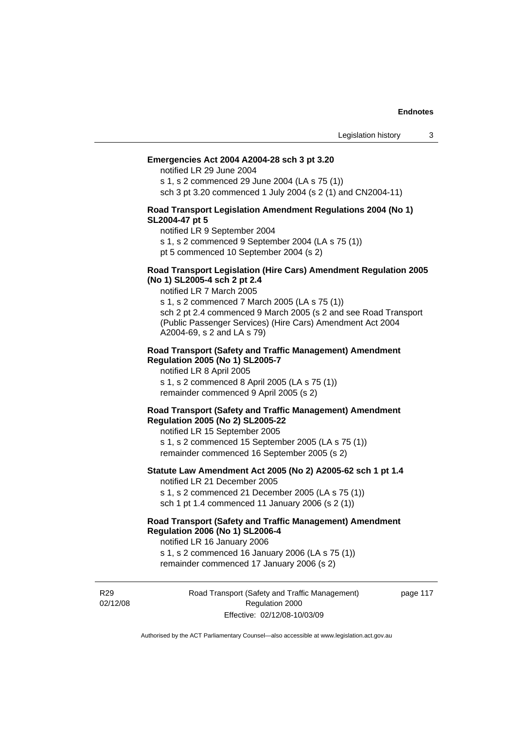**Emergencies Act 2004 A2004-28 sch 3 pt 3.20**

notified LR 29 June 2004
s 1, s 2 commenced 29 June 2004 (LA s 75 (1))
sch 3 pt 3.20 commenced 1 July 2004 (s 2 (1) and CN2004-11)

**Road Transport Legislation Amendment Regulations 2004 (No 1) SL2004-47 pt 5**

notified LR 9 September 2004
s 1, s 2 commenced 9 September 2004 (LA s 75 (1))
pt 5 commenced 10 September 2004 (s 2)

**Road Transport Legislation (Hire Cars) Amendment Regulation 2005 (No 1) SL2005-4 sch 2 pt 2.4**

notified LR 7 March 2005
s 1, s 2 commenced 7 March 2005 (LA s 75 (1))
sch 2 pt 2.4 commenced 9 March 2005 (s 2 and see Road Transport (Public Passenger Services) (Hire Cars) Amendment Act 2004 A2004-69, s 2 and LA s 79)

**Road Transport (Safety and Traffic Management) Amendment Regulation 2005 (No 1) SL2005-7**

notified LR 8 April 2005
s 1, s 2 commenced 8 April 2005 (LA s 75 (1))
remainder commenced 9 April 2005 (s 2)

**Road Transport (Safety and Traffic Management) Amendment Regulation 2005 (No 2) SL2005-22**

notified LR 15 September 2005
s 1, s 2 commenced 15 September 2005 (LA s 75 (1))
remainder commenced 16 September 2005 (s 2)

**Statute Law Amendment Act 2005 (No 2) A2005-62 sch 1 pt 1.4**

notified LR 21 December 2005
s 1, s 2 commenced 21 December 2005 (LA s 75 (1))
sch 1 pt 1.4 commenced 11 January 2006 (s 2 (1))

**Road Transport (Safety and Traffic Management) Amendment Regulation 2006 (No 1) SL2006-4**

notified LR 16 January 2006
s 1, s 2 commenced 16 January 2006 (LA s 75 (1))
remainder commenced 17 January 2006 (s 2)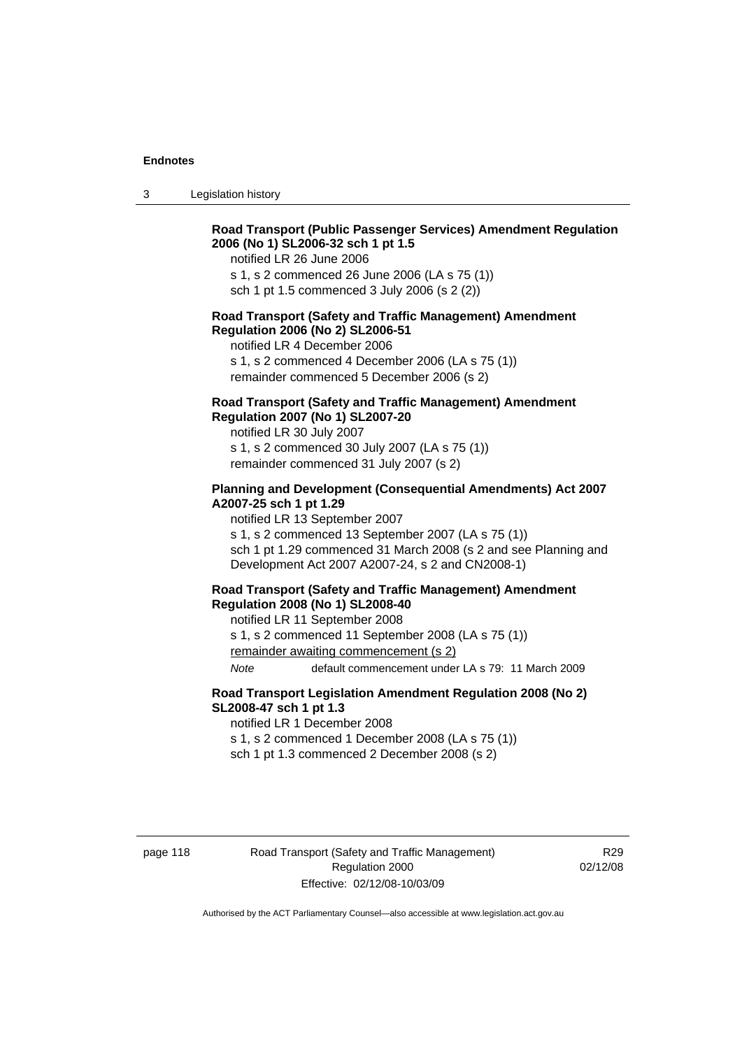**Road Transport (Public Passenger Services) Amendment Regulation 2006 (No 1) SL2006-32 sch 1 pt 1.5**

notified LR 26 June 2006

s 1, s 2 commenced 26 June 2006 (LA s 75 (1))

sch 1 pt 1.5 commenced 3 July 2006 (s 2 (2))

**Road Transport (Safety and Traffic Management) Amendment Regulation 2006 (No 2) SL2006-51**

notified LR 4 December 2006

s 1, s 2 commenced 4 December 2006 (LA s 75 (1))

remainder commenced 5 December 2006 (s 2)

**Road Transport (Safety and Traffic Management) Amendment Regulation 2007 (No 1) SL2007-20**

notified LR 30 July 2007

s 1, s 2 commenced 30 July 2007 (LA s 75 (1))

remainder commenced 31 July 2007 (s 2)

**Planning and Development (Consequential Amendments) Act 2007 A2007-25 sch 1 pt 1.29**

notified LR 13 September 2007

s 1, s 2 commenced 13 September 2007 (LA s 75 (1))

sch 1 pt 1.29 commenced 31 March 2008 (s 2 and see Planning and Development Act 2007 A2007-24, s 2 and CN2008-1)

**Road Transport (Safety and Traffic Management) Amendment Regulation 2008 (No 1) SL2008-40**

notified LR 11 September 2008

s 1, s 2 commenced 11 September 2008 (LA s 75 (1))

remainder awaiting commencement (s 2)

*Note* default commencement under LA s 79: 11 March 2009

**Road Transport Legislation Amendment Regulation 2008 (No 2) SL2008-47 sch 1 pt 1.3**

notified LR 1 December 2008

s 1, s 2 commenced 1 December 2008 (LA s 75 (1))

sch 1 pt 1.3 commenced 2 December 2008 (s 2)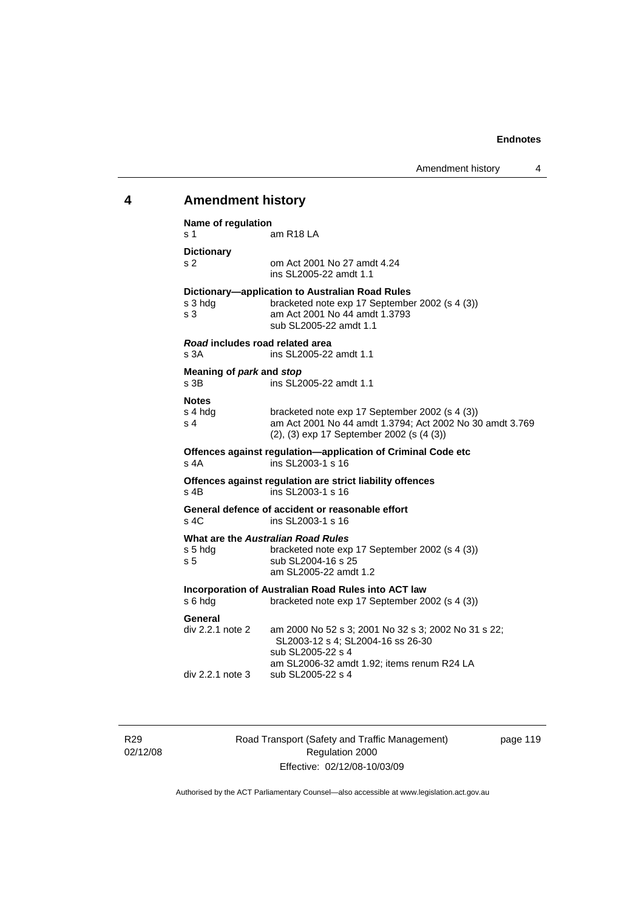## 4 Amendment history

**Name of regulation**
s 1 am R18 LA

**Dictionary**
s 2 om Act 2001 No 27 amdt 4.24
ins SL2005-22 amdt 1.1

**Dictionary—application to Australian Road Rules**
s 3 hdg bracketed note exp 17 September 2002 (s 4 (3))
s 3 am Act 2001 No 44 amdt 1.3793
sub SL2005-22 amdt 1.1

***Road* includes road related area**
s 3A ins SL2005-22 amdt 1.1

**Meaning of *park* and *stop***
s 3B ins SL2005-22 amdt 1.1

**Notes**
s 4 hdg bracketed note exp 17 September 2002 (s 4 (3))
s 4 am Act 2001 No 44 amdt 1.3794; Act 2002 No 30 amdt 3.769
(2), (3) exp 17 September 2002 (s (4 (3))

**Offences against regulation—application of Criminal Code etc**
s 4A ins SL2003-1 s 16

**Offences against regulation are strict liability offences**
s 4B ins SL2003-1 s 16

**General defence of accident or reasonable effort**
s 4C ins SL2003-1 s 16

**What are the *Australian Road Rules***
s 5 hdg bracketed note exp 17 September 2002 (s 4 (3))
s 5 sub SL2004-16 s 25
am SL2005-22 amdt 1.2

**Incorporation of Australian Road Rules into ACT law**
s 6 hdg bracketed note exp 17 September 2002 (s 4 (3))

**General**
div 2.2.1 note 2 am 2000 No 52 s 3; 2001 No 32 s 3; 2002 No 31 s 22; SL2003-12 s 4; SL2004-16 ss 26-30
sub SL2005-22 s 4
am SL2006-32 amdt 1.92; items renum R24 LA
div 2.2.1 note 3 sub SL2005-22 s 4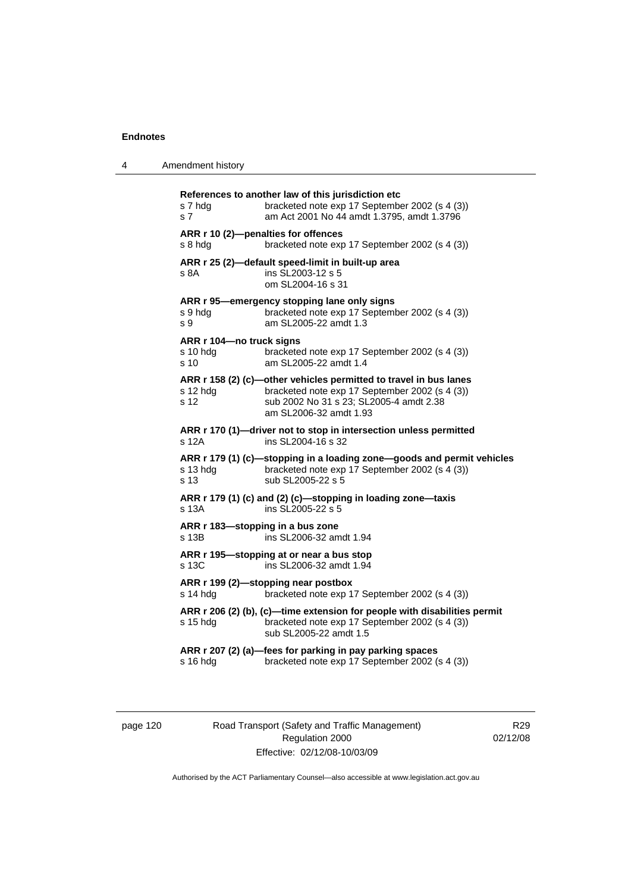**References to another law of this jurisdiction etc**
s 7 hdg bracketed note exp 17 September 2002 (s 4 (3))
s 7 am Act 2001 No 44 amdt 1.3795, amdt 1.3796

**ARR r 10 (2)—penalties for offences**
s 8 hdg bracketed note exp 17 September 2002 (s 4 (3))

**ARR r 25 (2)—default speed-limit in built-up area**
s 8A ins SL2003-12 s 5
om SL2004-16 s 31

**ARR r 95—emergency stopping lane only signs**
s 9 hdg bracketed note exp 17 September 2002 (s 4 (3))
s 9 am SL2005-22 amdt 1.3

**ARR r 104—no truck signs**
s 10 hdg bracketed note exp 17 September 2002 (s 4 (3))
s 10 am SL2005-22 amdt 1.4

**ARR r 158 (2) (c)—other vehicles permitted to travel in bus lanes**
s 12 hdg bracketed note exp 17 September 2002 (s 4 (3))
s 12 sub 2002 No 31 s 23; SL2005-4 amdt 2.38
am SL2006-32 amdt 1.93

**ARR r 170 (1)—driver not to stop in intersection unless permitted**
s 12A ins SL2004-16 s 32

**ARR r 179 (1) (c)—stopping in a loading zone—goods and permit vehicles**
s 13 hdg bracketed note exp 17 September 2002 (s 4 (3))
s 13 sub SL2005-22 s 5

**ARR r 179 (1) (c) and (2) (c)—stopping in loading zone—taxis**
s 13A ins SL2005-22 s 5

**ARR r 183—stopping in a bus zone**
s 13B ins SL2006-32 amdt 1.94

**ARR r 195—stopping at or near a bus stop**
s 13C ins SL2006-32 amdt 1.94

**ARR r 199 (2)—stopping near postbox**
s 14 hdg bracketed note exp 17 September 2002 (s 4 (3))

**ARR r 206 (2) (b), (c)—time extension for people with disabilities permit**
s 15 hdg bracketed note exp 17 September 2002 (s 4 (3))
sub SL2005-22 amdt 1.5

**ARR r 207 (2) (a)—fees for parking in pay parking spaces**
s 16 hdg bracketed note exp 17 September 2002 (s 4 (3))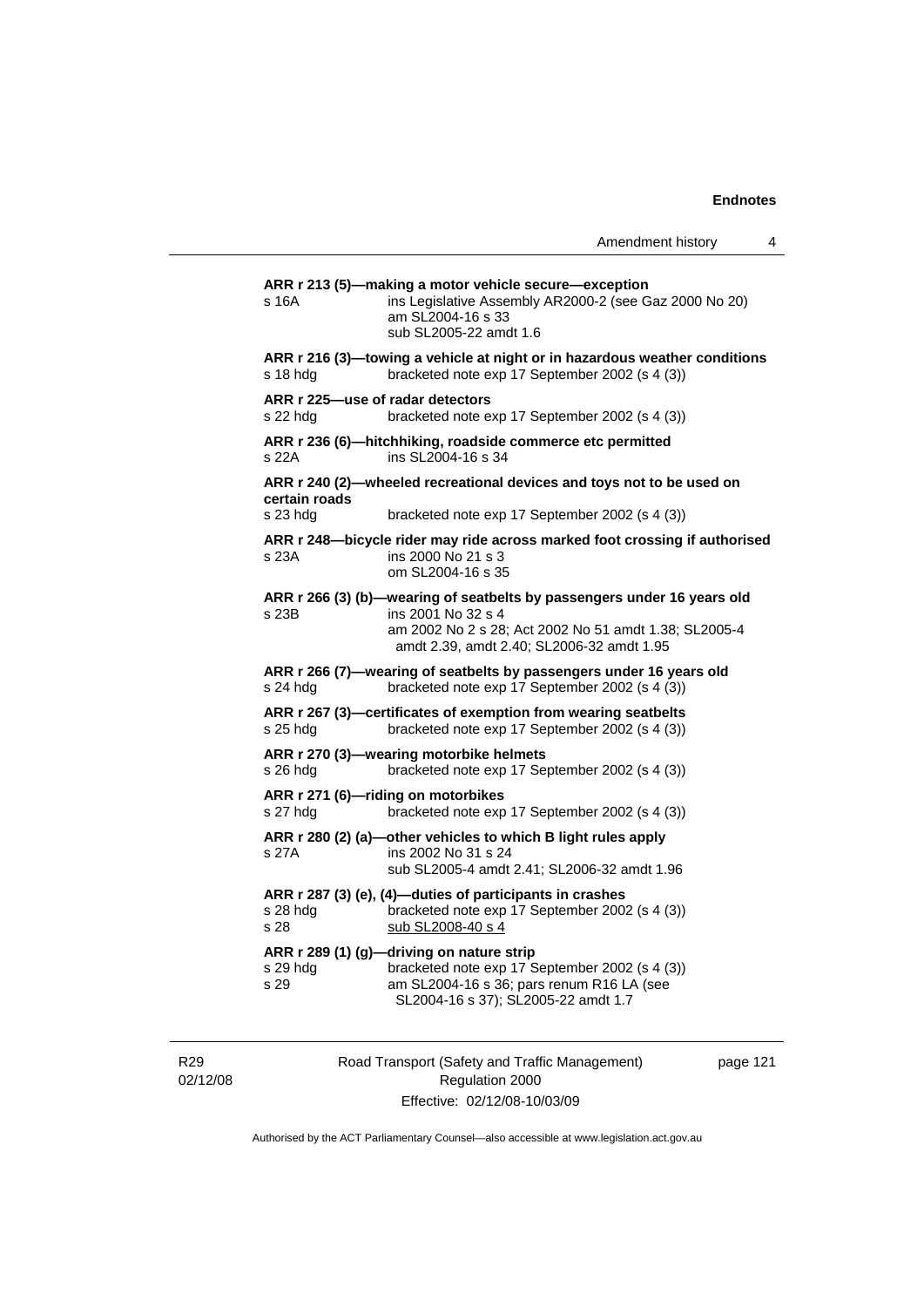**ARR r 213 (5)—making a motor vehicle secure—exception**

s 16A ins Legislative Assembly AR2000-2 (see Gaz 2000 No 20)
am SL2004-16 s 33
sub SL2005-22 amdt 1.6

**ARR r 216 (3)—towing a vehicle at night or in hazardous weather conditions**

s 18 hdg bracketed note exp 17 September 2002 (s 4 (3))

**ARR r 225—use of radar detectors**

s 22 hdg bracketed note exp 17 September 2002 (s 4 (3))

**ARR r 236 (6)—hitchhiking, roadside commerce etc permitted**

s 22A ins SL2004-16 s 34

**ARR r 240 (2)—wheeled recreational devices and toys not to be used on certain roads**

s 23 hdg bracketed note exp 17 September 2002 (s 4 (3))

**ARR r 248—bicycle rider may ride across marked foot crossing if authorised**

s 23A ins 2000 No 21 s 3
om SL2004-16 s 35

**ARR r 266 (3) (b)—wearing of seatbelts by passengers under 16 years old**

s 23B ins 2001 No 32 s 4
am 2002 No 2 s 28; Act 2002 No 51 amdt 1.38; SL2005-4 amdt 2.39, amdt 2.40; SL2006-32 amdt 1.95

**ARR r 266 (7)—wearing of seatbelts by passengers under 16 years old**

s 24 hdg bracketed note exp 17 September 2002 (s 4 (3))

**ARR r 267 (3)—certificates of exemption from wearing seatbelts**

s 25 hdg bracketed note exp 17 September 2002 (s 4 (3))

**ARR r 270 (3)—wearing motorbike helmets**

s 26 hdg bracketed note exp 17 September 2002 (s 4 (3))

**ARR r 271 (6)—riding on motorbikes**

s 27 hdg bracketed note exp 17 September 2002 (s 4 (3))

**ARR r 280 (2) (a)—other vehicles to which B light rules apply**

s 27A ins 2002 No 31 s 24
sub SL2005-4 amdt 2.41; SL2006-32 amdt 1.96

**ARR r 287 (3) (e), (4)—duties of participants in crashes**

s 28 hdg bracketed note exp 17 September 2002 (s 4 (3))
s 28 sub SL2008-40 s 4

**ARR r 289 (1) (g)—driving on nature strip**

s 29 hdg bracketed note exp 17 September 2002 (s 4 (3))
s 29 am SL2004-16 s 36; pars renum R16 LA (see SL2004-16 s 37); SL2005-22 amdt 1.7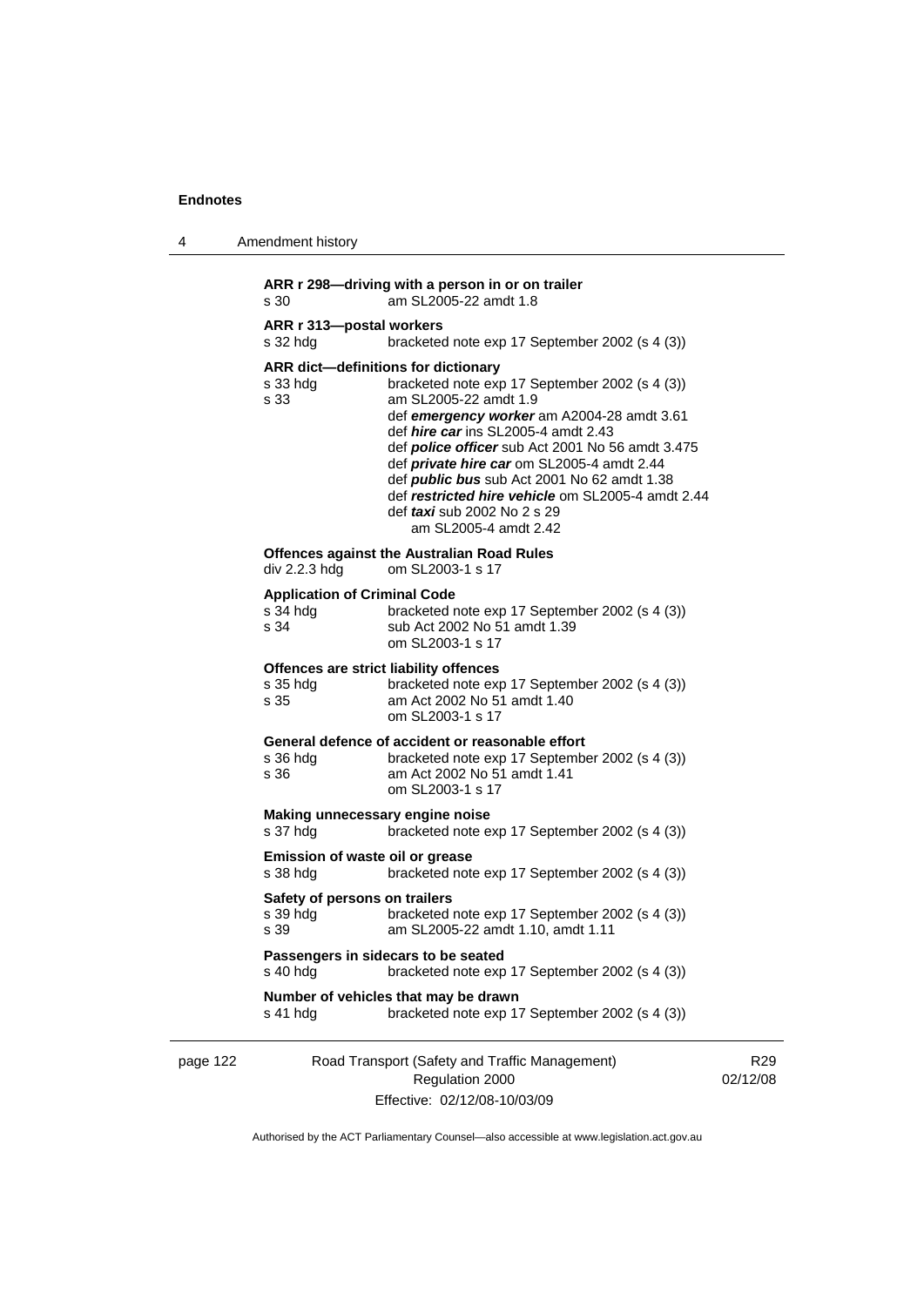**ARR r 298—driving with a person in or on trailer**
s 30 am SL2005-22 amdt 1.8

**ARR r 313—postal workers**
s 32 hdg bracketed note exp 17 September 2002 (s 4 (3))

**ARR dict—definitions for dictionary**
s 33 hdg bracketed note exp 17 September 2002 (s 4 (3))
s 33 am SL2005-22 amdt 1.9
def ***emergency worker*** am A2004-28 amdt 3.61
def ***hire car*** ins SL2005-4 amdt 2.43
def ***police officer*** sub Act 2001 No 56 amdt 3.475
def ***private hire car*** om SL2005-4 amdt 2.44
def ***public bus*** sub Act 2001 No 62 amdt 1.38
def ***restricted hire vehicle*** om SL2005-4 amdt 2.44
def ***taxi*** sub 2002 No 2 s 29
am SL2005-4 amdt 2.42

**Offences against the Australian Road Rules**
div 2.2.3 hdg om SL2003-1 s 17

**Application of Criminal Code**
s 34 hdg bracketed note exp 17 September 2002 (s 4 (3))
s 34 sub Act 2002 No 51 amdt 1.39
om SL2003-1 s 17

**Offences are strict liability offences**
s 35 hdg bracketed note exp 17 September 2002 (s 4 (3))
s 35 am Act 2002 No 51 amdt 1.40
om SL2003-1 s 17

**General defence of accident or reasonable effort**
s 36 hdg bracketed note exp 17 September 2002 (s 4 (3))
s 36 am Act 2002 No 51 amdt 1.41
om SL2003-1 s 17

**Making unnecessary engine noise**
s 37 hdg bracketed note exp 17 September 2002 (s 4 (3))

**Emission of waste oil or grease**
s 38 hdg bracketed note exp 17 September 2002 (s 4 (3))

**Safety of persons on trailers**
s 39 hdg bracketed note exp 17 September 2002 (s 4 (3))
s 39 am SL2005-22 amdt 1.10, amdt 1.11

**Passengers in sidecars to be seated**
s 40 hdg bracketed note exp 17 September 2002 (s 4 (3))

**Number of vehicles that may be drawn**
s 41 hdg bracketed note exp 17 September 2002 (s 4 (3))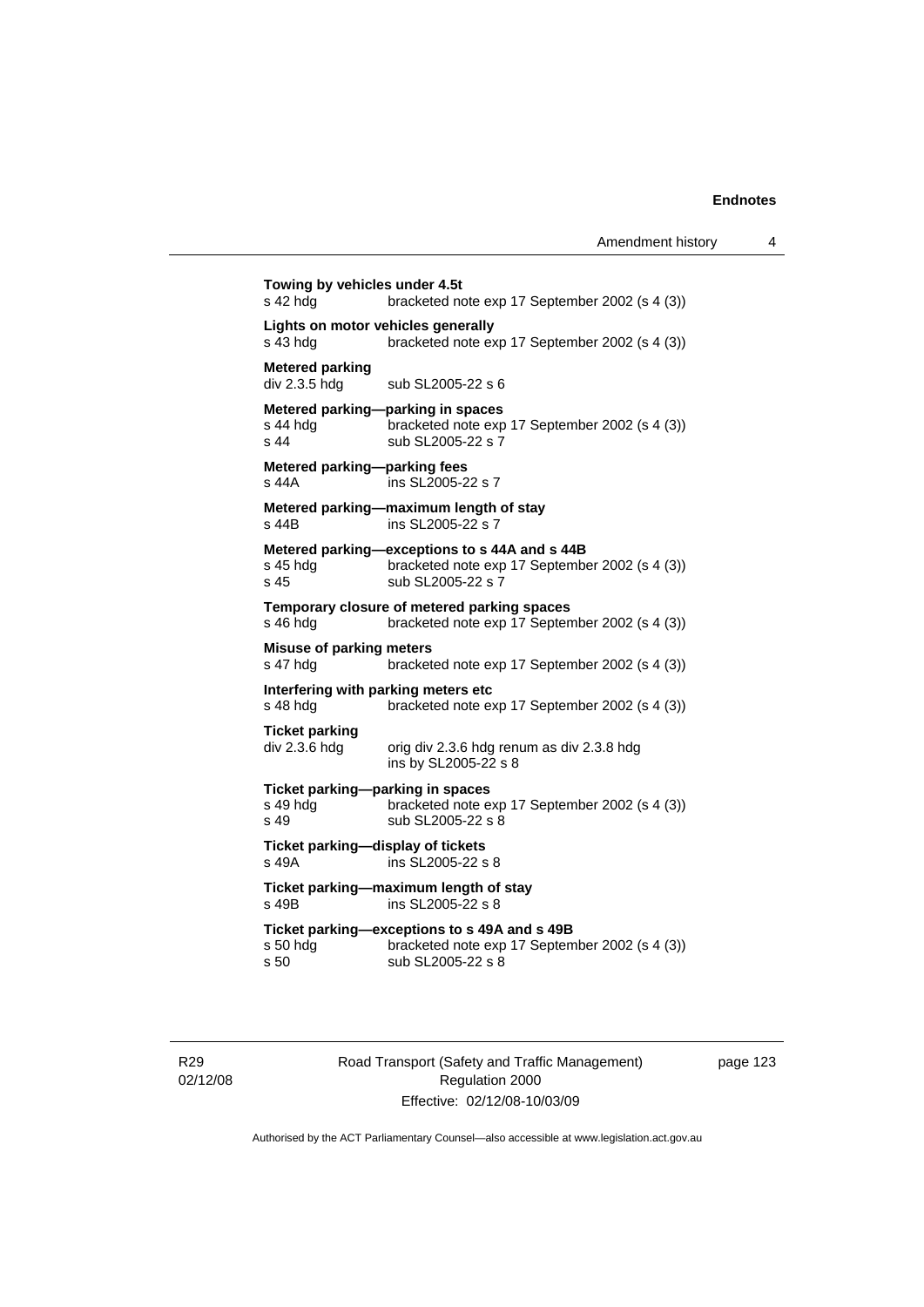**Towing by vehicles under 4.5t**
s 42 hdg bracketed note exp 17 September 2002 (s 4 (3))

**Lights on motor vehicles generally**
s 43 hdg bracketed note exp 17 September 2002 (s 4 (3))

**Metered parking**
div 2.3.5 hdg sub SL2005-22 s 6

**Metered parking—parking in spaces**
s 44 hdg bracketed note exp 17 September 2002 (s 4 (3))
s 44 sub SL2005-22 s 7

**Metered parking—parking fees**
s 44A ins SL2005-22 s 7

**Metered parking—maximum length of stay**
s 44B ins SL2005-22 s 7

**Metered parking—exceptions to s 44A and s 44B**
s 45 hdg bracketed note exp 17 September 2002 (s 4 (3))
s 45 sub SL2005-22 s 7

**Temporary closure of metered parking spaces**
s 46 hdg bracketed note exp 17 September 2002 (s 4 (3))

**Misuse of parking meters**
s 47 hdg bracketed note exp 17 September 2002 (s 4 (3))

**Interfering with parking meters etc**
s 48 hdg bracketed note exp 17 September 2002 (s 4 (3))

**Ticket parking**
div 2.3.6 hdg orig div 2.3.6 hdg renum as div 2.3.8 hdg
ins by SL2005-22 s 8

**Ticket parking—parking in spaces**
s 49 hdg bracketed note exp 17 September 2002 (s 4 (3))
s 49 sub SL2005-22 s 8

**Ticket parking—display of tickets**
s 49A ins SL2005-22 s 8

**Ticket parking—maximum length of stay**
s 49B ins SL2005-22 s 8

**Ticket parking—exceptions to s 49A and s 49B**
s 50 hdg bracketed note exp 17 September 2002 (s 4 (3))
s 50 sub SL2005-22 s 8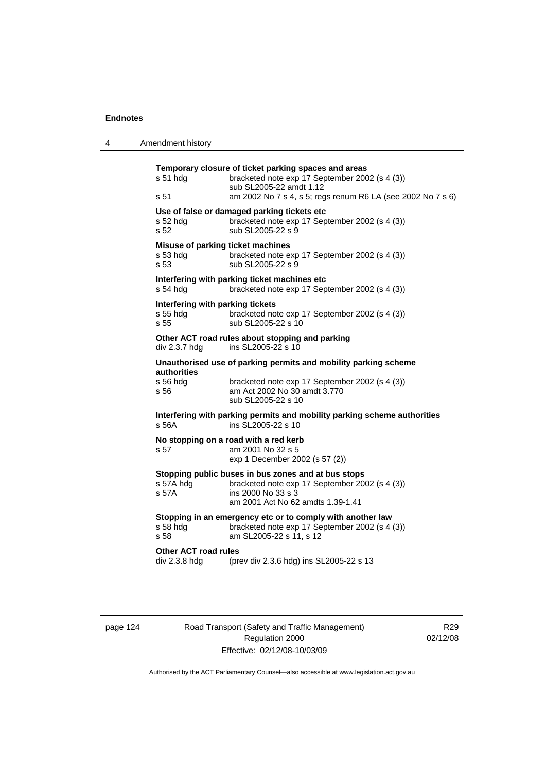**Temporary closure of ticket parking spaces and areas**

s 51 hdg — bracketed note exp 17 September 2002 (s 4 (3))
sub SL2005-22 amdt 1.12

s 51 — am 2002 No 7 s 4, s 5; regs renum R6 LA (see 2002 No 7 s 6)

**Use of false or damaged parking tickets etc**

s 52 hdg — bracketed note exp 17 September 2002 (s 4 (3))

s 52 — sub SL2005-22 s 9

**Misuse of parking ticket machines**

s 53 hdg — bracketed note exp 17 September 2002 (s 4 (3))

s 53 — sub SL2005-22 s 9

**Interfering with parking ticket machines etc**

s 54 hdg — bracketed note exp 17 September 2002 (s 4 (3))

**Interfering with parking tickets**

s 55 hdg — bracketed note exp 17 September 2002 (s 4 (3))

s 55 — sub SL2005-22 s 10

**Other ACT road rules about stopping and parking**

div 2.3.7 hdg — ins SL2005-22 s 10

**Unauthorised use of parking permits and mobility parking scheme authorities**

s 56 hdg — bracketed note exp 17 September 2002 (s 4 (3))

s 56 — am Act 2002 No 30 amdt 3.770
sub SL2005-22 s 10

**Interfering with parking permits and mobility parking scheme authorities**

s 56A — ins SL2005-22 s 10

**No stopping on a road with a red kerb**

s 57 — am 2001 No 32 s 5
exp 1 December 2002 (s 57 (2))

**Stopping public buses in bus zones and at bus stops**

s 57A hdg — bracketed note exp 17 September 2002 (s 4 (3))

s 57A — ins 2000 No 33 s 3
am 2001 Act No 62 amdts 1.39-1.41

**Stopping in an emergency etc or to comply with another law**

s 58 hdg — bracketed note exp 17 September 2002 (s 4 (3))

s 58 — am SL2005-22 s 11, s 12

**Other ACT road rules**

div 2.3.8 hdg — (prev div 2.3.6 hdg) ins SL2005-22 s 13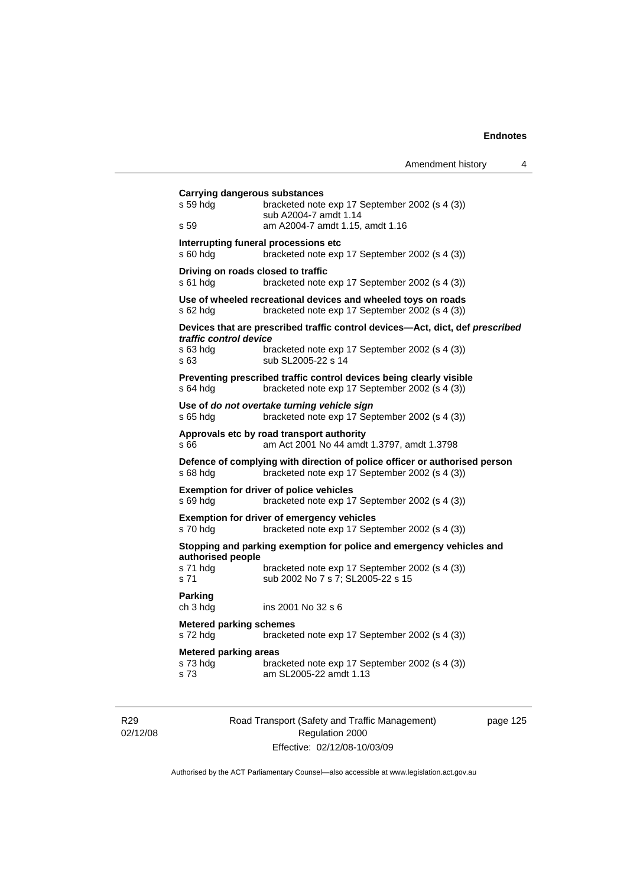**Carrying dangerous substances**

s 59 hdg bracketed note exp 17 September 2002 (s 4 (3))
sub A2004-7 amdt 1.14

s 59 am A2004-7 amdt 1.15, amdt 1.16

**Interrupting funeral processions etc**

s 60 hdg bracketed note exp 17 September 2002 (s 4 (3))

**Driving on roads closed to traffic**

s 61 hdg bracketed note exp 17 September 2002 (s 4 (3))

**Use of wheeled recreational devices and wheeled toys on roads**

s 62 hdg bracketed note exp 17 September 2002 (s 4 (3))

**Devices that are prescribed traffic control devices—Act, dict, def *prescribed traffic control device***

s 63 hdg bracketed note exp 17 September 2002 (s 4 (3))

s 63 sub SL2005-22 s 14

**Preventing prescribed traffic control devices being clearly visible**

s 64 hdg bracketed note exp 17 September 2002 (s 4 (3))

**Use of *do not overtake turning vehicle sign***

s 65 hdg bracketed note exp 17 September 2002 (s 4 (3))

**Approvals etc by road transport authority**

s 66 am Act 2001 No 44 amdt 1.3797, amdt 1.3798

**Defence of complying with direction of police officer or authorised person**

s 68 hdg bracketed note exp 17 September 2002 (s 4 (3))

**Exemption for driver of police vehicles**

s 69 hdg bracketed note exp 17 September 2002 (s 4 (3))

**Exemption for driver of emergency vehicles**

s 70 hdg bracketed note exp 17 September 2002 (s 4 (3))

**Stopping and parking exemption for police and emergency vehicles and authorised people**

s 71 hdg bracketed note exp 17 September 2002 (s 4 (3))

s 71 sub 2002 No 7 s 7; SL2005-22 s 15

**Parking**

ch 3 hdg ins 2001 No 32 s 6

**Metered parking schemes**

s 72 hdg bracketed note exp 17 September 2002 (s 4 (3))

**Metered parking areas**

s 73 hdg bracketed note exp 17 September 2002 (s 4 (3))

s 73 am SL2005-22 amdt 1.13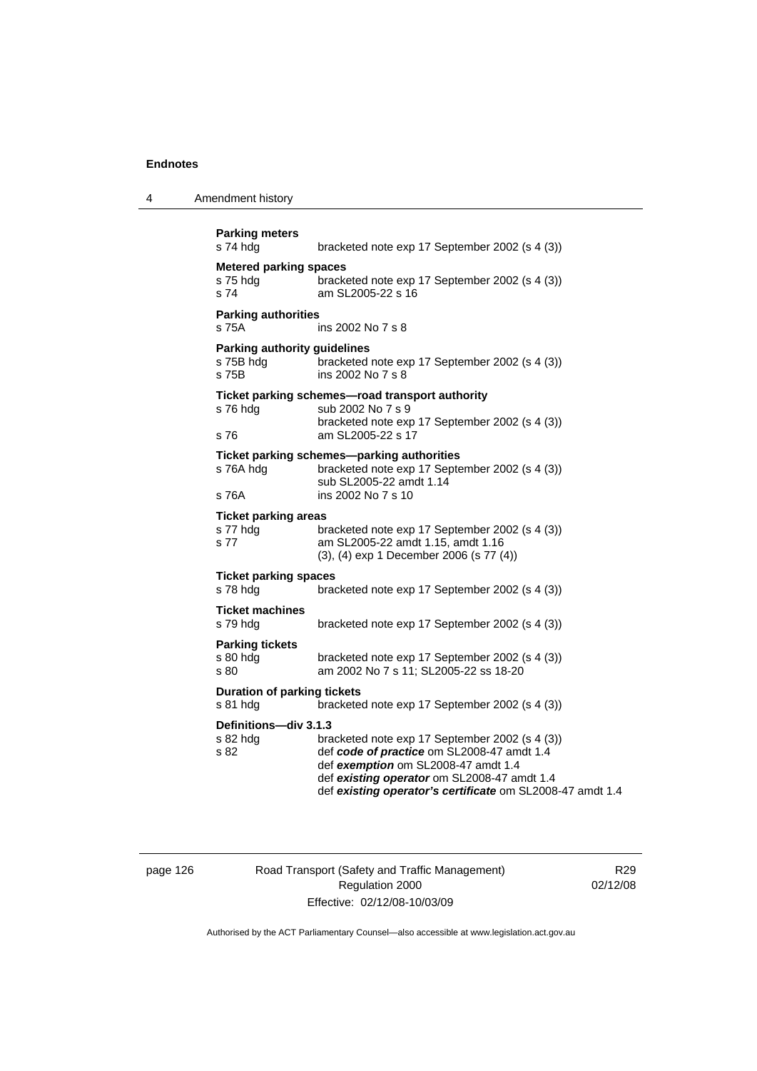**Parking meters**

| | |
|---|---|
| s 74 hdg | bracketed note exp 17 September 2002 (s 4 (3)) |

**Metered parking spaces**

| | |
|---|---|
| s 75 hdg | bracketed note exp 17 September 2002 (s 4 (3)) |
| s 74 | am SL2005-22 s 16 |

**Parking authorities**

| | |
|---|---|
| s 75A | ins 2002 No 7 s 8 |

**Parking authority guidelines**

| | |
|---|---|
| s 75B hdg | bracketed note exp 17 September 2002 (s 4 (3)) |
| s 75B | ins 2002 No 7 s 8 |

**Ticket parking schemes—road transport authority**

| | |
|---|---|
| s 76 hdg | sub 2002 No 7 s 9<br>bracketed note exp 17 September 2002 (s 4 (3)) |
| s 76 | am SL2005-22 s 17 |

**Ticket parking schemes—parking authorities**

| | |
|---|---|
| s 76A hdg | bracketed note exp 17 September 2002 (s 4 (3))<br>sub SL2005-22 amdt 1.14 |
| s 76A | ins 2002 No 7 s 10 |

**Ticket parking areas**

| | |
|---|---|
| s 77 hdg | bracketed note exp 17 September 2002 (s 4 (3)) |
| s 77 | am SL2005-22 amdt 1.15, amdt 1.16<br>(3), (4) exp 1 December 2006 (s 77 (4)) |

**Ticket parking spaces**

| | |
|---|---|
| s 78 hdg | bracketed note exp 17 September 2002 (s 4 (3)) |

**Ticket machines**

| | |
|---|---|
| s 79 hdg | bracketed note exp 17 September 2002 (s 4 (3)) |

**Parking tickets**

| | |
|---|---|
| s 80 hdg | bracketed note exp 17 September 2002 (s 4 (3)) |
| s 80 | am 2002 No 7 s 11; SL2005-22 ss 18-20 |

**Duration of parking tickets**

| | |
|---|---|
| s 81 hdg | bracketed note exp 17 September 2002 (s 4 (3)) |

**Definitions—div 3.1.3**

| | |
|---|---|
| s 82 hdg | bracketed note exp 17 September 2002 (s 4 (3)) |
| s 82 | def ***code of practice*** om SL2008-47 amdt 1.4<br>def ***exemption*** om SL2008-47 amdt 1.4<br>def ***existing operator*** om SL2008-47 amdt 1.4<br>def ***existing operator's certificate*** om SL2008-47 amdt 1.4 |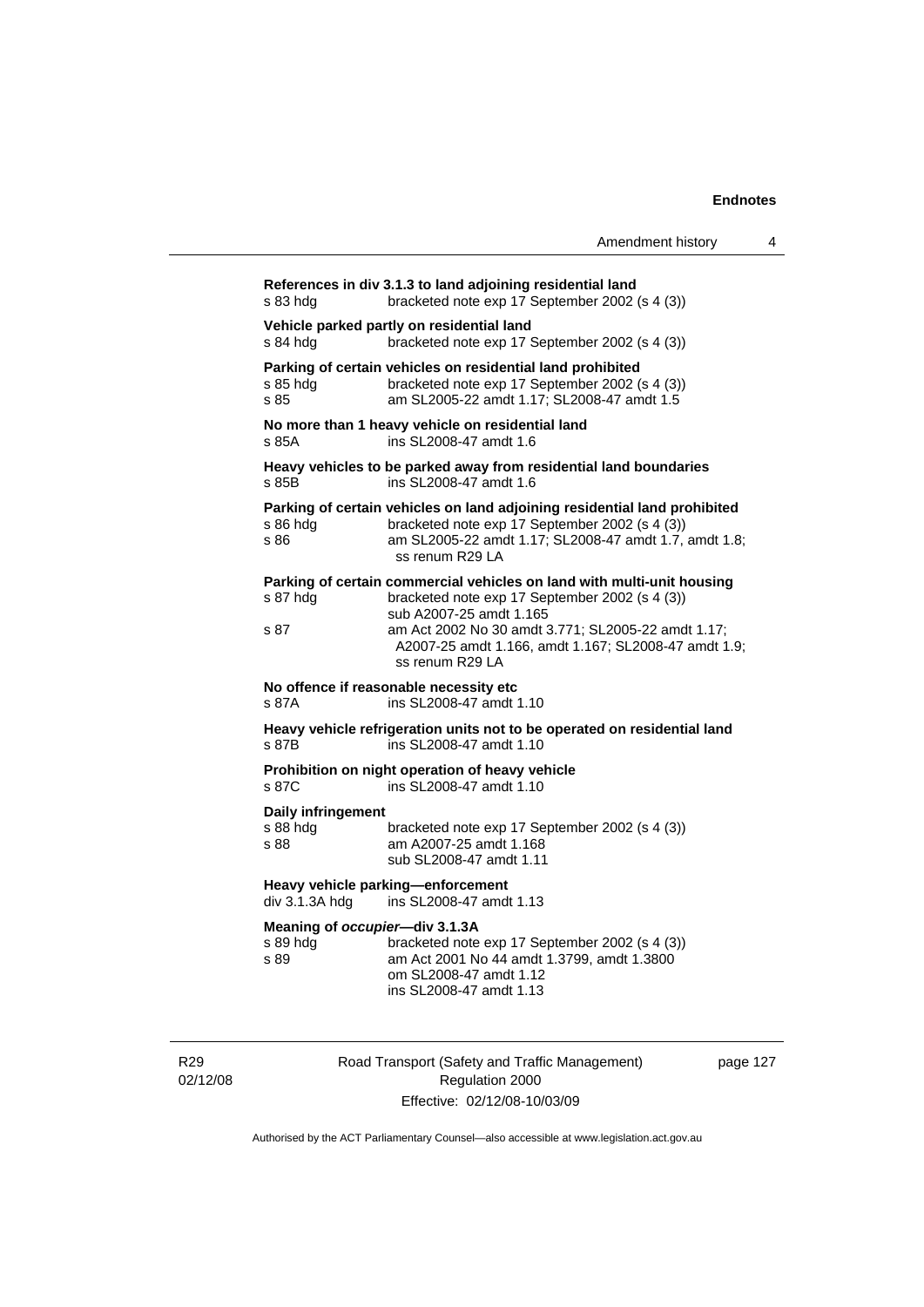**References in div 3.1.3 to land adjoining residential land**

s 83 hdg  bracketed note exp 17 September 2002 (s 4 (3))

**Vehicle parked partly on residential land**

s 84 hdg  bracketed note exp 17 September 2002 (s 4 (3))

**Parking of certain vehicles on residential land prohibited**

s 85 hdg  bracketed note exp 17 September 2002 (s 4 (3))
s 85  am SL2005-22 amdt 1.17; SL2008-47 amdt 1.5

**No more than 1 heavy vehicle on residential land**

s 85A  ins SL2008-47 amdt 1.6

**Heavy vehicles to be parked away from residential land boundaries**

s 85B  ins SL2008-47 amdt 1.6

**Parking of certain vehicles on land adjoining residential land prohibited**

s 86 hdg  bracketed note exp 17 September 2002 (s 4 (3))
s 86  am SL2005-22 amdt 1.17; SL2008-47 amdt 1.7, amdt 1.8; ss renum R29 LA

**Parking of certain commercial vehicles on land with multi-unit housing**

s 87 hdg  bracketed note exp 17 September 2002 (s 4 (3))
 sub A2007-25 amdt 1.165
s 87  am Act 2002 No 30 amdt 3.771; SL2005-22 amdt 1.17; A2007-25 amdt 1.166, amdt 1.167; SL2008-47 amdt 1.9; ss renum R29 LA

**No offence if reasonable necessity etc**

s 87A  ins SL2008-47 amdt 1.10

**Heavy vehicle refrigeration units not to be operated on residential land**

s 87B  ins SL2008-47 amdt 1.10

**Prohibition on night operation of heavy vehicle**

s 87C  ins SL2008-47 amdt 1.10

**Daily infringement**

s 88 hdg  bracketed note exp 17 September 2002 (s 4 (3))
s 88  am A2007-25 amdt 1.168
 sub SL2008-47 amdt 1.11

**Heavy vehicle parking—enforcement**

div 3.1.3A hdg  ins SL2008-47 amdt 1.13

**Meaning of *occupier*—div 3.1.3A**

s 89 hdg  bracketed note exp 17 September 2002 (s 4 (3))
s 89  am Act 2001 No 44 amdt 1.3799, amdt 1.3800
 om SL2008-47 amdt 1.12
 ins SL2008-47 amdt 1.13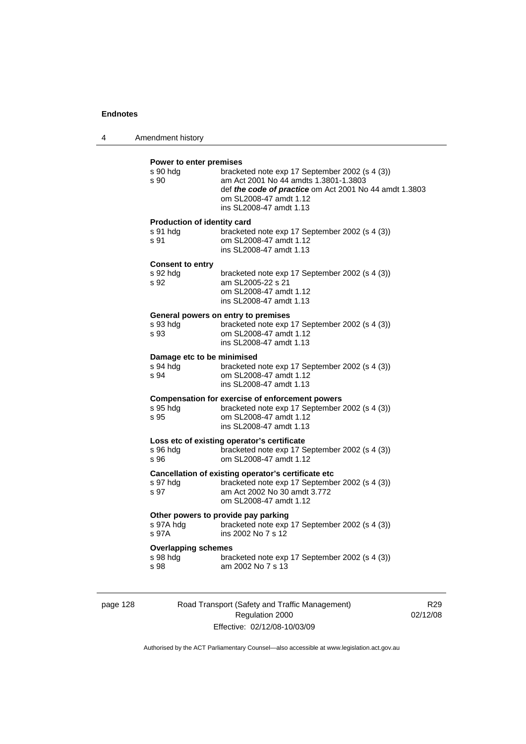**Power to enter premises**

s 90 hdg bracketed note exp 17 September 2002 (s 4 (3))
s 90 am Act 2001 No 44 amdts 1.3801-1.3803
def ***the code of practice*** om Act 2001 No 44 amdt 1.3803
om SL2008-47 amdt 1.12
ins SL2008-47 amdt 1.13

**Production of identity card**

s 91 hdg bracketed note exp 17 September 2002 (s 4 (3))
s 91 om SL2008-47 amdt 1.12
ins SL2008-47 amdt 1.13

**Consent to entry**

s 92 hdg bracketed note exp 17 September 2002 (s 4 (3))
s 92 am SL2005-22 s 21
om SL2008-47 amdt 1.12
ins SL2008-47 amdt 1.13

**General powers on entry to premises**

s 93 hdg bracketed note exp 17 September 2002 (s 4 (3))
s 93 om SL2008-47 amdt 1.12
ins SL2008-47 amdt 1.13

**Damage etc to be minimised**

s 94 hdg bracketed note exp 17 September 2002 (s 4 (3))
s 94 om SL2008-47 amdt 1.12
ins SL2008-47 amdt 1.13

**Compensation for exercise of enforcement powers**

s 95 hdg bracketed note exp 17 September 2002 (s 4 (3))
s 95 om SL2008-47 amdt 1.12
ins SL2008-47 amdt 1.13

**Loss etc of existing operator's certificate**

s 96 hdg bracketed note exp 17 September 2002 (s 4 (3))
s 96 om SL2008-47 amdt 1.12

**Cancellation of existing operator's certificate etc**

s 97 hdg bracketed note exp 17 September 2002 (s 4 (3))
s 97 am Act 2002 No 30 amdt 3.772
om SL2008-47 amdt 1.12

**Other powers to provide pay parking**

s 97A hdg bracketed note exp 17 September 2002 (s 4 (3))
s 97A ins 2002 No 7 s 12

**Overlapping schemes**

s 98 hdg bracketed note exp 17 September 2002 (s 4 (3))
s 98 am 2002 No 7 s 13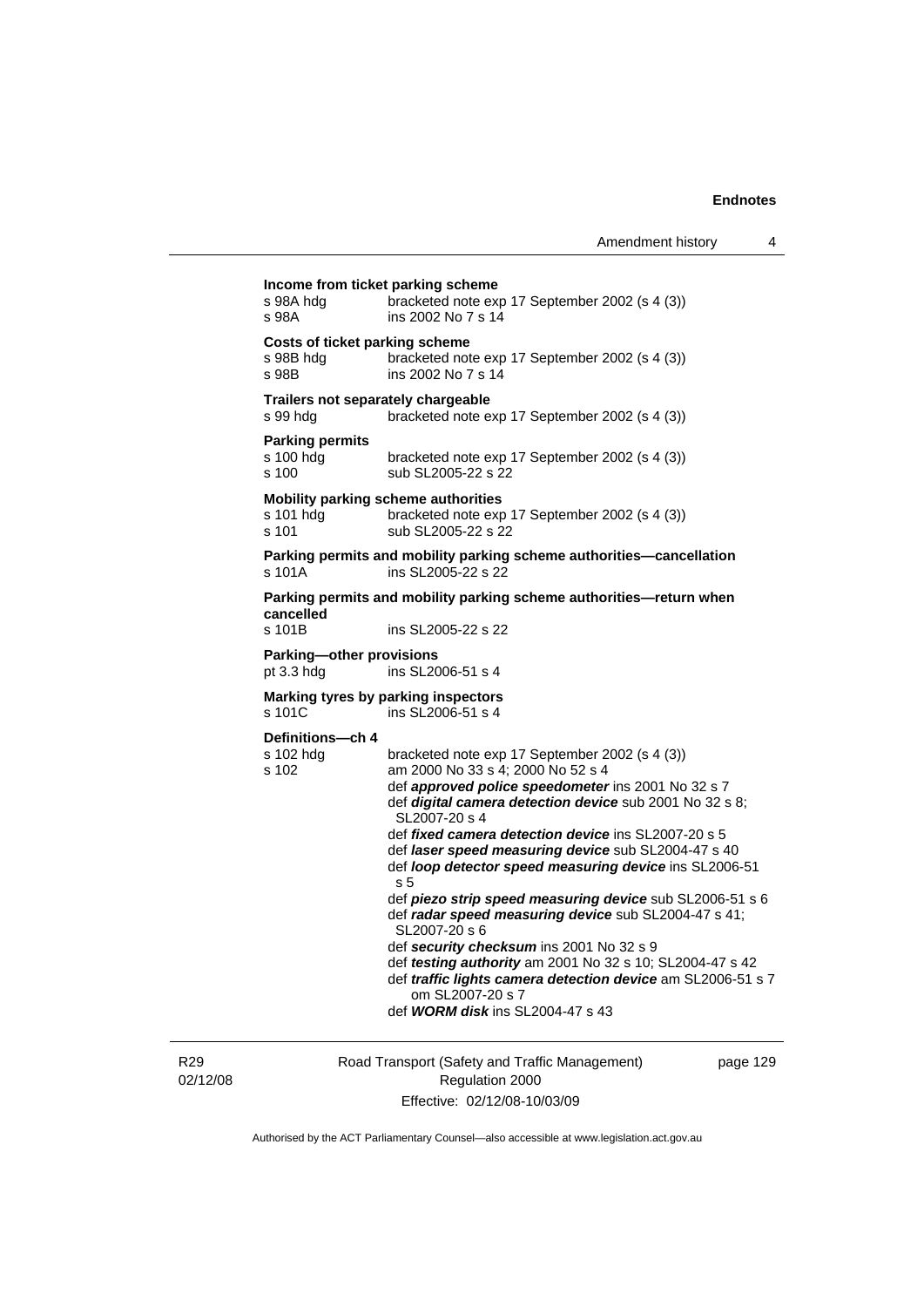**Income from ticket parking scheme**

s 98A hdg bracketed note exp 17 September 2002 (s 4 (3))
s 98A ins 2002 No 7 s 14

**Costs of ticket parking scheme**

s 98B hdg bracketed note exp 17 September 2002 (s 4 (3))
s 98B ins 2002 No 7 s 14

**Trailers not separately chargeable**

s 99 hdg bracketed note exp 17 September 2002 (s 4 (3))

**Parking permits**

s 100 hdg bracketed note exp 17 September 2002 (s 4 (3))
s 100 sub SL2005-22 s 22

**Mobility parking scheme authorities**

s 101 hdg bracketed note exp 17 September 2002 (s 4 (3))
s 101 sub SL2005-22 s 22

**Parking permits and mobility parking scheme authorities—cancellation**

s 101A ins SL2005-22 s 22

**Parking permits and mobility parking scheme authorities—return when cancelled**

s 101B ins SL2005-22 s 22

**Parking—other provisions**

pt 3.3 hdg ins SL2006-51 s 4

**Marking tyres by parking inspectors**

s 101C ins SL2006-51 s 4

**Definitions—ch 4**

s 102 hdg bracketed note exp 17 September 2002 (s 4 (3))
s 102 am 2000 No 33 s 4; 2000 No 52 s 4
def ***approved police speedometer*** ins 2001 No 32 s 7
def ***digital camera detection device*** sub 2001 No 32 s 8; SL2007-20 s 4
def ***fixed camera detection device*** ins SL2007-20 s 5
def ***laser speed measuring device*** sub SL2004-47 s 40
def ***loop detector speed measuring device*** ins SL2006-51 s 5
def ***piezo strip speed measuring device*** sub SL2006-51 s 6
def ***radar speed measuring device*** sub SL2004-47 s 41; SL2007-20 s 6
def ***security checksum*** ins 2001 No 32 s 9
def ***testing authority*** am 2001 No 32 s 10; SL2004-47 s 42
def ***traffic lights camera detection device*** am SL2006-51 s 7
om SL2007-20 s 7
def ***WORM disk*** ins SL2004-47 s 43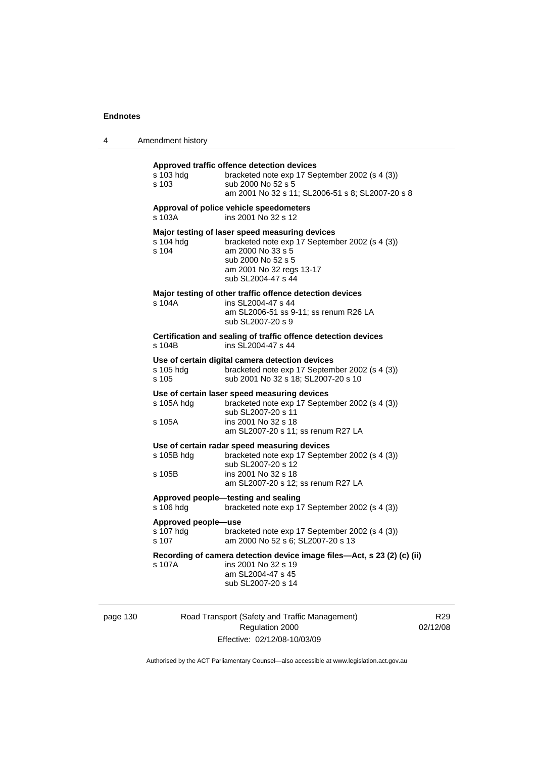**Approved traffic offence detection devices**

s 103 hdg — bracketed note exp 17 September 2002 (s 4 (3))
s 103 — sub 2000 No 52 s 5
am 2001 No 32 s 11; SL2006-51 s 8; SL2007-20 s 8

**Approval of police vehicle speedometers**

s 103A — ins 2001 No 32 s 12

**Major testing of laser speed measuring devices**

s 104 hdg — bracketed note exp 17 September 2002 (s 4 (3))
s 104 — am 2000 No 33 s 5
sub 2000 No 52 s 5
am 2001 No 32 regs 13-17
sub SL2004-47 s 44

**Major testing of other traffic offence detection devices**

s 104A — ins SL2004-47 s 44
am SL2006-51 ss 9-11; ss renum R26 LA
sub SL2007-20 s 9

**Certification and sealing of traffic offence detection devices**

s 104B — ins SL2004-47 s 44

**Use of certain digital camera detection devices**

s 105 hdg — bracketed note exp 17 September 2002 (s 4 (3))
s 105 — sub 2001 No 32 s 18; SL2007-20 s 10

**Use of certain laser speed measuring devices**

s 105A hdg — bracketed note exp 17 September 2002 (s 4 (3))
sub SL2007-20 s 11
s 105A — ins 2001 No 32 s 18
am SL2007-20 s 11; ss renum R27 LA

**Use of certain radar speed measuring devices**

s 105B hdg — bracketed note exp 17 September 2002 (s 4 (3))
sub SL2007-20 s 12
s 105B — ins 2001 No 32 s 18
am SL2007-20 s 12; ss renum R27 LA

**Approved people—testing and sealing**

s 106 hdg — bracketed note exp 17 September 2002 (s 4 (3))

**Approved people—use**

s 107 hdg — bracketed note exp 17 September 2002 (s 4 (3))
s 107 — am 2000 No 52 s 6; SL2007-20 s 13

**Recording of camera detection device image files—Act, s 23 (2) (c) (ii)**

s 107A — ins 2001 No 32 s 19
am SL2004-47 s 45
sub SL2007-20 s 14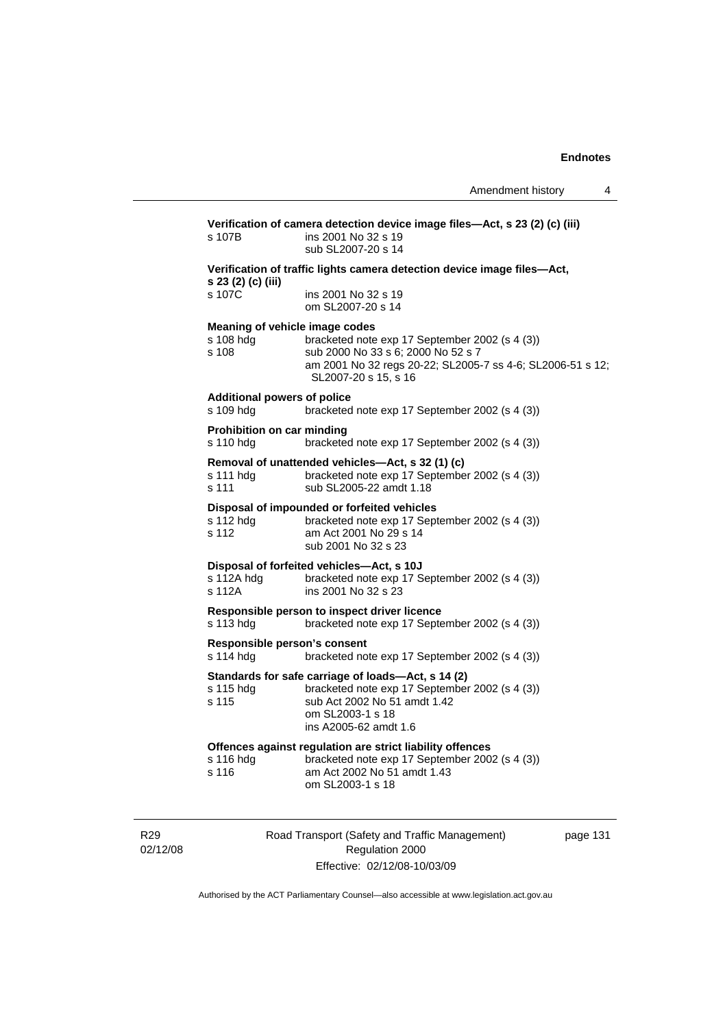**Verification of camera detection device image files—Act, s 23 (2) (c) (iii)**

s 107B ins 2001 No 32 s 19
sub SL2007-20 s 14

**Verification of traffic lights camera detection device image files—Act, s 23 (2) (c) (iii)**

s 107C ins 2001 No 32 s 19
om SL2007-20 s 14

**Meaning of vehicle image codes**

s 108 hdg bracketed note exp 17 September 2002 (s 4 (3))
s 108 sub 2000 No 33 s 6; 2000 No 52 s 7
am 2001 No 32 regs 20-22; SL2005-7 ss 4-6; SL2006-51 s 12; SL2007-20 s 15, s 16

**Additional powers of police**

s 109 hdg bracketed note exp 17 September 2002 (s 4 (3))

**Prohibition on car minding**

s 110 hdg bracketed note exp 17 September 2002 (s 4 (3))

**Removal of unattended vehicles—Act, s 32 (1) (c)**

s 111 hdg bracketed note exp 17 September 2002 (s 4 (3))
s 111 sub SL2005-22 amdt 1.18

**Disposal of impounded or forfeited vehicles**

s 112 hdg bracketed note exp 17 September 2002 (s 4 (3))
s 112 am Act 2001 No 29 s 14
sub 2001 No 32 s 23

**Disposal of forfeited vehicles—Act, s 10J**

s 112A hdg bracketed note exp 17 September 2002 (s 4 (3))
s 112A ins 2001 No 32 s 23

**Responsible person to inspect driver licence**

s 113 hdg bracketed note exp 17 September 2002 (s 4 (3))

**Responsible person's consent**

s 114 hdg bracketed note exp 17 September 2002 (s 4 (3))

**Standards for safe carriage of loads—Act, s 14 (2)**

s 115 hdg bracketed note exp 17 September 2002 (s 4 (3))
s 115 sub Act 2002 No 51 amdt 1.42
om SL2003-1 s 18
ins A2005-62 amdt 1.6

**Offences against regulation are strict liability offences**

s 116 hdg bracketed note exp 17 September 2002 (s 4 (3))
s 116 am Act 2002 No 51 amdt 1.43
om SL2003-1 s 18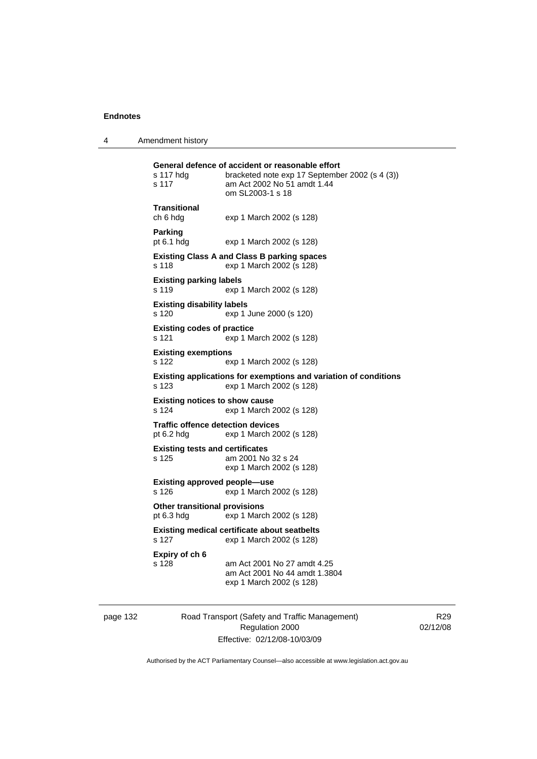**General defence of accident or reasonable effort**

s 117 hdg bracketed note exp 17 September 2002 (s 4 (3))
s 117 am Act 2002 No 51 amdt 1.44
om SL2003-1 s 18

**Transitional**

ch 6 hdg exp 1 March 2002 (s 128)

**Parking**

pt 6.1 hdg exp 1 March 2002 (s 128)

**Existing Class A and Class B parking spaces**

s 118 exp 1 March 2002 (s 128)

**Existing parking labels**

s 119 exp 1 March 2002 (s 128)

**Existing disability labels**

s 120 exp 1 June 2000 (s 120)

**Existing codes of practice**

s 121 exp 1 March 2002 (s 128)

**Existing exemptions**

s 122 exp 1 March 2002 (s 128)

**Existing applications for exemptions and variation of conditions**

s 123 exp 1 March 2002 (s 128)

**Existing notices to show cause**

s 124 exp 1 March 2002 (s 128)

**Traffic offence detection devices**

pt 6.2 hdg exp 1 March 2002 (s 128)

**Existing tests and certificates**

s 125 am 2001 No 32 s 24
exp 1 March 2002 (s 128)

**Existing approved people—use**

s 126 exp 1 March 2002 (s 128)

**Other transitional provisions**

pt 6.3 hdg exp 1 March 2002 (s 128)

**Existing medical certificate about seatbelts**

s 127 exp 1 March 2002 (s 128)

**Expiry of ch 6**

s 128 am Act 2001 No 27 amdt 4.25
am Act 2001 No 44 amdt 1.3804
exp 1 March 2002 (s 128)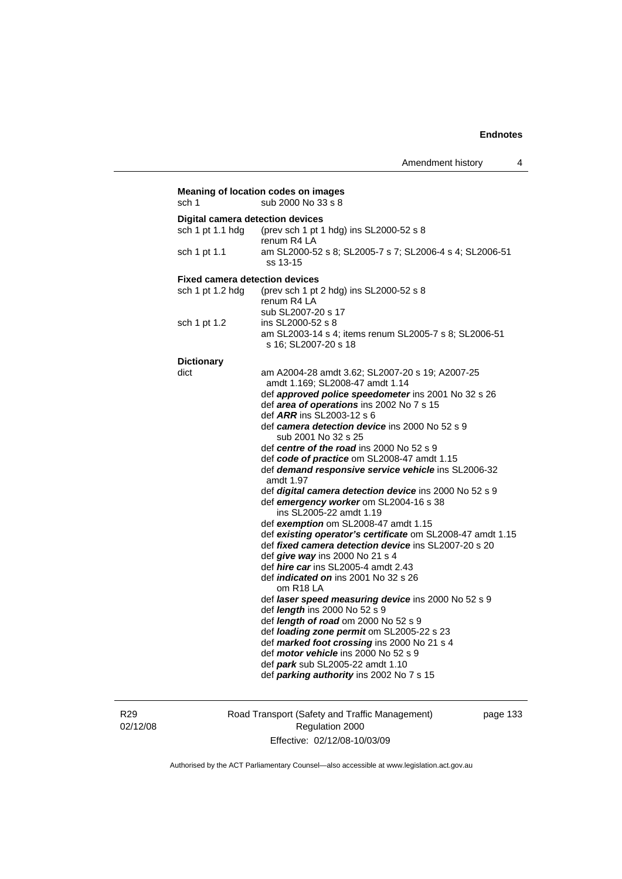**Meaning of location codes on images**

sch 1 sub 2000 No 33 s 8

**Digital camera detection devices**

sch 1 pt 1.1 hdg (prev sch 1 pt 1 hdg) ins SL2000-52 s 8
renum R4 LA

sch 1 pt 1.1 am SL2000-52 s 8; SL2005-7 s 7; SL2006-4 s 4; SL2006-51 ss 13-15

**Fixed camera detection devices**

sch 1 pt 1.2 hdg (prev sch 1 pt 2 hdg) ins SL2000-52 s 8
renum R4 LA
sub SL2007-20 s 17

sch 1 pt 1.2 ins SL2000-52 s 8
am SL2003-14 s 4; items renum SL2005-7 s 8; SL2006-51 s 16; SL2007-20 s 18

**Dictionary**

dict am A2004-28 amdt 3.62; SL2007-20 s 19; A2007-25 amdt 1.169; SL2008-47 amdt 1.14
def ***approved police speedometer*** ins 2001 No 32 s 26
def ***area of operations*** ins 2002 No 7 s 15
def ***ARR*** ins SL2003-12 s 6
def ***camera detection device*** ins 2000 No 52 s 9
sub 2001 No 32 s 25
def ***centre of the road*** ins 2000 No 52 s 9
def ***code of practice*** om SL2008-47 amdt 1.15
def ***demand responsive service vehicle*** ins SL2006-32 amdt 1.97
def ***digital camera detection device*** ins 2000 No 52 s 9
def ***emergency worker*** om SL2004-16 s 38
ins SL2005-22 amdt 1.19
def ***exemption*** om SL2008-47 amdt 1.15
def ***existing operator's certificate*** om SL2008-47 amdt 1.15
def ***fixed camera detection device*** ins SL2007-20 s 20
def ***give way*** ins 2000 No 21 s 4
def ***hire car*** ins SL2005-4 amdt 2.43
def ***indicated on*** ins 2001 No 32 s 26
om R18 LA
def ***laser speed measuring device*** ins 2000 No 52 s 9
def ***length*** ins 2000 No 52 s 9
def ***length of road*** om 2000 No 52 s 9
def ***loading zone permit*** om SL2005-22 s 23
def ***marked foot crossing*** ins 2000 No 21 s 4
def ***motor vehicle*** ins 2000 No 52 s 9
def ***park*** sub SL2005-22 amdt 1.10
def ***parking authority*** ins 2002 No 7 s 15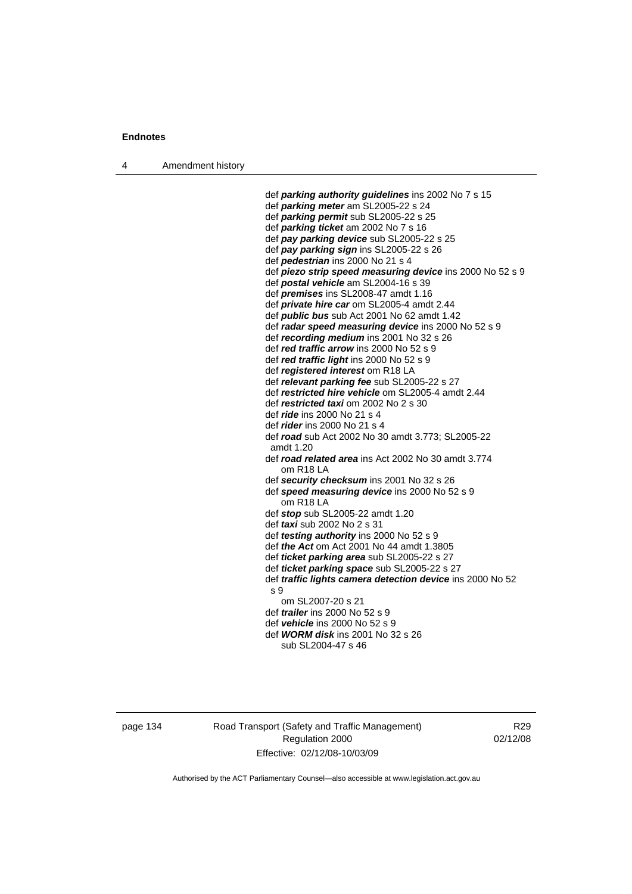def ***parking authority guidelines*** ins 2002 No 7 s 15
def ***parking meter*** am SL2005-22 s 24
def ***parking permit*** sub SL2005-22 s 25
def ***parking ticket*** am 2002 No 7 s 16
def ***pay parking device*** sub SL2005-22 s 25
def ***pay parking sign*** ins SL2005-22 s 26
def ***pedestrian*** ins 2000 No 21 s 4
def ***piezo strip speed measuring device*** ins 2000 No 52 s 9
def ***postal vehicle*** am SL2004-16 s 39
def ***premises*** ins SL2008-47 amdt 1.16
def ***private hire car*** om SL2005-4 amdt 2.44
def ***public bus*** sub Act 2001 No 62 amdt 1.42
def ***radar speed measuring device*** ins 2000 No 52 s 9
def ***recording medium*** ins 2001 No 32 s 26
def ***red traffic arrow*** ins 2000 No 52 s 9
def ***red traffic light*** ins 2000 No 52 s 9
def ***registered interest*** om R18 LA
def ***relevant parking fee*** sub SL2005-22 s 27
def ***restricted hire vehicle*** om SL2005-4 amdt 2.44
def ***restricted taxi*** om 2002 No 2 s 30
def ***ride*** ins 2000 No 21 s 4
def ***rider*** ins 2000 No 21 s 4
def ***road*** sub Act 2002 No 30 amdt 3.773; SL2005-22 amdt 1.20
def ***road related area*** ins Act 2002 No 30 amdt 3.774
om R18 LA
def ***security checksum*** ins 2001 No 32 s 26
def ***speed measuring device*** ins 2000 No 52 s 9
om R18 LA
def ***stop*** sub SL2005-22 amdt 1.20
def ***taxi*** sub 2002 No 2 s 31
def ***testing authority*** ins 2000 No 52 s 9
def ***the Act*** om Act 2001 No 44 amdt 1.3805
def ***ticket parking area*** sub SL2005-22 s 27
def ***ticket parking space*** sub SL2005-22 s 27
def ***traffic lights camera detection device*** ins 2000 No 52 s 9
om SL2007-20 s 21
def ***trailer*** ins 2000 No 52 s 9
def ***vehicle*** ins 2000 No 52 s 9
def ***WORM disk*** ins 2001 No 32 s 26
sub SL2004-47 s 46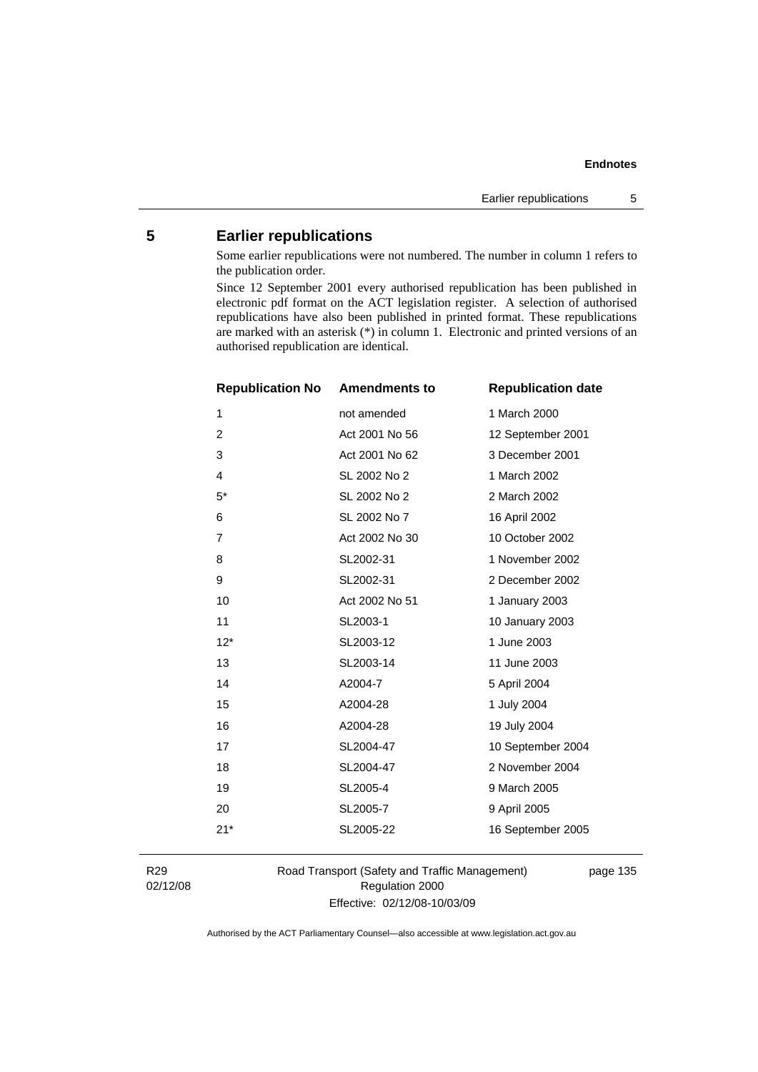## 5 Earlier republications

Some earlier republications were not numbered. The number in column 1 refers to the publication order.

Since 12 September 2001 every authorised republication has been published in electronic pdf format on the ACT legislation register. A selection of authorised republications have also been published in printed format. These republications are marked with an asterisk (*) in column 1. Electronic and printed versions of an authorised republication are identical.

| Republication No | Amendments to | Republication date |
| --- | --- | --- |
| 1 | not amended | 1 March 2000 |
| 2 | Act 2001 No 56 | 12 September 2001 |
| 3 | Act 2001 No 62 | 3 December 2001 |
| 4 | SL 2002 No 2 | 1 March 2002 |
| 5* | SL 2002 No 2 | 2 March 2002 |
| 6 | SL 2002 No 7 | 16 April 2002 |
| 7 | Act 2002 No 30 | 10 October 2002 |
| 8 | SL2002-31 | 1 November 2002 |
| 9 | SL2002-31 | 2 December 2002 |
| 10 | Act 2002 No 51 | 1 January 2003 |
| 11 | SL2003-1 | 10 January 2003 |
| 12* | SL2003-12 | 1 June 2003 |
| 13 | SL2003-14 | 11 June 2003 |
| 14 | A2004-7 | 5 April 2004 |
| 15 | A2004-28 | 1 July 2004 |
| 16 | A2004-28 | 19 July 2004 |
| 17 | SL2004-47 | 10 September 2004 |
| 18 | SL2004-47 | 2 November 2004 |
| 19 | SL2005-4 | 9 March 2005 |
| 20 | SL2005-7 | 9 April 2005 |
| 21* | SL2005-22 | 16 September 2005 |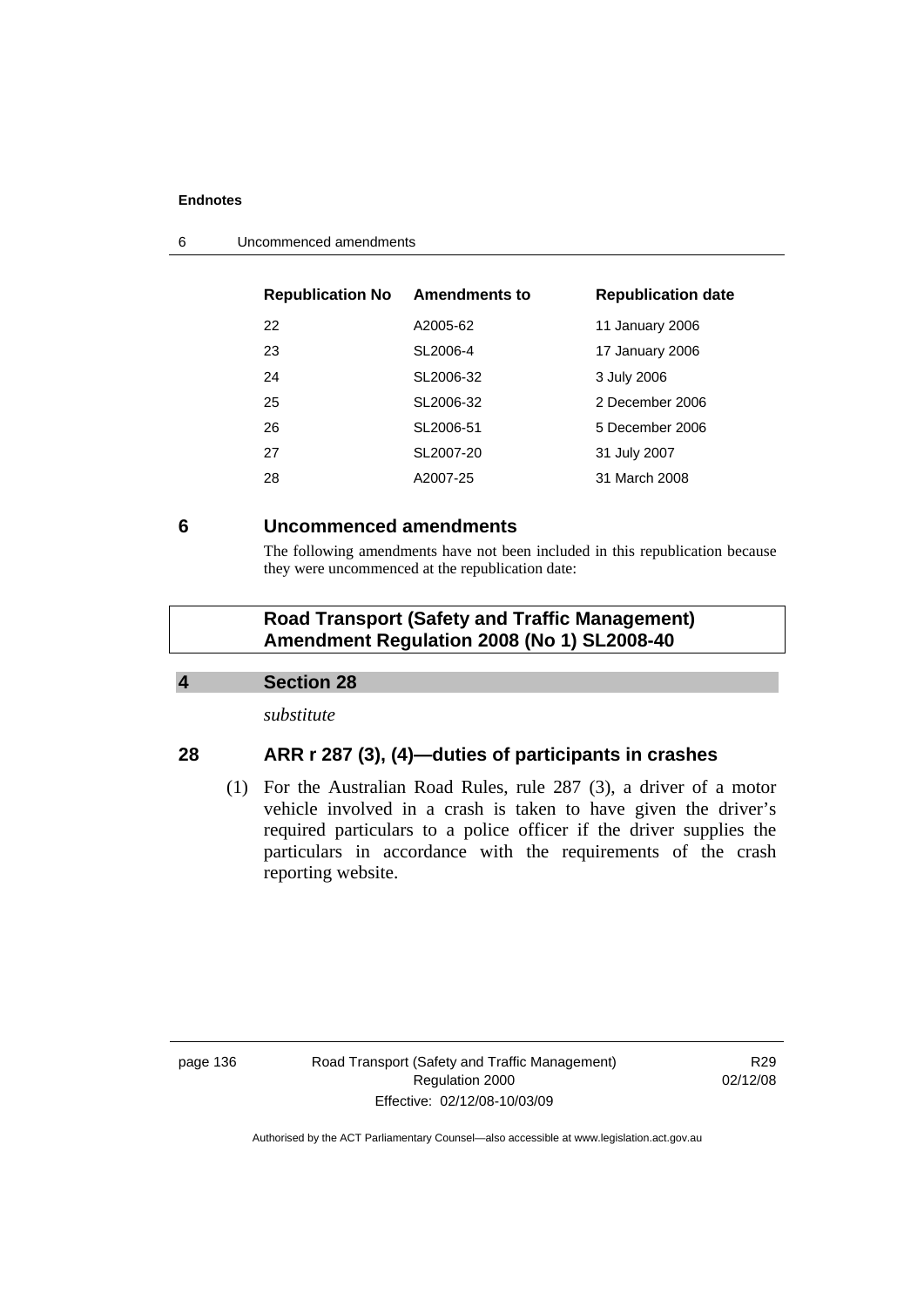| Republication No | Amendments to | Republication date |
|---|---|---|
| 22 | A2005-62 | 11 January 2006 |
| 23 | SL2006-4 | 17 January 2006 |
| 24 | SL2006-32 | 3 July 2006 |
| 25 | SL2006-32 | 2 December 2006 |
| 26 | SL2006-51 | 5 December 2006 |
| 27 | SL2007-20 | 31 July 2007 |
| 28 | A2007-25 | 31 March 2008 |

## 6 Uncommenced amendments

The following amendments have not been included in this republication because they were uncommenced at the republication date:

### Road Transport (Safety and Traffic Management) Amendment Regulation 2008 (No 1) SL2008-40

**4 Section 28**

*substitute*

### 28 ARR r 287 (3), (4)—duties of participants in crashes

(1) For the Australian Road Rules, rule 287 (3), a driver of a motor vehicle involved in a crash is taken to have given the driver's required particulars to a police officer if the driver supplies the particulars in accordance with the requirements of the crash reporting website.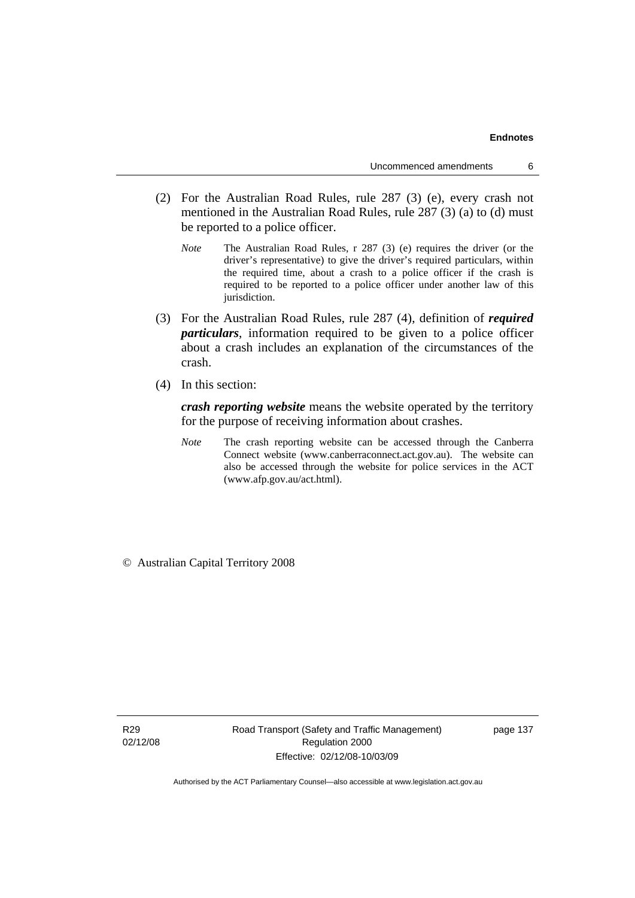(2) For the Australian Road Rules, rule 287 (3) (e), every crash not mentioned in the Australian Road Rules, rule 287 (3) (a) to (d) must be reported to a police officer.

*Note* The Australian Road Rules, r 287 (3) (e) requires the driver (or the driver's representative) to give the driver's required particulars, within the required time, about a crash to a police officer if the crash is required to be reported to a police officer under another law of this jurisdiction.

(3) For the Australian Road Rules, rule 287 (4), definition of ***required particulars***, information required to be given to a police officer about a crash includes an explanation of the circumstances of the crash.

(4) In this section:

***crash reporting website*** means the website operated by the territory for the purpose of receiving information about crashes.

*Note* The crash reporting website can be accessed through the Canberra Connect website (www.canberraconnect.act.gov.au). The website can also be accessed through the website for police services in the ACT (www.afp.gov.au/act.html).

© Australian Capital Territory 2008